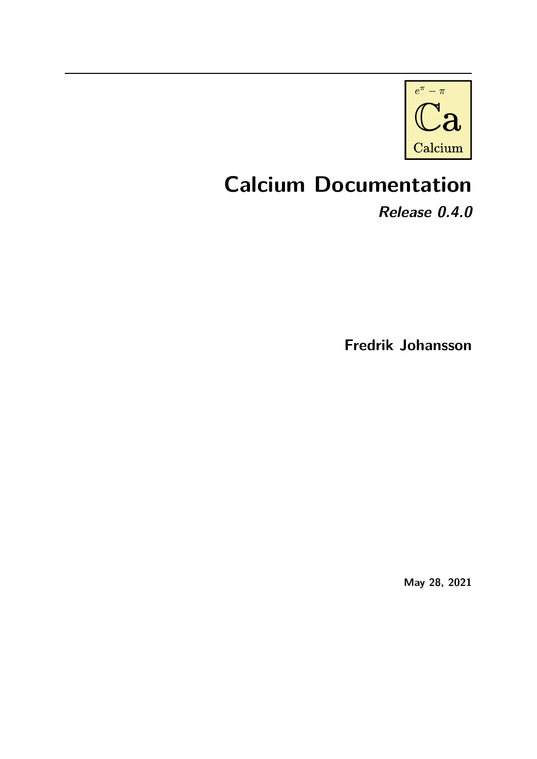$e^{\pi} - \pi$

$\mathbb{C}$a

Calcium

# Calcium Documentation

## *Release 0.4.0*

**Fredrik Johansson**

**May 28, 2021**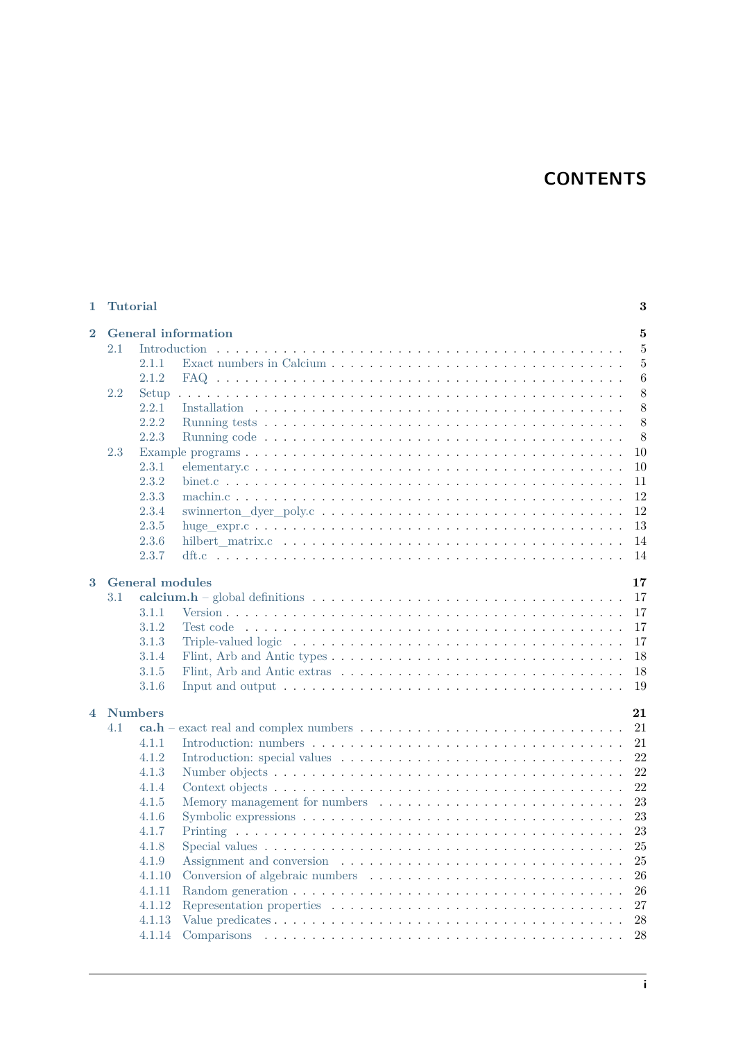# CONTENTS

**1 Tutorial** **3**

**2 General information** **5**

- 2.1 Introduction . . . 5
  - 2.1.1 Exact numbers in Calcium . . . 5
  - 2.1.2 FAQ . . . 6
- 2.2 Setup . . . 8
  - 2.2.1 Installation . . . 8
  - 2.2.2 Running tests . . . 8
  - 2.2.3 Running code . . . 8
- 2.3 Example programs . . . 10
  - 2.3.1 elementary.c . . . 10
  - 2.3.2 binet.c . . . 11
  - 2.3.3 machin.c . . . 12
  - 2.3.4 swinnerton_dyer_poly.c . . . 12
  - 2.3.5 huge_expr.c . . . 13
  - 2.3.6 hilbert_matrix.c . . . 14
  - 2.3.7 dft.c . . . 14

**3 General modules** **17**

- 3.1 **calcium.h** – global definitions . . . 17
  - 3.1.1 Version . . . 17
  - 3.1.2 Test code . . . 17
  - 3.1.3 Triple-valued logic . . . 17
  - 3.1.4 Flint, Arb and Antic types . . . 18
  - 3.1.5 Flint, Arb and Antic extras . . . 18
  - 3.1.6 Input and output . . . 19

**4 Numbers** **21**

- 4.1 **ca.h** – exact real and complex numbers . . . 21
  - 4.1.1 Introduction: numbers . . . 21
  - 4.1.2 Introduction: special values . . . 22
  - 4.1.3 Number objects . . . 22
  - 4.1.4 Context objects . . . 22
  - 4.1.5 Memory management for numbers . . . 23
  - 4.1.6 Symbolic expressions . . . 23
  - 4.1.7 Printing . . . 23
  - 4.1.8 Special values . . . 25
  - 4.1.9 Assignment and conversion . . . 25
  - 4.1.10 Conversion of algebraic numbers . . . 26
  - 4.1.11 Random generation . . . 26
  - 4.1.12 Representation properties . . . 27
  - 4.1.13 Value predicates . . . 28
  - 4.1.14 Comparisons . . . 28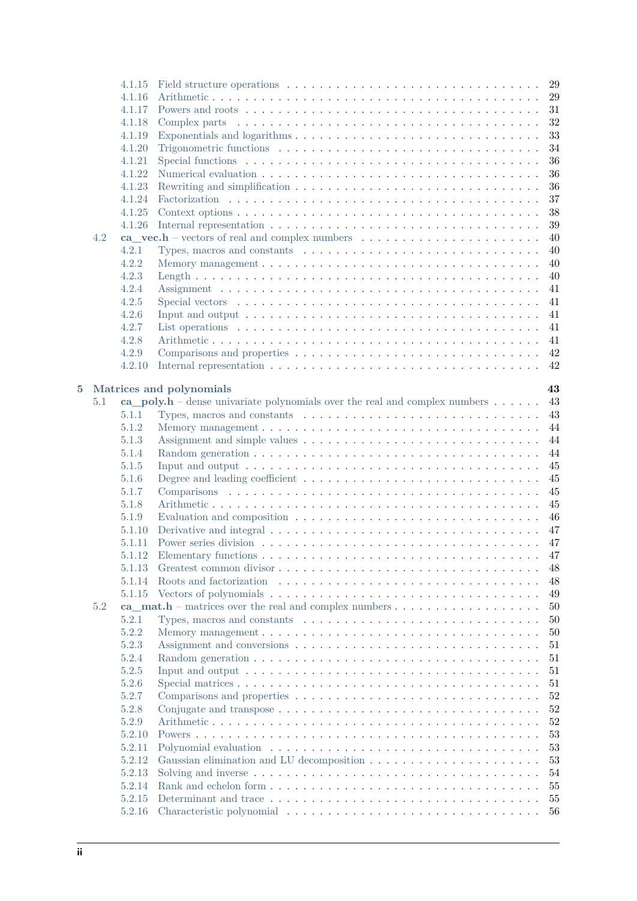- 4.1.15 Field structure operations . . . 29
- 4.1.16 Arithmetic . . . 29
- 4.1.17 Powers and roots . . . 31
- 4.1.18 Complex parts . . . 32
- 4.1.19 Exponentials and logarithms . . . 33
- 4.1.20 Trigonometric functions . . . 34
- 4.1.21 Special functions . . . 36
- 4.1.22 Numerical evaluation . . . 36
- 4.1.23 Rewriting and simplification . . . 36
- 4.1.24 Factorization . . . 37
- 4.1.25 Context options . . . 38
- 4.1.26 Internal representation . . . 39

4.2 **ca_vec.h** – vectors of real and complex numbers . . . 40

- 4.2.1 Types, macros and constants . . . 40
- 4.2.2 Memory management . . . 40
- 4.2.3 Length . . . 40
- 4.2.4 Assignment . . . 41
- 4.2.5 Special vectors . . . 41
- 4.2.6 Input and output . . . 41
- 4.2.7 List operations . . . 41
- 4.2.8 Arithmetic . . . 41
- 4.2.9 Comparisons and properties . . . 42
- 4.2.10 Internal representation . . . 42

**5 Matrices and polynomials** **43**

5.1 **ca_poly.h** – dense univariate polynomials over the real and complex numbers . . . 43

- 5.1.1 Types, macros and constants . . . 43
- 5.1.2 Memory management . . . 44
- 5.1.3 Assignment and simple values . . . 44
- 5.1.4 Random generation . . . 44
- 5.1.5 Input and output . . . 45
- 5.1.6 Degree and leading coefficient . . . 45
- 5.1.7 Comparisons . . . 45
- 5.1.8 Arithmetic . . . 45
- 5.1.9 Evaluation and composition . . . 46
- 5.1.10 Derivative and integral . . . 47
- 5.1.11 Power series division . . . 47
- 5.1.12 Elementary functions . . . 47
- 5.1.13 Greatest common divisor . . . 48
- 5.1.14 Roots and factorization . . . 48
- 5.1.15 Vectors of polynomials . . . 49

5.2 **ca_mat.h** – matrices over the real and complex numbers . . . 50

- 5.2.1 Types, macros and constants . . . 50
- 5.2.2 Memory management . . . 50
- 5.2.3 Assignment and conversions . . . 51
- 5.2.4 Random generation . . . 51
- 5.2.5 Input and output . . . 51
- 5.2.6 Special matrices . . . 51
- 5.2.7 Comparisons and properties . . . 52
- 5.2.8 Conjugate and transpose . . . 52
- 5.2.9 Arithmetic . . . 52
- 5.2.10 Powers . . . 53
- 5.2.11 Polynomial evaluation . . . 53
- 5.2.12 Gaussian elimination and LU decomposition . . . 53
- 5.2.13 Solving and inverse . . . 54
- 5.2.14 Rank and echelon form . . . 55
- 5.2.15 Determinant and trace . . . 55
- 5.2.16 Characteristic polynomial . . . 56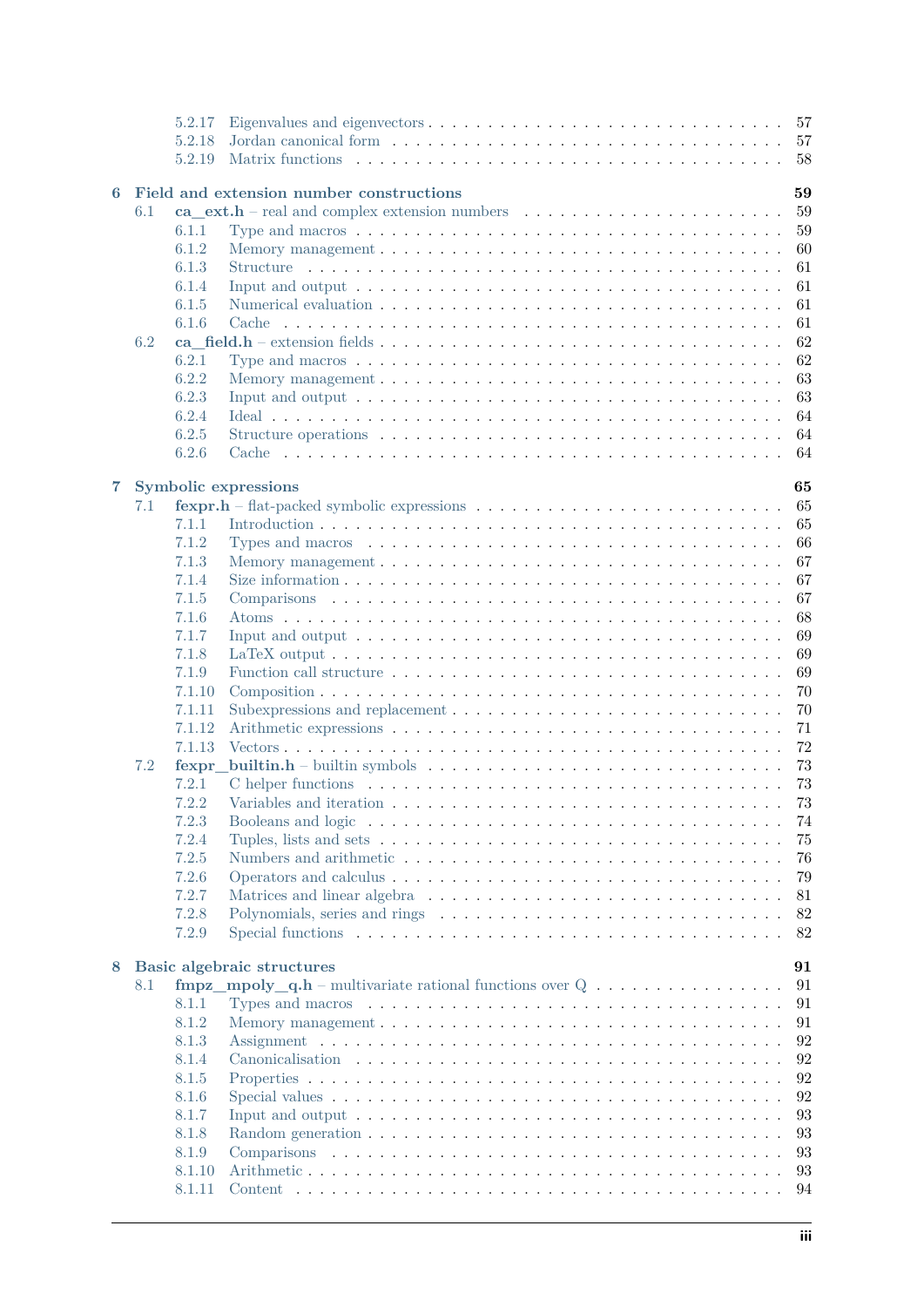- 5.2.17 Eigenvalues and eigenvectors . . . 57
- 5.2.18 Jordan canonical form . . . 57
- 5.2.19 Matrix functions . . . 58

**6 Field and extension number constructions** **59**

- 6.1 **ca_ext.h** – real and complex extension numbers . . . 59
  - 6.1.1 Type and macros . . . 59
  - 6.1.2 Memory management . . . 60
  - 6.1.3 Structure . . . 61
  - 6.1.4 Input and output . . . 61
  - 6.1.5 Numerical evaluation . . . 61
  - 6.1.6 Cache . . . 61
- 6.2 **ca_field.h** – extension fields . . . 62
  - 6.2.1 Type and macros . . . 62
  - 6.2.2 Memory management . . . 63
  - 6.2.3 Input and output . . . 63
  - 6.2.4 Ideal . . . 64
  - 6.2.5 Structure operations . . . 64
  - 6.2.6 Cache . . . 64

**7 Symbolic expressions** **65**

- 7.1 **fexpr.h** – flat-packed symbolic expressions . . . 65
  - 7.1.1 Introduction . . . 65
  - 7.1.2 Types and macros . . . 66
  - 7.1.3 Memory management . . . 67
  - 7.1.4 Size information . . . 67
  - 7.1.5 Comparisons . . . 67
  - 7.1.6 Atoms . . . 68
  - 7.1.7 Input and output . . . 69
  - 7.1.8 LaTeX output . . . 69
  - 7.1.9 Function call structure . . . 69
  - 7.1.10 Composition . . . 70
  - 7.1.11 Subexpressions and replacement . . . 70
  - 7.1.12 Arithmetic expressions . . . 71
  - 7.1.13 Vectors . . . 72
- 7.2 **fexpr_builtin.h** – builtin symbols . . . 73
  - 7.2.1 C helper functions . . . 73
  - 7.2.2 Variables and iteration . . . 73
  - 7.2.3 Booleans and logic . . . 74
  - 7.2.4 Tuples, lists and sets . . . 75
  - 7.2.5 Numbers and arithmetic . . . 76
  - 7.2.6 Operators and calculus . . . 79
  - 7.2.7 Matrices and linear algebra . . . 81
  - 7.2.8 Polynomials, series and rings . . . 82
  - 7.2.9 Special functions . . . 82

**8 Basic algebraic structures** **91**

- 8.1 **fmpz_mpoly_q.h** – multivariate rational functions over Q . . . 91
  - 8.1.1 Types and macros . . . 91
  - 8.1.2 Memory management . . . 91
  - 8.1.3 Assignment . . . 92
  - 8.1.4 Canonicalisation . . . 92
  - 8.1.5 Properties . . . 92
  - 8.1.6 Special values . . . 92
  - 8.1.7 Input and output . . . 93
  - 8.1.8 Random generation . . . 93
  - 8.1.9 Comparisons . . . 93
  - 8.1.10 Arithmetic . . . 93
  - 8.1.11 Content . . . 94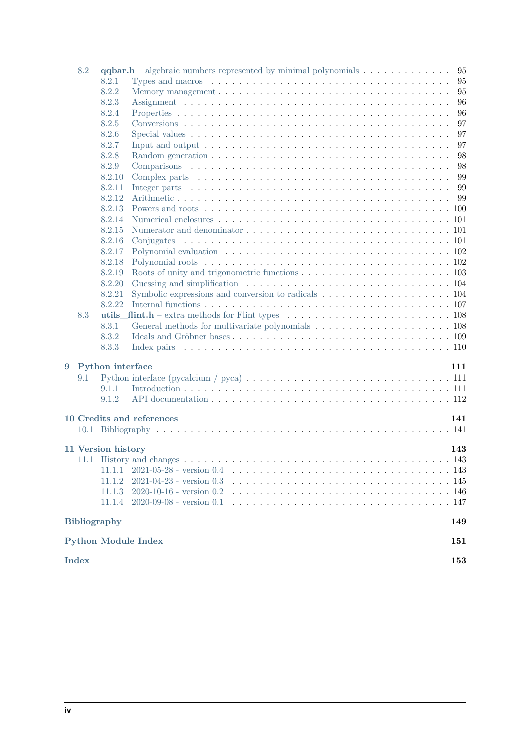- 8.2 **qqbar.h** – algebraic numbers represented by minimal polynomials . . . 95
  - 8.2.1 Types and macros . . . 95
  - 8.2.2 Memory management . . . 95
  - 8.2.3 Assignment . . . 96
  - 8.2.4 Properties . . . 96
  - 8.2.5 Conversions . . . 97
  - 8.2.6 Special values . . . 97
  - 8.2.7 Input and output . . . 97
  - 8.2.8 Random generation . . . 98
  - 8.2.9 Comparisons . . . 98
  - 8.2.10 Complex parts . . . 99
  - 8.2.11 Integer parts . . . 99
  - 8.2.12 Arithmetic . . . 99
  - 8.2.13 Powers and roots . . . 100
  - 8.2.14 Numerical enclosures . . . 101
  - 8.2.15 Numerator and denominator . . . 101
  - 8.2.16 Conjugates . . . 101
  - 8.2.17 Polynomial evaluation . . . 102
  - 8.2.18 Polynomial roots . . . 102
  - 8.2.19 Roots of unity and trigonometric functions . . . 103
  - 8.2.20 Guessing and simplification . . . 104
  - 8.2.21 Symbolic expressions and conversion to radicals . . . 104
  - 8.2.22 Internal functions . . . 107
- 8.3 **utils_flint.h** – extra methods for Flint types . . . 108
  - 8.3.1 General methods for multivariate polynomials . . . 108
  - 8.3.2 Ideals and Gröbner bases . . . 109
  - 8.3.3 Index pairs . . . 110

**9 Python interface** **111**
- 9.1 Python interface (pycalcium / pyca) . . . 111
  - 9.1.1 Introduction . . . 111
  - 9.1.2 API documentation . . . 112

**10 Credits and references** **141**
- 10.1 Bibliography . . . 141

**11 Version history** **143**
- 11.1 History and changes . . . 143
  - 11.1.1 2021-05-28 - version 0.4 . . . 143
  - 11.1.2 2021-04-23 - version 0.3 . . . 145
  - 11.1.3 2020-10-16 - version 0.2 . . . 146
  - 11.1.4 2020-09-08 - version 0.1 . . . 147

**Bibliography** **149**

**Python Module Index** **151**

**Index** **153**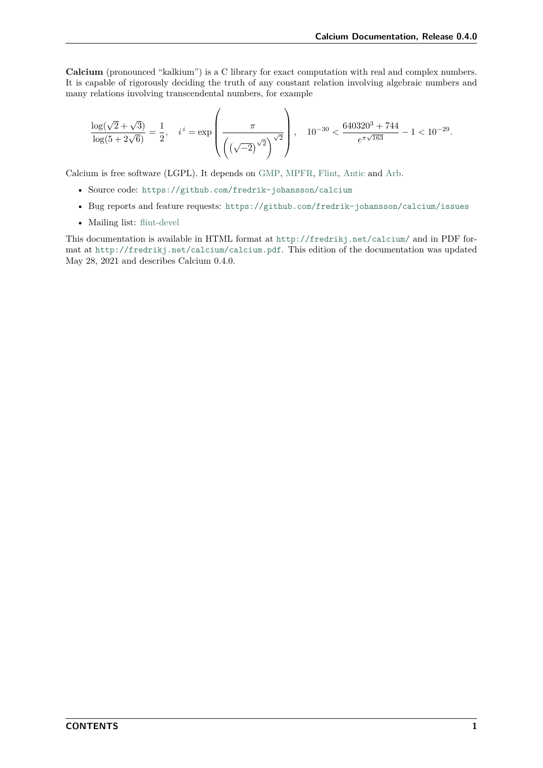**Calcium** (pronounced "kalkium") is a C library for exact computation with real and complex numbers. It is capable of rigorously deciding the truth of any constant relation involving algebraic numbers and many relations involving transcendental numbers, for example

$$\frac{\log(\sqrt{2}+\sqrt{3})}{\log(5+2\sqrt{6})} = \frac{1}{2}, \quad i^i = \exp\left(\frac{\pi}{\left(\left(\sqrt{-2}\right)^{\sqrt{2}}\right)^{\sqrt{2}}}\right), \quad 10^{-30} < \frac{640320^3+744}{e^{\pi\sqrt{163}}} - 1 < 10^{-29}.$$

Calcium is free software (LGPL). It depends on GMP, MPFR, Flint, Antic and Arb.

- Source code: `https://github.com/fredrik-johansson/calcium`
- Bug reports and feature requests: `https://github.com/fredrik-johansson/calcium/issues`
- Mailing list: flint-devel

This documentation is available in HTML format at `http://fredrikj.net/calcium/` and in PDF format at `http://fredrikj.net/calcium/calcium.pdf`. This edition of the documentation was updated May 28, 2021 and describes Calcium 0.4.0.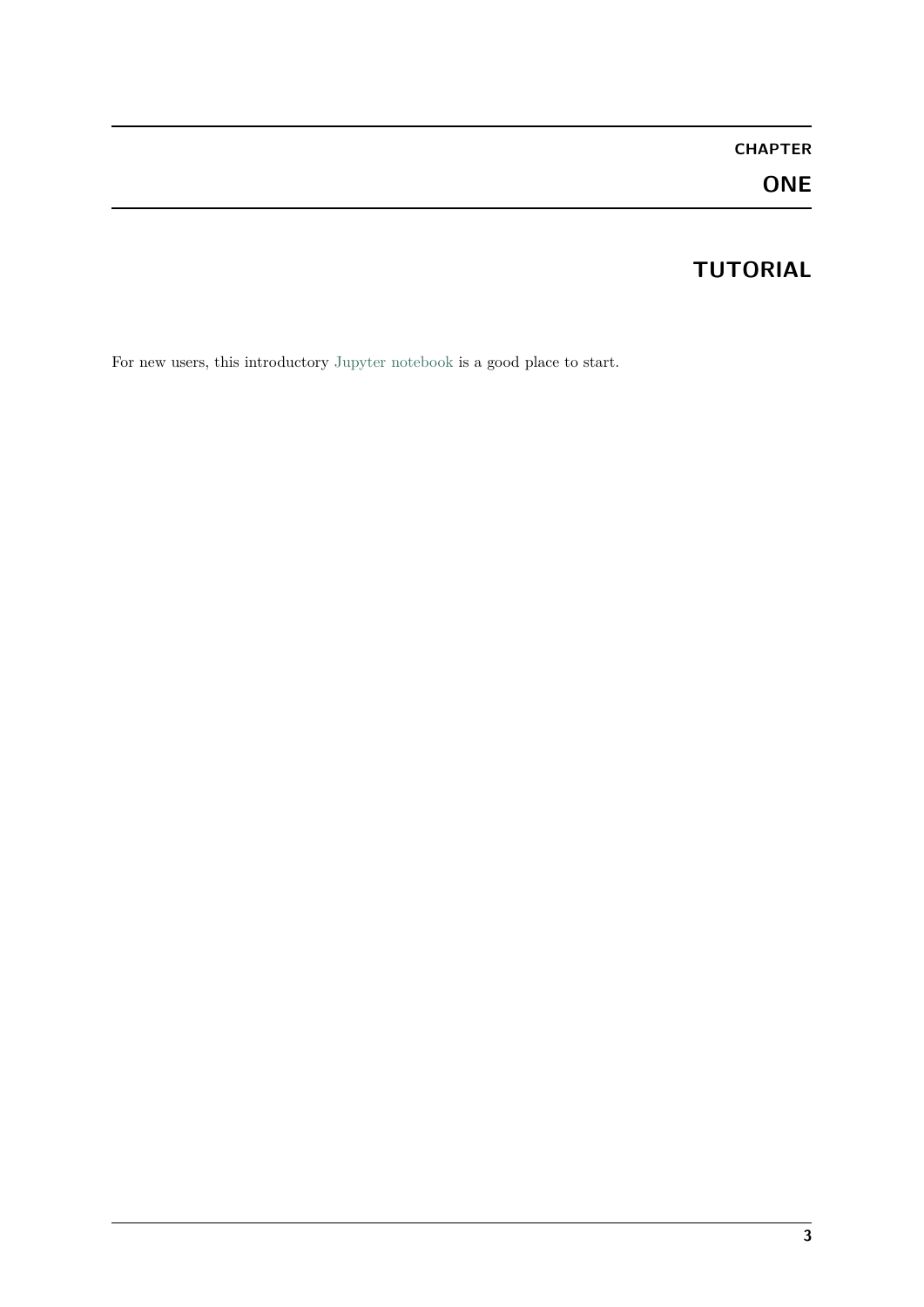# CHAPTER ONE

# TUTORIAL

For new users, this introductory Jupyter notebook is a good place to start.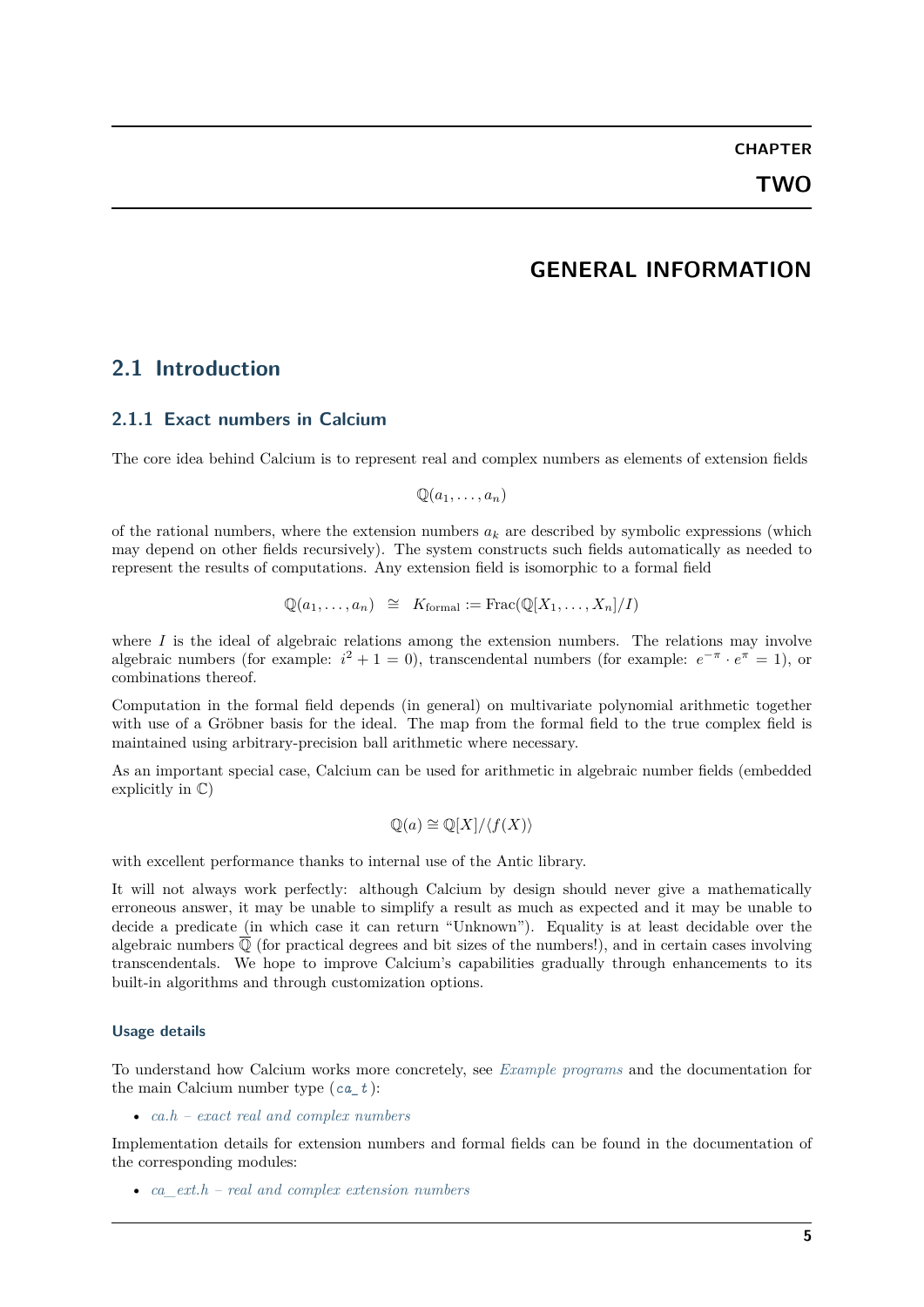# CHAPTER TWO

# GENERAL INFORMATION

## 2.1 Introduction

### 2.1.1 Exact numbers in Calcium

The core idea behind Calcium is to represent real and complex numbers as elements of extension fields

$$\mathbb{Q}(a_1, \ldots, a_n)$$

of the rational numbers, where the extension numbers $a_k$ are described by symbolic expressions (which may depend on other fields recursively). The system constructs such fields automatically as needed to represent the results of computations. Any extension field is isomorphic to a formal field

$$\mathbb{Q}(a_1, \ldots, a_n) \;\cong\; K_{\text{formal}} := \text{Frac}(\mathbb{Q}[X_1, \ldots, X_n]/I)$$

where $I$ is the ideal of algebraic relations among the extension numbers. The relations may involve algebraic numbers (for example: $i^2 + 1 = 0$), transcendental numbers (for example: $e^{-\pi} \cdot e^{\pi} = 1$), or combinations thereof.

Computation in the formal field depends (in general) on multivariate polynomial arithmetic together with use of a Gröbner basis for the ideal. The map from the formal field to the true complex field is maintained using arbitrary-precision ball arithmetic where necessary.

As an important special case, Calcium can be used for arithmetic in algebraic number fields (embedded explicitly in $\mathbb{C}$)

$$\mathbb{Q}(a) \cong \mathbb{Q}[X]/\langle f(X) \rangle$$

with excellent performance thanks to internal use of the Antic library.

It will not always work perfectly: although Calcium by design should never give a mathematically erroneous answer, it may be unable to simplify a result as much as expected and it may be unable to decide a predicate (in which case it can return "Unknown"). Equality is at least decidable over the algebraic numbers $\overline{\mathbb{Q}}$ (for practical degrees and bit sizes of the numbers!), and in certain cases involving transcendentals. We hope to improve Calcium's capabilities gradually through enhancements to its built-in algorithms and through customization options.

#### Usage details

To understand how Calcium works more concretely, see *Example programs* and the documentation for the main Calcium number type (`ca_t`):

- *ca.h – exact real and complex numbers*

Implementation details for extension numbers and formal fields can be found in the documentation of the corresponding modules:

- *ca_ext.h – real and complex extension numbers*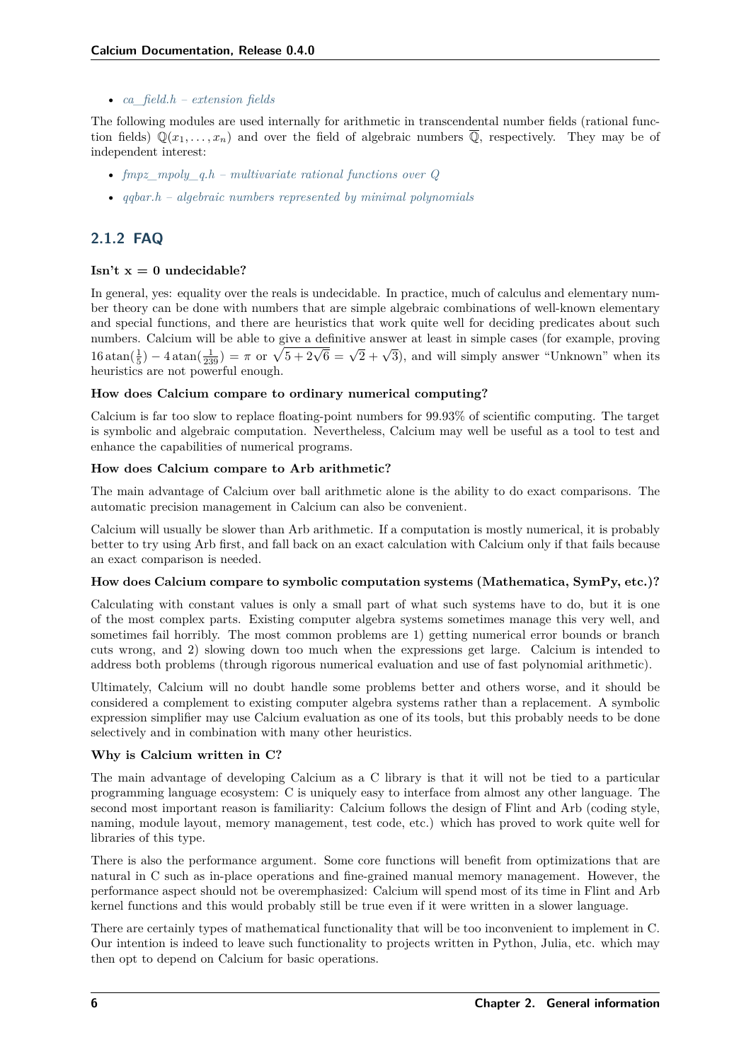- *ca_field.h – extension fields*

The following modules are used internally for arithmetic in transcendental number fields (rational function fields) $\mathbb{Q}(x_1, \ldots, x_n)$ and over the field of algebraic numbers $\overline{\mathbb{Q}}$, respectively. They may be of independent interest:

- *fmpz_mpoly_q.h – multivariate rational functions over Q*
- *qqbar.h – algebraic numbers represented by minimal polynomials*

### 2.1.2 FAQ

**Isn't x = 0 undecidable?**

In general, yes: equality over the reals is undecidable. In practice, much of calculus and elementary number theory can be done with numbers that are simple algebraic combinations of well-known elementary and special functions, and there are heuristics that work quite well for deciding predicates about such numbers. Calcium will be able to give a definitive answer at least in simple cases (for example, proving $16\,\mathrm{atan}(\frac{1}{5}) - 4\,\mathrm{atan}(\frac{1}{239}) = \pi$ or $\sqrt{5+2\sqrt{6}} = \sqrt{2}+\sqrt{3}$), and will simply answer "Unknown" when its heuristics are not powerful enough.

**How does Calcium compare to ordinary numerical computing?**

Calcium is far too slow to replace floating-point numbers for 99.93% of scientific computing. The target is symbolic and algebraic computation. Nevertheless, Calcium may well be useful as a tool to test and enhance the capabilities of numerical programs.

**How does Calcium compare to Arb arithmetic?**

The main advantage of Calcium over ball arithmetic alone is the ability to do exact comparisons. The automatic precision management in Calcium can also be convenient.

Calcium will usually be slower than Arb arithmetic. If a computation is mostly numerical, it is probably better to try using Arb first, and fall back on an exact calculation with Calcium only if that fails because an exact comparison is needed.

**How does Calcium compare to symbolic computation systems (Mathematica, SymPy, etc.)?**

Calculating with constant values is only a small part of what such systems have to do, but it is one of the most complex parts. Existing computer algebra systems sometimes manage this very well, and sometimes fail horribly. The most common problems are 1) getting numerical error bounds or branch cuts wrong, and 2) slowing down too much when the expressions get large. Calcium is intended to address both problems (through rigorous numerical evaluation and use of fast polynomial arithmetic).

Ultimately, Calcium will no doubt handle some problems better and others worse, and it should be considered a complement to existing computer algebra systems rather than a replacement. A symbolic expression simplifier may use Calcium evaluation as one of its tools, but this probably needs to be done selectively and in combination with many other heuristics.

**Why is Calcium written in C?**

The main advantage of developing Calcium as a C library is that it will not be tied to a particular programming language ecosystem: C is uniquely easy to interface from almost any other language. The second most important reason is familiarity: Calcium follows the design of Flint and Arb (coding style, naming, module layout, memory management, test code, etc.) which has proved to work quite well for libraries of this type.

There is also the performance argument. Some core functions will benefit from optimizations that are natural in C such as in-place operations and fine-grained manual memory management. However, the performance aspect should not be overemphasized: Calcium will spend most of its time in Flint and Arb kernel functions and this would probably still be true even if it were written in a slower language.

There are certainly types of mathematical functionality that will be too inconvenient to implement in C. Our intention is indeed to leave such functionality to projects written in Python, Julia, etc. which may then opt to depend on Calcium for basic operations.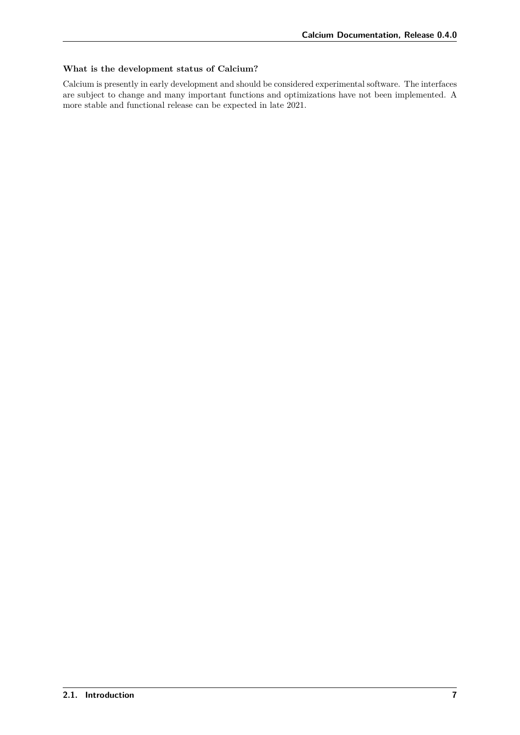#### What is the development status of Calcium?

Calcium is presently in early development and should be considered experimental software. The interfaces are subject to change and many important functions and optimizations have not been implemented. A more stable and functional release can be expected in late 2021.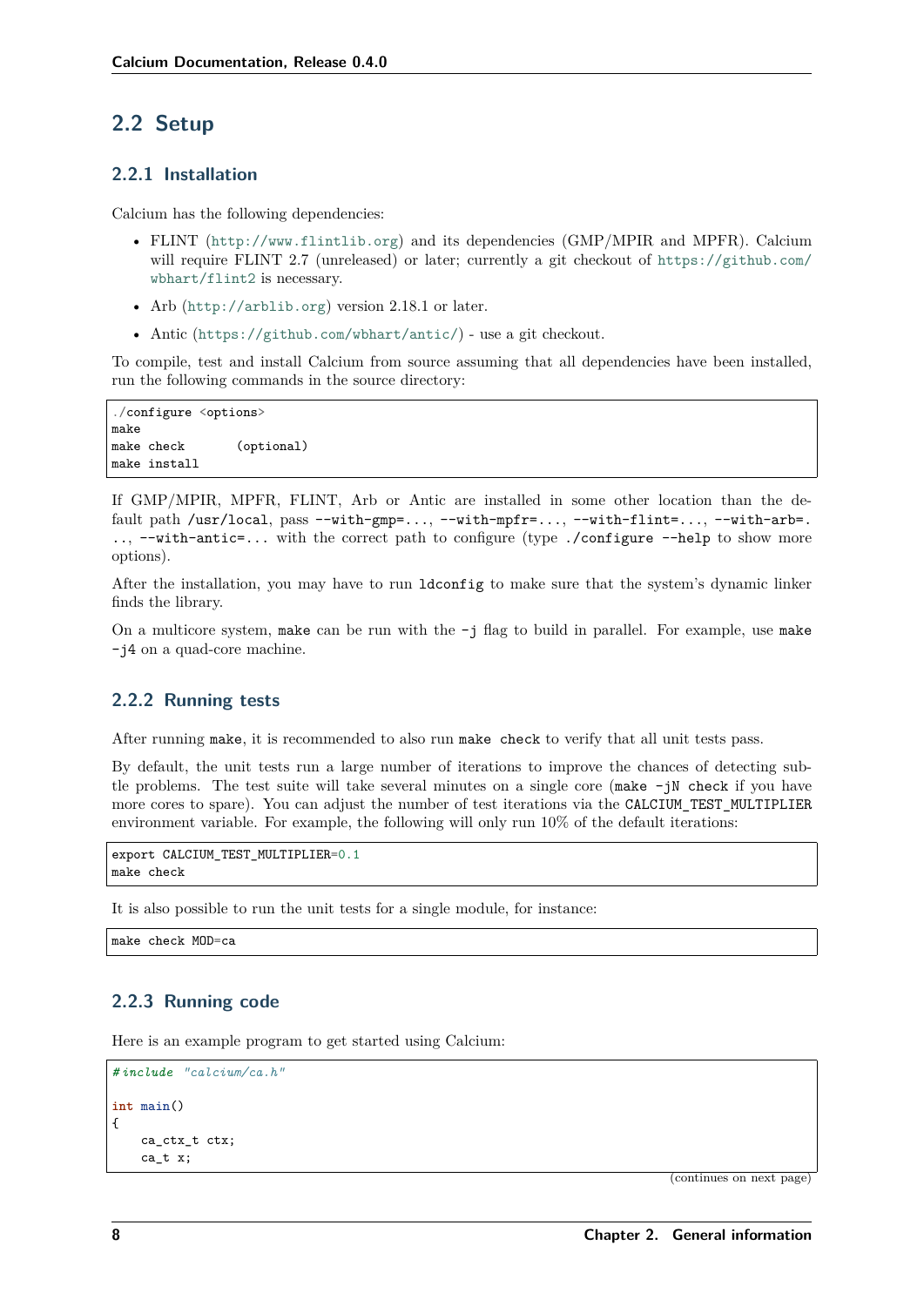## 2.2 Setup

### 2.2.1 Installation

Calcium has the following dependencies:

- FLINT (http://www.flintlib.org) and its dependencies (GMP/MPIR and MPFR). Calcium will require FLINT 2.7 (unreleased) or later; currently a git checkout of https://github.com/wbhart/flint2 is necessary.
- Arb (http://arblib.org) version 2.18.1 or later.
- Antic (https://github.com/wbhart/antic/) - use a git checkout.

To compile, test and install Calcium from source assuming that all dependencies have been installed, run the following commands in the source directory:

```
./configure <options>
make
make check       (optional)
make install
```

If GMP/MPIR, MPFR, FLINT, Arb or Antic are installed in some other location than the default path `/usr/local`, pass `--with-gmp=...`, `--with-mpfr=...`, `--with-flint=...`, `--with-arb=...`, `--with-antic=...` with the correct path to configure (type `./configure --help` to show more options).

After the installation, you may have to run `ldconfig` to make sure that the system's dynamic linker finds the library.

On a multicore system, `make` can be run with the `-j` flag to build in parallel. For example, use `make -j4` on a quad-core machine.

### 2.2.2 Running tests

After running `make`, it is recommended to also run `make check` to verify that all unit tests pass.

By default, the unit tests run a large number of iterations to improve the chances of detecting subtle problems. The test suite will take several minutes on a single core (`make -jN check` if you have more cores to spare). You can adjust the number of test iterations via the `CALCIUM_TEST_MULTIPLIER` environment variable. For example, the following will only run 10% of the default iterations:

```
export CALCIUM_TEST_MULTIPLIER=0.1
make check
```

It is also possible to run the unit tests for a single module, for instance:

```
make check MOD=ca
```

### 2.2.3 Running code

Here is an example program to get started using Calcium:

```
#include "calcium/ca.h"

int main()
{
    ca_ctx_t ctx;
    ca_t x;
```

(continues on next page)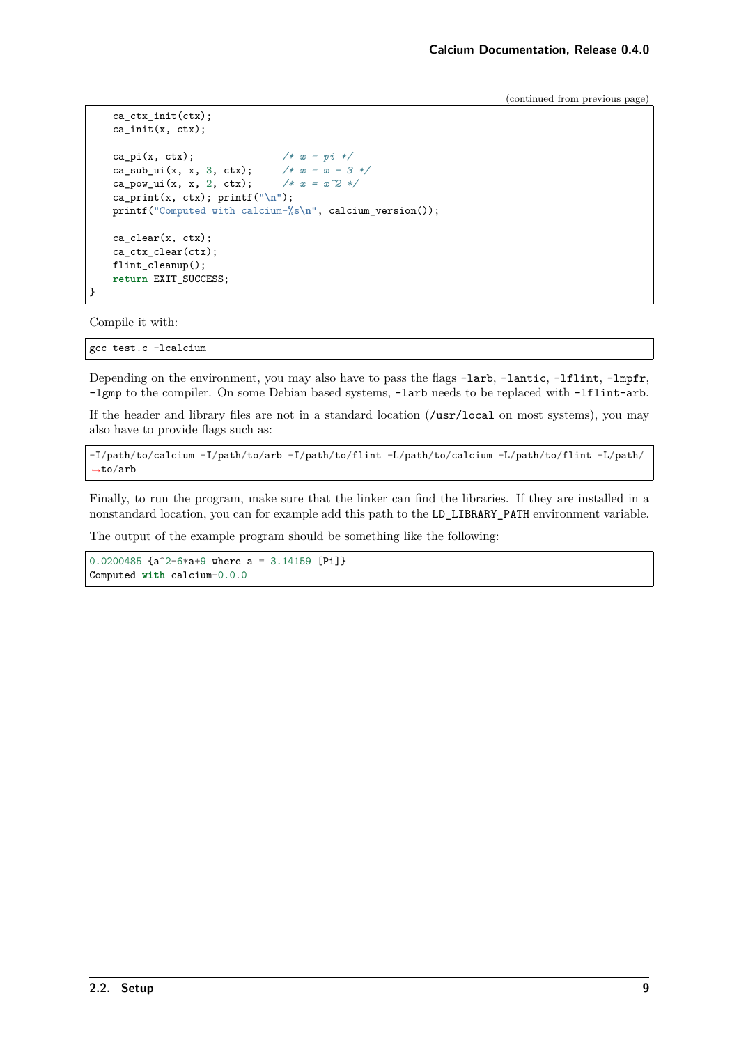(continued from previous page)

```
    ca_ctx_init(ctx);
    ca_init(x, ctx);

    ca_pi(x, ctx);              /* x = pi */
    ca_sub_ui(x, x, 3, ctx);    /* x = x - 3 */
    ca_pow_ui(x, x, 2, ctx);    /* x = x^2 */
    ca_print(x, ctx); printf("\n");
    printf("Computed with calcium-%s\n", calcium_version());

    ca_clear(x, ctx);
    ca_ctx_clear(ctx);
    flint_cleanup();
    return EXIT_SUCCESS;
}
```

Compile it with:

```
gcc test.c -lcalcium
```

Depending on the environment, you may also have to pass the flags `-larb`, `-lantic`, `-lflint`, `-lmpfr`, `-lgmp` to the compiler. On some Debian based systems, `-larb` needs to be replaced with `-lflint-arb`.

If the header and library files are not in a standard location (`/usr/local` on most systems), you may also have to provide flags such as:

```
-I/path/to/calcium -I/path/to/arb -I/path/to/flint -L/path/to/calcium -L/path/to/flint -L/path/to/arb
```

Finally, to run the program, make sure that the linker can find the libraries. If they are installed in a nonstandard location, you can for example add this path to the `LD_LIBRARY_PATH` environment variable.

The output of the example program should be something like the following:

```
0.0200485 {a^2-6*a+9 where a = 3.14159 [Pi]}
Computed with calcium-0.0.0
```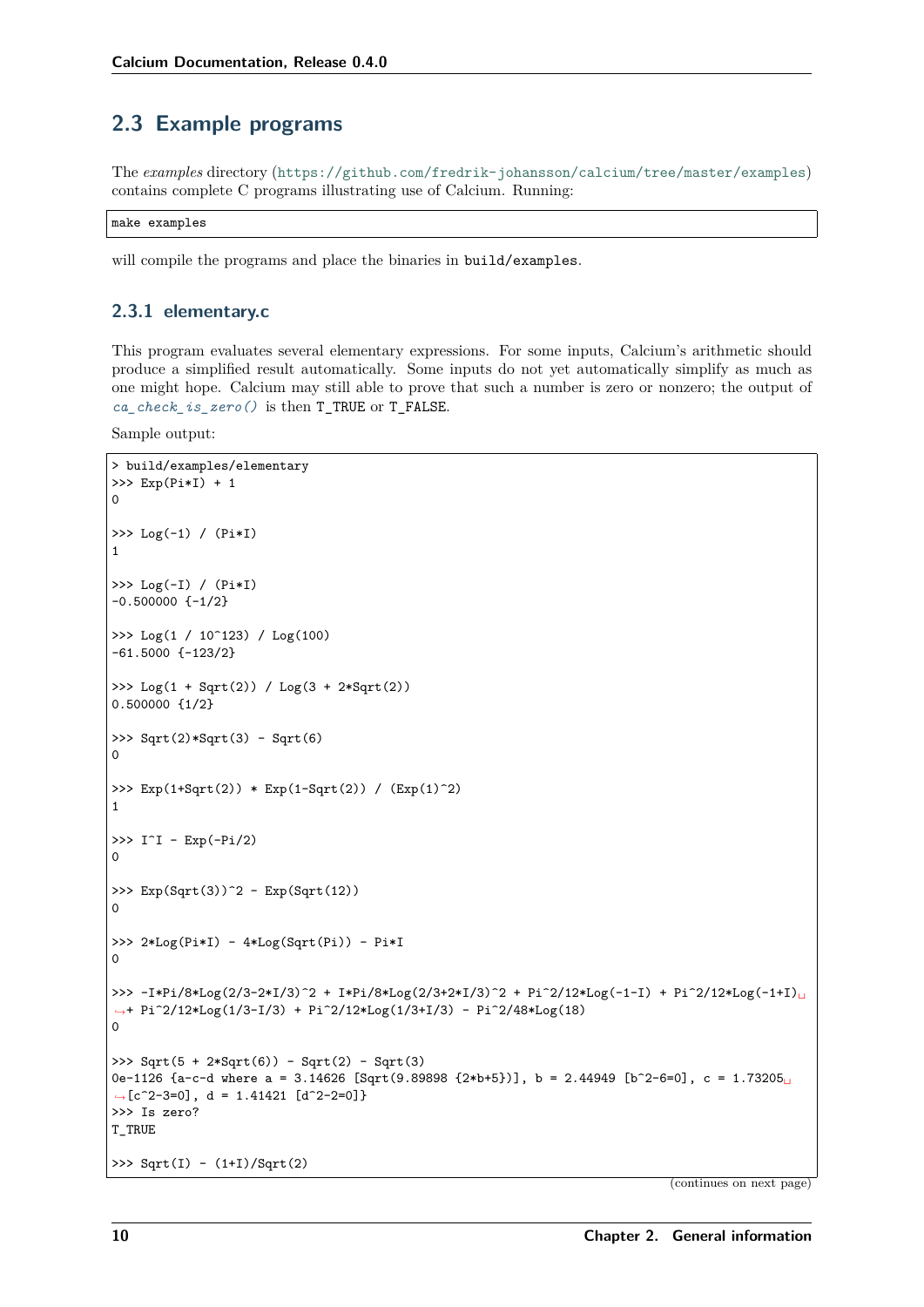## 2.3 Example programs

The *examples* directory (https://github.com/fredrik-johansson/calcium/tree/master/examples) contains complete C programs illustrating use of Calcium. Running:

```
make examples
```

will compile the programs and place the binaries in `build/examples`.

### 2.3.1 elementary.c

This program evaluates several elementary expressions. For some inputs, Calcium's arithmetic should produce a simplified result automatically. Some inputs do not yet automatically simplify as much as one might hope. Calcium may still able to prove that such a number is zero or nonzero; the output of *ca_check_is_zero()* is then T_TRUE or T_FALSE.

Sample output:

```
> build/examples/elementary
>>> Exp(Pi*I) + 1
0

>>> Log(-1) / (Pi*I)
1

>>> Log(-I) / (Pi*I)
-0.500000 {-1/2}

>>> Log(1 / 10^123) / Log(100)
-61.5000 {-123/2}

>>> Log(1 + Sqrt(2)) / Log(3 + 2*Sqrt(2))
0.500000 {1/2}

>>> Sqrt(2)*Sqrt(3) - Sqrt(6)
0

>>> Exp(1+Sqrt(2)) * Exp(1-Sqrt(2)) / (Exp(1)^2)
1

>>> I^I - Exp(-Pi/2)
0

>>> Exp(Sqrt(3))^2 - Exp(Sqrt(12))
0

>>> 2*Log(Pi*I) - 4*Log(Sqrt(Pi)) - Pi*I
0

>>> -I*Pi/8*Log(2/3-2*I/3)^2 + I*Pi/8*Log(2/3+2*I/3)^2 + Pi^2/12*Log(-1-I) + Pi^2/12*Log(-1+I) + Pi^2/12*Log(1/3-I/3) + Pi^2/12*Log(1/3+I/3) - Pi^2/48*Log(18)
0

>>> Sqrt(5 + 2*Sqrt(6)) - Sqrt(2) - Sqrt(3)
0e-1126 {a-c-d where a = 3.14626 [Sqrt(9.89898 {2*b+5})], b = 2.44949 [b^2-6=0], c = 1.73205 [c^2-3=0], d = 1.41421 [d^2-2=0]}
>>> Is zero?
T_TRUE

>>> Sqrt(I) - (1+I)/Sqrt(2)
```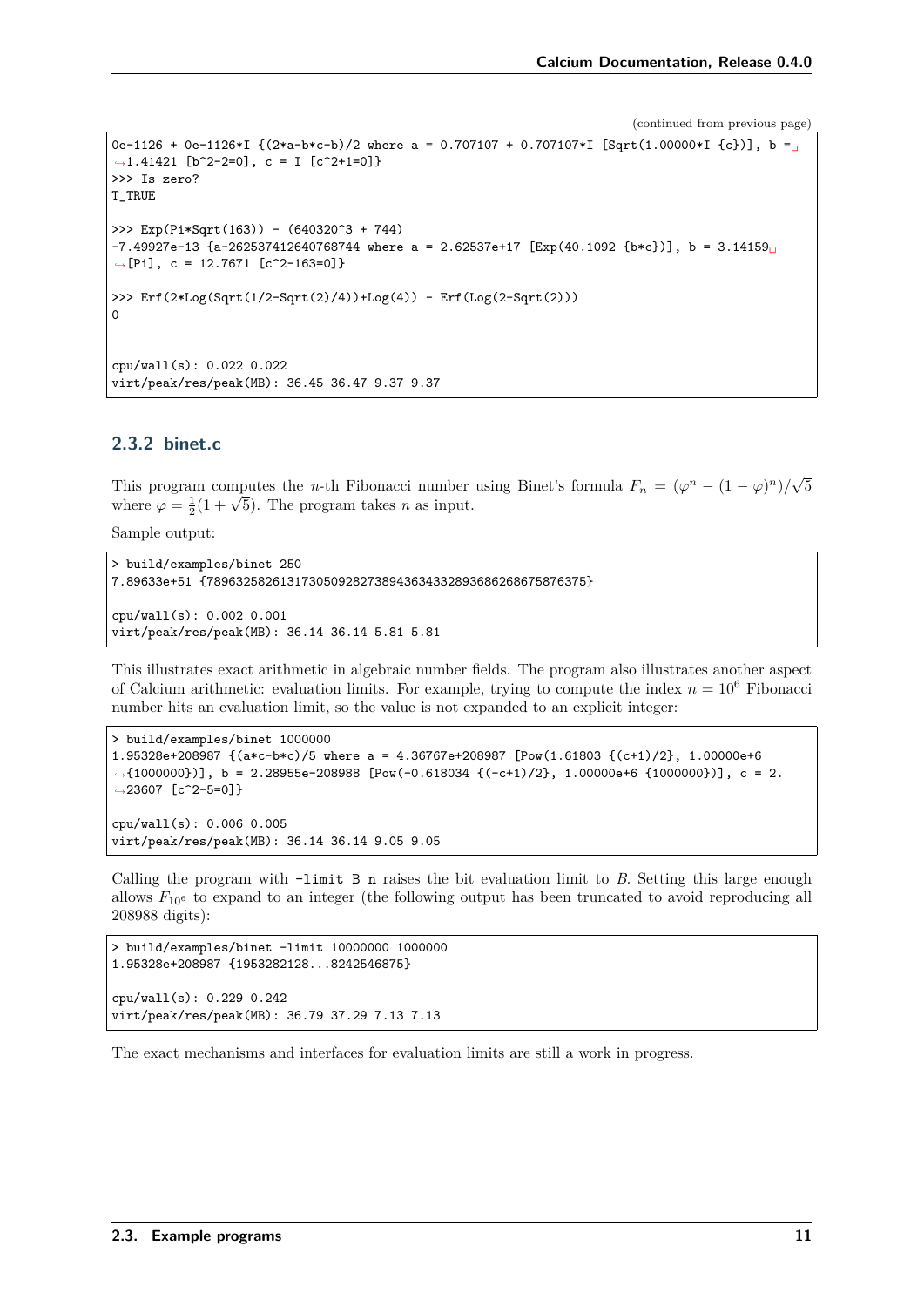(continued from previous page)

```
0e-1126 + 0e-1126*I {(2*a-b*c-b)/2 where a = 0.707107 + 0.707107*I [Sqrt(1.00000*I {c})], b =
↪1.41421 [b^2-2=0], c = I [c^2+1=0]}
>>> Is zero?
T_TRUE

>>> Exp(Pi*Sqrt(163)) - (640320^3 + 744)
-7.49927e-13 {a-262537412640768744 where a = 2.62537e+17 [Exp(40.1092 {b*c})], b = 3.14159
↪[Pi], c = 12.7671 [c^2-163=0]}

>>> Erf(2*Log(Sqrt(1/2-Sqrt(2)/4))+Log(4)) - Erf(Log(2-Sqrt(2)))
0


cpu/wall(s): 0.022 0.022
virt/peak/res/peak(MB): 36.45 36.47 9.37 9.37
```

### 2.3.2 binet.c

This program computes the $n$-th Fibonacci number using Binet's formula $F_n = (\varphi^n - (1-\varphi)^n)/\sqrt{5}$ where $\varphi = \frac{1}{2}(1+\sqrt{5})$. The program takes $n$ as input.

Sample output:

```
> build/examples/binet 250
7.89633e+51 {7896325826131730509282738943634332893686268675876375}

cpu/wall(s): 0.002 0.001
virt/peak/res/peak(MB): 36.14 36.14 5.81 5.81
```

This illustrates exact arithmetic in algebraic number fields. The program also illustrates another aspect of Calcium arithmetic: evaluation limits. For example, trying to compute the index $n = 10^6$ Fibonacci number hits an evaluation limit, so the value is not expanded to an explicit integer:

```
> build/examples/binet 1000000
1.95328e+208987 {(a*c-b*c)/5 where a = 4.36767e+208987 [Pow(1.61803 {(c+1)/2}, 1.00000e+6
↪{1000000})], b = 2.28955e-208988 [Pow(-0.618034 {(-c+1)/2}, 1.00000e+6 {1000000})], c = 2.
↪23607 [c^2-5=0]}

cpu/wall(s): 0.006 0.005
virt/peak/res/peak(MB): 36.14 36.14 9.05 9.05
```

Calling the program with `-limit B n` raises the bit evaluation limit to $B$. Setting this large enough allows $F_{10^6}$ to expand to an integer (the following output has been truncated to avoid reproducing all 208988 digits):

```
> build/examples/binet -limit 10000000 1000000
1.95328e+208987 {1953282128...8242546875}

cpu/wall(s): 0.229 0.242
virt/peak/res/peak(MB): 36.79 37.29 7.13 7.13
```

The exact mechanisms and interfaces for evaluation limits are still a work in progress.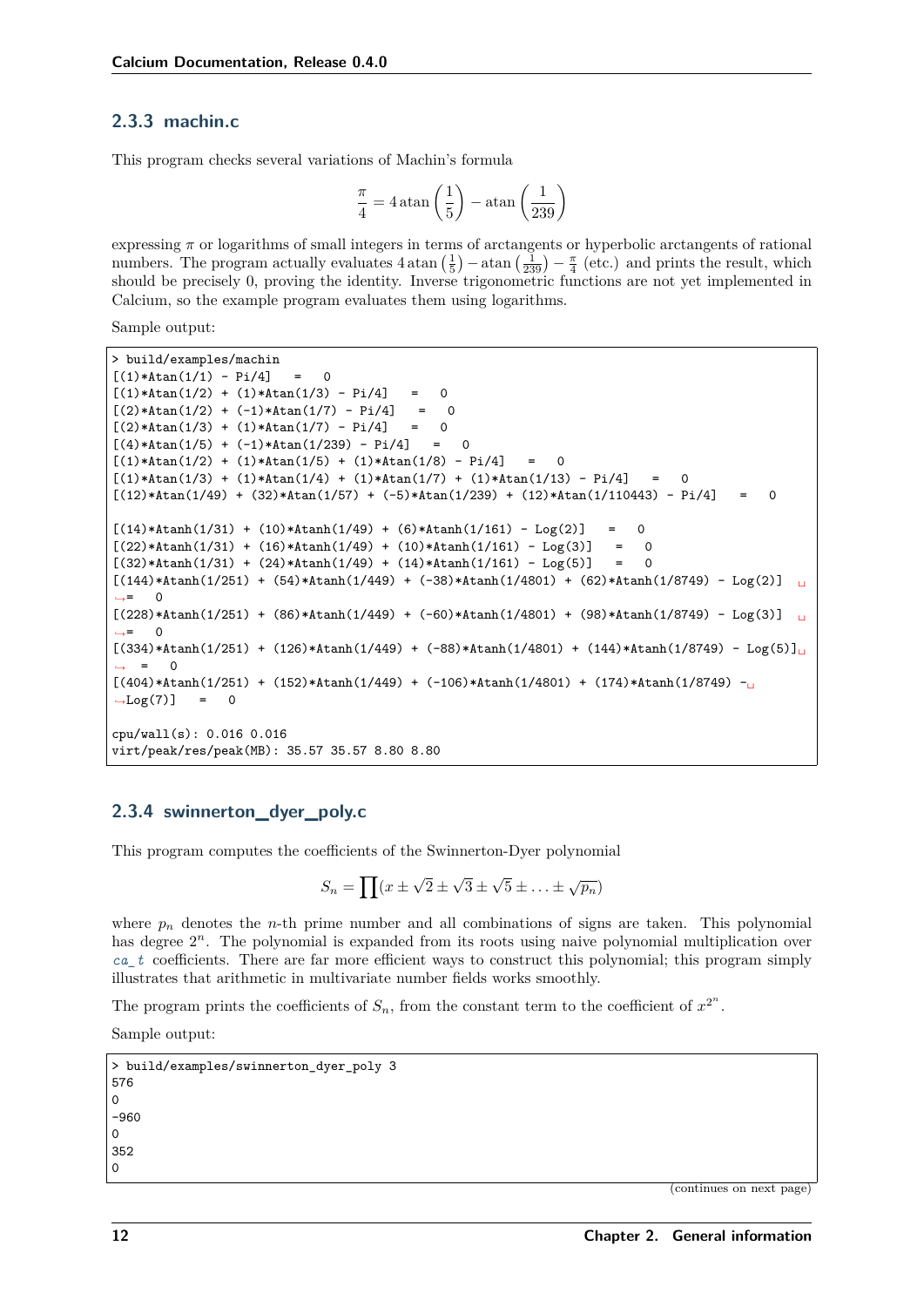### 2.3.3 machin.c

This program checks several variations of Machin's formula

$$\frac{\pi}{4} = 4 \operatorname{atan}\left(\frac{1}{5}\right) - \operatorname{atan}\left(\frac{1}{239}\right)$$

expressing $\pi$ or logarithms of small integers in terms of arctangents or hyperbolic arctangents of rational numbers. The program actually evaluates $4 \operatorname{atan}\left(\frac{1}{5}\right) - \operatorname{atan}\left(\frac{1}{239}\right) - \frac{\pi}{4}$ (etc.) and prints the result, which should be precisely 0, proving the identity. Inverse trigonometric functions are not yet implemented in Calcium, so the example program evaluates them using logarithms.

Sample output:

```
> build/examples/machin
[(1)*Atan(1/1) - Pi/4]   =   0
[(1)*Atan(1/2) + (1)*Atan(1/3) - Pi/4]   =   0
[(2)*Atan(1/2) + (-1)*Atan(1/7) - Pi/4]   =   0
[(2)*Atan(1/3) + (1)*Atan(1/7) - Pi/4]   =   0
[(4)*Atan(1/5) + (-1)*Atan(1/239) - Pi/4]   =   0
[(1)*Atan(1/2) + (1)*Atan(1/5) + (1)*Atan(1/8) - Pi/4]   =   0
[(1)*Atan(1/3) + (1)*Atan(1/4) + (1)*Atan(1/7) + (1)*Atan(1/13) - Pi/4]   =   0
[(12)*Atan(1/49) + (32)*Atan(1/57) + (-5)*Atan(1/239) + (12)*Atan(1/110443) - Pi/4]   =   0

[(14)*Atanh(1/31) + (10)*Atanh(1/49) + (6)*Atanh(1/161) - Log(2)]   =   0
[(22)*Atanh(1/31) + (16)*Atanh(1/49) + (10)*Atanh(1/161) - Log(3)]   =   0
[(32)*Atanh(1/31) + (24)*Atanh(1/49) + (14)*Atanh(1/161) - Log(5)]   =   0
[(144)*Atanh(1/251) + (54)*Atanh(1/449) + (-38)*Atanh(1/4801) + (62)*Atanh(1/8749) - Log(2)]   =   0
[(228)*Atanh(1/251) + (86)*Atanh(1/449) + (-60)*Atanh(1/4801) + (98)*Atanh(1/8749) - Log(3)]   =   0
[(334)*Atanh(1/251) + (126)*Atanh(1/449) + (-88)*Atanh(1/4801) + (144)*Atanh(1/8749) - Log(5)]   =   0
[(404)*Atanh(1/251) + (152)*Atanh(1/449) + (-106)*Atanh(1/4801) + (174)*Atanh(1/8749) - Log(7)]   =   0

cpu/wall(s): 0.016 0.016
virt/peak/res/peak(MB): 35.57 35.57 8.80 8.80
```

### 2.3.4 swinnerton_dyer_poly.c

This program computes the coefficients of the Swinnerton-Dyer polynomial

$$S_n = \prod (x \pm \sqrt{2} \pm \sqrt{3} \pm \sqrt{5} \pm \ldots \pm \sqrt{p_n})$$

where $p_n$ denotes the $n$-th prime number and all combinations of signs are taken. This polynomial has degree $2^n$. The polynomial is expanded from its roots using naive polynomial multiplication over *ca_t* coefficients. There are far more efficient ways to construct this polynomial; this program simply illustrates that arithmetic in multivariate number fields works smoothly.

The program prints the coefficients of $S_n$, from the constant term to the coefficient of $x^{2^n}$.

Sample output:

```
> build/examples/swinnerton_dyer_poly 3
576
0
-960
0
352
0
```

(continues on next page)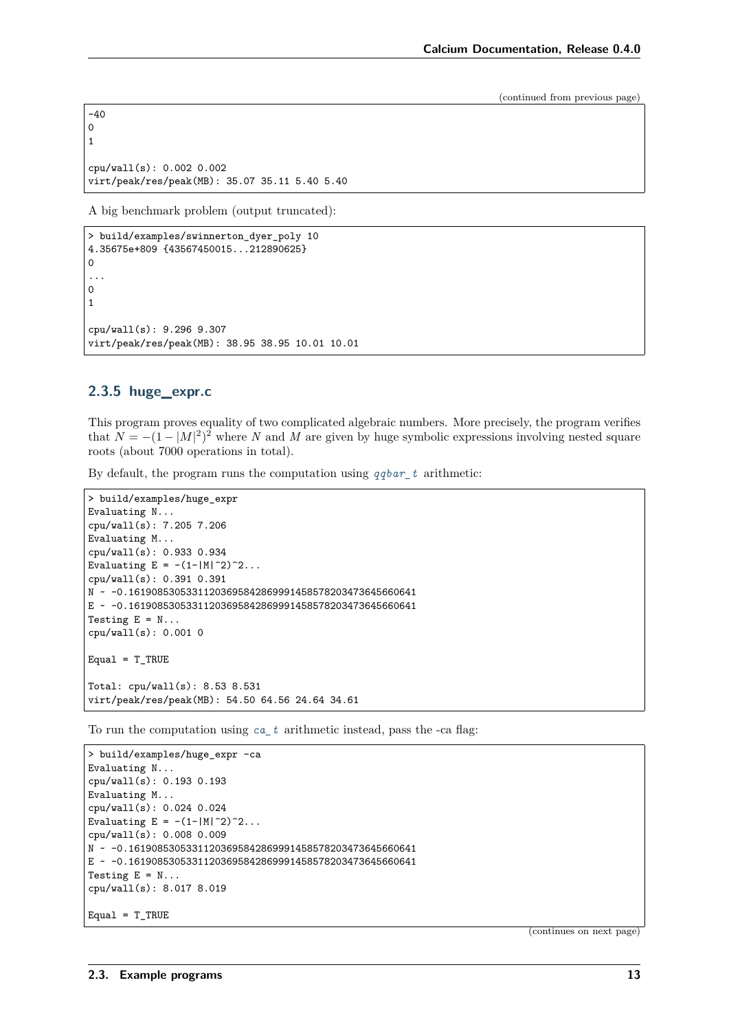(continued from previous page)

```
-40
0
1

cpu/wall(s): 0.002 0.002
virt/peak/res/peak(MB): 35.07 35.11 5.40 5.40
```

A big benchmark problem (output truncated):

```
> build/examples/swinnerton_dyer_poly 10
4.35675e+809 {43567450015...212890625}
0
...
0
1

cpu/wall(s): 9.296 9.307
virt/peak/res/peak(MB): 38.95 38.95 10.01 10.01
```

### 2.3.5 huge_expr.c

This program proves equality of two complicated algebraic numbers. More precisely, the program verifies that $N = -(1 - |M|^2)^2$ where $N$ and $M$ are given by huge symbolic expressions involving nested square roots (about 7000 operations in total).

By default, the program runs the computation using *qqbar_t* arithmetic:

```
> build/examples/huge_expr
Evaluating N...
cpu/wall(s): 7.205 7.206
Evaluating M...
cpu/wall(s): 0.933 0.934
Evaluating E = -(1-|M|^2)^2...
cpu/wall(s): 0.391 0.391
N ~ -0.16190853053311203695842869991458578203473645660641
E ~ -0.16190853053311203695842869991458578203473645660641
Testing E = N...
cpu/wall(s): 0.001 0

Equal = T_TRUE

Total: cpu/wall(s): 8.53 8.531
virt/peak/res/peak(MB): 54.50 64.56 24.64 34.61
```

To run the computation using *ca_t* arithmetic instead, pass the -ca flag:

```
> build/examples/huge_expr -ca
Evaluating N...
cpu/wall(s): 0.193 0.193
Evaluating M...
cpu/wall(s): 0.024 0.024
Evaluating E = -(1-|M|^2)^2...
cpu/wall(s): 0.008 0.009
N ~ -0.16190853053311203695842869991458578203473645660641
E ~ -0.16190853053311203695842869991458578203473645660641
Testing E = N...
cpu/wall(s): 8.017 8.019

Equal = T_TRUE
```

(continues on next page)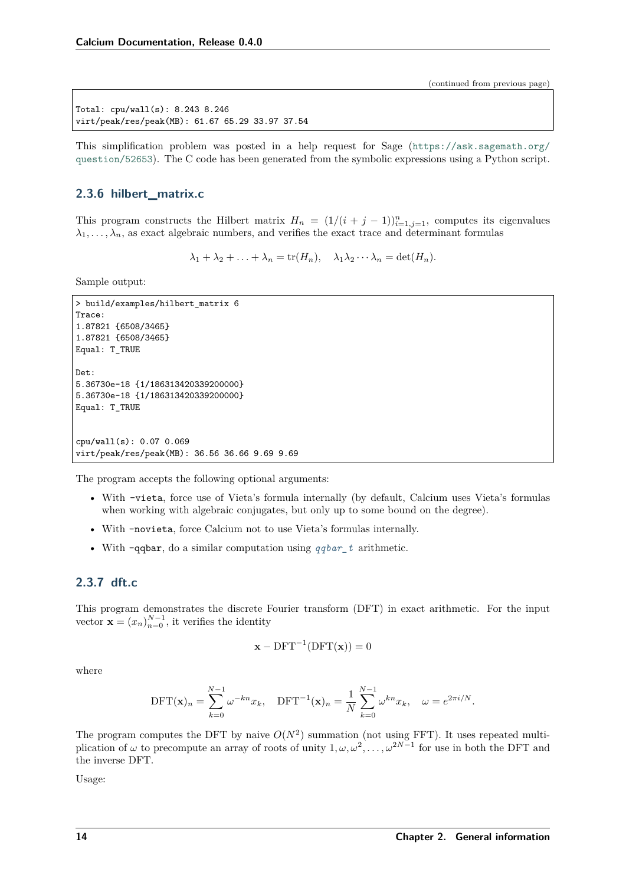```
Total: cpu/wall(s): 8.243 8.246
virt/peak/res/peak(MB): 61.67 65.29 33.97 37.54
```

This simplification problem was posted in a help request for Sage (https://ask.sagemath.org/question/52653). The C code has been generated from the symbolic expressions using a Python script.

### 2.3.6 hilbert_matrix.c

This program constructs the Hilbert matrix $H_n = (1/(i+j-1))_{i=1,j=1}^{n}$, computes its eigenvalues $\lambda_1, \ldots, \lambda_n$, as exact algebraic numbers, and verifies the exact trace and determinant formulas

$$\lambda_1 + \lambda_2 + \ldots + \lambda_n = \operatorname{tr}(H_n), \quad \lambda_1 \lambda_2 \cdots \lambda_n = \det(H_n).$$

Sample output:

```
> build/examples/hilbert_matrix 6
Trace:
1.87821 {6508/3465}
1.87821 {6508/3465}
Equal: T_TRUE

Det:
5.36730e-18 {1/186313420339200000}
5.36730e-18 {1/186313420339200000}
Equal: T_TRUE


cpu/wall(s): 0.07 0.069
virt/peak/res/peak(MB): 36.56 36.66 9.69 9.69
```

The program accepts the following optional arguments:

- With `-vieta`, force use of Vieta's formula internally (by default, Calcium uses Vieta's formulas when working with algebraic conjugates, but only up to some bound on the degree).
- With `-novieta`, force Calcium not to use Vieta's formulas internally.
- With `-qqbar`, do a similar computation using *qqbar_t* arithmetic.

### 2.3.7 dft.c

This program demonstrates the discrete Fourier transform (DFT) in exact arithmetic. For the input vector $\mathbf{x} = (x_n)_{n=0}^{N-1}$, it verifies the identity

$$\mathbf{x} - \mathrm{DFT}^{-1}(\mathrm{DFT}(\mathbf{x})) = 0$$

where

$$\mathrm{DFT}(\mathbf{x})_n = \sum_{k=0}^{N-1} \omega^{-kn} x_k, \quad \mathrm{DFT}^{-1}(\mathbf{x})_n = \frac{1}{N} \sum_{k=0}^{N-1} \omega^{kn} x_k, \quad \omega = e^{2\pi i/N}.$$

The program computes the DFT by naive $O(N^2)$ summation (not using FFT). It uses repeated multiplication of $\omega$ to precompute an array of roots of unity $1, \omega, \omega^2, \ldots, \omega^{2N-1}$ for use in both the DFT and the inverse DFT.

Usage: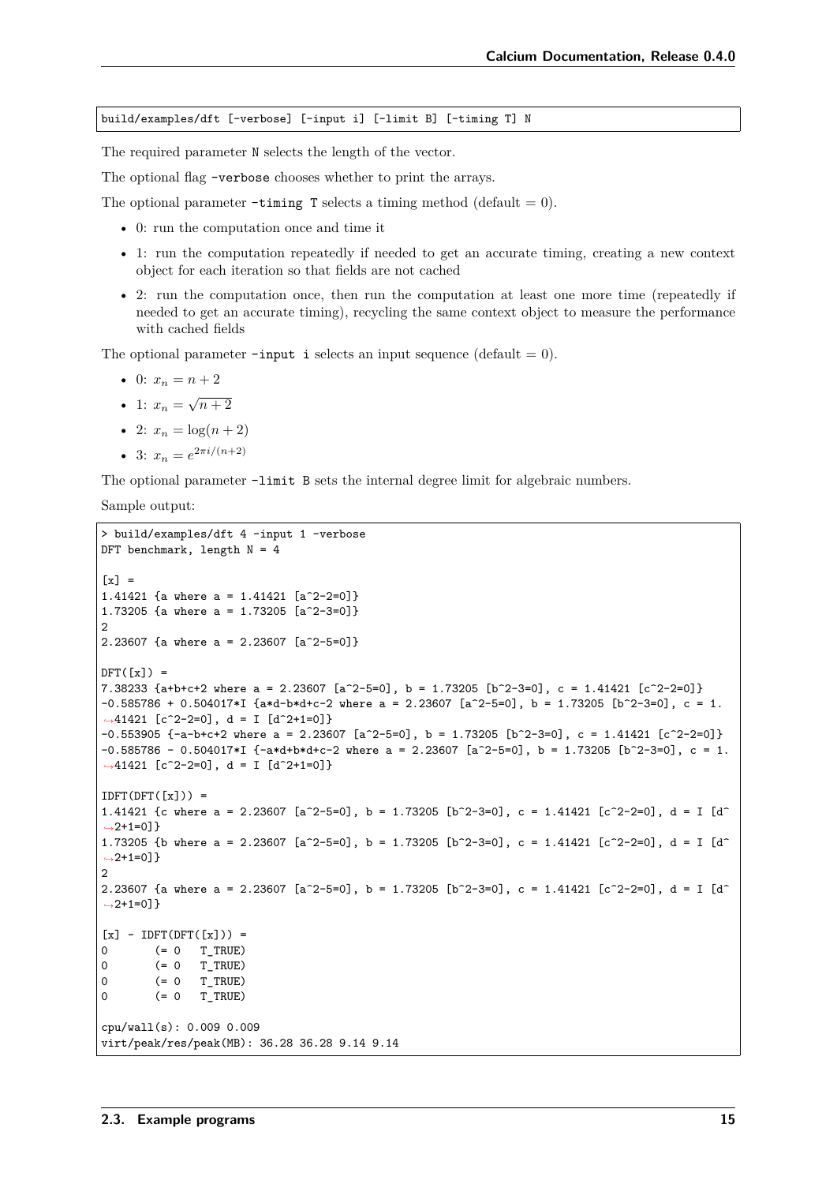```
build/examples/dft [-verbose] [-input i] [-limit B] [-timing T] N
```

The required parameter N selects the length of the vector.

The optional flag -verbose chooses whether to print the arrays.

The optional parameter -timing T selects a timing method (default = 0).

- 0: run the computation once and time it
- 1: run the computation repeatedly if needed to get an accurate timing, creating a new context object for each iteration so that fields are not cached
- 2: run the computation once, then run the computation at least one more time (repeatedly if needed to get an accurate timing), recycling the same context object to measure the performance with cached fields

The optional parameter -input i selects an input sequence (default = 0).

- 0: $x_n = n + 2$
- 1: $x_n = \sqrt{n+2}$
- 2: $x_n = \log(n + 2)$
- 3: $x_n = e^{2\pi i/(n+2)}$

The optional parameter -limit B sets the internal degree limit for algebraic numbers.

Sample output:

```
> build/examples/dft 4 -input 1 -verbose
DFT benchmark, length N = 4

[x] =
1.41421 {a where a = 1.41421 [a^2-2=0]}
1.73205 {a where a = 1.73205 [a^2-3=0]}
2
2.23607 {a where a = 2.23607 [a^2-5=0]}

DFT([x]) =
7.38233 {a+b+c+2 where a = 2.23607 [a^2-5=0], b = 1.73205 [b^2-3=0], c = 1.41421 [c^2-2=0]}
-0.585786 + 0.504017*I {a*d-b*d+c-2 where a = 2.23607 [a^2-5=0], b = 1.73205 [b^2-3=0], c = 1.
↪41421 [c^2-2=0], d = I [d^2+1=0]}
-0.553905 {-a-b+c+2 where a = 2.23607 [a^2-5=0], b = 1.73205 [b^2-3=0], c = 1.41421 [c^2-2=0]}
-0.585786 - 0.504017*I {-a*d+b*d+c-2 where a = 2.23607 [a^2-5=0], b = 1.73205 [b^2-3=0], c = 1.
↪41421 [c^2-2=0], d = I [d^2+1=0]}

IDFT(DFT([x])) =
1.41421 {c where a = 2.23607 [a^2-5=0], b = 1.73205 [b^2-3=0], c = 1.41421 [c^2-2=0], d = I [d^
↪2+1=0]}
1.73205 {b where a = 2.23607 [a^2-5=0], b = 1.73205 [b^2-3=0], c = 1.41421 [c^2-2=0], d = I [d^
↪2+1=0]}
2
2.23607 {a where a = 2.23607 [a^2-5=0], b = 1.73205 [b^2-3=0], c = 1.41421 [c^2-2=0], d = I [d^
↪2+1=0]}

[x] - IDFT(DFT([x])) =
0       (= 0   T_TRUE)
0       (= 0   T_TRUE)
0       (= 0   T_TRUE)
0       (= 0   T_TRUE)

cpu/wall(s): 0.009 0.009
virt/peak/res/peak(MB): 36.28 36.28 9.14 9.14
```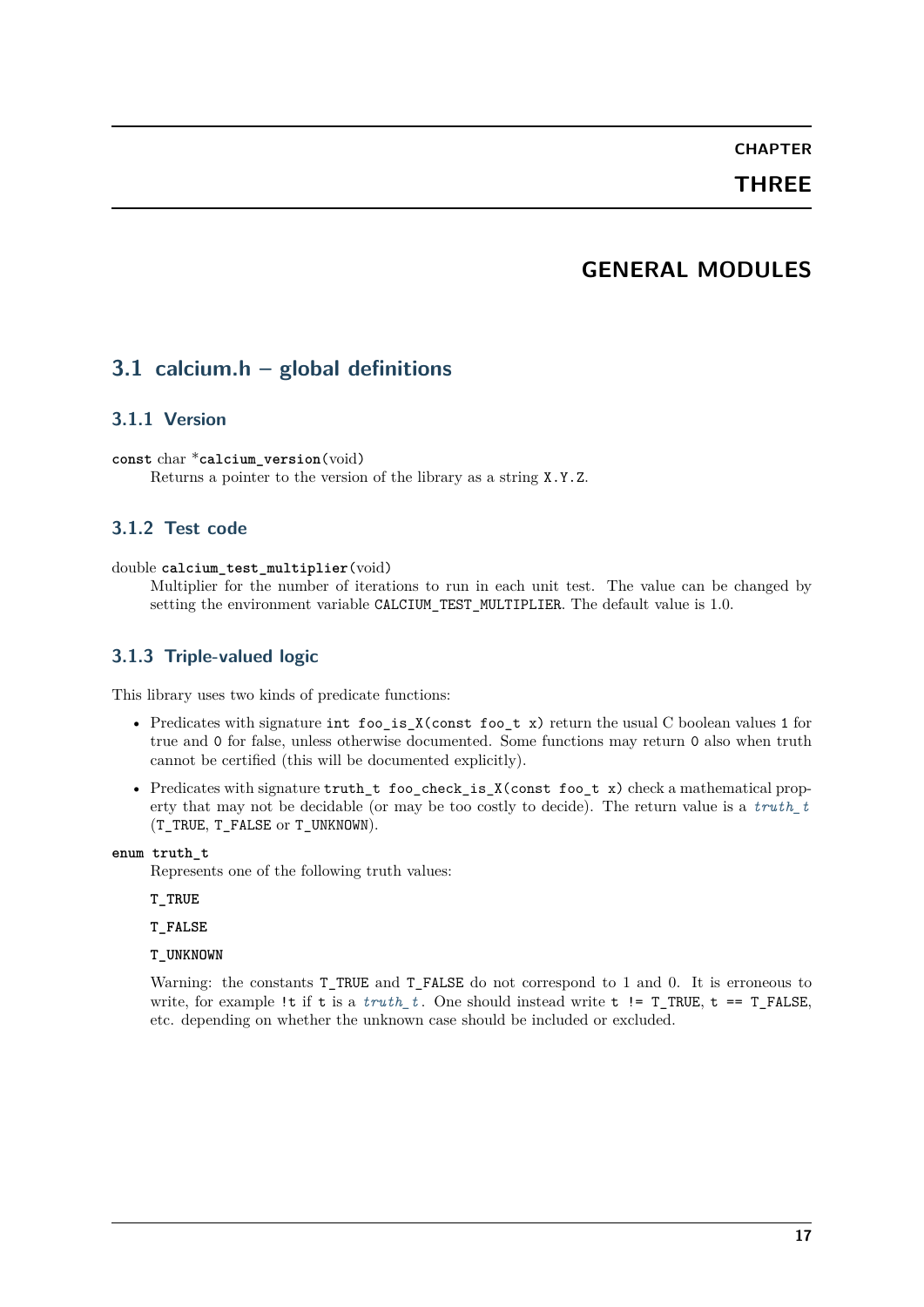# CHAPTER THREE

# GENERAL MODULES

## 3.1 calcium.h – global definitions

### 3.1.1 Version

`const char *calcium_version(void)`

Returns a pointer to the version of the library as a string `X.Y.Z`.

### 3.1.2 Test code

`double calcium_test_multiplier(void)`

Multiplier for the number of iterations to run in each unit test. The value can be changed by setting the environment variable `CALCIUM_TEST_MULTIPLIER`. The default value is 1.0.

### 3.1.3 Triple-valued logic

This library uses two kinds of predicate functions:

- Predicates with signature `int foo_is_X(const foo_t x)` return the usual C boolean values `1` for true and `0` for false, unless otherwise documented. Some functions may return `0` also when truth cannot be certified (this will be documented explicitly).
- Predicates with signature `truth_t foo_check_is_X(const foo_t x)` check a mathematical property that may not be decidable (or may be too costly to decide). The return value is a *truth_t* (`T_TRUE`, `T_FALSE` or `T_UNKNOWN`).

`enum truth_t`

Represents one of the following truth values:

`T_TRUE`

`T_FALSE`

`T_UNKNOWN`

Warning: the constants `T_TRUE` and `T_FALSE` do not correspond to 1 and 0. It is erroneous to write, for example `!t` if `t` is a *truth_t*. One should instead write `t != T_TRUE`, `t == T_FALSE`, etc. depending on whether the unknown case should be included or excluded.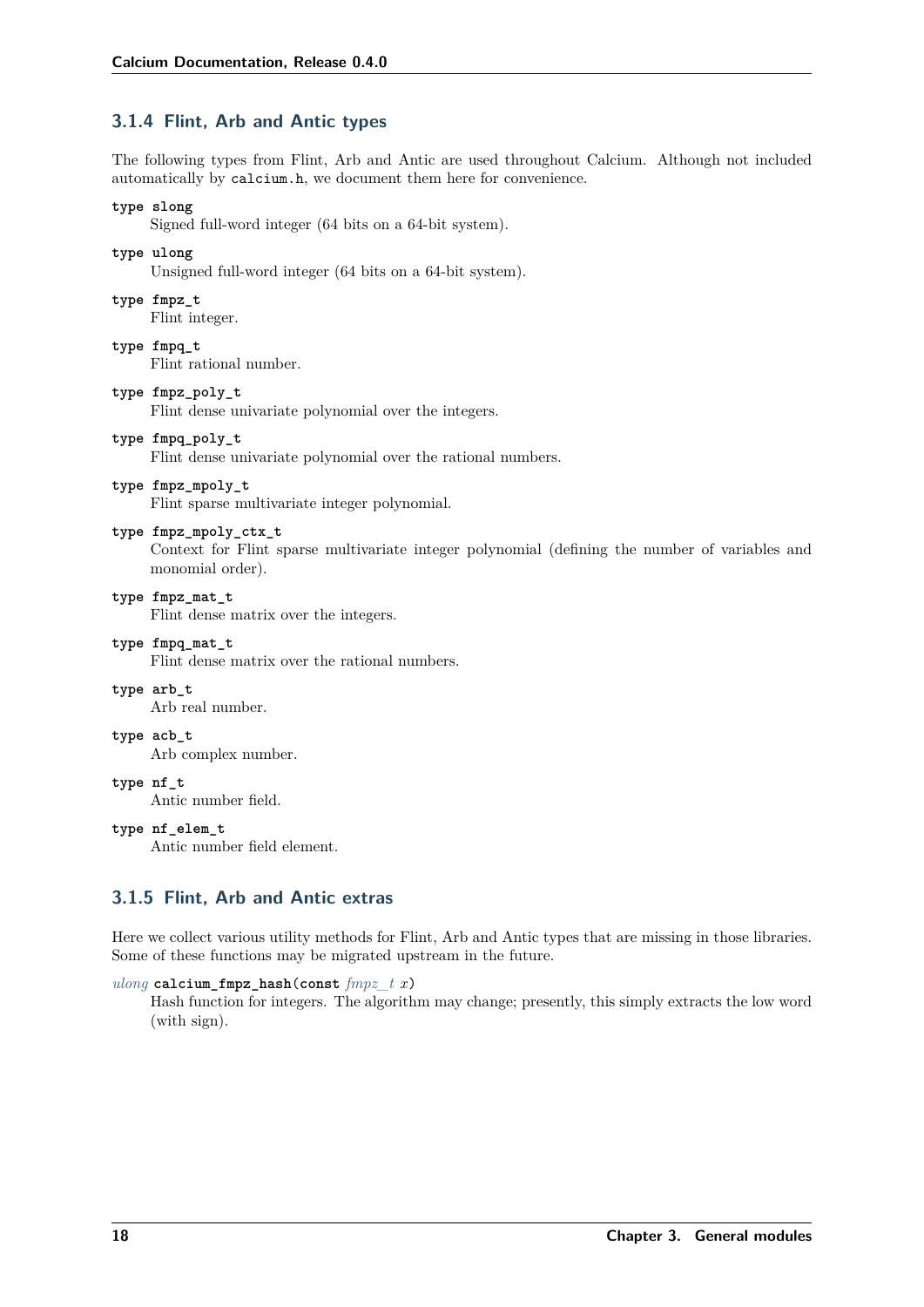### 3.1.4 Flint, Arb and Antic types

The following types from Flint, Arb and Antic are used throughout Calcium. Although not included automatically by `calcium.h`, we document them here for convenience.

**type slong**
Signed full-word integer (64 bits on a 64-bit system).

**type ulong**
Unsigned full-word integer (64 bits on a 64-bit system).

**type fmpz_t**
Flint integer.

**type fmpq_t**
Flint rational number.

**type fmpz_poly_t**
Flint dense univariate polynomial over the integers.

**type fmpq_poly_t**
Flint dense univariate polynomial over the rational numbers.

**type fmpz_mpoly_t**
Flint sparse multivariate integer polynomial.

**type fmpz_mpoly_ctx_t**
Context for Flint sparse multivariate integer polynomial (defining the number of variables and monomial order).

**type fmpz_mat_t**
Flint dense matrix over the integers.

**type fmpq_mat_t**
Flint dense matrix over the rational numbers.

**type arb_t**
Arb real number.

**type acb_t**
Arb complex number.

**type nf_t**
Antic number field.

**type nf_elem_t**
Antic number field element.

### 3.1.5 Flint, Arb and Antic extras

Here we collect various utility methods for Flint, Arb and Antic types that are missing in those libraries. Some of these functions may be migrated upstream in the future.

*ulong* **calcium_fmpz_hash(const** *fmpz_t x***)**
Hash function for integers. The algorithm may change; presently, this simply extracts the low word (with sign).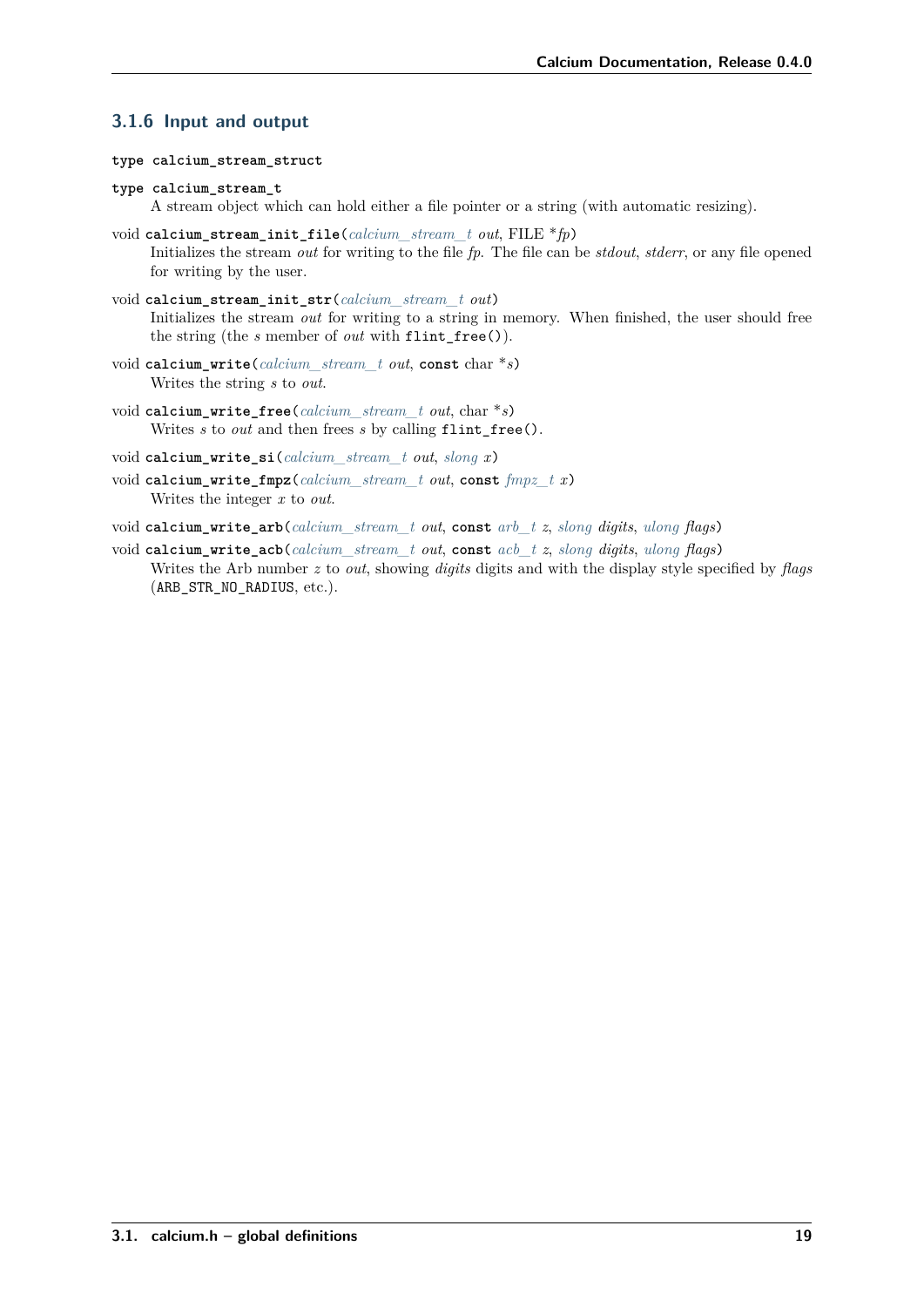### 3.1.6 Input and output

**type calcium_stream_struct**

**type calcium_stream_t**

A stream object which can hold either a file pointer or a string (with automatic resizing).

void **calcium_stream_init_file**(*calcium_stream_t* *out*, FILE **fp*)

Initializes the stream *out* for writing to the file *fp*. The file can be *stdout*, *stderr*, or any file opened for writing by the user.

void **calcium_stream_init_str**(*calcium_stream_t* *out*)

Initializes the stream *out* for writing to a string in memory. When finished, the user should free the string (the *s* member of *out* with `flint_free()`).

void **calcium_write**(*calcium_stream_t* *out*, **const** char **s*)

Writes the string *s* to *out*.

void **calcium_write_free**(*calcium_stream_t* *out*, char **s*)

Writes *s* to *out* and then frees *s* by calling `flint_free()`.

void **calcium_write_si**(*calcium_stream_t* *out*, *slong* *x*)

void **calcium_write_fmpz**(*calcium_stream_t* *out*, **const** *fmpz_t* *x*)

Writes the integer *x* to *out*.

void **calcium_write_arb**(*calcium_stream_t* *out*, **const** *arb_t* *z*, *slong* *digits*, *ulong* *flags*)

void **calcium_write_acb**(*calcium_stream_t* *out*, **const** *acb_t* *z*, *slong* *digits*, *ulong* *flags*)

Writes the Arb number *z* to *out*, showing *digits* digits and with the display style specified by *flags* (`ARB_STR_NO_RADIUS`, etc.).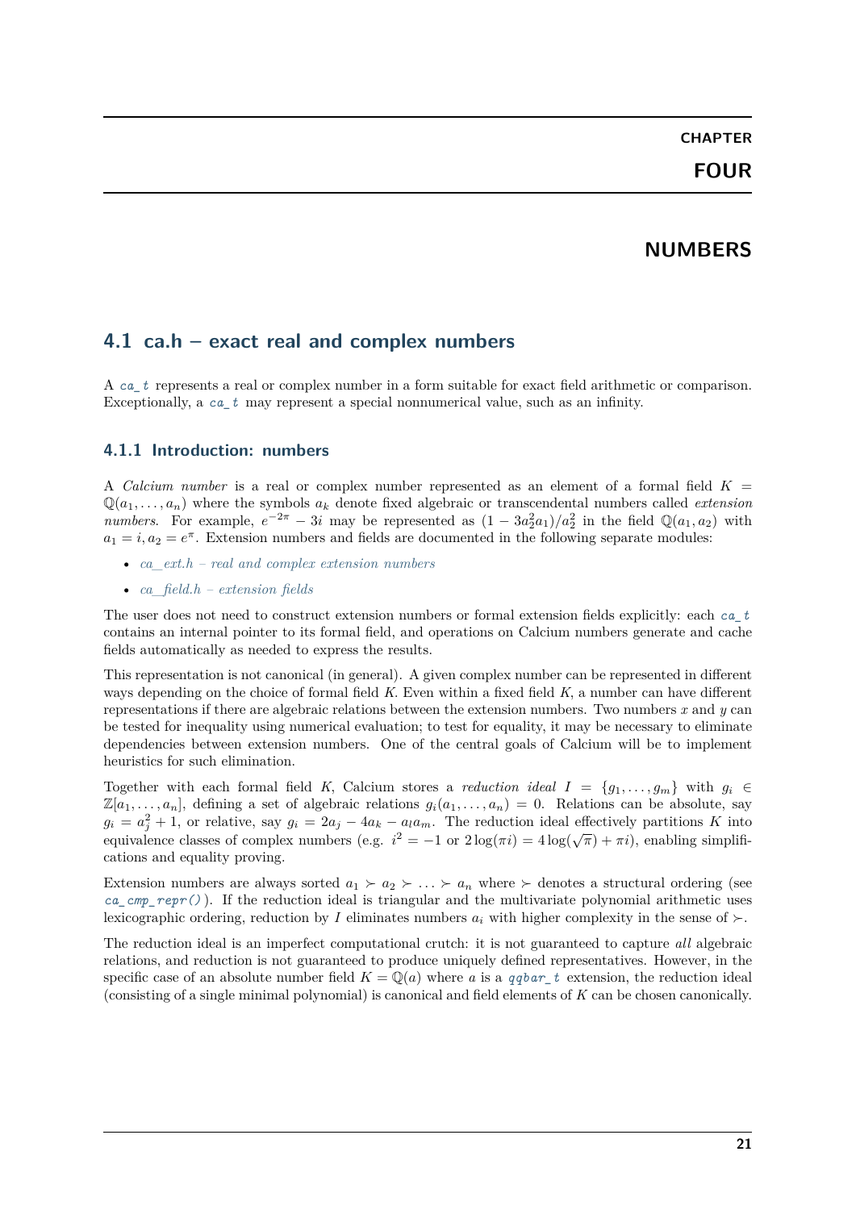# CHAPTER FOUR

# NUMBERS

## 4.1 ca.h – exact real and complex numbers

A `ca_t` represents a real or complex number in a form suitable for exact field arithmetic or comparison. Exceptionally, a `ca_t` may represent a special nonnumerical value, such as an infinity.

### 4.1.1 Introduction: numbers

A *Calcium number* is a real or complex number represented as an element of a formal field $K = \mathbb{Q}(a_1, \ldots, a_n)$ where the symbols $a_k$ denote fixed algebraic or transcendental numbers called *extension numbers*. For example, $e^{-2\pi} - 3i$ may be represented as $(1 - 3a_2^2 a_1)/a_2^2$ in the field $\mathbb{Q}(a_1, a_2)$ with $a_1 = i, a_2 = e^{\pi}$. Extension numbers and fields are documented in the following separate modules:

- *ca_ext.h – real and complex extension numbers*
- *ca_field.h – extension fields*

The user does not need to construct extension numbers or formal extension fields explicitly: each `ca_t` contains an internal pointer to its formal field, and operations on Calcium numbers generate and cache fields automatically as needed to express the results.

This representation is not canonical (in general). A given complex number can be represented in different ways depending on the choice of formal field $K$. Even within a fixed field $K$, a number can have different representations if there are algebraic relations between the extension numbers. Two numbers $x$ and $y$ can be tested for inequality using numerical evaluation; to test for equality, it may be necessary to eliminate dependencies between extension numbers. One of the central goals of Calcium will be to implement heuristics for such elimination.

Together with each formal field $K$, Calcium stores a *reduction ideal* $I = \{g_1, \ldots, g_m\}$ with $g_i \in \mathbb{Z}[a_1, \ldots, a_n]$, defining a set of algebraic relations $g_i(a_1, \ldots, a_n) = 0$. Relations can be absolute, say $g_i = a_j^2 + 1$, or relative, say $g_i = 2a_j - 4a_k - a_l a_m$. The reduction ideal effectively partitions $K$ into equivalence classes of complex numbers (e.g. $i^2 = -1$ or $2\log(\pi i) = 4\log(\sqrt{\pi}) + \pi i$), enabling simplifications and equality proving.

Extension numbers are always sorted $a_1 \succ a_2 \succ \ldots \succ a_n$ where $\succ$ denotes a structural ordering (see `ca_cmp_repr()`). If the reduction ideal is triangular and the multivariate polynomial arithmetic uses lexicographic ordering, reduction by $I$ eliminates numbers $a_i$ with higher complexity in the sense of $\succ$.

The reduction ideal is an imperfect computational crutch: it is not guaranteed to capture *all* algebraic relations, and reduction is not guaranteed to produce uniquely defined representatives. However, in the specific case of an absolute number field $K = \mathbb{Q}(a)$ where $a$ is a `qqbar_t` extension, the reduction ideal (consisting of a single minimal polynomial) is canonical and field elements of $K$ can be chosen canonically.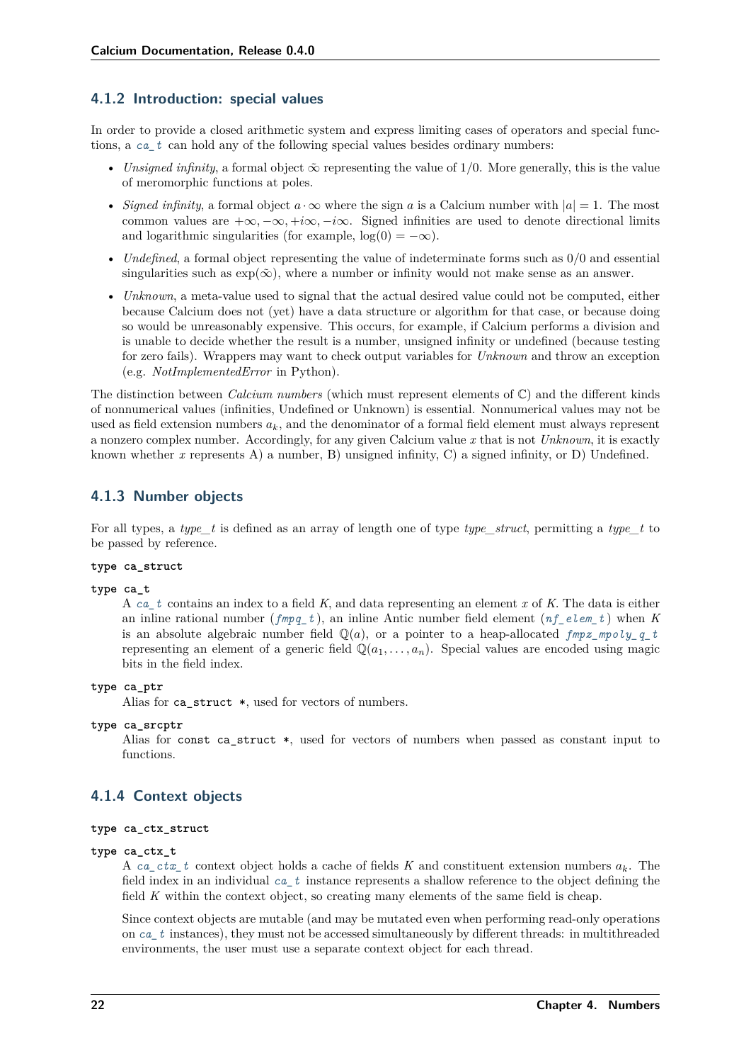### 4.1.2 Introduction: special values

In order to provide a closed arithmetic system and express limiting cases of operators and special functions, a *ca_t* can hold any of the following special values besides ordinary numbers:

- *Unsigned infinity*, a formal object $\tilde{\infty}$ representing the value of $1/0$. More generally, this is the value of meromorphic functions at poles.
- *Signed infinity*, a formal object $a \cdot \infty$ where the sign $a$ is a Calcium number with $|a| = 1$. The most common values are $+\infty, -\infty, +i\infty, -i\infty$. Signed infinities are used to denote directional limits and logarithmic singularities (for example, $\log(0) = -\infty$).
- *Undefined*, a formal object representing the value of indeterminate forms such as $0/0$ and essential singularities such as $\exp(\tilde{\infty})$, where a number or infinity would not make sense as an answer.
- *Unknown*, a meta-value used to signal that the actual desired value could not be computed, either because Calcium does not (yet) have a data structure or algorithm for that case, or because doing so would be unreasonably expensive. This occurs, for example, if Calcium performs a division and is unable to decide whether the result is a number, unsigned infinity or undefined (because testing for zero fails). Wrappers may want to check output variables for *Unknown* and throw an exception (e.g. *NotImplementedError* in Python).

The distinction between *Calcium numbers* (which must represent elements of $\mathbb{C}$) and the different kinds of nonnumerical values (infinities, Undefined or Unknown) is essential. Nonnumerical values may not be used as field extension numbers $a_k$, and the denominator of a formal field element must always represent a nonzero complex number. Accordingly, for any given Calcium value $x$ that is not *Unknown*, it is exactly known whether $x$ represents A) a number, B) unsigned infinity, C) a signed infinity, or D) Undefined.

### 4.1.3 Number objects

For all types, a *type_t* is defined as an array of length one of type *type_struct*, permitting a *type_t* to be passed by reference.

**type ca_struct**

**type ca_t**

A *ca_t* contains an index to a field $K$, and data representing an element $x$ of $K$. The data is either an inline rational number (*fmpq_t*), an inline Antic number field element (*nf_elem_t*) when $K$ is an absolute algebraic number field $\mathbb{Q}(a)$, or a pointer to a heap-allocated *fmpz_mpoly_q_t* representing an element of a generic field $\mathbb{Q}(a_1, \ldots, a_n)$. Special values are encoded using magic bits in the field index.

**type ca_ptr**

Alias for `ca_struct *`, used for vectors of numbers.

**type ca_srcptr**

Alias for `const ca_struct *`, used for vectors of numbers when passed as constant input to functions.

### 4.1.4 Context objects

**type ca_ctx_struct**

**type ca_ctx_t**

A *ca_ctx_t* context object holds a cache of fields $K$ and constituent extension numbers $a_k$. The field index in an individual *ca_t* instance represents a shallow reference to the object defining the field $K$ within the context object, so creating many elements of the same field is cheap.

Since context objects are mutable (and may be mutated even when performing read-only operations on *ca_t* instances), they must not be accessed simultaneously by different threads: in multithreaded environments, the user must use a separate context object for each thread.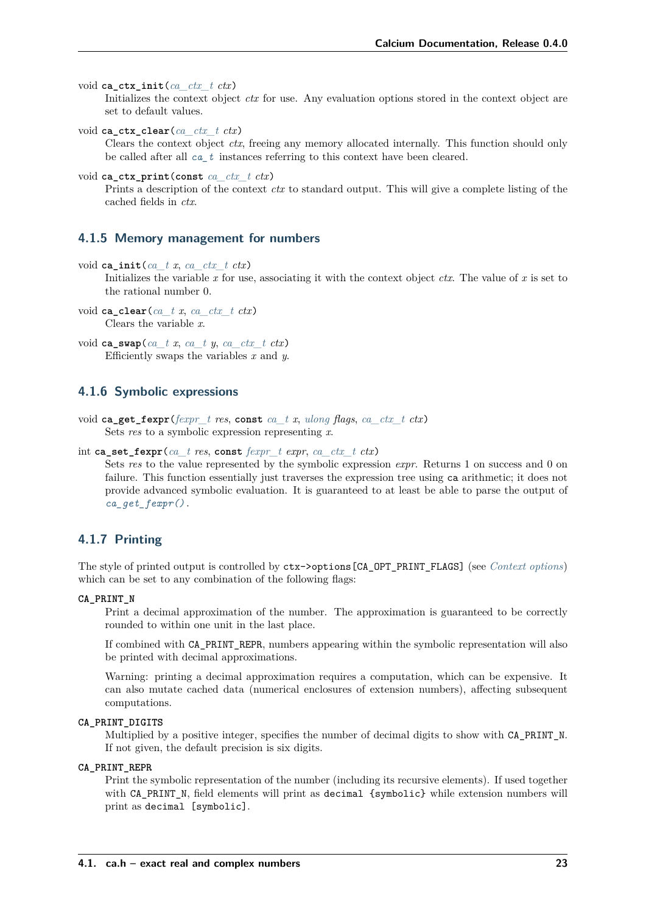void **ca_ctx_init**(*ca_ctx_t* *ctx*)

Initializes the context object *ctx* for use. Any evaluation options stored in the context object are set to default values.

void **ca_ctx_clear**(*ca_ctx_t* *ctx*)

Clears the context object *ctx*, freeing any memory allocated internally. This function should only be called after all `ca_t` instances referring to this context have been cleared.

void **ca_ctx_print**(**const** *ca_ctx_t* *ctx*)

Prints a description of the context *ctx* to standard output. This will give a complete listing of the cached fields in *ctx*.

### 4.1.5 Memory management for numbers

void **ca_init**(*ca_t* *x*, *ca_ctx_t* *ctx*)

Initializes the variable *x* for use, associating it with the context object *ctx*. The value of *x* is set to the rational number 0.

void **ca_clear**(*ca_t* *x*, *ca_ctx_t* *ctx*)

Clears the variable *x*.

void **ca_swap**(*ca_t* *x*, *ca_t* *y*, *ca_ctx_t* *ctx*)

Efficiently swaps the variables *x* and *y*.

### 4.1.6 Symbolic expressions

void **ca_get_fexpr**(*fexpr_t* *res*, **const** *ca_t* *x*, *ulong* *flags*, *ca_ctx_t* *ctx*)

Sets *res* to a symbolic expression representing *x*.

int **ca_set_fexpr**(*ca_t* *res*, **const** *fexpr_t* *expr*, *ca_ctx_t* *ctx*)

Sets *res* to the value represented by the symbolic expression *expr*. Returns 1 on success and 0 on failure. This function essentially just traverses the expression tree using `ca` arithmetic; it does not provide advanced symbolic evaluation. It is guaranteed to at least be able to parse the output of *ca_get_fexpr()*.

### 4.1.7 Printing

The style of printed output is controlled by `ctx->options[CA_OPT_PRINT_FLAGS]` (see *Context options*) which can be set to any combination of the following flags:

**CA_PRINT_N**

Print a decimal approximation of the number. The approximation is guaranteed to be correctly rounded to within one unit in the last place.

If combined with `CA_PRINT_REPR`, numbers appearing within the symbolic representation will also be printed with decimal approximations.

Warning: printing a decimal approximation requires a computation, which can be expensive. It can also mutate cached data (numerical enclosures of extension numbers), affecting subsequent computations.

**CA_PRINT_DIGITS**

Multiplied by a positive integer, specifies the number of decimal digits to show with `CA_PRINT_N`. If not given, the default precision is six digits.

**CA_PRINT_REPR**

Print the symbolic representation of the number (including its recursive elements). If used together with `CA_PRINT_N`, field elements will print as `decimal {symbolic}` while extension numbers will print as `decimal [symbolic]`.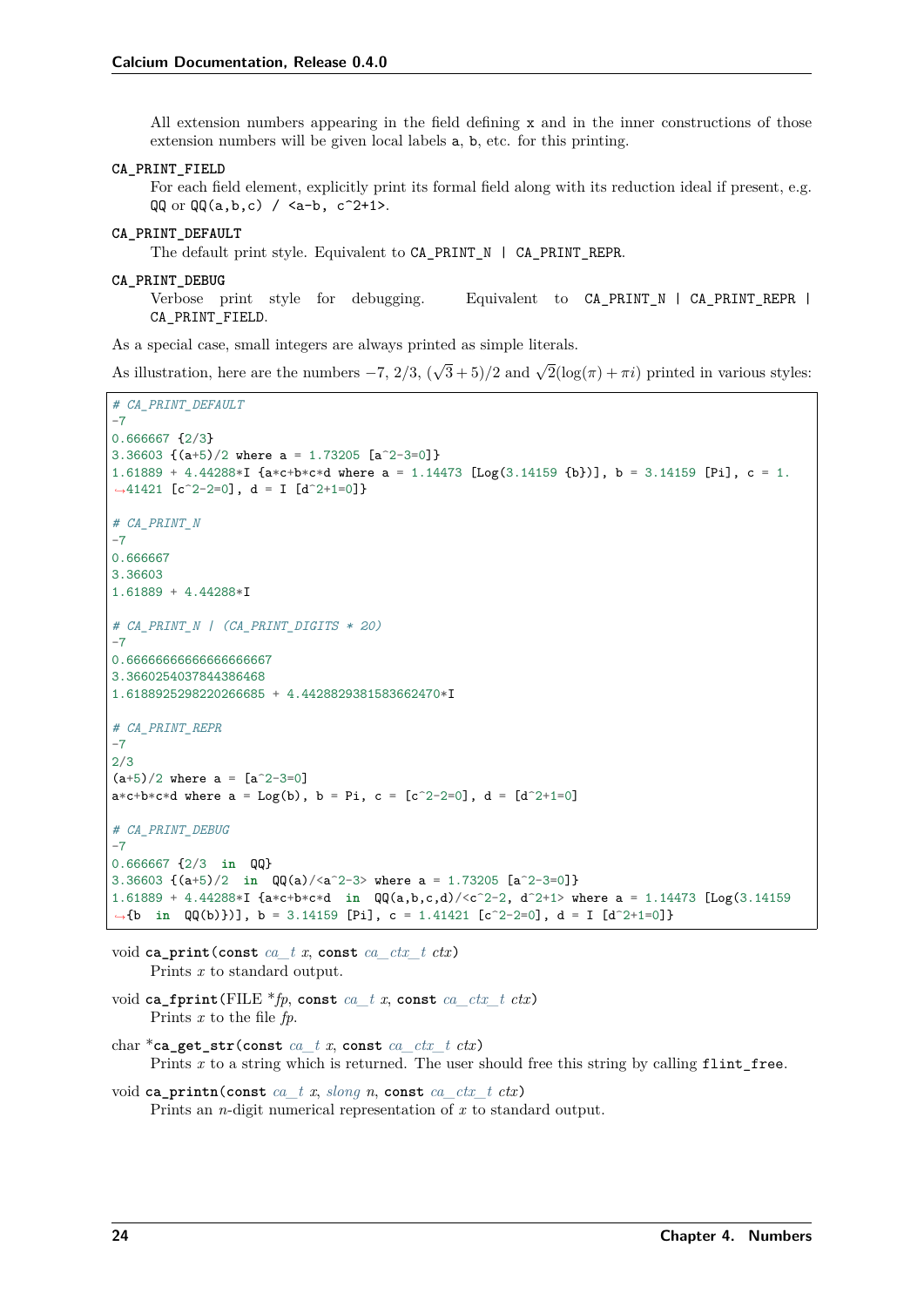All extension numbers appearing in the field defining `x` and in the inner constructions of those extension numbers will be given local labels `a`, `b`, etc. for this printing.

**CA_PRINT_FIELD**
For each field element, explicitly print its formal field along with its reduction ideal if present, e.g. `QQ` or `QQ(a,b,c) / <a-b, c^2+1>`.

**CA_PRINT_DEFAULT**
The default print style. Equivalent to `CA_PRINT_N | CA_PRINT_REPR`.

**CA_PRINT_DEBUG**
Verbose print style for debugging. Equivalent to `CA_PRINT_N | CA_PRINT_REPR | CA_PRINT_FIELD`.

As a special case, small integers are always printed as simple literals.

As illustration, here are the numbers $-7$, $2/3$, $(\sqrt{3}+5)/2$ and $\sqrt{2}(\log(\pi)+\pi i)$ printed in various styles:

```
# CA_PRINT_DEFAULT
-7
0.666667 {2/3}
3.36603 {(a+5)/2 where a = 1.73205 [a^2-3=0]}
1.61889 + 4.44288*I {a*c+b*c*d where a = 1.14473 [Log(3.14159 {b})], b = 3.14159 [Pi], c = 1.41421 [c^2-2=0], d = I [d^2+1=0]}

# CA_PRINT_N
-7
0.666667
3.36603
1.61889 + 4.44288*I

# CA_PRINT_N | (CA_PRINT_DIGITS * 20)
-7
0.66666666666666666667
3.3660254037844386468
1.6188925298220266685 + 4.4428829381583662470*I

# CA_PRINT_REPR
-7
2/3
(a+5)/2 where a = [a^2-3=0]
a*c+b*c*d where a = Log(b), b = Pi, c = [c^2-2=0], d = [d^2+1=0]

# CA_PRINT_DEBUG
-7
0.666667 {2/3  in  QQ}
3.36603 {(a+5)/2  in  QQ(a)/<a^2-3> where a = 1.73205 [a^2-3=0]}
1.61889 + 4.44288*I {a*c+b*c*d  in  QQ(a,b,c,d)/<c^2-2, d^2+1> where a = 1.14473 [Log(3.14159 {b  in  QQ(b)})], b = 3.14159 [Pi], c = 1.41421 [c^2-2=0], d = I [d^2+1=0]}
```

void **ca_print**(const *ca_t* *x*, const *ca_ctx_t* *ctx*)
Prints $x$ to standard output.

void **ca_fprint**(FILE *\*fp*, const *ca_t* *x*, const *ca_ctx_t* *ctx*)
Prints $x$ to the file *fp*.

char \***ca_get_str**(const *ca_t* *x*, const *ca_ctx_t* *ctx*)
Prints $x$ to a string which is returned. The user should free this string by calling `flint_free`.

void **ca_printn**(const *ca_t* *x*, *slong* *n*, const *ca_ctx_t* *ctx*)
Prints an $n$-digit numerical representation of $x$ to standard output.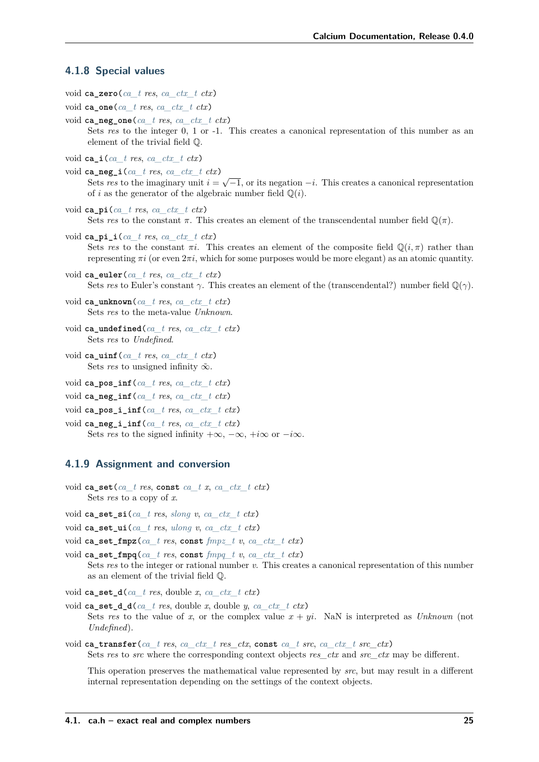### 4.1.8 Special values

void **ca_zero**(*ca_t* *res*, *ca_ctx_t* *ctx*)

void **ca_one**(*ca_t* *res*, *ca_ctx_t* *ctx*)

void **ca_neg_one**(*ca_t* *res*, *ca_ctx_t* *ctx*)

Sets *res* to the integer 0, 1 or -1. This creates a canonical representation of this number as an element of the trivial field $\mathbb{Q}$.

void **ca_i**(*ca_t* *res*, *ca_ctx_t* *ctx*)

void **ca_neg_i**(*ca_t* *res*, *ca_ctx_t* *ctx*)

Sets *res* to the imaginary unit $i = \sqrt{-1}$, or its negation $-i$. This creates a canonical representation of $i$ as the generator of the algebraic number field $\mathbb{Q}(i)$.

void **ca_pi**(*ca_t* *res*, *ca_ctx_t* *ctx*)

Sets *res* to the constant $\pi$. This creates an element of the transcendental number field $\mathbb{Q}(\pi)$.

void **ca_pi_i**(*ca_t* *res*, *ca_ctx_t* *ctx*)

Sets *res* to the constant $\pi i$. This creates an element of the composite field $\mathbb{Q}(i, \pi)$ rather than representing $\pi i$ (or even $2\pi i$, which for some purposes would be more elegant) as an atomic quantity.

void **ca_euler**(*ca_t* *res*, *ca_ctx_t* *ctx*)

Sets *res* to Euler's constant $\gamma$. This creates an element of the (transcendental?) number field $\mathbb{Q}(\gamma)$.

void **ca_unknown**(*ca_t* *res*, *ca_ctx_t* *ctx*)

Sets *res* to the meta-value *Unknown*.

void **ca_undefined**(*ca_t* *res*, *ca_ctx_t* *ctx*)

Sets *res* to *Undefined*.

void **ca_uinf**(*ca_t* *res*, *ca_ctx_t* *ctx*)

Sets *res* to unsigned infinity $\tilde{\infty}$.

void **ca_pos_inf**(*ca_t* *res*, *ca_ctx_t* *ctx*)

void **ca_neg_inf**(*ca_t* *res*, *ca_ctx_t* *ctx*)

void **ca_pos_i_inf**(*ca_t* *res*, *ca_ctx_t* *ctx*)

void **ca_neg_i_inf**(*ca_t* *res*, *ca_ctx_t* *ctx*)

Sets *res* to the signed infinity $+\infty$, $-\infty$, $+i\infty$ or $-i\infty$.

### 4.1.9 Assignment and conversion

void **ca_set**(*ca_t* *res*, **const** *ca_t* *x*, *ca_ctx_t* *ctx*)

Sets *res* to a copy of *x*.

void **ca_set_si**(*ca_t* *res*, *slong* *v*, *ca_ctx_t* *ctx*)

void **ca_set_ui**(*ca_t* *res*, *ulong* *v*, *ca_ctx_t* *ctx*)

void **ca_set_fmpz**(*ca_t* *res*, **const** *fmpz_t* *v*, *ca_ctx_t* *ctx*)

void **ca_set_fmpq**(*ca_t* *res*, **const** *fmpq_t* *v*, *ca_ctx_t* *ctx*)

Sets *res* to the integer or rational number *v*. This creates a canonical representation of this number as an element of the trivial field $\mathbb{Q}$.

void **ca_set_d**(*ca_t* *res*, double *x*, *ca_ctx_t* *ctx*)

void **ca_set_d_d**(*ca_t* *res*, double *x*, double *y*, *ca_ctx_t* *ctx*)

Sets *res* to the value of *x*, or the complex value $x + yi$. NaN is interpreted as *Unknown* (not *Undefined*).

void **ca_transfer**(*ca_t* *res*, *ca_ctx_t* *res_ctx*, **const** *ca_t* *src*, *ca_ctx_t* *src_ctx*)

Sets *res* to *src* where the corresponding context objects *res_ctx* and *src_ctx* may be different.

This operation preserves the mathematical value represented by *src*, but may result in a different internal representation depending on the settings of the context objects.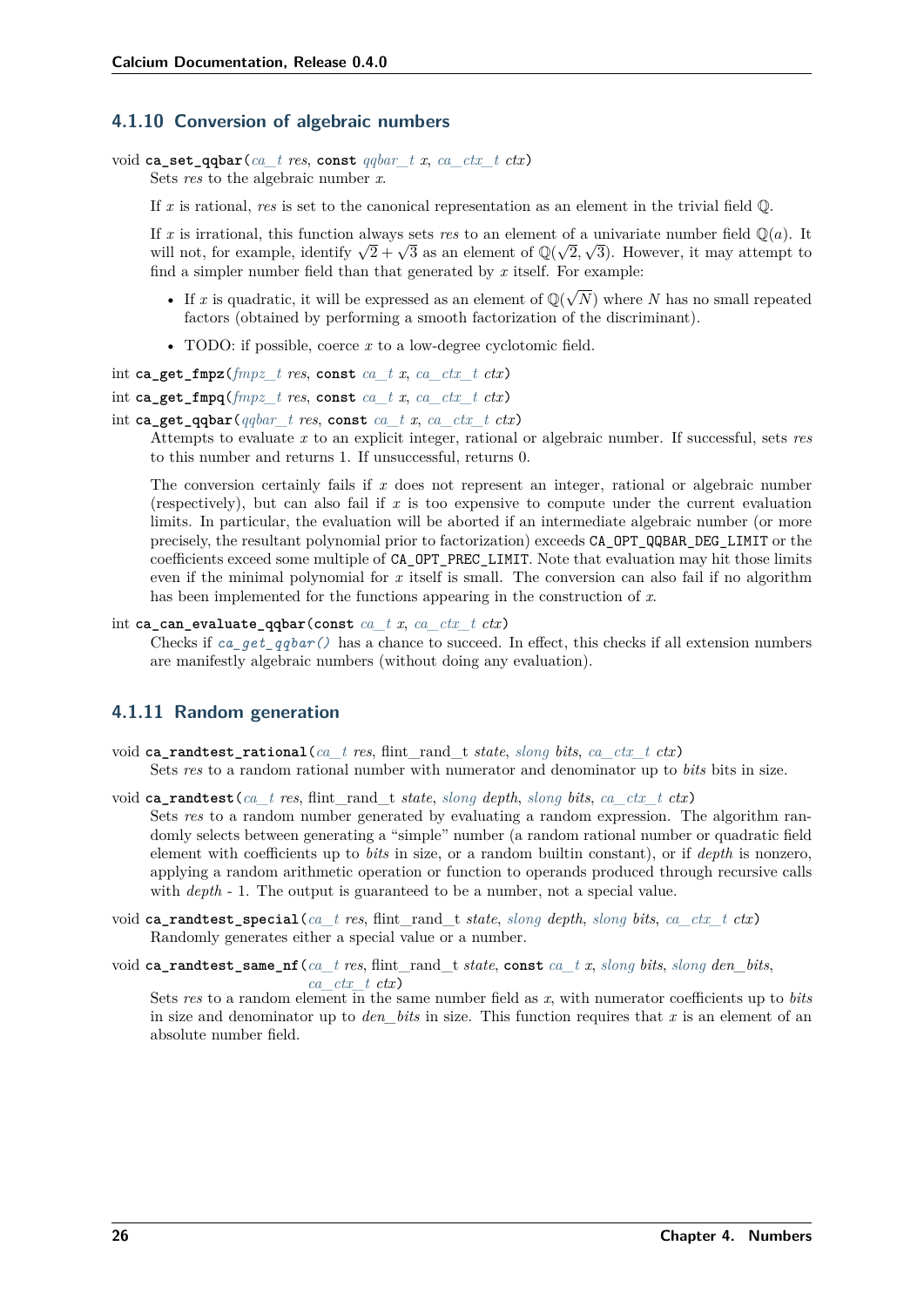### 4.1.10 Conversion of algebraic numbers

void **ca_set_qqbar**(*ca_t* *res*, **const** *qqbar_t* *x*, *ca_ctx_t* *ctx*)

Sets *res* to the algebraic number *x*.

If *x* is rational, *res* is set to the canonical representation as an element in the trivial field $\mathbb{Q}$.

If *x* is irrational, this function always sets *res* to an element of a univariate number field $\mathbb{Q}(a)$. It will not, for example, identify $\sqrt{2}+\sqrt{3}$ as an element of $\mathbb{Q}(\sqrt{2},\sqrt{3})$. However, it may attempt to find a simpler number field than that generated by *x* itself. For example:

- If *x* is quadratic, it will be expressed as an element of $\mathbb{Q}(\sqrt{N})$ where *N* has no small repeated factors (obtained by performing a smooth factorization of the discriminant).
- TODO: if possible, coerce *x* to a low-degree cyclotomic field.

int **ca_get_fmpz**(*fmpz_t* *res*, **const** *ca_t* *x*, *ca_ctx_t* *ctx*)

int **ca_get_fmpq**(*fmpz_t* *res*, **const** *ca_t* *x*, *ca_ctx_t* *ctx*)

int **ca_get_qqbar**(*qqbar_t* *res*, **const** *ca_t* *x*, *ca_ctx_t* *ctx*)

Attempts to evaluate *x* to an explicit integer, rational or algebraic number. If successful, sets *res* to this number and returns 1. If unsuccessful, returns 0.

The conversion certainly fails if *x* does not represent an integer, rational or algebraic number (respectively), but can also fail if *x* is too expensive to compute under the current evaluation limits. In particular, the evaluation will be aborted if an intermediate algebraic number (or more precisely, the resultant polynomial prior to factorization) exceeds `CA_OPT_QQBAR_DEG_LIMIT` or the coefficients exceed some multiple of `CA_OPT_PREC_LIMIT`. Note that evaluation may hit those limits even if the minimal polynomial for *x* itself is small. The conversion can also fail if no algorithm has been implemented for the functions appearing in the construction of *x*.

int **ca_can_evaluate_qqbar**(**const** *ca_t* *x*, *ca_ctx_t* *ctx*)

Checks if `ca_get_qqbar()` has a chance to succeed. In effect, this checks if all extension numbers are manifestly algebraic numbers (without doing any evaluation).

### 4.1.11 Random generation

void **ca_randtest_rational**(*ca_t* *res*, flint_rand_t *state*, *slong* *bits*, *ca_ctx_t* *ctx*)

Sets *res* to a random rational number with numerator and denominator up to *bits* bits in size.

void **ca_randtest**(*ca_t* *res*, flint_rand_t *state*, *slong* *depth*, *slong* *bits*, *ca_ctx_t* *ctx*)

Sets *res* to a random number generated by evaluating a random expression. The algorithm randomly selects between generating a "simple" number (a random rational number or quadratic field element with coefficients up to *bits* in size, or a random builtin constant), or if *depth* is nonzero, applying a random arithmetic operation or function to operands produced through recursive calls with *depth* - 1. The output is guaranteed to be a number, not a special value.

void **ca_randtest_special**(*ca_t* *res*, flint_rand_t *state*, *slong* *depth*, *slong* *bits*, *ca_ctx_t* *ctx*)

Randomly generates either a special value or a number.

void **ca_randtest_same_nf**(*ca_t* *res*, flint_rand_t *state*, **const** *ca_t* *x*, *slong* *bits*, *slong* *den_bits*, *ca_ctx_t* *ctx*)

Sets *res* to a random element in the same number field as *x*, with numerator coefficients up to *bits* in size and denominator up to *den_bits* in size. This function requires that *x* is an element of an absolute number field.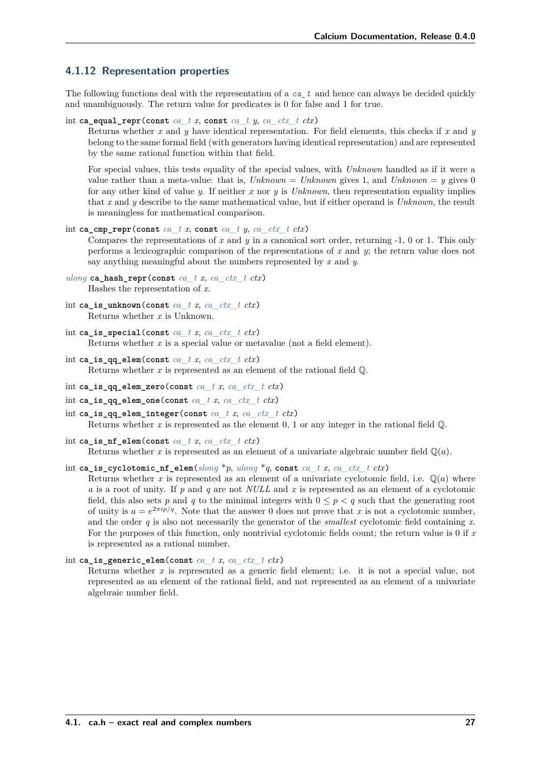### 4.1.12 Representation properties

The following functions deal with the representation of a `ca_t` and hence can always be decided quickly and unambiguously. The return value for predicates is 0 for false and 1 for true.

int **ca_equal_repr**(const *ca_t* *x*, const *ca_t* *y*, *ca_ctx_t* *ctx*)

Returns whether $x$ and $y$ have identical representation. For field elements, this checks if $x$ and $y$ belong to the same formal field (with generators having identical representation) and are represented by the same rational function within that field.

For special values, this tests equality of the special values, with *Unknown* handled as if it were a value rather than a meta-value: that is, $Unknown = Unknown$ gives 1, and $Unknown = y$ gives 0 for any other kind of value $y$. If neither $x$ nor $y$ is *Unknown*, then representation equality implies that $x$ and $y$ describe to the same mathematical value, but if either operand is *Unknown*, the result is meaningless for mathematical comparison.

int **ca_cmp_repr**(const *ca_t* *x*, const *ca_t* *y*, *ca_ctx_t* *ctx*)

Compares the representations of $x$ and $y$ in a canonical sort order, returning -1, 0 or 1. This only performs a lexicographic comparison of the representations of $x$ and $y$; the return value does not say anything meaningful about the numbers represented by $x$ and $y$.

*ulong* **ca_hash_repr**(const *ca_t* *x*, *ca_ctx_t* *ctx*)

Hashes the representation of $x$.

int **ca_is_unknown**(const *ca_t* *x*, *ca_ctx_t* *ctx*)

Returns whether $x$ is Unknown.

int **ca_is_special**(const *ca_t* *x*, *ca_ctx_t* *ctx*)

Returns whether $x$ is a special value or metavalue (not a field element).

int **ca_is_qq_elem**(const *ca_t* *x*, *ca_ctx_t* *ctx*)

Returns whether $x$ is represented as an element of the rational field $\mathbb{Q}$.

int **ca_is_qq_elem_zero**(const *ca_t* *x*, *ca_ctx_t* *ctx*)

int **ca_is_qq_elem_one**(const *ca_t* *x*, *ca_ctx_t* *ctx*)

int **ca_is_qq_elem_integer**(const *ca_t* *x*, *ca_ctx_t* *ctx*)

Returns whether $x$ is represented as the element 0, 1 or any integer in the rational field $\mathbb{Q}$.

int **ca_is_nf_elem**(const *ca_t* *x*, *ca_ctx_t* *ctx*)

Returns whether $x$ is represented as an element of a univariate algebraic number field $\mathbb{Q}(a)$.

int **ca_is_cyclotomic_nf_elem**(*slong* *\*p*, *ulong* *\*q*, const *ca_t* *x*, *ca_ctx_t* *ctx*)

Returns whether $x$ is represented as an element of a univariate cyclotomic field, i.e. $\mathbb{Q}(a)$ where $a$ is a root of unity. If $p$ and $q$ are not *NULL* and $x$ is represented as an element of a cyclotomic field, this also sets $p$ and $q$ to the minimal integers with $0 \leq p < q$ such that the generating root of unity is $a = e^{2\pi i p/q}$. Note that the answer 0 does not prove that $x$ is not a cyclotomic number, and the order $q$ is also not necessarily the generator of the *smallest* cyclotomic field containing $x$. For the purposes of this function, only nontrivial cyclotomic fields count; the return value is 0 if $x$ is represented as a rational number.

int **ca_is_generic_elem**(const *ca_t* *x*, *ca_ctx_t* *ctx*)

Returns whether $x$ is represented as a generic field element; i.e. it is not a special value, not represented as an element of the rational field, and not represented as an element of a univariate algebraic number field.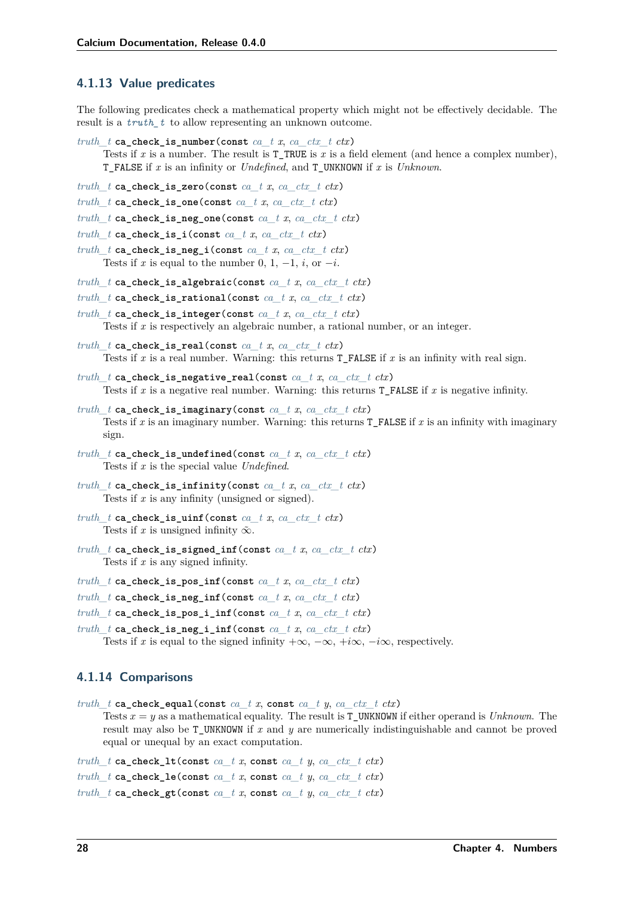### 4.1.13 Value predicates

The following predicates check a mathematical property which might not be effectively decidable. The result is a *truth_t* to allow representing an unknown outcome.

*truth_t* **ca_check_is_number(const** *ca_t x*, *ca_ctx_t ctx***)**

Tests if $x$ is a number. The result is T_TRUE is $x$ is a field element (and hence a complex number), T_FALSE if $x$ is an infinity or *Undefined*, and T_UNKNOWN if $x$ is *Unknown*.

*truth_t* **ca_check_is_zero(const** *ca_t x*, *ca_ctx_t ctx***)**

*truth_t* **ca_check_is_one(const** *ca_t x*, *ca_ctx_t ctx***)**

*truth_t* **ca_check_is_neg_one(const** *ca_t x*, *ca_ctx_t ctx***)**

*truth_t* **ca_check_is_i(const** *ca_t x*, *ca_ctx_t ctx***)**

*truth_t* **ca_check_is_neg_i(const** *ca_t x*, *ca_ctx_t ctx***)**

Tests if $x$ is equal to the number 0, 1, $-1$, $i$, or $-i$.

*truth_t* **ca_check_is_algebraic(const** *ca_t x*, *ca_ctx_t ctx***)**

*truth_t* **ca_check_is_rational(const** *ca_t x*, *ca_ctx_t ctx***)**

*truth_t* **ca_check_is_integer(const** *ca_t x*, *ca_ctx_t ctx***)**

Tests if $x$ is respectively an algebraic number, a rational number, or an integer.

*truth_t* **ca_check_is_real(const** *ca_t x*, *ca_ctx_t ctx***)**

Tests if $x$ is a real number. Warning: this returns T_FALSE if $x$ is an infinity with real sign.

*truth_t* **ca_check_is_negative_real(const** *ca_t x*, *ca_ctx_t ctx***)**

Tests if $x$ is a negative real number. Warning: this returns T_FALSE if $x$ is negative infinity.

*truth_t* **ca_check_is_imaginary(const** *ca_t x*, *ca_ctx_t ctx***)**

Tests if $x$ is an imaginary number. Warning: this returns T_FALSE if $x$ is an infinity with imaginary sign.

*truth_t* **ca_check_is_undefined(const** *ca_t x*, *ca_ctx_t ctx***)**

Tests if $x$ is the special value *Undefined*.

*truth_t* **ca_check_is_infinity(const** *ca_t x*, *ca_ctx_t ctx***)**

Tests if $x$ is any infinity (unsigned or signed).

*truth_t* **ca_check_is_uinf(const** *ca_t x*, *ca_ctx_t ctx***)**

Tests if $x$ is unsigned infinity $\tilde{\infty}$.

*truth_t* **ca_check_is_signed_inf(const** *ca_t x*, *ca_ctx_t ctx***)**

Tests if $x$ is any signed infinity.

*truth_t* **ca_check_is_pos_inf(const** *ca_t x*, *ca_ctx_t ctx***)**

*truth_t* **ca_check_is_neg_inf(const** *ca_t x*, *ca_ctx_t ctx***)**

*truth_t* **ca_check_is_pos_i_inf(const** *ca_t x*, *ca_ctx_t ctx***)**

*truth_t* **ca_check_is_neg_i_inf(const** *ca_t x*, *ca_ctx_t ctx***)**

Tests if $x$ is equal to the signed infinity $+\infty$, $-\infty$, $+i\infty$, $-i\infty$, respectively.

### 4.1.14 Comparisons

*truth_t* **ca_check_equal(const** *ca_t x*, **const** *ca_t y*, *ca_ctx_t ctx***)**

Tests $x = y$ as a mathematical equality. The result is T_UNKNOWN if either operand is *Unknown*. The result may also be T_UNKNOWN if $x$ and $y$ are numerically indistinguishable and cannot be proved equal or unequal by an exact computation.

*truth_t* **ca_check_lt(const** *ca_t x*, **const** *ca_t y*, *ca_ctx_t ctx***)**

*truth_t* **ca_check_le(const** *ca_t x*, **const** *ca_t y*, *ca_ctx_t ctx***)**

*truth_t* **ca_check_gt(const** *ca_t x*, **const** *ca_t y*, *ca_ctx_t ctx***)**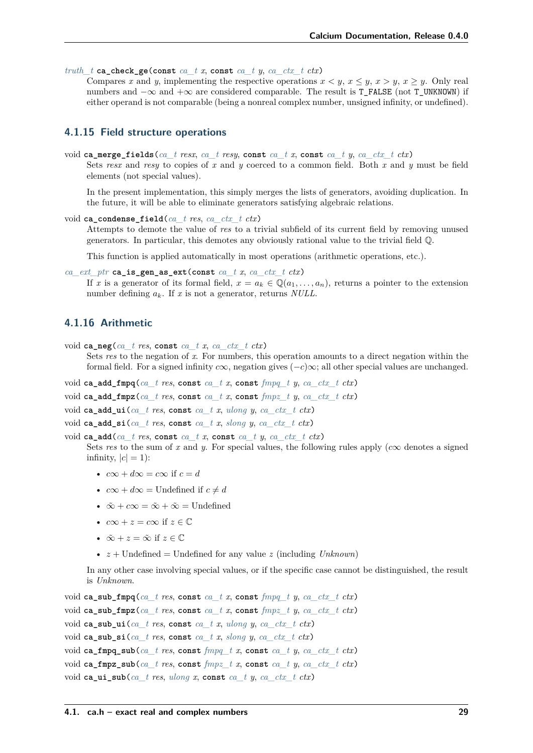*truth_t* **ca_check_ge**(const *ca_t x*, const *ca_t y*, *ca_ctx_t ctx*)

Compares $x$ and $y$, implementing the respective operations $x < y$, $x \leq y$, $x > y$, $x \geq y$. Only real numbers and $-\infty$ and $+\infty$ are considered comparable. The result is `T_FALSE` (not `T_UNKNOWN`) if either operand is not comparable (being a nonreal complex number, unsigned infinity, or undefined).

### 4.1.15 Field structure operations

void **ca_merge_fields**(*ca_t resx*, *ca_t resy*, const *ca_t x*, const *ca_t y*, *ca_ctx_t ctx*)

Sets *resx* and *resy* to copies of $x$ and $y$ coerced to a common field. Both $x$ and $y$ must be field elements (not special values).

In the present implementation, this simply merges the lists of generators, avoiding duplication. In the future, it will be able to eliminate generators satisfying algebraic relations.

void **ca_condense_field**(*ca_t res*, *ca_ctx_t ctx*)

Attempts to demote the value of *res* to a trivial subfield of its current field by removing unused generators. In particular, this demotes any obviously rational value to the trivial field $\mathbb{Q}$.

This function is applied automatically in most operations (arithmetic operations, etc.).

*ca_ext_ptr* **ca_is_gen_as_ext**(const *ca_t x*, *ca_ctx_t ctx*)

If $x$ is a generator of its formal field, $x = a_k \in \mathbb{Q}(a_1, \ldots, a_n)$, returns a pointer to the extension number defining $a_k$. If $x$ is not a generator, returns *NULL*.

### 4.1.16 Arithmetic

void **ca_neg**(*ca_t res*, const *ca_t x*, *ca_ctx_t ctx*)

Sets *res* to the negation of $x$. For numbers, this operation amounts to a direct negation within the formal field. For a signed infinity $c\infty$, negation gives $(-c)\infty$; all other special values are unchanged.

void **ca_add_fmpq**(*ca_t res*, const *ca_t x*, const *fmpq_t y*, *ca_ctx_t ctx*)

void **ca_add_fmpz**(*ca_t res*, const *ca_t x*, const *fmpz_t y*, *ca_ctx_t ctx*)

void **ca_add_ui**(*ca_t res*, const *ca_t x*, *ulong y*, *ca_ctx_t ctx*)

void **ca_add_si**(*ca_t res*, const *ca_t x*, *slong y*, *ca_ctx_t ctx*)

void **ca_add**(*ca_t res*, const *ca_t x*, const *ca_t y*, *ca_ctx_t ctx*)

Sets *res* to the sum of $x$ and $y$. For special values, the following rules apply ($c\infty$ denotes a signed infinity, $|c| = 1$):

- $c\infty + d\infty = c\infty$ if $c = d$
- $c\infty + d\infty = \text{Undefined}$ if $c \neq d$
- $\tilde{\infty} + c\infty = \tilde{\infty} + \tilde{\infty} = \text{Undefined}$
- $c\infty + z = c\infty$ if $z \in \mathbb{C}$
- $\tilde{\infty} + z = \tilde{\infty}$ if $z \in \mathbb{C}$
- $z + \text{Undefined} = \text{Undefined}$ for any value $z$ (including *Unknown*)

In any other case involving special values, or if the specific case cannot be distinguished, the result is *Unknown*.

void **ca_sub_fmpq**(*ca_t res*, const *ca_t x*, const *fmpq_t y*, *ca_ctx_t ctx*)

void **ca_sub_fmpz**(*ca_t res*, const *ca_t x*, const *fmpz_t y*, *ca_ctx_t ctx*)

void **ca_sub_ui**(*ca_t res*, const *ca_t x*, *ulong y*, *ca_ctx_t ctx*)

void **ca_sub_si**(*ca_t res*, const *ca_t x*, *slong y*, *ca_ctx_t ctx*)

void **ca_fmpq_sub**(*ca_t res*, const *fmpq_t x*, const *ca_t y*, *ca_ctx_t ctx*)

void **ca_fmpz_sub**(*ca_t res*, const *fmpz_t x*, const *ca_t y*, *ca_ctx_t ctx*)

void **ca_ui_sub**(*ca_t res*, *ulong x*, const *ca_t y*, *ca_ctx_t ctx*)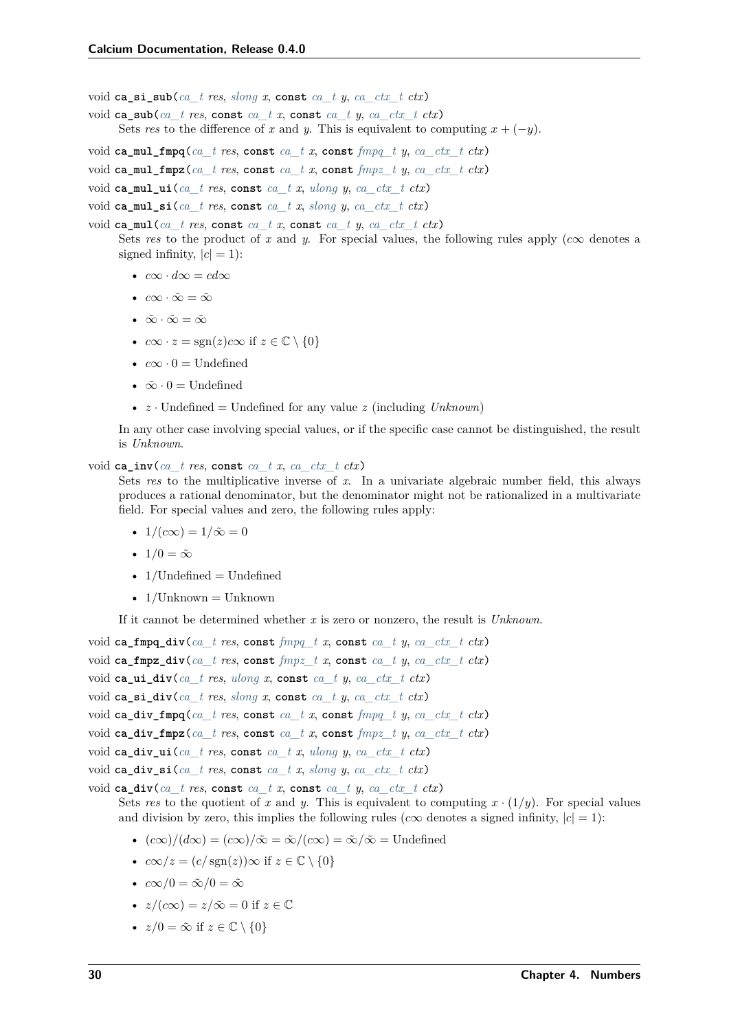void **ca_si_sub**(*ca_t* *res*, *slong* *x*, **const** *ca_t* *y*, *ca_ctx_t* *ctx*)

void **ca_sub**(*ca_t* *res*, **const** *ca_t* *x*, **const** *ca_t* *y*, *ca_ctx_t* *ctx*)

Sets *res* to the difference of $x$ and $y$. This is equivalent to computing $x + (-y)$.

void **ca_mul_fmpq**(*ca_t* *res*, **const** *ca_t* *x*, **const** *fmpq_t* *y*, *ca_ctx_t* *ctx*)

void **ca_mul_fmpz**(*ca_t* *res*, **const** *ca_t* *x*, **const** *fmpz_t* *y*, *ca_ctx_t* *ctx*)

void **ca_mul_ui**(*ca_t* *res*, **const** *ca_t* *x*, *ulong* *y*, *ca_ctx_t* *ctx*)

void **ca_mul_si**(*ca_t* *res*, **const** *ca_t* *x*, *slong* *y*, *ca_ctx_t* *ctx*)

void **ca_mul**(*ca_t* *res*, **const** *ca_t* *x*, **const** *ca_t* *y*, *ca_ctx_t* *ctx*)

Sets *res* to the product of $x$ and $y$. For special values, the following rules apply ($c\infty$ denotes a signed infinity, $|c| = 1$):

- $c\infty \cdot d\infty = cd\infty$
- $c\infty \cdot \tilde{\infty} = \tilde{\infty}$
- $\tilde{\infty} \cdot \tilde{\infty} = \tilde{\infty}$
- $c\infty \cdot z = \operatorname{sgn}(z) c\infty$ if $z \in \mathbb{C} \setminus \{0\}$
- $c\infty \cdot 0 = \text{Undefined}$
- $\tilde{\infty} \cdot 0 = \text{Undefined}$
- $z \cdot \text{Undefined} = \text{Undefined}$ for any value $z$ (including *Unknown*)

In any other case involving special values, or if the specific case cannot be distinguished, the result is *Unknown*.

void **ca_inv**(*ca_t* *res*, **const** *ca_t* *x*, *ca_ctx_t* *ctx*)

Sets *res* to the multiplicative inverse of $x$. In a univariate algebraic number field, this always produces a rational denominator, but the denominator might not be rationalized in a multivariate field. For special values and zero, the following rules apply:

- $1/(c\infty) = 1/\tilde{\infty} = 0$
- $1/0 = \tilde{\infty}$
- $1/\text{Undefined} = \text{Undefined}$
- $1/\text{Unknown} = \text{Unknown}$

If it cannot be determined whether $x$ is zero or nonzero, the result is *Unknown*.

void **ca_fmpq_div**(*ca_t* *res*, **const** *fmpq_t* *x*, **const** *ca_t* *y*, *ca_ctx_t* *ctx*)

void **ca_fmpz_div**(*ca_t* *res*, **const** *fmpz_t* *x*, **const** *ca_t* *y*, *ca_ctx_t* *ctx*)

void **ca_ui_div**(*ca_t* *res*, *ulong* *x*, **const** *ca_t* *y*, *ca_ctx_t* *ctx*)

void **ca_si_div**(*ca_t* *res*, *slong* *x*, **const** *ca_t* *y*, *ca_ctx_t* *ctx*)

void **ca_div_fmpq**(*ca_t* *res*, **const** *ca_t* *x*, **const** *fmpq_t* *y*, *ca_ctx_t* *ctx*)

void **ca_div_fmpz**(*ca_t* *res*, **const** *ca_t* *x*, **const** *fmpz_t* *y*, *ca_ctx_t* *ctx*)

void **ca_div_ui**(*ca_t* *res*, **const** *ca_t* *x*, *ulong* *y*, *ca_ctx_t* *ctx*)

void **ca_div_si**(*ca_t* *res*, **const** *ca_t* *x*, *slong* *y*, *ca_ctx_t* *ctx*)

void **ca_div**(*ca_t* *res*, **const** *ca_t* *x*, **const** *ca_t* *y*, *ca_ctx_t* *ctx*)

Sets *res* to the quotient of $x$ and $y$. This is equivalent to computing $x \cdot (1/y)$. For special values and division by zero, this implies the following rules ($c\infty$ denotes a signed infinity, $|c| = 1$):

- $(c\infty)/(d\infty) = (c\infty)/\tilde{\infty} = \tilde{\infty}/(c\infty) = \tilde{\infty}/\tilde{\infty} = \text{Undefined}$
- $c\infty/z = (c/\operatorname{sgn}(z))\infty$ if $z \in \mathbb{C} \setminus \{0\}$
- $c\infty/0 = \tilde{\infty}/0 = \tilde{\infty}$
- $z/(c\infty) = z/\tilde{\infty} = 0$ if $z \in \mathbb{C}$
- $z/0 = \tilde{\infty}$ if $z \in \mathbb{C} \setminus \{0\}$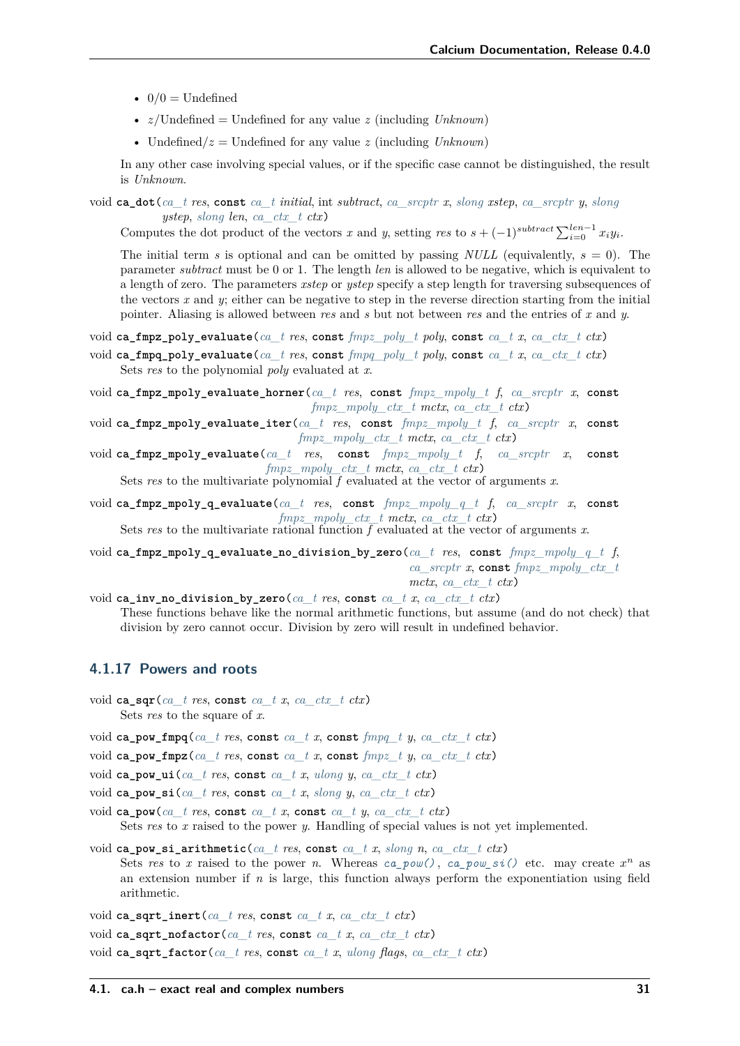- $0/0$ = Undefined
- $z$/Undefined = Undefined for any value $z$ (including *Unknown*)
- Undefined/$z$ = Undefined for any value $z$ (including *Unknown*)

In any other case involving special values, or if the specific case cannot be distinguished, the result is *Unknown*.

void **ca_dot**(*ca_t res*, const *ca_t initial*, int *subtract*, *ca_srcptr x*, *slong xstep*, *ca_srcptr y*, *slong ystep*, *slong len*, *ca_ctx_t ctx*)

Computes the dot product of the vectors $x$ and $y$, setting *res* to $s + (-1)^{subtract} \sum_{i=0}^{len-1} x_i y_i$.

The initial term $s$ is optional and can be omitted by passing *NULL* (equivalently, $s = 0$). The parameter *subtract* must be 0 or 1. The length *len* is allowed to be negative, which is equivalent to a length of zero. The parameters *xstep* or *ystep* specify a step length for traversing subsequences of the vectors $x$ and $y$; either can be negative to step in the reverse direction starting from the initial pointer. Aliasing is allowed between *res* and $s$ but not between *res* and the entries of $x$ and $y$.

void **ca_fmpz_poly_evaluate**(*ca_t res*, const *fmpz_poly_t poly*, const *ca_t x*, *ca_ctx_t ctx*)

void **ca_fmpq_poly_evaluate**(*ca_t res*, const *fmpq_poly_t poly*, const *ca_t x*, *ca_ctx_t ctx*)

Sets *res* to the polynomial *poly* evaluated at $x$.

void **ca_fmpz_mpoly_evaluate_horner**(*ca_t res*, const *fmpz_mpoly_t f*, *ca_srcptr x*, const *fmpz_mpoly_ctx_t mctx*, *ca_ctx_t ctx*)

void **ca_fmpz_mpoly_evaluate_iter**(*ca_t res*, const *fmpz_mpoly_t f*, *ca_srcptr x*, const *fmpz_mpoly_ctx_t mctx*, *ca_ctx_t ctx*)

void **ca_fmpz_mpoly_evaluate**(*ca_t res*, const *fmpz_mpoly_t f*, *ca_srcptr x*, const *fmpz_mpoly_ctx_t mctx*, *ca_ctx_t ctx*)

Sets *res* to the multivariate polynomial $f$ evaluated at the vector of arguments $x$.

void **ca_fmpz_mpoly_q_evaluate**(*ca_t res*, const *fmpz_mpoly_q_t f*, *ca_srcptr x*, const *fmpz_mpoly_ctx_t mctx*, *ca_ctx_t ctx*)

Sets *res* to the multivariate rational function $f$ evaluated at the vector of arguments $x$.

void **ca_fmpz_mpoly_q_evaluate_no_division_by_zero**(*ca_t res*, const *fmpz_mpoly_q_t f*, *ca_srcptr x*, const *fmpz_mpoly_ctx_t mctx*, *ca_ctx_t ctx*)

void **ca_inv_no_division_by_zero**(*ca_t res*, const *ca_t x*, *ca_ctx_t ctx*)

These functions behave like the normal arithmetic functions, but assume (and do not check) that division by zero cannot occur. Division by zero will result in undefined behavior.

### 4.1.17 Powers and roots

void **ca_sqr**(*ca_t res*, const *ca_t x*, *ca_ctx_t ctx*)

Sets *res* to the square of $x$.

void **ca_pow_fmpq**(*ca_t res*, const *ca_t x*, const *fmpq_t y*, *ca_ctx_t ctx*)

void **ca_pow_fmpz**(*ca_t res*, const *ca_t x*, const *fmpz_t y*, *ca_ctx_t ctx*)

void **ca_pow_ui**(*ca_t res*, const *ca_t x*, *ulong y*, *ca_ctx_t ctx*)

void **ca_pow_si**(*ca_t res*, const *ca_t x*, *slong y*, *ca_ctx_t ctx*)

void **ca_pow**(*ca_t res*, const *ca_t x*, const *ca_t y*, *ca_ctx_t ctx*)

Sets *res* to $x$ raised to the power $y$. Handling of special values is not yet implemented.

void **ca_pow_si_arithmetic**(*ca_t res*, const *ca_t x*, *slong n*, *ca_ctx_t ctx*)

Sets *res* to $x$ raised to the power $n$. Whereas `ca_pow()`, `ca_pow_si()` etc. may create $x^n$ as an extension number if $n$ is large, this function always perform the exponentiation using field arithmetic.

void **ca_sqrt_inert**(*ca_t res*, const *ca_t x*, *ca_ctx_t ctx*)

void **ca_sqrt_nofactor**(*ca_t res*, const *ca_t x*, *ca_ctx_t ctx*)

void **ca_sqrt_factor**(*ca_t res*, const *ca_t x*, *ulong flags*, *ca_ctx_t ctx*)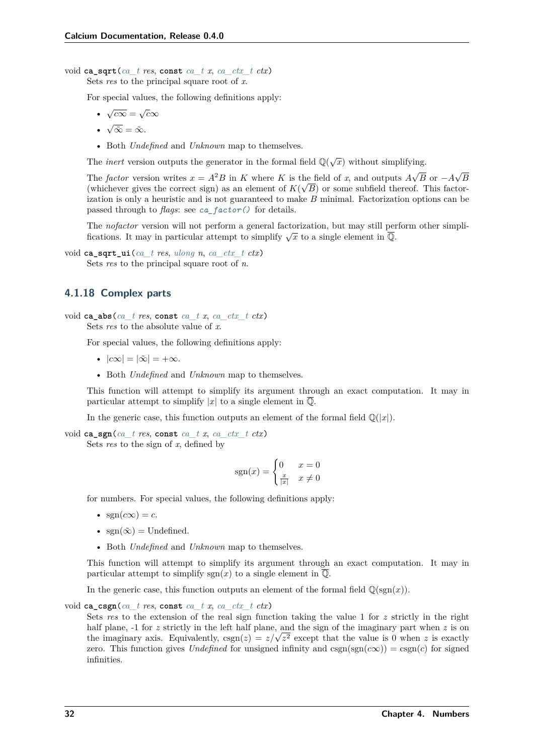void **ca_sqrt**(*ca_t res*, **const** *ca_t x*, *ca_ctx_t ctx*)

Sets *res* to the principal square root of $x$.

For special values, the following definitions apply:

- $\sqrt{c\infty} = \sqrt{c}\infty$
- $\sqrt{\tilde{\infty}} = \tilde{\infty}$.
- Both *Undefined* and *Unknown* map to themselves.

The *inert* version outputs the generator in the formal field $\mathbb{Q}(\sqrt{x})$ without simplifying.

The *factor* version writes $x = A^2 B$ in $K$ where $K$ is the field of $x$, and outputs $A\sqrt{B}$ or $-A\sqrt{B}$ (whichever gives the correct sign) as an element of $K(\sqrt{B})$ or some subfield thereof. This factorization is only a heuristic and is not guaranteed to make $B$ minimal. Factorization options can be passed through to *flags*: see `ca_factor()` for details.

The *nofactor* version will not perform a general factorization, but may still perform other simplifications. It may in particular attempt to simplify $\sqrt{x}$ to a single element in $\overline{\mathbb{Q}}$.

void **ca_sqrt_ui**(*ca_t res*, *ulong n*, *ca_ctx_t ctx*)

Sets *res* to the principal square root of $n$.

### 4.1.18 Complex parts

void **ca_abs**(*ca_t res*, **const** *ca_t x*, *ca_ctx_t ctx*)

Sets *res* to the absolute value of $x$.

For special values, the following definitions apply:

- $|c\infty| = |\tilde{\infty}| = +\infty$.
- Both *Undefined* and *Unknown* map to themselves.

This function will attempt to simplify its argument through an exact computation. It may in particular attempt to simplify $|x|$ to a single element in $\overline{\mathbb{Q}}$.

In the generic case, this function outputs an element of the formal field $\mathbb{Q}(|x|)$.

void **ca_sgn**(*ca_t res*, **const** *ca_t x*, *ca_ctx_t ctx*)

Sets *res* to the sign of $x$, defined by

$$\operatorname{sgn}(x) = \begin{cases} 0 & x = 0 \\ \frac{x}{|x|} & x \neq 0 \end{cases}$$

for numbers. For special values, the following definitions apply:

- $\operatorname{sgn}(c\infty) = c$.
- $\operatorname{sgn}(\tilde{\infty}) = \text{Undefined}$.
- Both *Undefined* and *Unknown* map to themselves.

This function will attempt to simplify its argument through an exact computation. It may in particular attempt to simplify $\operatorname{sgn}(x)$ to a single element in $\overline{\mathbb{Q}}$.

In the generic case, this function outputs an element of the formal field $\mathbb{Q}(\operatorname{sgn}(x))$.

void **ca_csgn**(*ca_t res*, **const** *ca_t x*, *ca_ctx_t ctx*)

Sets *res* to the extension of the real sign function taking the value 1 for $z$ strictly in the right half plane, -1 for $z$ strictly in the left half plane, and the sign of the imaginary part when $z$ is on the imaginary axis. Equivalently, $\operatorname{csgn}(z) = z/\sqrt{z^2}$ except that the value is 0 when $z$ is exactly zero. This function gives *Undefined* for unsigned infinity and $\operatorname{csgn}(\operatorname{sgn}(c\infty)) = \operatorname{csgn}(c)$ for signed infinities.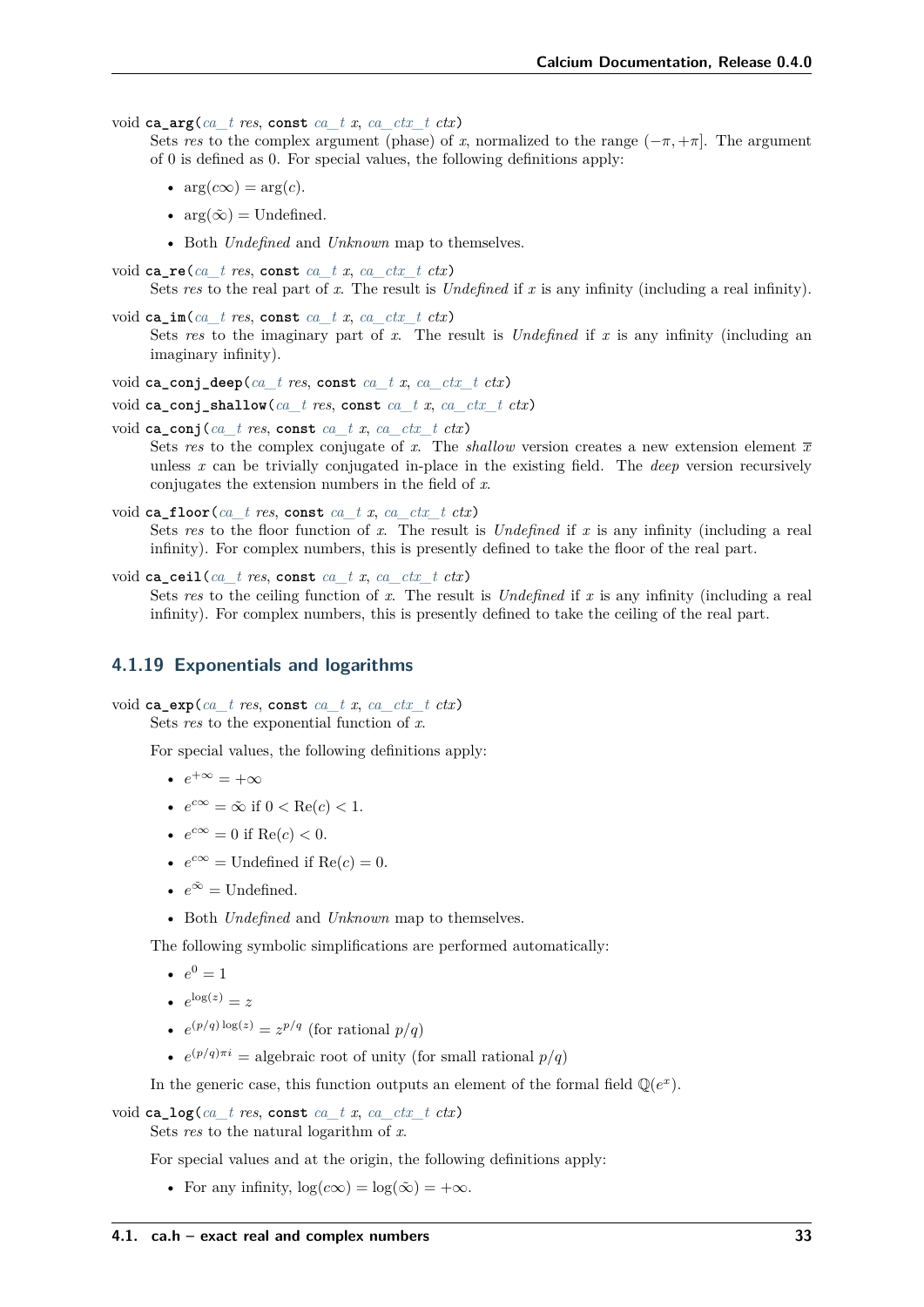void **ca_arg**(*ca_t res*, **const** *ca_t x*, *ca_ctx_t ctx*)

Sets *res* to the complex argument (phase) of *x*, normalized to the range $(-\pi, +\pi]$. The argument of 0 is defined as 0. For special values, the following definitions apply:

- $\arg(c\infty) = \arg(c)$.
- $\arg(\tilde{\infty}) = \text{Undefined}$.
- Both *Undefined* and *Unknown* map to themselves.

void **ca_re**(*ca_t res*, **const** *ca_t x*, *ca_ctx_t ctx*)

Sets *res* to the real part of *x*. The result is *Undefined* if *x* is any infinity (including a real infinity).

void **ca_im**(*ca_t res*, **const** *ca_t x*, *ca_ctx_t ctx*)

Sets *res* to the imaginary part of *x*. The result is *Undefined* if *x* is any infinity (including an imaginary infinity).

void **ca_conj_deep**(*ca_t res*, **const** *ca_t x*, *ca_ctx_t ctx*)

void **ca_conj_shallow**(*ca_t res*, **const** *ca_t x*, *ca_ctx_t ctx*)

void **ca_conj**(*ca_t res*, **const** *ca_t x*, *ca_ctx_t ctx*)

Sets *res* to the complex conjugate of *x*. The *shallow* version creates a new extension element $\overline{x}$ unless *x* can be trivially conjugated in-place in the existing field. The *deep* version recursively conjugates the extension numbers in the field of *x*.

void **ca_floor**(*ca_t res*, **const** *ca_t x*, *ca_ctx_t ctx*)

Sets *res* to the floor function of *x*. The result is *Undefined* if *x* is any infinity (including a real infinity). For complex numbers, this is presently defined to take the floor of the real part.

void **ca_ceil**(*ca_t res*, **const** *ca_t x*, *ca_ctx_t ctx*)

Sets *res* to the ceiling function of *x*. The result is *Undefined* if *x* is any infinity (including a real infinity). For complex numbers, this is presently defined to take the ceiling of the real part.

### 4.1.19 Exponentials and logarithms

void **ca_exp**(*ca_t res*, **const** *ca_t x*, *ca_ctx_t ctx*)

Sets *res* to the exponential function of *x*.

For special values, the following definitions apply:

- $e^{+\infty} = +\infty$
- $e^{c\infty} = \tilde{\infty}$ if $0 < \text{Re}(c) < 1$.
- $e^{c\infty} = 0$ if $\text{Re}(c) < 0$.
- $e^{c\infty} = \text{Undefined}$ if $\text{Re}(c) = 0$.
- $e^{\tilde{\infty}} = \text{Undefined}$.
- Both *Undefined* and *Unknown* map to themselves.

The following symbolic simplifications are performed automatically:

- $e^0 = 1$
- $e^{\log(z)} = z$
- $e^{(p/q)\log(z)} = z^{p/q}$ (for rational $p/q$)
- $e^{(p/q)\pi i}$ = algebraic root of unity (for small rational $p/q$)

In the generic case, this function outputs an element of the formal field $\mathbb{Q}(e^x)$.

void **ca_log**(*ca_t res*, **const** *ca_t x*, *ca_ctx_t ctx*)

Sets *res* to the natural logarithm of *x*.

For special values and at the origin, the following definitions apply:

- For any infinity, $\log(c\infty) = \log(\tilde{\infty}) = +\infty$.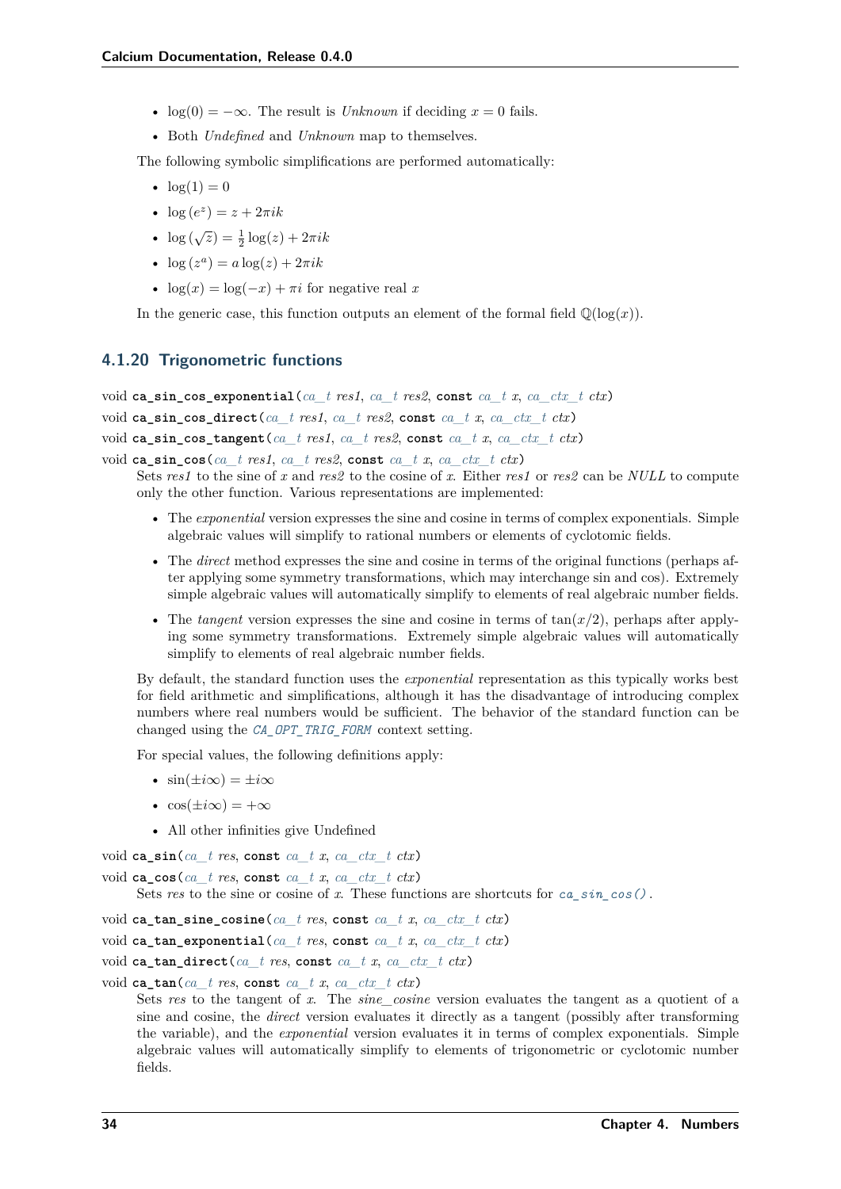- $\log(0) = -\infty$. The result is *Unknown* if deciding $x = 0$ fails.
- Both *Undefined* and *Unknown* map to themselves.

The following symbolic simplifications are performed automatically:

- $\log(1) = 0$
- $\log(e^z) = z + 2\pi ik$
- $\log(\sqrt{z}) = \frac{1}{2}\log(z) + 2\pi ik$
- $\log(z^a) = a\log(z) + 2\pi ik$
- $\log(x) = \log(-x) + \pi i$ for negative real $x$

In the generic case, this function outputs an element of the formal field $\mathbb{Q}(\log(x))$.

### 4.1.20 Trigonometric functions

void **ca_sin_cos_exponential**(*ca_t res1*, *ca_t res2*, **const** *ca_t x*, *ca_ctx_t ctx*)

void **ca_sin_cos_direct**(*ca_t res1*, *ca_t res2*, **const** *ca_t x*, *ca_ctx_t ctx*)

void **ca_sin_cos_tangent**(*ca_t res1*, *ca_t res2*, **const** *ca_t x*, *ca_ctx_t ctx*)

void **ca_sin_cos**(*ca_t res1*, *ca_t res2*, **const** *ca_t x*, *ca_ctx_t ctx*)

Sets *res1* to the sine of *x* and *res2* to the cosine of *x*. Either *res1* or *res2* can be *NULL* to compute only the other function. Various representations are implemented:

- The *exponential* version expresses the sine and cosine in terms of complex exponentials. Simple algebraic values will simplify to rational numbers or elements of cyclotomic fields.
- The *direct* method expresses the sine and cosine in terms of the original functions (perhaps after applying some symmetry transformations, which may interchange sin and cos). Extremely simple algebraic values will automatically simplify to elements of real algebraic number fields.
- The *tangent* version expresses the sine and cosine in terms of $\tan(x/2)$, perhaps after applying some symmetry transformations. Extremely simple algebraic values will automatically simplify to elements of real algebraic number fields.

By default, the standard function uses the *exponential* representation as this typically works best for field arithmetic and simplifications, although it has the disadvantage of introducing complex numbers where real numbers would be sufficient. The behavior of the standard function can be changed using the *CA_OPT_TRIG_FORM* context setting.

For special values, the following definitions apply:

- $\sin(\pm i\infty) = \pm i\infty$
- $\cos(\pm i\infty) = +\infty$
- All other infinities give Undefined

void **ca_sin**(*ca_t res*, **const** *ca_t x*, *ca_ctx_t ctx*)

void **ca_cos**(*ca_t res*, **const** *ca_t x*, *ca_ctx_t ctx*)

Sets *res* to the sine or cosine of *x*. These functions are shortcuts for *ca_sin_cos()*.

void **ca_tan_sine_cosine**(*ca_t res*, **const** *ca_t x*, *ca_ctx_t ctx*)

void **ca_tan_exponential**(*ca_t res*, **const** *ca_t x*, *ca_ctx_t ctx*)

void **ca_tan_direct**(*ca_t res*, **const** *ca_t x*, *ca_ctx_t ctx*)

void **ca_tan**(*ca_t res*, **const** *ca_t x*, *ca_ctx_t ctx*)

Sets *res* to the tangent of *x*. The *sine_cosine* version evaluates the tangent as a quotient of a sine and cosine, the *direct* version evaluates it directly as a tangent (possibly after transforming the variable), and the *exponential* version evaluates it in terms of complex exponentials. Simple algebraic values will automatically simplify to elements of trigonometric or cyclotomic number fields.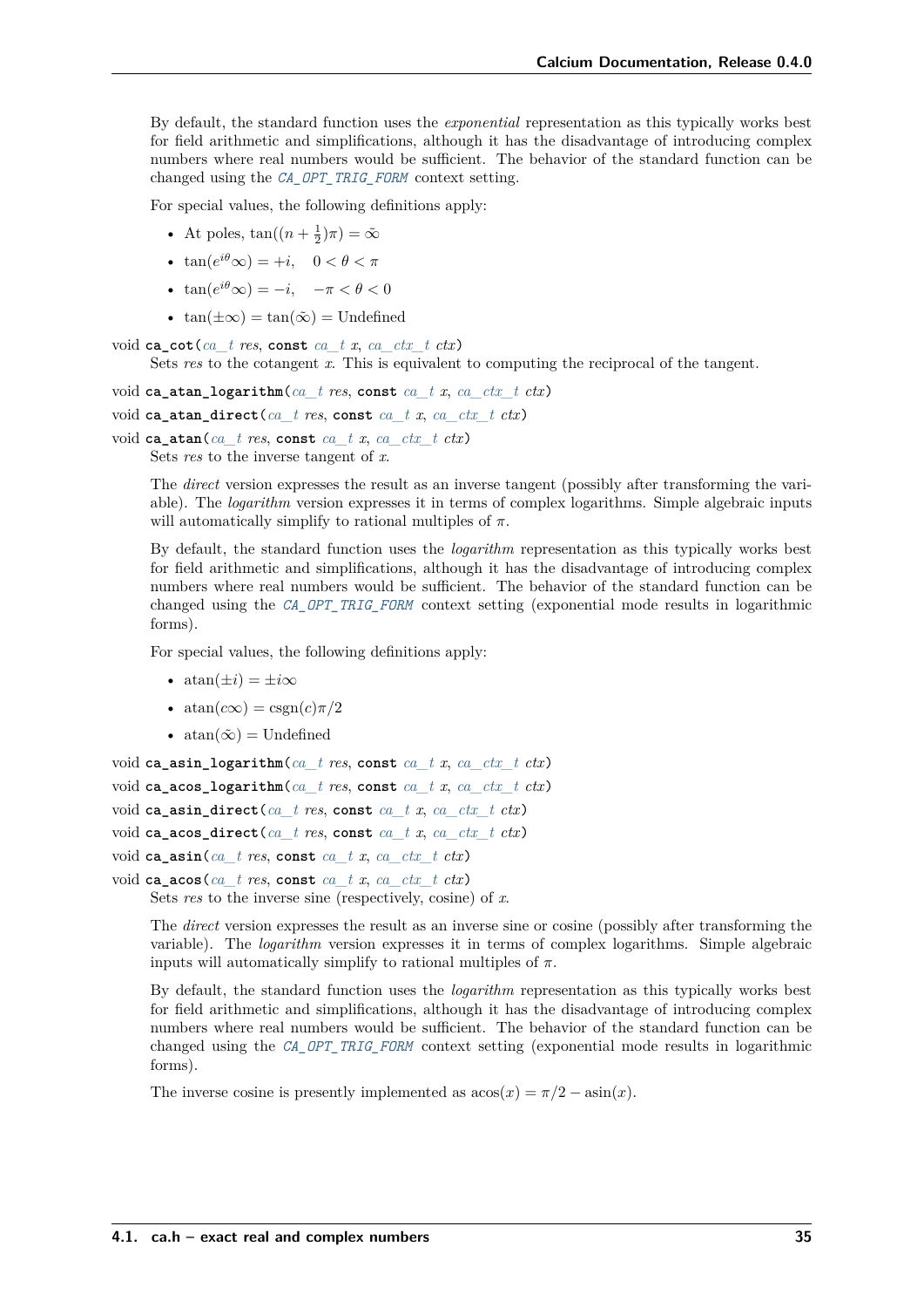By default, the standard function uses the *exponential* representation as this typically works best for field arithmetic and simplifications, although it has the disadvantage of introducing complex numbers where real numbers would be sufficient. The behavior of the standard function can be changed using the *CA_OPT_TRIG_FORM* context setting.

For special values, the following definitions apply:

- At poles, $\tan((n+\frac{1}{2})\pi) = \tilde{\infty}$
- $\tan(e^{i\theta}\infty) = +i, \quad 0 < \theta < \pi$
- $\tan(e^{i\theta}\infty) = -i, \quad -\pi < \theta < 0$
- $\tan(\pm\infty) = \tan(\tilde{\infty}) = \text{Undefined}$

void **ca_cot**(*ca_t res*, **const** *ca_t x*, *ca_ctx_t ctx*)

Sets *res* to the cotangent *x*. This is equivalent to computing the reciprocal of the tangent.

void **ca_atan_logarithm**(*ca_t res*, **const** *ca_t x*, *ca_ctx_t ctx*)

void **ca_atan_direct**(*ca_t res*, **const** *ca_t x*, *ca_ctx_t ctx*)

void **ca_atan**(*ca_t res*, **const** *ca_t x*, *ca_ctx_t ctx*)

Sets *res* to the inverse tangent of *x*.

The *direct* version expresses the result as an inverse tangent (possibly after transforming the variable). The *logarithm* version expresses it in terms of complex logarithms. Simple algebraic inputs will automatically simplify to rational multiples of $\pi$.

By default, the standard function uses the *logarithm* representation as this typically works best for field arithmetic and simplifications, although it has the disadvantage of introducing complex numbers where real numbers would be sufficient. The behavior of the standard function can be changed using the *CA_OPT_TRIG_FORM* context setting (exponential mode results in logarithmic forms).

For special values, the following definitions apply:

- $\text{atan}(\pm i) = \pm i\infty$
- $\text{atan}(c\infty) = \text{csgn}(c)\pi/2$
- $\text{atan}(\tilde{\infty}) = \text{Undefined}$

void **ca_asin_logarithm**(*ca_t res*, **const** *ca_t x*, *ca_ctx_t ctx*)

void **ca_acos_logarithm**(*ca_t res*, **const** *ca_t x*, *ca_ctx_t ctx*)

void **ca_asin_direct**(*ca_t res*, **const** *ca_t x*, *ca_ctx_t ctx*)

void **ca_acos_direct**(*ca_t res*, **const** *ca_t x*, *ca_ctx_t ctx*)

void **ca_asin**(*ca_t res*, **const** *ca_t x*, *ca_ctx_t ctx*)

void **ca_acos**(*ca_t res*, **const** *ca_t x*, *ca_ctx_t ctx*)

Sets *res* to the inverse sine (respectively, cosine) of *x*.

The *direct* version expresses the result as an inverse sine or cosine (possibly after transforming the variable). The *logarithm* version expresses it in terms of complex logarithms. Simple algebraic inputs will automatically simplify to rational multiples of $\pi$.

By default, the standard function uses the *logarithm* representation as this typically works best for field arithmetic and simplifications, although it has the disadvantage of introducing complex numbers where real numbers would be sufficient. The behavior of the standard function can be changed using the *CA_OPT_TRIG_FORM* context setting (exponential mode results in logarithmic forms).

The inverse cosine is presently implemented as $\text{acos}(x) = \pi/2 - \text{asin}(x)$.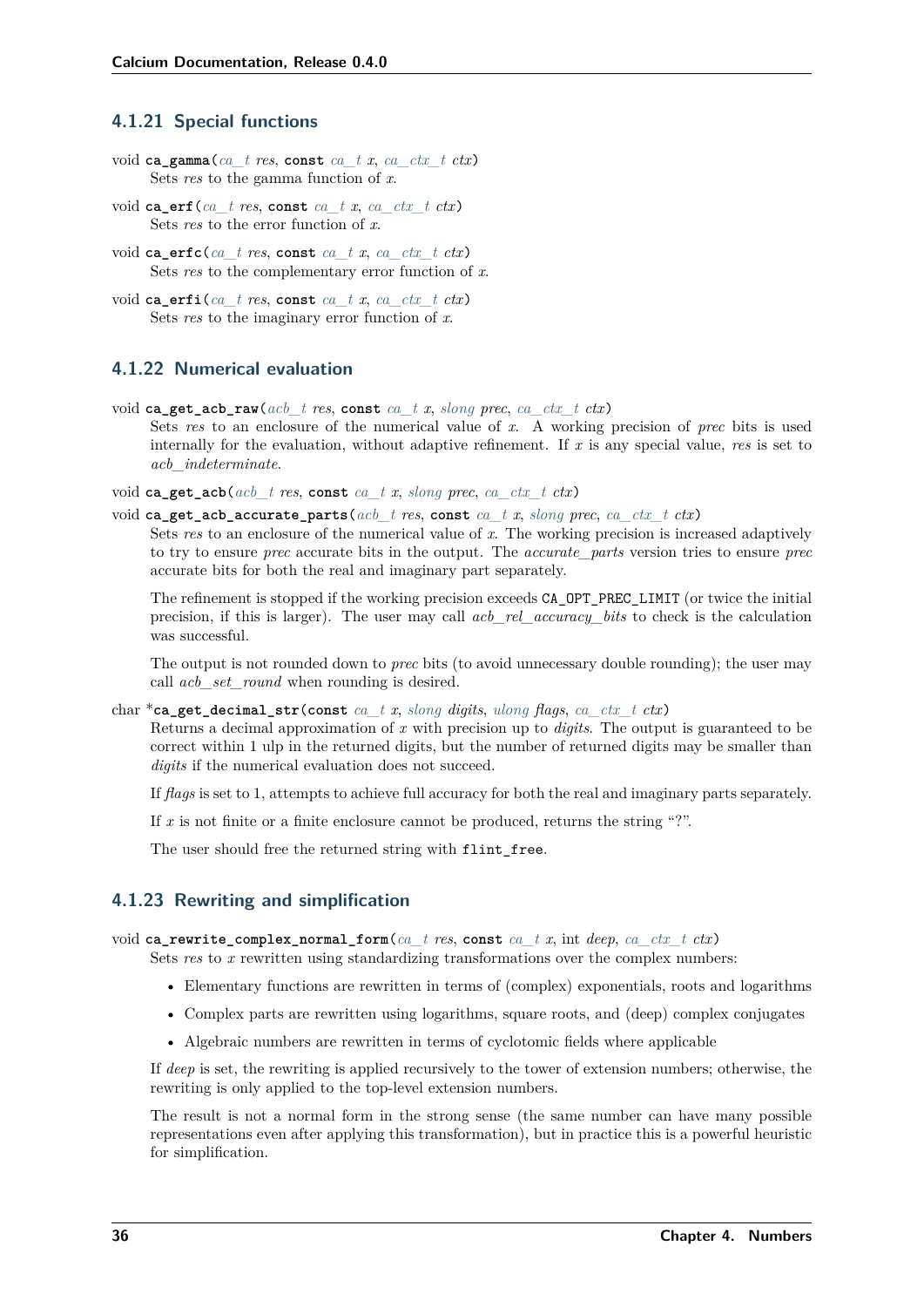### 4.1.21 Special functions

void **ca_gamma**(*ca_t res*, const *ca_t x*, *ca_ctx_t ctx*)
    Sets *res* to the gamma function of *x*.

void **ca_erf**(*ca_t res*, const *ca_t x*, *ca_ctx_t ctx*)
    Sets *res* to the error function of *x*.

void **ca_erfc**(*ca_t res*, const *ca_t x*, *ca_ctx_t ctx*)
    Sets *res* to the complementary error function of *x*.

void **ca_erfi**(*ca_t res*, const *ca_t x*, *ca_ctx_t ctx*)
    Sets *res* to the imaginary error function of *x*.

### 4.1.22 Numerical evaluation

void **ca_get_acb_raw**(*acb_t res*, const *ca_t x*, *slong prec*, *ca_ctx_t ctx*)
    Sets *res* to an enclosure of the numerical value of *x*. A working precision of *prec* bits is used internally for the evaluation, without adaptive refinement. If *x* is any special value, *res* is set to *acb_indeterminate*.

void **ca_get_acb**(*acb_t res*, const *ca_t x*, *slong prec*, *ca_ctx_t ctx*)

void **ca_get_acb_accurate_parts**(*acb_t res*, const *ca_t x*, *slong prec*, *ca_ctx_t ctx*)
    Sets *res* to an enclosure of the numerical value of *x*. The working precision is increased adaptively to try to ensure *prec* accurate bits in the output. The *accurate_parts* version tries to ensure *prec* accurate bits for both the real and imaginary part separately.

    The refinement is stopped if the working precision exceeds `CA_OPT_PREC_LIMIT` (or twice the initial precision, if this is larger). The user may call *acb_rel_accuracy_bits* to check is the calculation was successful.

    The output is not rounded down to *prec* bits (to avoid unnecessary double rounding); the user may call *acb_set_round* when rounding is desired.

char ***ca_get_decimal_str**(const *ca_t x*, *slong digits*, *ulong flags*, *ca_ctx_t ctx*)
    Returns a decimal approximation of *x* with precision up to *digits*. The output is guaranteed to be correct within 1 ulp in the returned digits, but the number of returned digits may be smaller than *digits* if the numerical evaluation does not succeed.

    If *flags* is set to 1, attempts to achieve full accuracy for both the real and imaginary parts separately.

    If *x* is not finite or a finite enclosure cannot be produced, returns the string "?".

    The user should free the returned string with `flint_free`.

### 4.1.23 Rewriting and simplification

void **ca_rewrite_complex_normal_form**(*ca_t res*, const *ca_t x*, int *deep*, *ca_ctx_t ctx*)
    Sets *res* to *x* rewritten using standardizing transformations over the complex numbers:

- Elementary functions are rewritten in terms of (complex) exponentials, roots and logarithms
- Complex parts are rewritten using logarithms, square roots, and (deep) complex conjugates
- Algebraic numbers are rewritten in terms of cyclotomic fields where applicable

    If *deep* is set, the rewriting is applied recursively to the tower of extension numbers; otherwise, the rewriting is only applied to the top-level extension numbers.

    The result is not a normal form in the strong sense (the same number can have many possible representations even after applying this transformation), but in practice this is a powerful heuristic for simplification.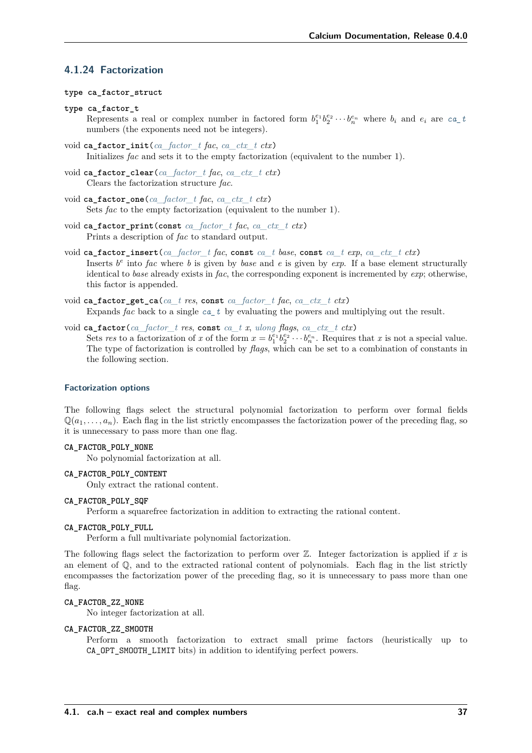### 4.1.24 Factorization

**type ca_factor_struct**

**type ca_factor_t**

Represents a real or complex number in factored form $b_1^{e_1} b_2^{e_2} \cdots b_n^{e_n}$ where $b_i$ and $e_i$ are `ca_t` numbers (the exponents need not be integers).

void **ca_factor_init**(*ca_factor_t fac*, *ca_ctx_t ctx*)

Initializes *fac* and sets it to the empty factorization (equivalent to the number 1).

void **ca_factor_clear**(*ca_factor_t fac*, *ca_ctx_t ctx*)

Clears the factorization structure *fac*.

void **ca_factor_one**(*ca_factor_t fac*, *ca_ctx_t ctx*)

Sets *fac* to the empty factorization (equivalent to the number 1).

void **ca_factor_print**(**const** *ca_factor_t fac*, *ca_ctx_t ctx*)

Prints a description of *fac* to standard output.

void **ca_factor_insert**(*ca_factor_t fac*, **const** *ca_t base*, **const** *ca_t exp*, *ca_ctx_t ctx*)

Inserts $b^e$ into *fac* where $b$ is given by *base* and $e$ is given by *exp*. If a base element structurally identical to *base* already exists in *fac*, the corresponding exponent is incremented by *exp*; otherwise, this factor is appended.

void **ca_factor_get_ca**(*ca_t res*, **const** *ca_factor_t fac*, *ca_ctx_t ctx*)

Expands *fac* back to a single `ca_t` by evaluating the powers and multiplying out the result.

void **ca_factor**(*ca_factor_t res*, **const** *ca_t x*, *ulong flags*, *ca_ctx_t ctx*)

Sets *res* to a factorization of $x$ of the form $x = b_1^{e_1} b_2^{e_2} \cdots b_n^{e_n}$. Requires that $x$ is not a special value. The type of factorization is controlled by *flags*, which can be set to a combination of constants in the following section.

#### Factorization options

The following flags select the structural polynomial factorization to perform over formal fields $\mathbb{Q}(a_1, \ldots, a_n)$. Each flag in the list strictly encompasses the factorization power of the preceding flag, so it is unnecessary to pass more than one flag.

**CA_FACTOR_POLY_NONE**

No polynomial factorization at all.

**CA_FACTOR_POLY_CONTENT**

Only extract the rational content.

**CA_FACTOR_POLY_SQF**

Perform a squarefree factorization in addition to extracting the rational content.

**CA_FACTOR_POLY_FULL**

Perform a full multivariate polynomial factorization.

The following flags select the factorization to perform over $\mathbb{Z}$. Integer factorization is applied if $x$ is an element of $\mathbb{Q}$, and to the extracted rational content of polynomials. Each flag in the list strictly encompasses the factorization power of the preceding flag, so it is unnecessary to pass more than one flag.

**CA_FACTOR_ZZ_NONE**

No integer factorization at all.

**CA_FACTOR_ZZ_SMOOTH**

Perform a smooth factorization to extract small prime factors (heuristically up to `CA_OPT_SMOOTH_LIMIT` bits) in addition to identifying perfect powers.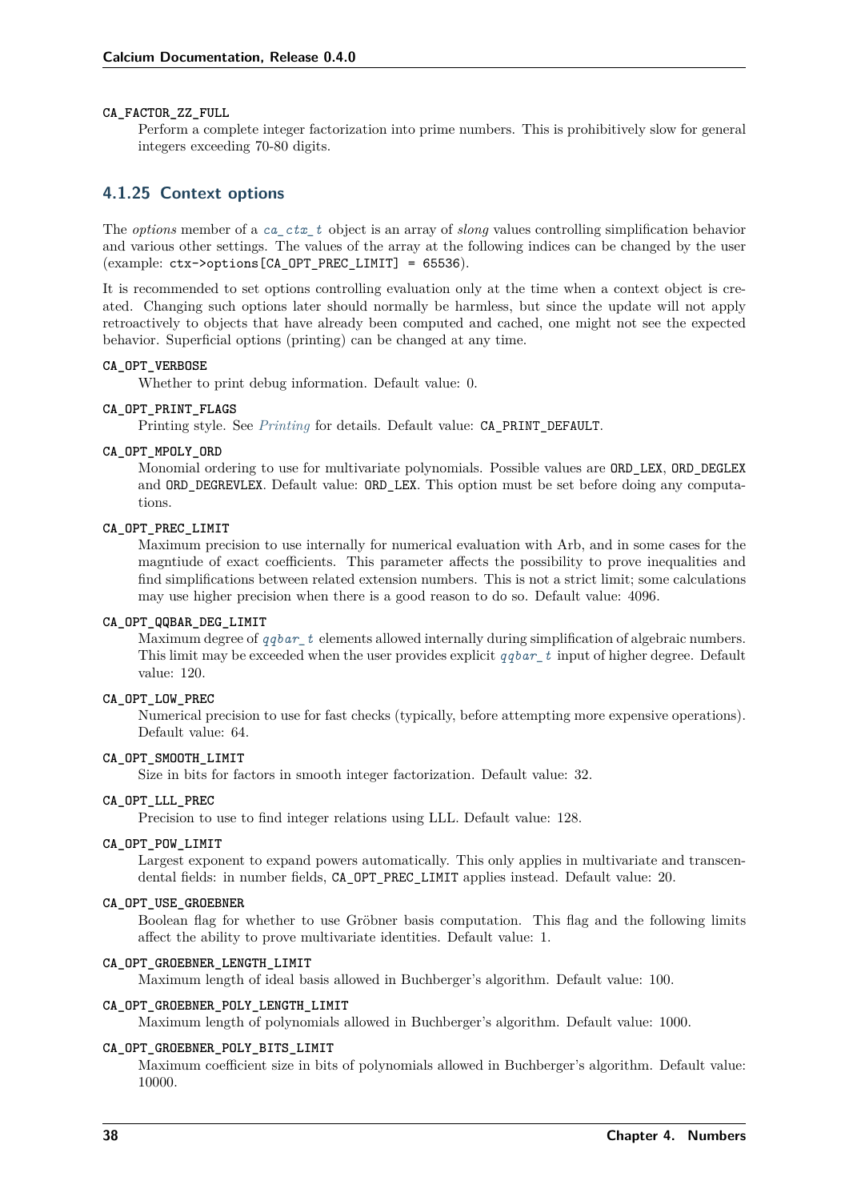**CA_FACTOR_ZZ_FULL**

Perform a complete integer factorization into prime numbers. This is prohibitively slow for general integers exceeding 70-80 digits.

### 4.1.25 Context options

The *options* member of a *ca_ctx_t* object is an array of *slong* values controlling simplification behavior and various other settings. The values of the array at the following indices can be changed by the user (example: `ctx->options[CA_OPT_PREC_LIMIT] = 65536`).

It is recommended to set options controlling evaluation only at the time when a context object is created. Changing such options later should normally be harmless, but since the update will not apply retroactively to objects that have already been computed and cached, one might not see the expected behavior. Superficial options (printing) can be changed at any time.

**CA_OPT_VERBOSE**

Whether to print debug information. Default value: 0.

**CA_OPT_PRINT_FLAGS**

Printing style. See *Printing* for details. Default value: `CA_PRINT_DEFAULT`.

**CA_OPT_MPOLY_ORD**

Monomial ordering to use for multivariate polynomials. Possible values are `ORD_LEX`, `ORD_DEGLEX` and `ORD_DEGREVLEX`. Default value: `ORD_LEX`. This option must be set before doing any computations.

**CA_OPT_PREC_LIMIT**

Maximum precision to use internally for numerical evaluation with Arb, and in some cases for the magntiude of exact coefficients. This parameter affects the possibility to prove inequalities and find simplifications between related extension numbers. This is not a strict limit; some calculations may use higher precision when there is a good reason to do so. Default value: 4096.

**CA_OPT_QQBAR_DEG_LIMIT**

Maximum degree of *qqbar_t* elements allowed internally during simplification of algebraic numbers. This limit may be exceeded when the user provides explicit *qqbar_t* input of higher degree. Default value: 120.

**CA_OPT_LOW_PREC**

Numerical precision to use for fast checks (typically, before attempting more expensive operations). Default value: 64.

**CA_OPT_SMOOTH_LIMIT**

Size in bits for factors in smooth integer factorization. Default value: 32.

**CA_OPT_LLL_PREC**

Precision to use to find integer relations using LLL. Default value: 128.

**CA_OPT_POW_LIMIT**

Largest exponent to expand powers automatically. This only applies in multivariate and transcendental fields: in number fields, `CA_OPT_PREC_LIMIT` applies instead. Default value: 20.

**CA_OPT_USE_GROEBNER**

Boolean flag for whether to use Gröbner basis computation. This flag and the following limits affect the ability to prove multivariate identities. Default value: 1.

**CA_OPT_GROEBNER_LENGTH_LIMIT**

Maximum length of ideal basis allowed in Buchberger's algorithm. Default value: 100.

**CA_OPT_GROEBNER_POLY_LENGTH_LIMIT**

Maximum length of polynomials allowed in Buchberger's algorithm. Default value: 1000.

**CA_OPT_GROEBNER_POLY_BITS_LIMIT**

Maximum coefficient size in bits of polynomials allowed in Buchberger's algorithm. Default value: 10000.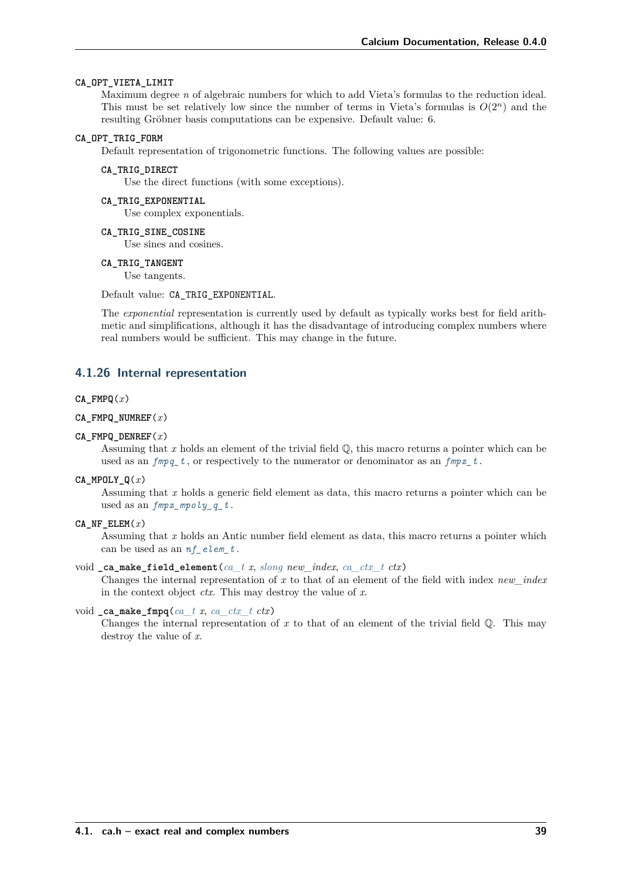**CA_OPT_VIETA_LIMIT**

Maximum degree $n$ of algebraic numbers for which to add Vieta's formulas to the reduction ideal. This must be set relatively low since the number of terms in Vieta's formulas is $O(2^n)$ and the resulting Gröbner basis computations can be expensive. Default value: 6.

**CA_OPT_TRIG_FORM**

Default representation of trigonometric functions. The following values are possible:

**CA_TRIG_DIRECT**

Use the direct functions (with some exceptions).

**CA_TRIG_EXPONENTIAL**

Use complex exponentials.

**CA_TRIG_SINE_COSINE**

Use sines and cosines.

**CA_TRIG_TANGENT**

Use tangents.

Default value: `CA_TRIG_EXPONENTIAL`.

The *exponential* representation is currently used by default as typically works best for field arithmetic and simplifications, although it has the disadvantage of introducing complex numbers where real numbers would be sufficient. This may change in the future.

### 4.1.26 Internal representation

**CA_FMPQ**(*x*)

**CA_FMPQ_NUMREF**(*x*)

**CA_FMPQ_DENREF**(*x*)

Assuming that $x$ holds an element of the trivial field $\mathbb{Q}$, this macro returns a pointer which can be used as an *fmpq_t*, or respectively to the numerator or denominator as an *fmpz_t*.

**CA_MPOLY_Q**(*x*)

Assuming that $x$ holds a generic field element as data, this macro returns a pointer which can be used as an *fmpz_mpoly_q_t*.

**CA_NF_ELEM**(*x*)

Assuming that $x$ holds an Antic number field element as data, this macro returns a pointer which can be used as an *nf_elem_t*.

void **_ca_make_field_element**(*ca_t x*, *slong new_index*, *ca_ctx_t ctx*)

Changes the internal representation of $x$ to that of an element of the field with index *new_index* in the context object *ctx*. This may destroy the value of $x$.

void **_ca_make_fmpq**(*ca_t x*, *ca_ctx_t ctx*)

Changes the internal representation of $x$ to that of an element of the trivial field $\mathbb{Q}$. This may destroy the value of $x$.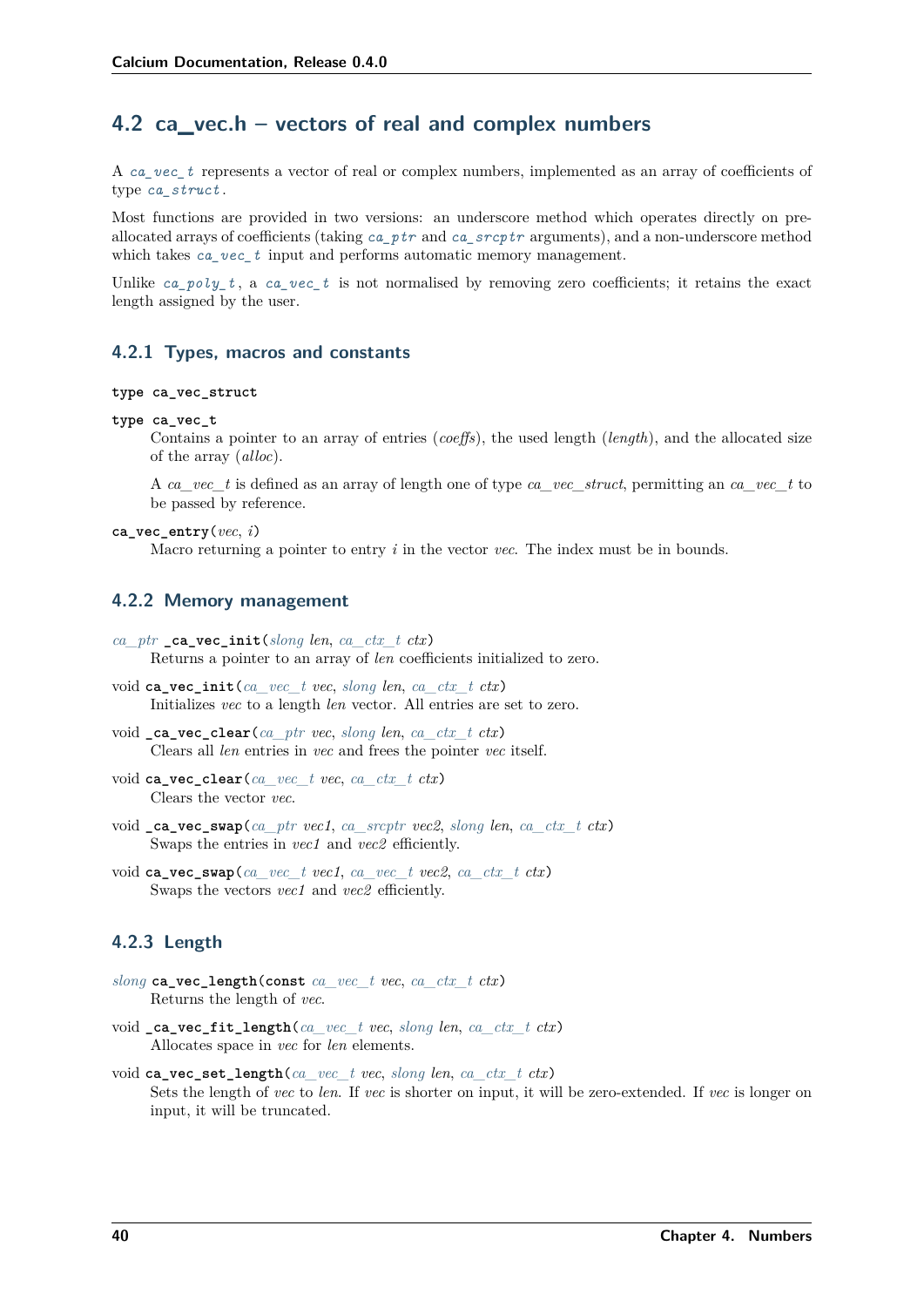## 4.2 ca_vec.h – vectors of real and complex numbers

A `ca_vec_t` represents a vector of real or complex numbers, implemented as an array of coefficients of type `ca_struct`.

Most functions are provided in two versions: an underscore method which operates directly on pre-allocated arrays of coefficients (taking `ca_ptr` and `ca_srcptr` arguments), and a non-underscore method which takes `ca_vec_t` input and performs automatic memory management.

Unlike `ca_poly_t`, a `ca_vec_t` is not normalised by removing zero coefficients; it retains the exact length assigned by the user.

### 4.2.1 Types, macros and constants

**type ca_vec_struct**

**type ca_vec_t**

Contains a pointer to an array of entries (*coeffs*), the used length (*length*), and the allocated size of the array (*alloc*).

A *ca_vec_t* is defined as an array of length one of type *ca_vec_struct*, permitting an *ca_vec_t* to be passed by reference.

**ca_vec_entry**(*vec*, *i*)

Macro returning a pointer to entry *i* in the vector *vec*. The index must be in bounds.

### 4.2.2 Memory management

*ca_ptr* **_ca_vec_init**(*slong len*, *ca_ctx_t ctx*)

Returns a pointer to an array of *len* coefficients initialized to zero.

void **ca_vec_init**(*ca_vec_t vec*, *slong len*, *ca_ctx_t ctx*)

Initializes *vec* to a length *len* vector. All entries are set to zero.

void **_ca_vec_clear**(*ca_ptr vec*, *slong len*, *ca_ctx_t ctx*)

Clears all *len* entries in *vec* and frees the pointer *vec* itself.

void **ca_vec_clear**(*ca_vec_t vec*, *ca_ctx_t ctx*)

Clears the vector *vec*.

void **_ca_vec_swap**(*ca_ptr vec1*, *ca_srcptr vec2*, *slong len*, *ca_ctx_t ctx*)

Swaps the entries in *vec1* and *vec2* efficiently.

void **ca_vec_swap**(*ca_vec_t vec1*, *ca_vec_t vec2*, *ca_ctx_t ctx*)

Swaps the vectors *vec1* and *vec2* efficiently.

### 4.2.3 Length

*slong* **ca_vec_length**(const *ca_vec_t vec*, *ca_ctx_t ctx*)

Returns the length of *vec*.

void **_ca_vec_fit_length**(*ca_vec_t vec*, *slong len*, *ca_ctx_t ctx*)

Allocates space in *vec* for *len* elements.

void **ca_vec_set_length**(*ca_vec_t vec*, *slong len*, *ca_ctx_t ctx*)

Sets the length of *vec* to *len*. If *vec* is shorter on input, it will be zero-extended. If *vec* is longer on input, it will be truncated.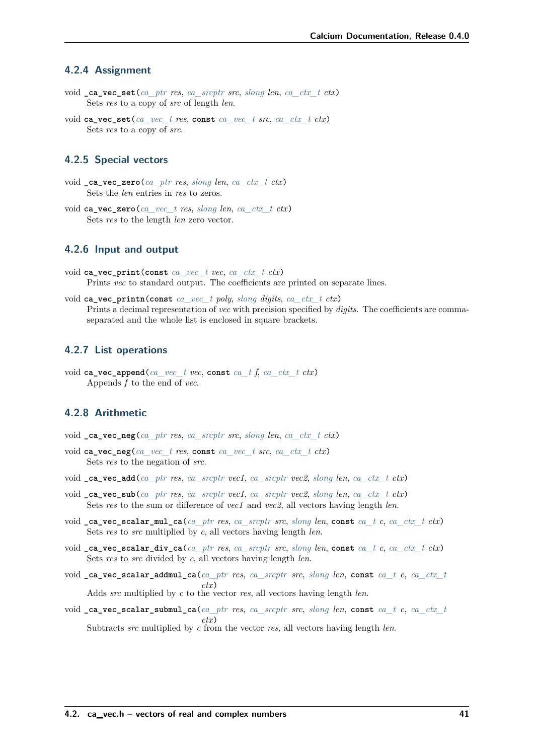### 4.2.4 Assignment

void **_ca_vec_set**(*ca_ptr res*, *ca_srcptr src*, *slong len*, *ca_ctx_t ctx*)
  Sets *res* to a copy of *src* of length *len*.

void **ca_vec_set**(*ca_vec_t res*, **const** *ca_vec_t src*, *ca_ctx_t ctx*)
  Sets *res* to a copy of *src*.

### 4.2.5 Special vectors

void **_ca_vec_zero**(*ca_ptr res*, *slong len*, *ca_ctx_t ctx*)
  Sets the *len* entries in *res* to zeros.

void **ca_vec_zero**(*ca_vec_t res*, *slong len*, *ca_ctx_t ctx*)
  Sets *res* to the length *len* zero vector.

### 4.2.6 Input and output

void **ca_vec_print**(**const** *ca_vec_t vec*, *ca_ctx_t ctx*)
  Prints *vec* to standard output. The coefficients are printed on separate lines.

void **ca_vec_printn**(**const** *ca_vec_t poly*, *slong digits*, *ca_ctx_t ctx*)
  Prints a decimal representation of *vec* with precision specified by *digits*. The coefficients are comma-separated and the whole list is enclosed in square brackets.

### 4.2.7 List operations

void **ca_vec_append**(*ca_vec_t vec*, **const** *ca_t f*, *ca_ctx_t ctx*)
  Appends *f* to the end of *vec*.

### 4.2.8 Arithmetic

void **_ca_vec_neg**(*ca_ptr res*, *ca_srcptr src*, *slong len*, *ca_ctx_t ctx*)

void **ca_vec_neg**(*ca_vec_t res*, **const** *ca_vec_t src*, *ca_ctx_t ctx*)
  Sets *res* to the negation of *src*.

void **_ca_vec_add**(*ca_ptr res*, *ca_srcptr vec1*, *ca_srcptr vec2*, *slong len*, *ca_ctx_t ctx*)

void **_ca_vec_sub**(*ca_ptr res*, *ca_srcptr vec1*, *ca_srcptr vec2*, *slong len*, *ca_ctx_t ctx*)
  Sets *res* to the sum or difference of *vec1* and *vec2*, all vectors having length *len*.

void **_ca_vec_scalar_mul_ca**(*ca_ptr res*, *ca_srcptr src*, *slong len*, **const** *ca_t c*, *ca_ctx_t ctx*)
  Sets *res* to *src* multiplied by *c*, all vectors having length *len*.

void **_ca_vec_scalar_div_ca**(*ca_ptr res*, *ca_srcptr src*, *slong len*, **const** *ca_t c*, *ca_ctx_t ctx*)
  Sets *res* to *src* divided by *c*, all vectors having length *len*.

void **_ca_vec_scalar_addmul_ca**(*ca_ptr res*, *ca_srcptr src*, *slong len*, **const** *ca_t c*, *ca_ctx_t ctx*)
  Adds *src* multiplied by *c* to the vector *res*, all vectors having length *len*.

void **_ca_vec_scalar_submul_ca**(*ca_ptr res*, *ca_srcptr src*, *slong len*, **const** *ca_t c*, *ca_ctx_t ctx*)
  Subtracts *src* multiplied by *c* from the vector *res*, all vectors having length *len*.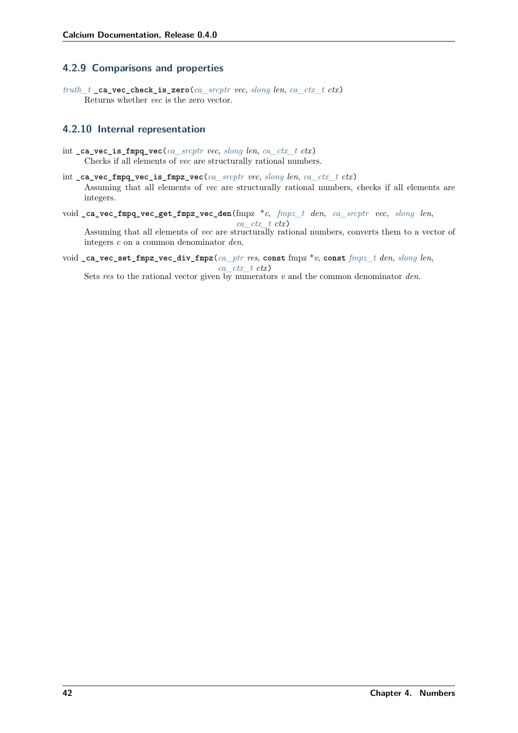### 4.2.9 Comparisons and properties

*truth_t* **_ca_vec_check_is_zero**(*ca_srcptr vec*, *slong len*, *ca_ctx_t ctx*)

Returns whether *vec* is the zero vector.

### 4.2.10 Internal representation

int **_ca_vec_is_fmpq_vec**(*ca_srcptr vec*, *slong len*, *ca_ctx_t ctx*)

Checks if all elements of *vec* are structurally rational numbers.

int **_ca_vec_fmpq_vec_is_fmpz_vec**(*ca_srcptr vec*, *slong len*, *ca_ctx_t ctx*)

Assuming that all elements of *vec* are structurally rational numbers, checks if all elements are integers.

void **_ca_vec_fmpq_vec_get_fmpz_vec_den**(fmpz **c*, *fmpz_t den*, *ca_srcptr vec*, *slong len*, *ca_ctx_t ctx*)

Assuming that all elements of *vec* are structurally rational numbers, converts them to a vector of integers *c* on a common denominator *den*.

void **_ca_vec_set_fmpz_vec_div_fmpz**(*ca_ptr res*, **const** fmpz **v*, **const** *fmpz_t den*, *slong len*, *ca_ctx_t ctx*)

Sets *res* to the rational vector given by numerators *v* and the common denominator *den*.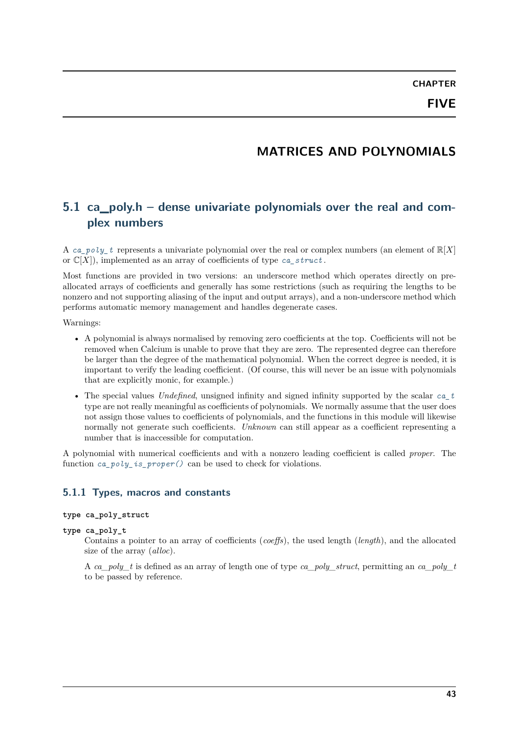CHAPTER

FIVE

# MATRICES AND POLYNOMIALS

## 5.1 ca_poly.h – dense univariate polynomials over the real and complex numbers

A *ca_poly_t* represents a univariate polynomial over the real or complex numbers (an element of $\mathbb{R}[X]$ or $\mathbb{C}[X]$), implemented as an array of coefficients of type *ca_struct*.

Most functions are provided in two versions: an underscore method which operates directly on pre-allocated arrays of coefficients and generally has some restrictions (such as requiring the lengths to be nonzero and not supporting aliasing of the input and output arrays), and a non-underscore method which performs automatic memory management and handles degenerate cases.

Warnings:

- A polynomial is always normalised by removing zero coefficients at the top. Coefficients will not be removed when Calcium is unable to prove that they are zero. The represented degree can therefore be larger than the degree of the mathematical polynomial. When the correct degree is needed, it is important to verify the leading coefficient. (Of course, this will never be an issue with polynomials that are explicitly monic, for example.)
- The special values *Undefined*, unsigned infinity and signed infinity supported by the scalar *ca_t* type are not really meaningful as coefficients of polynomials. We normally assume that the user does not assign those values to coefficients of polynomials, and the functions in this module will likewise normally not generate such coefficients. *Unknown* can still appear as a coefficient representing a number that is inaccessible for computation.

A polynomial with numerical coefficients and with a nonzero leading coefficient is called *proper*. The function *ca_poly_is_proper()* can be used to check for violations.

### 5.1.1 Types, macros and constants

**type ca_poly_struct**

**type ca_poly_t**

Contains a pointer to an array of coefficients (*coeffs*), the used length (*length*), and the allocated size of the array (*alloc*).

A *ca_poly_t* is defined as an array of length one of type *ca_poly_struct*, permitting an *ca_poly_t* to be passed by reference.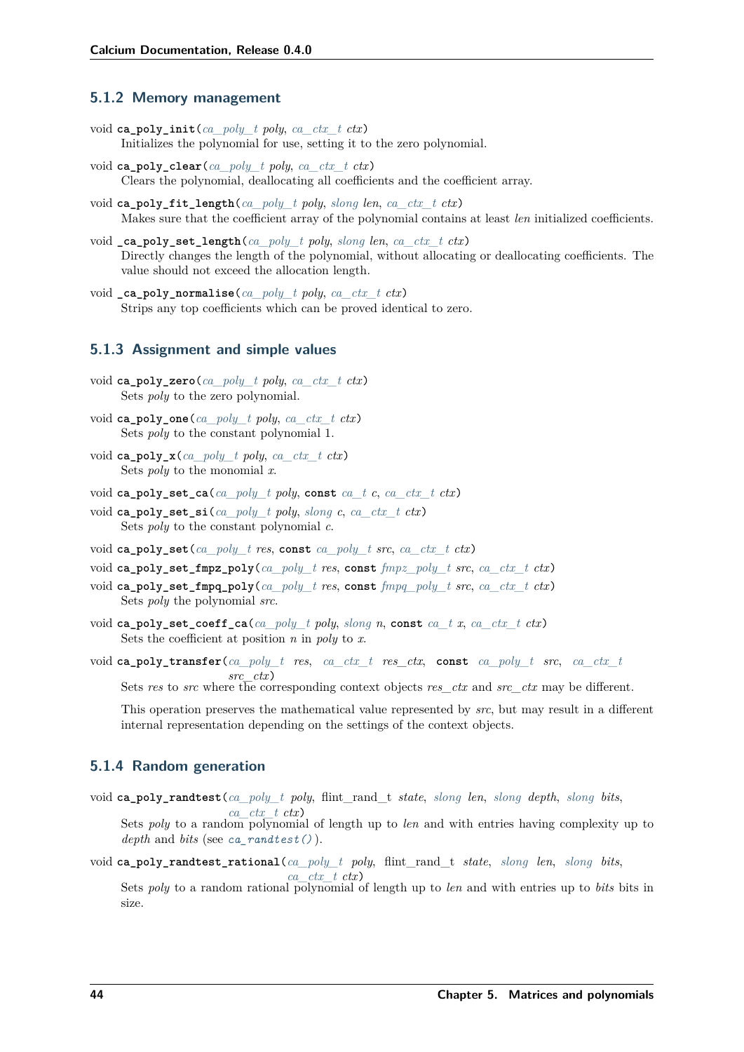### 5.1.2 Memory management

void **ca_poly_init**(*ca_poly_t poly*, *ca_ctx_t ctx*)
Initializes the polynomial for use, setting it to the zero polynomial.

void **ca_poly_clear**(*ca_poly_t poly*, *ca_ctx_t ctx*)
Clears the polynomial, deallocating all coefficients and the coefficient array.

void **ca_poly_fit_length**(*ca_poly_t poly*, *slong len*, *ca_ctx_t ctx*)
Makes sure that the coefficient array of the polynomial contains at least *len* initialized coefficients.

void **_ca_poly_set_length**(*ca_poly_t poly*, *slong len*, *ca_ctx_t ctx*)
Directly changes the length of the polynomial, without allocating or deallocating coefficients. The value should not exceed the allocation length.

void **_ca_poly_normalise**(*ca_poly_t poly*, *ca_ctx_t ctx*)
Strips any top coefficients which can be proved identical to zero.

### 5.1.3 Assignment and simple values

void **ca_poly_zero**(*ca_poly_t poly*, *ca_ctx_t ctx*)
Sets *poly* to the zero polynomial.

void **ca_poly_one**(*ca_poly_t poly*, *ca_ctx_t ctx*)
Sets *poly* to the constant polynomial 1.

void **ca_poly_x**(*ca_poly_t poly*, *ca_ctx_t ctx*)
Sets *poly* to the monomial *x*.

void **ca_poly_set_ca**(*ca_poly_t poly*, **const** *ca_t c*, *ca_ctx_t ctx*)

void **ca_poly_set_si**(*ca_poly_t poly*, *slong c*, *ca_ctx_t ctx*)
Sets *poly* to the constant polynomial *c*.

void **ca_poly_set**(*ca_poly_t res*, **const** *ca_poly_t src*, *ca_ctx_t ctx*)

void **ca_poly_set_fmpz_poly**(*ca_poly_t res*, **const** *fmpz_poly_t src*, *ca_ctx_t ctx*)

void **ca_poly_set_fmpq_poly**(*ca_poly_t res*, **const** *fmpq_poly_t src*, *ca_ctx_t ctx*)
Sets *poly* the polynomial *src*.

void **ca_poly_set_coeff_ca**(*ca_poly_t poly*, *slong n*, **const** *ca_t x*, *ca_ctx_t ctx*)
Sets the coefficient at position *n* in *poly* to *x*.

void **ca_poly_transfer**(*ca_poly_t res*, *ca_ctx_t res_ctx*, **const** *ca_poly_t src*, *ca_ctx_t src_ctx*)
Sets *res* to *src* where the corresponding context objects *res_ctx* and *src_ctx* may be different.

This operation preserves the mathematical value represented by *src*, but may result in a different internal representation depending on the settings of the context objects.

### 5.1.4 Random generation

void **ca_poly_randtest**(*ca_poly_t poly*, flint_rand_t *state*, *slong len*, *slong depth*, *slong bits*, *ca_ctx_t ctx*)
Sets *poly* to a random polynomial of length up to *len* and with entries having complexity up to *depth* and *bits* (see `ca_randtest()`).

void **ca_poly_randtest_rational**(*ca_poly_t poly*, flint_rand_t *state*, *slong len*, *slong bits*, *ca_ctx_t ctx*)
Sets *poly* to a random rational polynomial of length up to *len* and with entries up to *bits* bits in size.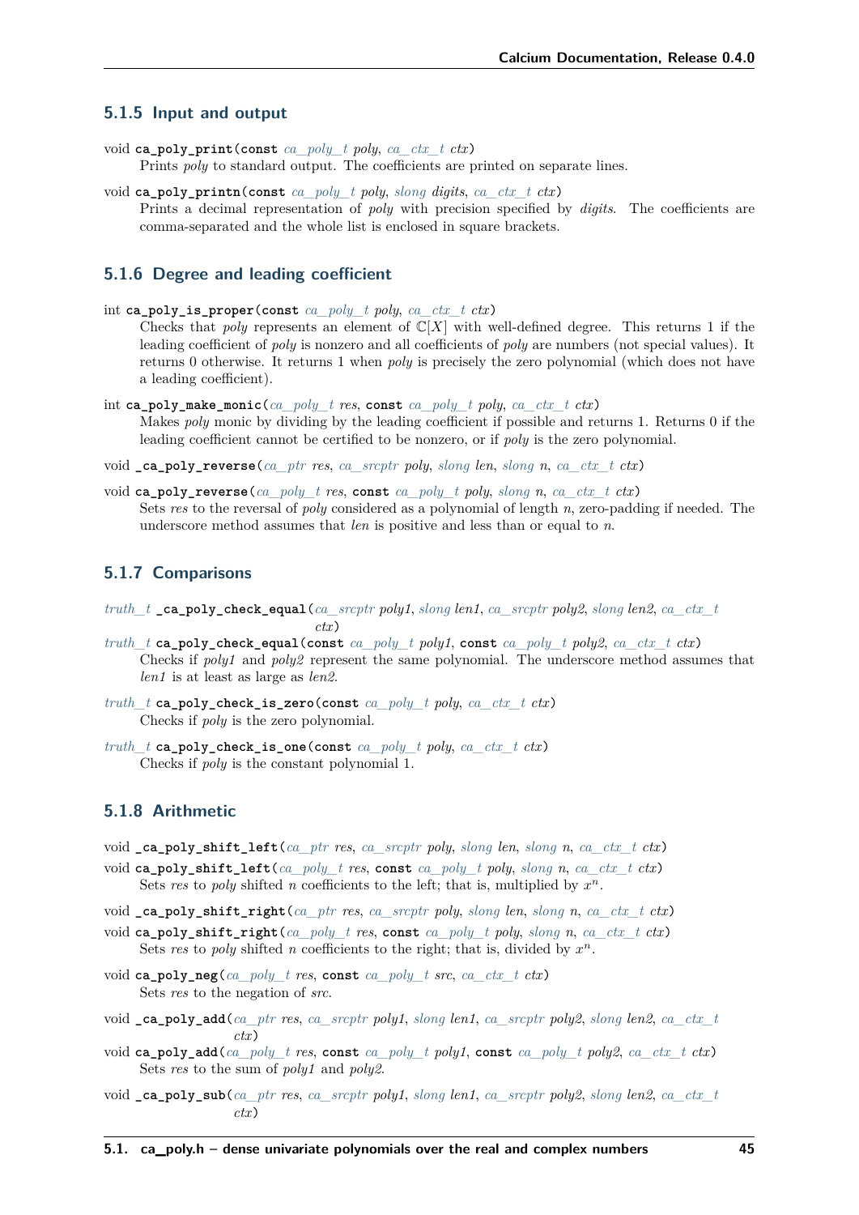### 5.1.5 Input and output

void **ca_poly_print**(const *ca_poly_t* *poly*, *ca_ctx_t* *ctx*)

Prints *poly* to standard output. The coefficients are printed on separate lines.

void **ca_poly_printn**(const *ca_poly_t* *poly*, *slong* *digits*, *ca_ctx_t* *ctx*)

Prints a decimal representation of *poly* with precision specified by *digits*. The coefficients are comma-separated and the whole list is enclosed in square brackets.

### 5.1.6 Degree and leading coefficient

int **ca_poly_is_proper**(const *ca_poly_t* *poly*, *ca_ctx_t* *ctx*)

Checks that *poly* represents an element of $\mathbb{C}[X]$ with well-defined degree. This returns 1 if the leading coefficient of *poly* is nonzero and all coefficients of *poly* are numbers (not special values). It returns 0 otherwise. It returns 1 when *poly* is precisely the zero polynomial (which does not have a leading coefficient).

int **ca_poly_make_monic**(*ca_poly_t* *res*, const *ca_poly_t* *poly*, *ca_ctx_t* *ctx*)

Makes *poly* monic by dividing by the leading coefficient if possible and returns 1. Returns 0 if the leading coefficient cannot be certified to be nonzero, or if *poly* is the zero polynomial.

void **_ca_poly_reverse**(*ca_ptr* *res*, *ca_srcptr* *poly*, *slong* *len*, *slong* *n*, *ca_ctx_t* *ctx*)

void **ca_poly_reverse**(*ca_poly_t* *res*, const *ca_poly_t* *poly*, *slong* *n*, *ca_ctx_t* *ctx*)

Sets *res* to the reversal of *poly* considered as a polynomial of length *n*, zero-padding if needed. The underscore method assumes that *len* is positive and less than or equal to *n*.

### 5.1.7 Comparisons

*truth_t* **_ca_poly_check_equal**(*ca_srcptr* *poly1*, *slong* *len1*, *ca_srcptr* *poly2*, *slong* *len2*, *ca_ctx_t* *ctx*)

*truth_t* **ca_poly_check_equal**(const *ca_poly_t* *poly1*, const *ca_poly_t* *poly2*, *ca_ctx_t* *ctx*)

Checks if *poly1* and *poly2* represent the same polynomial. The underscore method assumes that *len1* is at least as large as *len2*.

*truth_t* **ca_poly_check_is_zero**(const *ca_poly_t* *poly*, *ca_ctx_t* *ctx*)

Checks if *poly* is the zero polynomial.

*truth_t* **ca_poly_check_is_one**(const *ca_poly_t* *poly*, *ca_ctx_t* *ctx*)

Checks if *poly* is the constant polynomial 1.

### 5.1.8 Arithmetic

void **_ca_poly_shift_left**(*ca_ptr* *res*, *ca_srcptr* *poly*, *slong* *len*, *slong* *n*, *ca_ctx_t* *ctx*)

void **ca_poly_shift_left**(*ca_poly_t* *res*, const *ca_poly_t* *poly*, *slong* *n*, *ca_ctx_t* *ctx*)

Sets *res* to *poly* shifted *n* coefficients to the left; that is, multiplied by $x^n$.

void **_ca_poly_shift_right**(*ca_ptr* *res*, *ca_srcptr* *poly*, *slong* *len*, *slong* *n*, *ca_ctx_t* *ctx*)

void **ca_poly_shift_right**(*ca_poly_t* *res*, const *ca_poly_t* *poly*, *slong* *n*, *ca_ctx_t* *ctx*)

Sets *res* to *poly* shifted *n* coefficients to the right; that is, divided by $x^n$.

void **ca_poly_neg**(*ca_poly_t* *res*, const *ca_poly_t* *src*, *ca_ctx_t* *ctx*)

Sets *res* to the negation of *src*.

void **_ca_poly_add**(*ca_ptr* *res*, *ca_srcptr* *poly1*, *slong* *len1*, *ca_srcptr* *poly2*, *slong* *len2*, *ca_ctx_t* *ctx*)

void **ca_poly_add**(*ca_poly_t* *res*, const *ca_poly_t* *poly1*, const *ca_poly_t* *poly2*, *ca_ctx_t* *ctx*)

Sets *res* to the sum of *poly1* and *poly2*.

void **_ca_poly_sub**(*ca_ptr* *res*, *ca_srcptr* *poly1*, *slong* *len1*, *ca_srcptr* *poly2*, *slong* *len2*, *ca_ctx_t* *ctx*)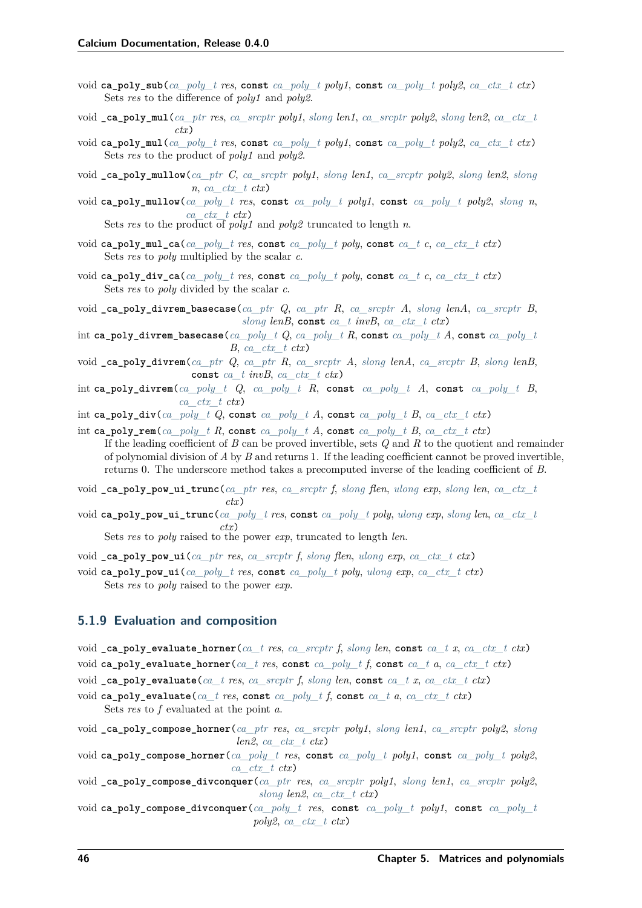void **ca_poly_sub**(*ca_poly_t res*, const *ca_poly_t poly1*, const *ca_poly_t poly2*, *ca_ctx_t ctx*)
Sets *res* to the difference of *poly1* and *poly2*.

void **_ca_poly_mul**(*ca_ptr res*, *ca_srcptr poly1*, *slong len1*, *ca_srcptr poly2*, *slong len2*, *ca_ctx_t ctx*)

void **ca_poly_mul**(*ca_poly_t res*, const *ca_poly_t poly1*, const *ca_poly_t poly2*, *ca_ctx_t ctx*)
Sets *res* to the product of *poly1* and *poly2*.

void **_ca_poly_mullow**(*ca_ptr C*, *ca_srcptr poly1*, *slong len1*, *ca_srcptr poly2*, *slong len2*, *slong n*, *ca_ctx_t ctx*)

void **ca_poly_mullow**(*ca_poly_t res*, const *ca_poly_t poly1*, const *ca_poly_t poly2*, *slong n*, *ca_ctx_t ctx*)
Sets *res* to the product of *poly1* and *poly2* truncated to length *n*.

void **ca_poly_mul_ca**(*ca_poly_t res*, const *ca_poly_t poly*, const *ca_t c*, *ca_ctx_t ctx*)
Sets *res* to *poly* multiplied by the scalar *c*.

void **ca_poly_div_ca**(*ca_poly_t res*, const *ca_poly_t poly*, const *ca_t c*, *ca_ctx_t ctx*)
Sets *res* to *poly* divided by the scalar *c*.

void **_ca_poly_divrem_basecase**(*ca_ptr Q*, *ca_ptr R*, *ca_srcptr A*, *slong lenA*, *ca_srcptr B*, *slong lenB*, const *ca_t invB*, *ca_ctx_t ctx*)

int **ca_poly_divrem_basecase**(*ca_poly_t Q*, *ca_poly_t R*, const *ca_poly_t A*, const *ca_poly_t B*, *ca_ctx_t ctx*)

void **_ca_poly_divrem**(*ca_ptr Q*, *ca_ptr R*, *ca_srcptr A*, *slong lenA*, *ca_srcptr B*, *slong lenB*, const *ca_t invB*, *ca_ctx_t ctx*)

int **ca_poly_divrem**(*ca_poly_t Q*, *ca_poly_t R*, const *ca_poly_t A*, const *ca_poly_t B*, *ca_ctx_t ctx*)

int **ca_poly_div**(*ca_poly_t Q*, const *ca_poly_t A*, const *ca_poly_t B*, *ca_ctx_t ctx*)

int **ca_poly_rem**(*ca_poly_t R*, const *ca_poly_t A*, const *ca_poly_t B*, *ca_ctx_t ctx*)
If the leading coefficient of $B$ can be proved invertible, sets $Q$ and $R$ to the quotient and remainder of polynomial division of $A$ by $B$ and returns 1. If the leading coefficient cannot be proved invertible, returns 0. The underscore method takes a precomputed inverse of the leading coefficient of $B$.

void **_ca_poly_pow_ui_trunc**(*ca_ptr res*, *ca_srcptr f*, *slong flen*, *ulong exp*, *slong len*, *ca_ctx_t ctx*)

void **ca_poly_pow_ui_trunc**(*ca_poly_t res*, const *ca_poly_t poly*, *ulong exp*, *slong len*, *ca_ctx_t ctx*)
Sets *res* to *poly* raised to the power *exp*, truncated to length *len*.

void **_ca_poly_pow_ui**(*ca_ptr res*, *ca_srcptr f*, *slong flen*, *ulong exp*, *ca_ctx_t ctx*)

void **ca_poly_pow_ui**(*ca_poly_t res*, const *ca_poly_t poly*, *ulong exp*, *ca_ctx_t ctx*)
Sets *res* to *poly* raised to the power *exp*.

### 5.1.9 Evaluation and composition

void **_ca_poly_evaluate_horner**(*ca_t res*, *ca_srcptr f*, *slong len*, const *ca_t x*, *ca_ctx_t ctx*)

void **ca_poly_evaluate_horner**(*ca_t res*, const *ca_poly_t f*, const *ca_t a*, *ca_ctx_t ctx*)

void **_ca_poly_evaluate**(*ca_t res*, *ca_srcptr f*, *slong len*, const *ca_t x*, *ca_ctx_t ctx*)

void **ca_poly_evaluate**(*ca_t res*, const *ca_poly_t f*, const *ca_t a*, *ca_ctx_t ctx*)
Sets *res* to *f* evaluated at the point *a*.

void **_ca_poly_compose_horner**(*ca_ptr res*, *ca_srcptr poly1*, *slong len1*, *ca_srcptr poly2*, *slong len2*, *ca_ctx_t ctx*)

void **ca_poly_compose_horner**(*ca_poly_t res*, const *ca_poly_t poly1*, const *ca_poly_t poly2*, *ca_ctx_t ctx*)

void **_ca_poly_compose_divconquer**(*ca_ptr res*, *ca_srcptr poly1*, *slong len1*, *ca_srcptr poly2*, *slong len2*, *ca_ctx_t ctx*)

void **ca_poly_compose_divconquer**(*ca_poly_t res*, const *ca_poly_t poly1*, const *ca_poly_t poly2*, *ca_ctx_t ctx*)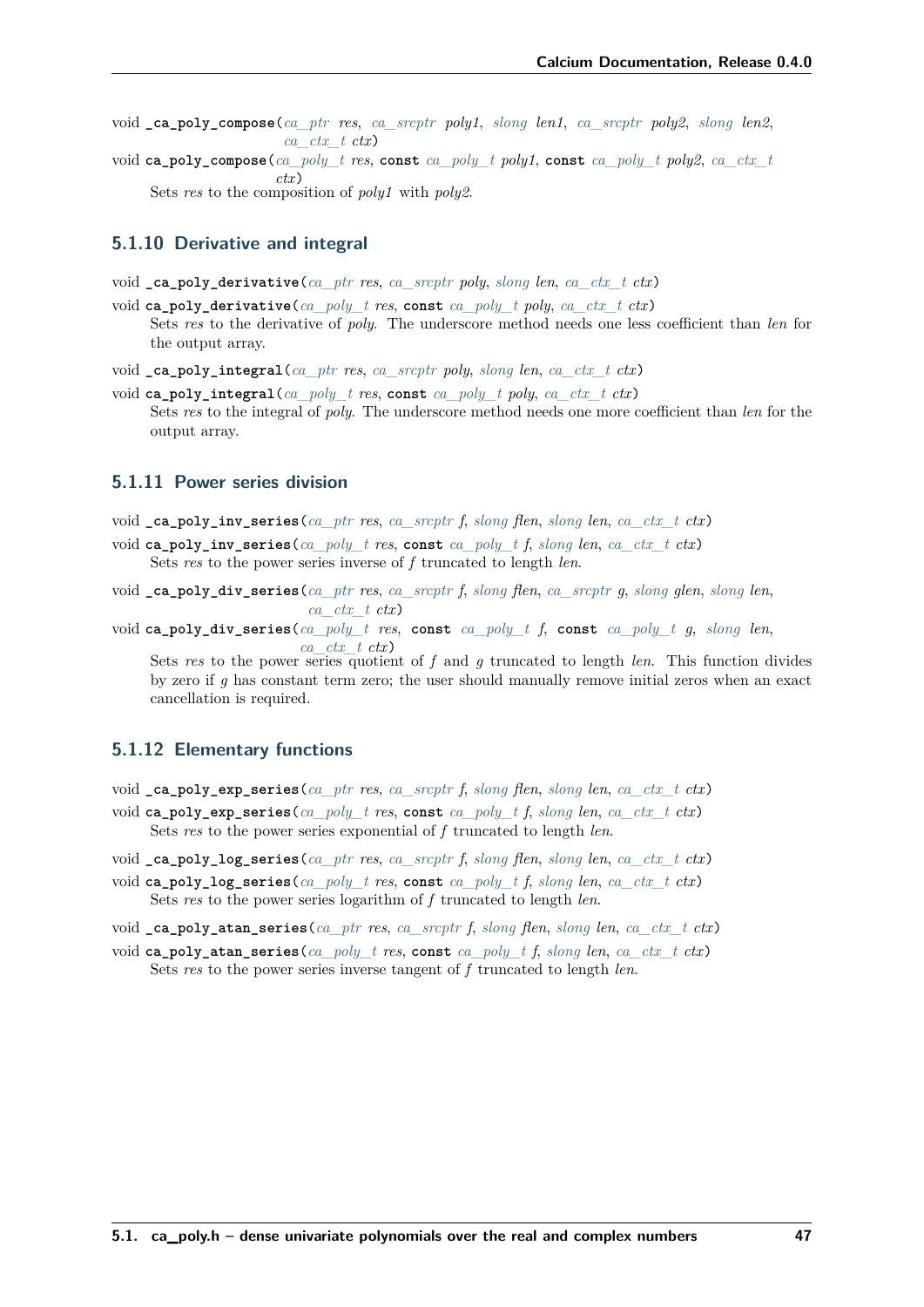void **_ca_poly_compose**(*ca_ptr res*, *ca_srcptr poly1*, *slong len1*, *ca_srcptr poly2*, *slong len2*, *ca_ctx_t ctx*)

void **ca_poly_compose**(*ca_poly_t res*, **const** *ca_poly_t poly1*, **const** *ca_poly_t poly2*, *ca_ctx_t ctx*)

Sets *res* to the composition of *poly1* with *poly2*.

### 5.1.10 Derivative and integral

void **_ca_poly_derivative**(*ca_ptr res*, *ca_srcptr poly*, *slong len*, *ca_ctx_t ctx*)

void **ca_poly_derivative**(*ca_poly_t res*, **const** *ca_poly_t poly*, *ca_ctx_t ctx*)

Sets *res* to the derivative of *poly*. The underscore method needs one less coefficient than *len* for the output array.

void **_ca_poly_integral**(*ca_ptr res*, *ca_srcptr poly*, *slong len*, *ca_ctx_t ctx*)

void **ca_poly_integral**(*ca_poly_t res*, **const** *ca_poly_t poly*, *ca_ctx_t ctx*)

Sets *res* to the integral of *poly*. The underscore method needs one more coefficient than *len* for the output array.

### 5.1.11 Power series division

void **_ca_poly_inv_series**(*ca_ptr res*, *ca_srcptr f*, *slong flen*, *slong len*, *ca_ctx_t ctx*)

void **ca_poly_inv_series**(*ca_poly_t res*, **const** *ca_poly_t f*, *slong len*, *ca_ctx_t ctx*)

Sets *res* to the power series inverse of *f* truncated to length *len*.

void **_ca_poly_div_series**(*ca_ptr res*, *ca_srcptr f*, *slong flen*, *ca_srcptr g*, *slong glen*, *slong len*, *ca_ctx_t ctx*)

void **ca_poly_div_series**(*ca_poly_t res*, **const** *ca_poly_t f*, **const** *ca_poly_t g*, *slong len*, *ca_ctx_t ctx*)

Sets *res* to the power series quotient of *f* and *g* truncated to length *len*. This function divides by zero if *g* has constant term zero; the user should manually remove initial zeros when an exact cancellation is required.

### 5.1.12 Elementary functions

void **_ca_poly_exp_series**(*ca_ptr res*, *ca_srcptr f*, *slong flen*, *slong len*, *ca_ctx_t ctx*)

void **ca_poly_exp_series**(*ca_poly_t res*, **const** *ca_poly_t f*, *slong len*, *ca_ctx_t ctx*)

Sets *res* to the power series exponential of *f* truncated to length *len*.

void **_ca_poly_log_series**(*ca_ptr res*, *ca_srcptr f*, *slong flen*, *slong len*, *ca_ctx_t ctx*)

void **ca_poly_log_series**(*ca_poly_t res*, **const** *ca_poly_t f*, *slong len*, *ca_ctx_t ctx*)

Sets *res* to the power series logarithm of *f* truncated to length *len*.

void **_ca_poly_atan_series**(*ca_ptr res*, *ca_srcptr f*, *slong flen*, *slong len*, *ca_ctx_t ctx*)

void **ca_poly_atan_series**(*ca_poly_t res*, **const** *ca_poly_t f*, *slong len*, *ca_ctx_t ctx*)

Sets *res* to the power series inverse tangent of *f* truncated to length *len*.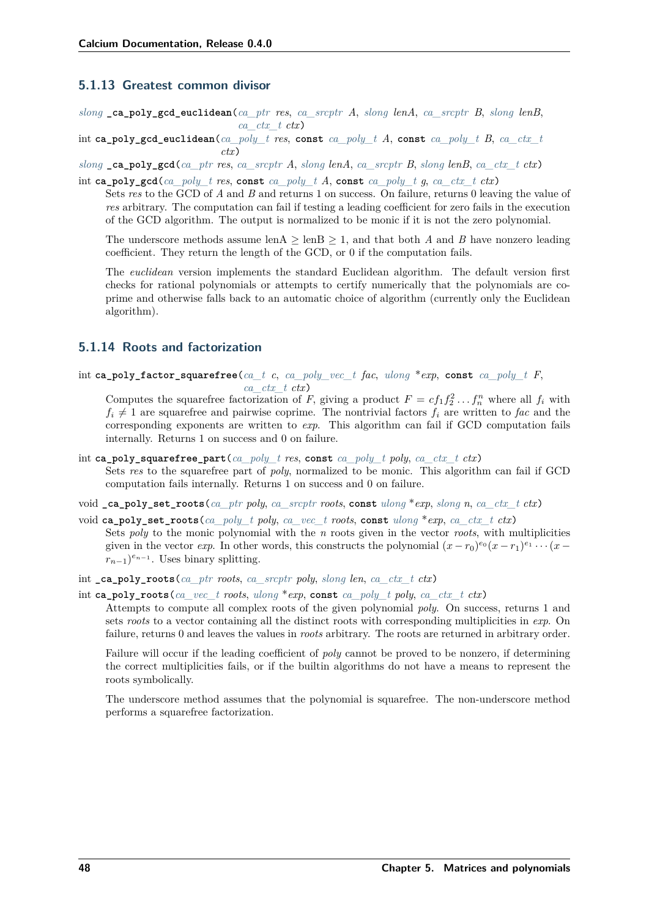### 5.1.13 Greatest common divisor

*slong* **_ca_poly_gcd_euclidean**(*ca_ptr res*, *ca_srcptr A*, *slong lenA*, *ca_srcptr B*, *slong lenB*, *ca_ctx_t ctx*)

int **ca_poly_gcd_euclidean**(*ca_poly_t res*, **const** *ca_poly_t A*, **const** *ca_poly_t B*, *ca_ctx_t ctx*)

*slong* **_ca_poly_gcd**(*ca_ptr res*, *ca_srcptr A*, *slong lenA*, *ca_srcptr B*, *slong lenB*, *ca_ctx_t ctx*)

int **ca_poly_gcd**(*ca_poly_t res*, **const** *ca_poly_t A*, **const** *ca_poly_t g*, *ca_ctx_t ctx*)

Sets *res* to the GCD of $A$ and $B$ and returns 1 on success. On failure, returns 0 leaving the value of *res* arbitrary. The computation can fail if testing a leading coefficient for zero fails in the execution of the GCD algorithm. The output is normalized to be monic if it is not the zero polynomial.

The underscore methods assume lenA $\geq$ lenB $\geq 1$, and that both $A$ and $B$ have nonzero leading coefficient. They return the length of the GCD, or 0 if the computation fails.

The *euclidean* version implements the standard Euclidean algorithm. The default version first checks for rational polynomials or attempts to certify numerically that the polynomials are coprime and otherwise falls back to an automatic choice of algorithm (currently only the Euclidean algorithm).

### 5.1.14 Roots and factorization

int **ca_poly_factor_squarefree**(*ca_t c*, *ca_poly_vec_t fac*, *ulong \*exp*, **const** *ca_poly_t F*, *ca_ctx_t ctx*)

Computes the squarefree factorization of $F$, giving a product $F = cf_1 f_2^2 \ldots f_n^n$ where all $f_i$ with $f_i \neq 1$ are squarefree and pairwise coprime. The nontrivial factors $f_i$ are written to *fac* and the corresponding exponents are written to *exp*. This algorithm can fail if GCD computation fails internally. Returns 1 on success and 0 on failure.

int **ca_poly_squarefree_part**(*ca_poly_t res*, **const** *ca_poly_t poly*, *ca_ctx_t ctx*)

Sets *res* to the squarefree part of *poly*, normalized to be monic. This algorithm can fail if GCD computation fails internally. Returns 1 on success and 0 on failure.

void **_ca_poly_set_roots**(*ca_ptr poly*, *ca_srcptr roots*, **const** *ulong \*exp*, *slong n*, *ca_ctx_t ctx*)

void **ca_poly_set_roots**(*ca_poly_t poly*, *ca_vec_t roots*, **const** *ulong \*exp*, *ca_ctx_t ctx*)

Sets *poly* to the monic polynomial with the $n$ roots given in the vector *roots*, with multiplicities given in the vector *exp*. In other words, this constructs the polynomial $(x - r_0)^{e_0}(x - r_1)^{e_1} \cdots (x - r_{n-1})^{e_{n-1}}$. Uses binary splitting.

int **_ca_poly_roots**(*ca_ptr roots*, *ca_srcptr poly*, *slong len*, *ca_ctx_t ctx*)

int **ca_poly_roots**(*ca_vec_t roots*, *ulong \*exp*, **const** *ca_poly_t poly*, *ca_ctx_t ctx*)

Attempts to compute all complex roots of the given polynomial *poly*. On success, returns 1 and sets *roots* to a vector containing all the distinct roots with corresponding multiplicities in *exp*. On failure, returns 0 and leaves the values in *roots* arbitrary. The roots are returned in arbitrary order.

Failure will occur if the leading coefficient of *poly* cannot be proved to be nonzero, if determining the correct multiplicities fails, or if the builtin algorithms do not have a means to represent the roots symbolically.

The underscore method assumes that the polynomial is squarefree. The non-underscore method performs a squarefree factorization.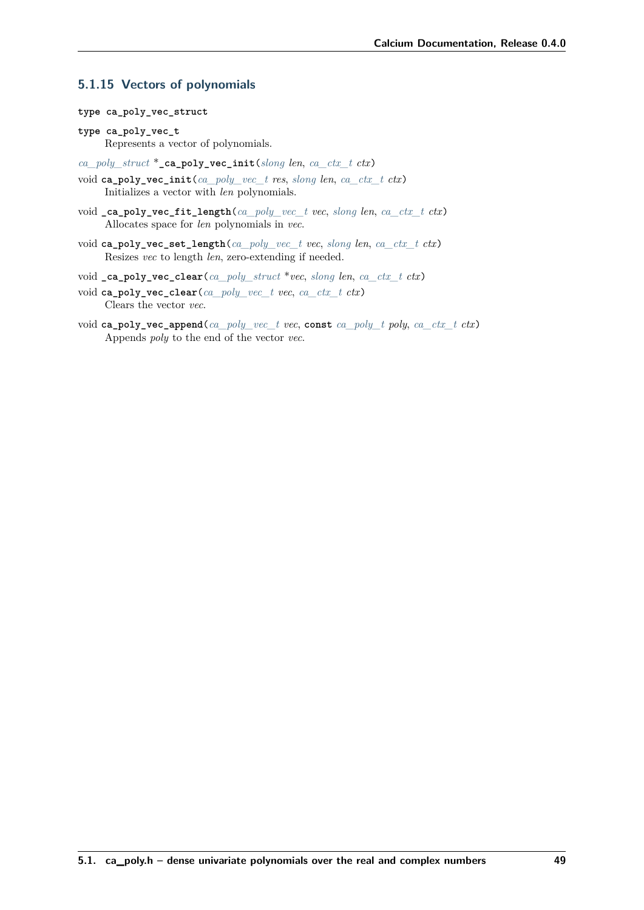### 5.1.15 Vectors of polynomials

**type ca_poly_vec_struct**

**type ca_poly_vec_t**

Represents a vector of polynomials.

*ca_poly_struct* ***_ca_poly_vec_init**(*slong len*, *ca_ctx_t ctx*)

void **ca_poly_vec_init**(*ca_poly_vec_t res*, *slong len*, *ca_ctx_t ctx*)

Initializes a vector with *len* polynomials.

void **_ca_poly_vec_fit_length**(*ca_poly_vec_t vec*, *slong len*, *ca_ctx_t ctx*)

Allocates space for *len* polynomials in *vec*.

void **ca_poly_vec_set_length**(*ca_poly_vec_t vec*, *slong len*, *ca_ctx_t ctx*)

Resizes *vec* to length *len*, zero-extending if needed.

void **_ca_poly_vec_clear**(*ca_poly_struct *vec*, *slong len*, *ca_ctx_t ctx*)

void **ca_poly_vec_clear**(*ca_poly_vec_t vec*, *ca_ctx_t ctx*)

Clears the vector *vec*.

void **ca_poly_vec_append**(*ca_poly_vec_t vec*, **const** *ca_poly_t poly*, *ca_ctx_t ctx*)

Appends *poly* to the end of the vector *vec*.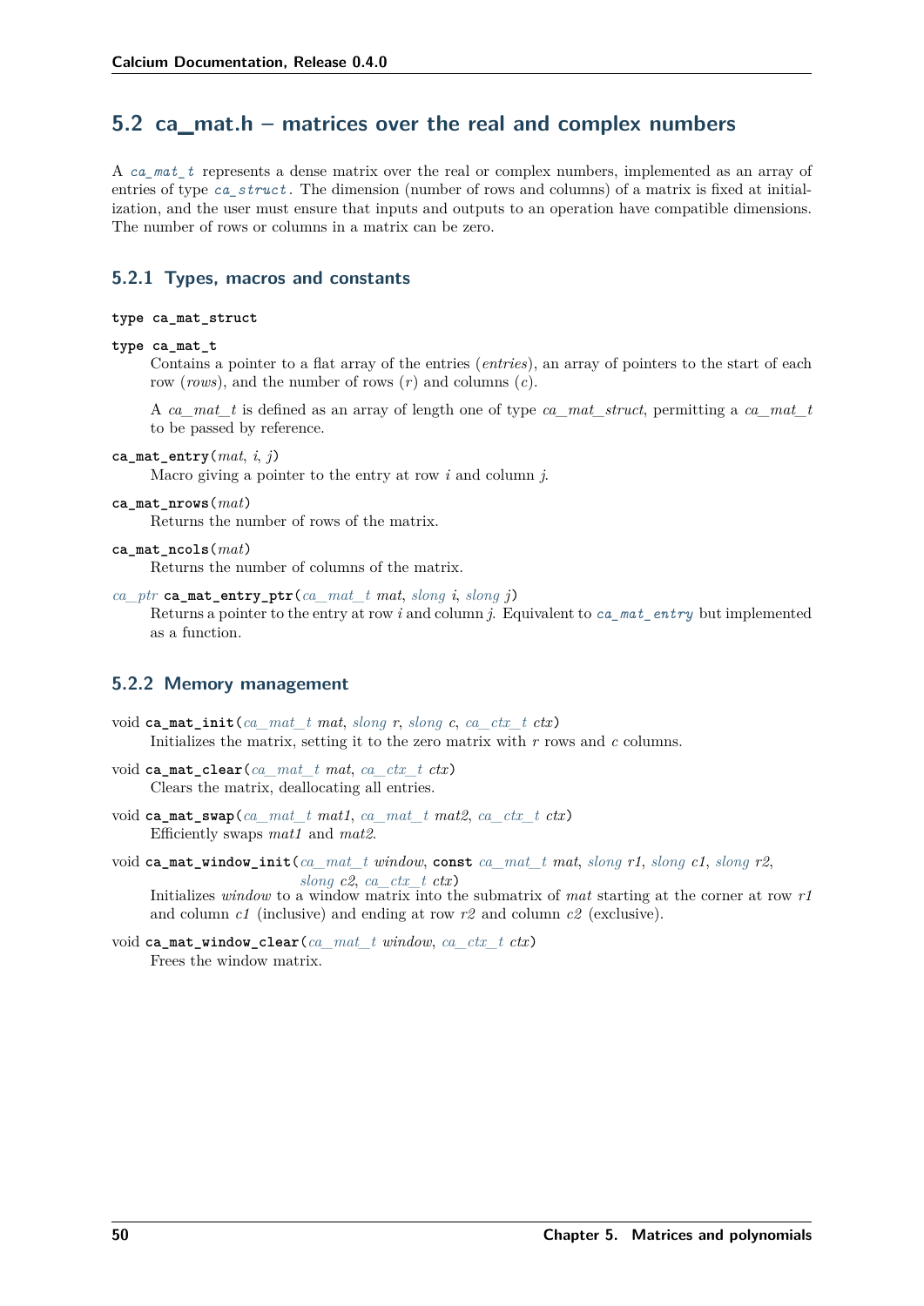## 5.2 ca_mat.h – matrices over the real and complex numbers

A *ca_mat_t* represents a dense matrix over the real or complex numbers, implemented as an array of entries of type *ca_struct*. The dimension (number of rows and columns) of a matrix is fixed at initialization, and the user must ensure that inputs and outputs to an operation have compatible dimensions. The number of rows or columns in a matrix can be zero.

### 5.2.1 Types, macros and constants

**type ca_mat_struct**

**type ca_mat_t**

Contains a pointer to a flat array of the entries (*entries*), an array of pointers to the start of each row (*rows*), and the number of rows (*r*) and columns (*c*).

A *ca_mat_t* is defined as an array of length one of type *ca_mat_struct*, permitting a *ca_mat_t* to be passed by reference.

**ca_mat_entry**(*mat*, *i*, *j*)

Macro giving a pointer to the entry at row *i* and column *j*.

**ca_mat_nrows**(*mat*)

Returns the number of rows of the matrix.

**ca_mat_ncols**(*mat*)

Returns the number of columns of the matrix.

*ca_ptr* **ca_mat_entry_ptr**(*ca_mat_t mat*, *slong i*, *slong j*)

Returns a pointer to the entry at row *i* and column *j*. Equivalent to *ca_mat_entry* but implemented as a function.

### 5.2.2 Memory management

void **ca_mat_init**(*ca_mat_t mat*, *slong r*, *slong c*, *ca_ctx_t ctx*)

Initializes the matrix, setting it to the zero matrix with *r* rows and *c* columns.

void **ca_mat_clear**(*ca_mat_t mat*, *ca_ctx_t ctx*)

Clears the matrix, deallocating all entries.

void **ca_mat_swap**(*ca_mat_t mat1*, *ca_mat_t mat2*, *ca_ctx_t ctx*)

Efficiently swaps *mat1* and *mat2*.

void **ca_mat_window_init**(*ca_mat_t window*, **const** *ca_mat_t mat*, *slong r1*, *slong c1*, *slong r2*, *slong c2*, *ca_ctx_t ctx*)

Initializes *window* to a window matrix into the submatrix of *mat* starting at the corner at row *r1* and column *c1* (inclusive) and ending at row *r2* and column *c2* (exclusive).

void **ca_mat_window_clear**(*ca_mat_t window*, *ca_ctx_t ctx*)

Frees the window matrix.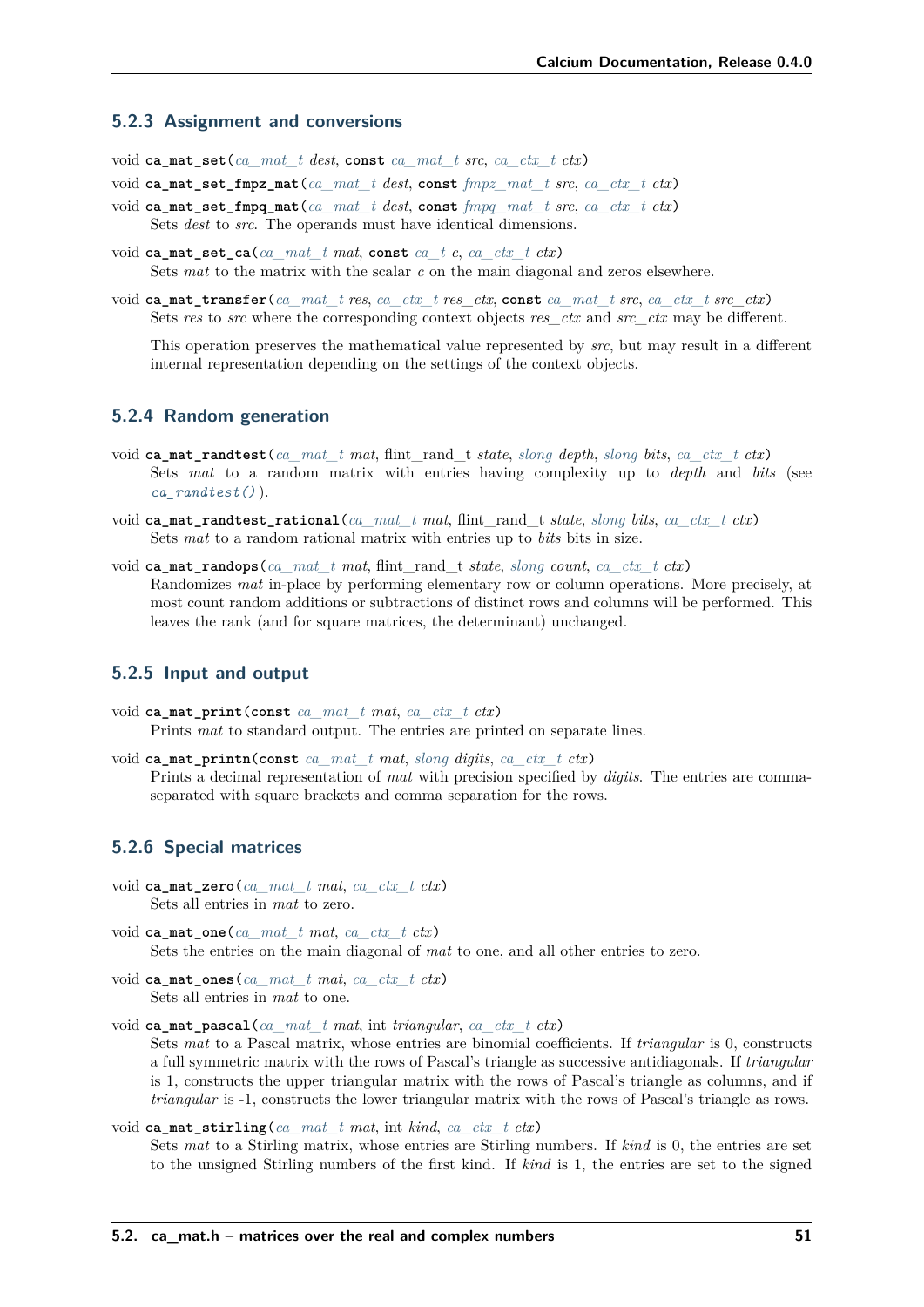### 5.2.3 Assignment and conversions

void **ca_mat_set**(*ca_mat_t dest*, **const** *ca_mat_t src*, *ca_ctx_t ctx*)

void **ca_mat_set_fmpz_mat**(*ca_mat_t dest*, **const** *fmpz_mat_t src*, *ca_ctx_t ctx*)

void **ca_mat_set_fmpq_mat**(*ca_mat_t dest*, **const** *fmpq_mat_t src*, *ca_ctx_t ctx*)

Sets *dest* to *src*. The operands must have identical dimensions.

void **ca_mat_set_ca**(*ca_mat_t mat*, **const** *ca_t c*, *ca_ctx_t ctx*)

Sets *mat* to the matrix with the scalar $c$ on the main diagonal and zeros elsewhere.

void **ca_mat_transfer**(*ca_mat_t res*, *ca_ctx_t res_ctx*, **const** *ca_mat_t src*, *ca_ctx_t src_ctx*)

Sets *res* to *src* where the corresponding context objects *res_ctx* and *src_ctx* may be different.

This operation preserves the mathematical value represented by *src*, but may result in a different internal representation depending on the settings of the context objects.

### 5.2.4 Random generation

void **ca_mat_randtest**(*ca_mat_t mat*, flint_rand_t *state*, *slong depth*, *slong bits*, *ca_ctx_t ctx*)

Sets *mat* to a random matrix with entries having complexity up to *depth* and *bits* (see `ca_randtest()`).

void **ca_mat_randtest_rational**(*ca_mat_t mat*, flint_rand_t *state*, *slong bits*, *ca_ctx_t ctx*)

Sets *mat* to a random rational matrix with entries up to *bits* bits in size.

void **ca_mat_randops**(*ca_mat_t mat*, flint_rand_t *state*, *slong count*, *ca_ctx_t ctx*)

Randomizes *mat* in-place by performing elementary row or column operations. More precisely, at most count random additions or subtractions of distinct rows and columns will be performed. This leaves the rank (and for square matrices, the determinant) unchanged.

### 5.2.5 Input and output

void **ca_mat_print**(**const** *ca_mat_t mat*, *ca_ctx_t ctx*)

Prints *mat* to standard output. The entries are printed on separate lines.

void **ca_mat_printn**(**const** *ca_mat_t mat*, *slong digits*, *ca_ctx_t ctx*)

Prints a decimal representation of *mat* with precision specified by *digits*. The entries are comma-separated with square brackets and comma separation for the rows.

### 5.2.6 Special matrices

void **ca_mat_zero**(*ca_mat_t mat*, *ca_ctx_t ctx*)

Sets all entries in *mat* to zero.

void **ca_mat_one**(*ca_mat_t mat*, *ca_ctx_t ctx*)

Sets the entries on the main diagonal of *mat* to one, and all other entries to zero.

void **ca_mat_ones**(*ca_mat_t mat*, *ca_ctx_t ctx*)

Sets all entries in *mat* to one.

void **ca_mat_pascal**(*ca_mat_t mat*, int *triangular*, *ca_ctx_t ctx*)

Sets *mat* to a Pascal matrix, whose entries are binomial coefficients. If *triangular* is 0, constructs a full symmetric matrix with the rows of Pascal's triangle as successive antidiagonals. If *triangular* is 1, constructs the upper triangular matrix with the rows of Pascal's triangle as columns, and if *triangular* is -1, constructs the lower triangular matrix with the rows of Pascal's triangle as rows.

void **ca_mat_stirling**(*ca_mat_t mat*, int *kind*, *ca_ctx_t ctx*)

Sets *mat* to a Stirling matrix, whose entries are Stirling numbers. If *kind* is 0, the entries are set to the unsigned Stirling numbers of the first kind. If *kind* is 1, the entries are set to the signed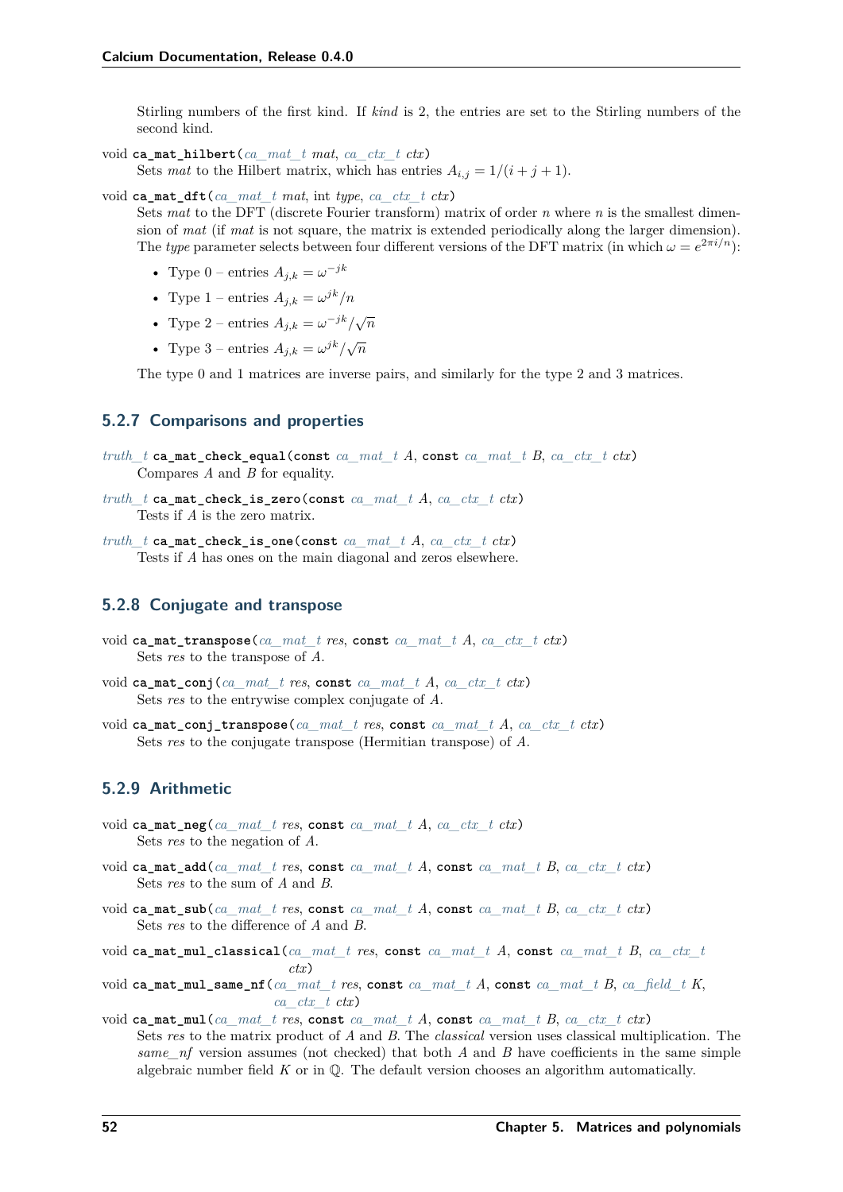Stirling numbers of the first kind. If *kind* is 2, the entries are set to the Stirling numbers of the second kind.

void **ca_mat_hilbert**(*ca_mat_t mat*, *ca_ctx_t ctx*)
Sets *mat* to the Hilbert matrix, which has entries $A_{i,j} = 1/(i + j + 1)$.

void **ca_mat_dft**(*ca_mat_t mat*, int *type*, *ca_ctx_t ctx*)
Sets *mat* to the DFT (discrete Fourier transform) matrix of order $n$ where $n$ is the smallest dimension of *mat* (if *mat* is not square, the matrix is extended periodically along the larger dimension). The *type* parameter selects between four different versions of the DFT matrix (in which $\omega = e^{2\pi i/n}$):

- Type 0 – entries $A_{j,k} = \omega^{-jk}$
- Type 1 – entries $A_{j,k} = \omega^{jk}/n$
- Type 2 – entries $A_{j,k} = \omega^{-jk}/\sqrt{n}$
- Type 3 – entries $A_{j,k} = \omega^{jk}/\sqrt{n}$

The type 0 and 1 matrices are inverse pairs, and similarly for the type 2 and 3 matrices.

### 5.2.7 Comparisons and properties

*truth_t* **ca_mat_check_equal**(**const** *ca_mat_t A*, **const** *ca_mat_t B*, *ca_ctx_t ctx*)
Compares $A$ and $B$ for equality.

*truth_t* **ca_mat_check_is_zero**(**const** *ca_mat_t A*, *ca_ctx_t ctx*)
Tests if $A$ is the zero matrix.

*truth_t* **ca_mat_check_is_one**(**const** *ca_mat_t A*, *ca_ctx_t ctx*)
Tests if $A$ has ones on the main diagonal and zeros elsewhere.

### 5.2.8 Conjugate and transpose

void **ca_mat_transpose**(*ca_mat_t res*, **const** *ca_mat_t A*, *ca_ctx_t ctx*)
Sets *res* to the transpose of $A$.

void **ca_mat_conj**(*ca_mat_t res*, **const** *ca_mat_t A*, *ca_ctx_t ctx*)
Sets *res* to the entrywise complex conjugate of $A$.

void **ca_mat_conj_transpose**(*ca_mat_t res*, **const** *ca_mat_t A*, *ca_ctx_t ctx*)
Sets *res* to the conjugate transpose (Hermitian transpose) of $A$.

### 5.2.9 Arithmetic

void **ca_mat_neg**(*ca_mat_t res*, **const** *ca_mat_t A*, *ca_ctx_t ctx*)
Sets *res* to the negation of $A$.

void **ca_mat_add**(*ca_mat_t res*, **const** *ca_mat_t A*, **const** *ca_mat_t B*, *ca_ctx_t ctx*)
Sets *res* to the sum of $A$ and $B$.

void **ca_mat_sub**(*ca_mat_t res*, **const** *ca_mat_t A*, **const** *ca_mat_t B*, *ca_ctx_t ctx*)
Sets *res* to the difference of $A$ and $B$.

void **ca_mat_mul_classical**(*ca_mat_t res*, **const** *ca_mat_t A*, **const** *ca_mat_t B*, *ca_ctx_t ctx*)

void **ca_mat_mul_same_nf**(*ca_mat_t res*, **const** *ca_mat_t A*, **const** *ca_mat_t B*, *ca_field_t K*, *ca_ctx_t ctx*)

void **ca_mat_mul**(*ca_mat_t res*, **const** *ca_mat_t A*, **const** *ca_mat_t B*, *ca_ctx_t ctx*)
Sets *res* to the matrix product of $A$ and $B$. The *classical* version uses classical multiplication. The *same_nf* version assumes (not checked) that both $A$ and $B$ have coefficients in the same simple algebraic number field $K$ or in $\mathbb{Q}$. The default version chooses an algorithm automatically.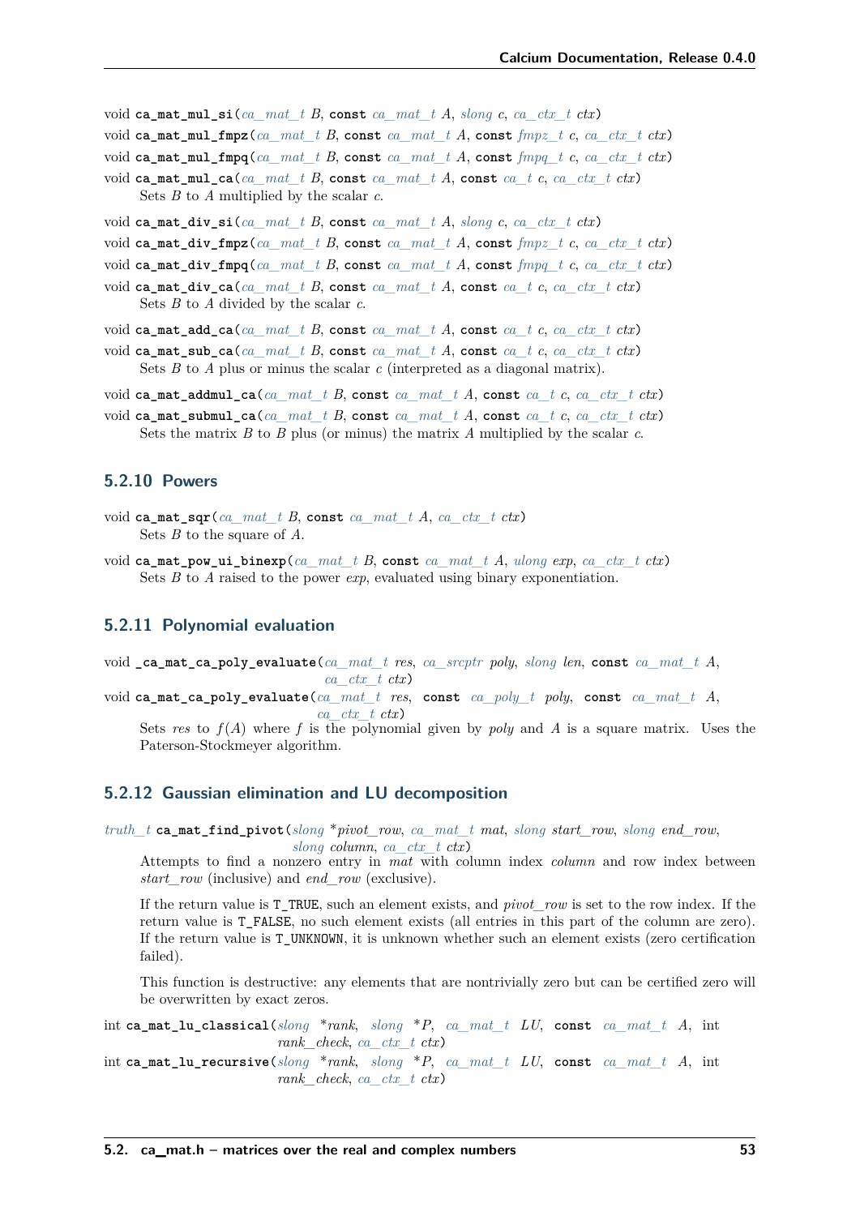void **ca_mat_mul_si**(*ca_mat_t B*, const *ca_mat_t A*, *slong c*, *ca_ctx_t ctx*)

void **ca_mat_mul_fmpz**(*ca_mat_t B*, const *ca_mat_t A*, const *fmpz_t c*, *ca_ctx_t ctx*)

void **ca_mat_mul_fmpq**(*ca_mat_t B*, const *ca_mat_t A*, const *fmpq_t c*, *ca_ctx_t ctx*)

void **ca_mat_mul_ca**(*ca_mat_t B*, const *ca_mat_t A*, const *ca_t c*, *ca_ctx_t ctx*)

Sets $B$ to $A$ multiplied by the scalar $c$.

void **ca_mat_div_si**(*ca_mat_t B*, const *ca_mat_t A*, *slong c*, *ca_ctx_t ctx*)

void **ca_mat_div_fmpz**(*ca_mat_t B*, const *ca_mat_t A*, const *fmpz_t c*, *ca_ctx_t ctx*)

void **ca_mat_div_fmpq**(*ca_mat_t B*, const *ca_mat_t A*, const *fmpq_t c*, *ca_ctx_t ctx*)

void **ca_mat_div_ca**(*ca_mat_t B*, const *ca_mat_t A*, const *ca_t c*, *ca_ctx_t ctx*)

Sets $B$ to $A$ divided by the scalar $c$.

void **ca_mat_add_ca**(*ca_mat_t B*, const *ca_mat_t A*, const *ca_t c*, *ca_ctx_t ctx*)

void **ca_mat_sub_ca**(*ca_mat_t B*, const *ca_mat_t A*, const *ca_t c*, *ca_ctx_t ctx*)

Sets $B$ to $A$ plus or minus the scalar $c$ (interpreted as a diagonal matrix).

void **ca_mat_addmul_ca**(*ca_mat_t B*, const *ca_mat_t A*, const *ca_t c*, *ca_ctx_t ctx*)

void **ca_mat_submul_ca**(*ca_mat_t B*, const *ca_mat_t A*, const *ca_t c*, *ca_ctx_t ctx*)

Sets the matrix $B$ to $B$ plus (or minus) the matrix $A$ multiplied by the scalar $c$.

### 5.2.10 Powers

void **ca_mat_sqr**(*ca_mat_t B*, const *ca_mat_t A*, *ca_ctx_t ctx*)

Sets $B$ to the square of $A$.

void **ca_mat_pow_ui_binexp**(*ca_mat_t B*, const *ca_mat_t A*, *ulong exp*, *ca_ctx_t ctx*)

Sets $B$ to $A$ raised to the power *exp*, evaluated using binary exponentiation.

### 5.2.11 Polynomial evaluation

void **_ca_mat_ca_poly_evaluate**(*ca_mat_t res*, *ca_srcptr poly*, *slong len*, const *ca_mat_t A*, *ca_ctx_t ctx*)

void **ca_mat_ca_poly_evaluate**(*ca_mat_t res*, const *ca_poly_t poly*, const *ca_mat_t A*, *ca_ctx_t ctx*)

Sets *res* to $f(A)$ where $f$ is the polynomial given by *poly* and $A$ is a square matrix. Uses the Paterson-Stockmeyer algorithm.

### 5.2.12 Gaussian elimination and LU decomposition

*truth_t* **ca_mat_find_pivot**(*slong *pivot_row*, *ca_mat_t mat*, *slong start_row*, *slong end_row*, *slong column*, *ca_ctx_t ctx*)

Attempts to find a nonzero entry in *mat* with column index *column* and row index between *start_row* (inclusive) and *end_row* (exclusive).

If the return value is `T_TRUE`, such an element exists, and *pivot_row* is set to the row index. If the return value is `T_FALSE`, no such element exists (all entries in this part of the column are zero). If the return value is `T_UNKNOWN`, it is unknown whether such an element exists (zero certification failed).

This function is destructive: any elements that are nontrivially zero but can be certified zero will be overwritten by exact zeros.

int **ca_mat_lu_classical**(*slong *rank*, *slong *P*, *ca_mat_t LU*, const *ca_mat_t A*, int *rank_check*, *ca_ctx_t ctx*)

int **ca_mat_lu_recursive**(*slong *rank*, *slong *P*, *ca_mat_t LU*, const *ca_mat_t A*, int *rank_check*, *ca_ctx_t ctx*)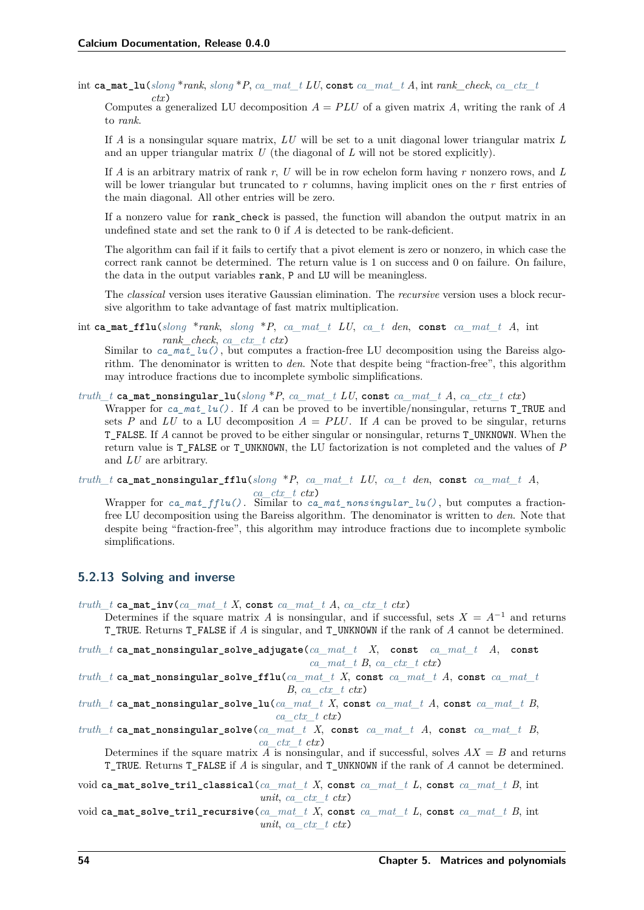int **ca_mat_lu**(*slong* *rank, *slong* *P, *ca_mat_t* LU, **const** *ca_mat_t* A, int *rank_check*, *ca_ctx_t* *ctx*)

Computes a generalized LU decomposition $A = PLU$ of a given matrix $A$, writing the rank of $A$ to *rank*.

If $A$ is a nonsingular square matrix, $LU$ will be set to a unit diagonal lower triangular matrix $L$ and an upper triangular matrix $U$ (the diagonal of $L$ will not be stored explicitly).

If $A$ is an arbitrary matrix of rank $r$, $U$ will be in row echelon form having $r$ nonzero rows, and $L$ will be lower triangular but truncated to $r$ columns, having implicit ones on the $r$ first entries of the main diagonal. All other entries will be zero.

If a nonzero value for `rank_check` is passed, the function will abandon the output matrix in an undefined state and set the rank to 0 if $A$ is detected to be rank-deficient.

The algorithm can fail if it fails to certify that a pivot element is zero or nonzero, in which case the correct rank cannot be determined. The return value is 1 on success and 0 on failure. On failure, the data in the output variables `rank`, `P` and `LU` will be meaningless.

The *classical* version uses iterative Gaussian elimination. The *recursive* version uses a block recursive algorithm to take advantage of fast matrix multiplication.

int **ca_mat_fflu**(*slong* *rank, *slong* *P, *ca_mat_t* LU, *ca_t* *den*, **const** *ca_mat_t* A, int *rank_check*, *ca_ctx_t* *ctx*)

Similar to *ca_mat_lu()*, but computes a fraction-free LU decomposition using the Bareiss algorithm. The denominator is written to *den*. Note that despite being "fraction-free", this algorithm may introduce fractions due to incomplete symbolic simplifications.

*truth_t* **ca_mat_nonsingular_lu**(*slong* *P, *ca_mat_t* LU, **const** *ca_mat_t* A, *ca_ctx_t* *ctx*)

Wrapper for *ca_mat_lu()*. If $A$ can be proved to be invertible/nonsingular, returns `T_TRUE` and sets $P$ and $LU$ to a LU decomposition $A = PLU$. If $A$ can be proved to be singular, returns `T_FALSE`. If $A$ cannot be proved to be either singular or nonsingular, returns `T_UNKNOWN`. When the return value is `T_FALSE` or `T_UNKNOWN`, the LU factorization is not completed and the values of $P$ and $LU$ are arbitrary.

*truth_t* **ca_mat_nonsingular_fflu**(*slong* *P, *ca_mat_t* LU, *ca_t* *den*, **const** *ca_mat_t* A, *ca_ctx_t* *ctx*)

Wrapper for *ca_mat_fflu()*. Similar to *ca_mat_nonsingular_lu()*, but computes a fraction-free LU decomposition using the Bareiss algorithm. The denominator is written to *den*. Note that despite being "fraction-free", this algorithm may introduce fractions due to incomplete symbolic simplifications.

### 5.2.13 Solving and inverse

*truth_t* **ca_mat_inv**(*ca_mat_t* X, **const** *ca_mat_t* A, *ca_ctx_t* *ctx*)

Determines if the square matrix $A$ is nonsingular, and if successful, sets $X = A^{-1}$ and returns `T_TRUE`. Returns `T_FALSE` if $A$ is singular, and `T_UNKNOWN` if the rank of $A$ cannot be determined.

*truth_t* **ca_mat_nonsingular_solve_adjugate**(*ca_mat_t* X, **const** *ca_mat_t* A, **const** *ca_mat_t* B, *ca_ctx_t* *ctx*)

*truth_t* **ca_mat_nonsingular_solve_fflu**(*ca_mat_t* X, **const** *ca_mat_t* A, **const** *ca_mat_t* B, *ca_ctx_t* *ctx*)

*truth_t* **ca_mat_nonsingular_solve_lu**(*ca_mat_t* X, **const** *ca_mat_t* A, **const** *ca_mat_t* B, *ca_ctx_t* *ctx*)

*truth_t* **ca_mat_nonsingular_solve**(*ca_mat_t* X, **const** *ca_mat_t* A, **const** *ca_mat_t* B, *ca_ctx_t* *ctx*)

Determines if the square matrix $A$ is nonsingular, and if successful, solves $AX = B$ and returns `T_TRUE`. Returns `T_FALSE` if $A$ is singular, and `T_UNKNOWN` if the rank of $A$ cannot be determined.

void **ca_mat_solve_tril_classical**(*ca_mat_t* X, **const** *ca_mat_t* L, **const** *ca_mat_t* B, int *unit*, *ca_ctx_t* *ctx*)

void **ca_mat_solve_tril_recursive**(*ca_mat_t* X, **const** *ca_mat_t* L, **const** *ca_mat_t* B, int *unit*, *ca_ctx_t* *ctx*)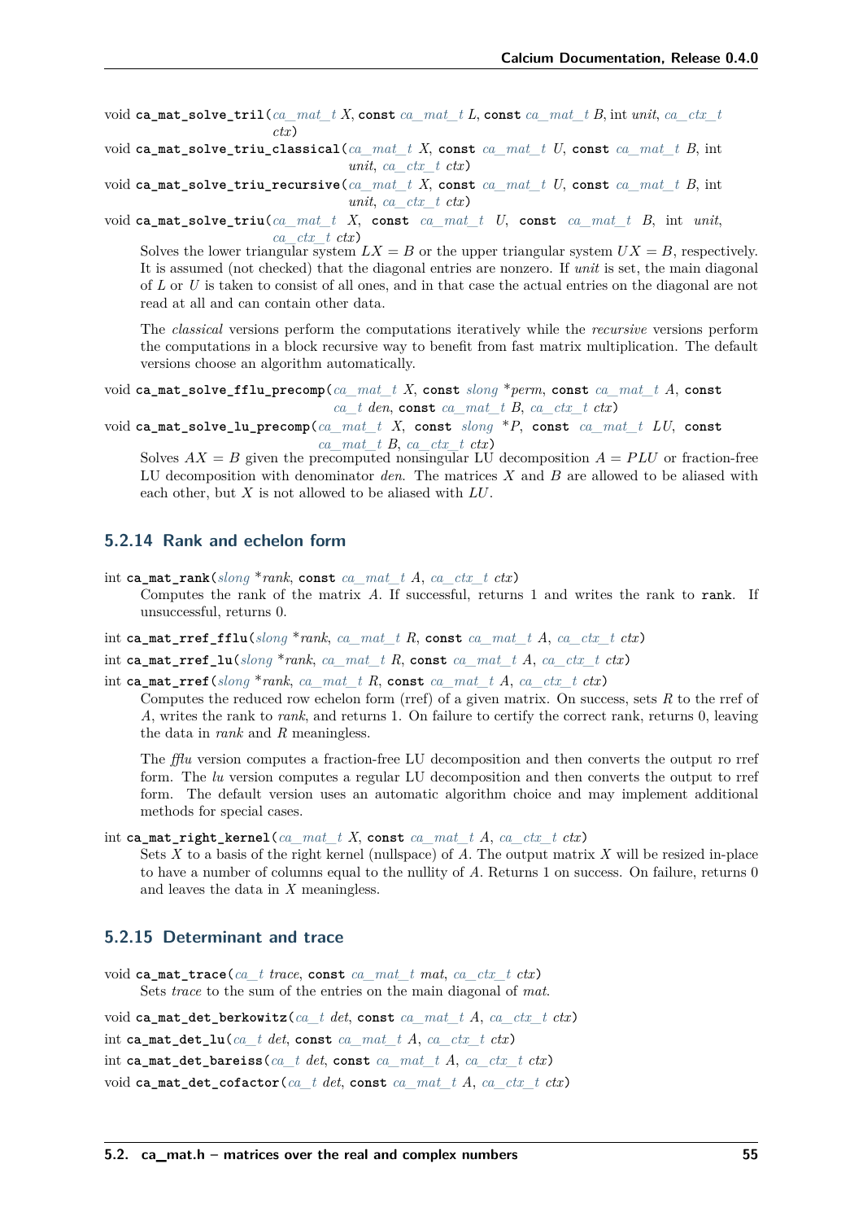void **ca_mat_solve_tril**(*ca_mat_t X*, **const** *ca_mat_t L*, **const** *ca_mat_t B*, int *unit*, *ca_ctx_t ctx*)

void **ca_mat_solve_triu_classical**(*ca_mat_t X*, **const** *ca_mat_t U*, **const** *ca_mat_t B*, int *unit*, *ca_ctx_t ctx*)

void **ca_mat_solve_triu_recursive**(*ca_mat_t X*, **const** *ca_mat_t U*, **const** *ca_mat_t B*, int *unit*, *ca_ctx_t ctx*)

void **ca_mat_solve_triu**(*ca_mat_t X*, **const** *ca_mat_t U*, **const** *ca_mat_t B*, int *unit*, *ca_ctx_t ctx*)

Solves the lower triangular system $LX = B$ or the upper triangular system $UX = B$, respectively. It is assumed (not checked) that the diagonal entries are nonzero. If *unit* is set, the main diagonal of $L$ or $U$ is taken to consist of all ones, and in that case the actual entries on the diagonal are not read at all and can contain other data.

The *classical* versions perform the computations iteratively while the *recursive* versions perform the computations in a block recursive way to benefit from fast matrix multiplication. The default versions choose an algorithm automatically.

void **ca_mat_solve_fflu_precomp**(*ca_mat_t X*, **const** *slong \*perm*, **const** *ca_mat_t A*, **const** *ca_t den*, **const** *ca_mat_t B*, *ca_ctx_t ctx*)

void **ca_mat_solve_lu_precomp**(*ca_mat_t X*, **const** *slong \*P*, **const** *ca_mat_t LU*, **const** *ca_mat_t B*, *ca_ctx_t ctx*)

Solves $AX = B$ given the precomputed nonsingular LU decomposition $A = PLU$ or fraction-free LU decomposition with denominator *den*. The matrices $X$ and $B$ are allowed to be aliased with each other, but $X$ is not allowed to be aliased with $LU$.

### 5.2.14 Rank and echelon form

int **ca_mat_rank**(*slong \*rank*, **const** *ca_mat_t A*, *ca_ctx_t ctx*)

Computes the rank of the matrix $A$. If successful, returns 1 and writes the rank to `rank`. If unsuccessful, returns 0.

int **ca_mat_rref_fflu**(*slong \*rank*, *ca_mat_t R*, **const** *ca_mat_t A*, *ca_ctx_t ctx*)

int **ca_mat_rref_lu**(*slong \*rank*, *ca_mat_t R*, **const** *ca_mat_t A*, *ca_ctx_t ctx*)

int **ca_mat_rref**(*slong \*rank*, *ca_mat_t R*, **const** *ca_mat_t A*, *ca_ctx_t ctx*)

Computes the reduced row echelon form (rref) of a given matrix. On success, sets $R$ to the rref of $A$, writes the rank to *rank*, and returns 1. On failure to certify the correct rank, returns 0, leaving the data in *rank* and $R$ meaningless.

The *fflu* version computes a fraction-free LU decomposition and then converts the output ro rref form. The *lu* version computes a regular LU decomposition and then converts the output to rref form. The default version uses an automatic algorithm choice and may implement additional methods for special cases.

int **ca_mat_right_kernel**(*ca_mat_t X*, **const** *ca_mat_t A*, *ca_ctx_t ctx*)

Sets $X$ to a basis of the right kernel (nullspace) of $A$. The output matrix $X$ will be resized in-place to have a number of columns equal to the nullity of $A$. Returns 1 on success. On failure, returns 0 and leaves the data in $X$ meaningless.

### 5.2.15 Determinant and trace

void **ca_mat_trace**(*ca_t trace*, **const** *ca_mat_t mat*, *ca_ctx_t ctx*)

Sets *trace* to the sum of the entries on the main diagonal of *mat*.

void **ca_mat_det_berkowitz**(*ca_t det*, **const** *ca_mat_t A*, *ca_ctx_t ctx*)

int **ca_mat_det_lu**(*ca_t det*, **const** *ca_mat_t A*, *ca_ctx_t ctx*)

int **ca_mat_det_bareiss**(*ca_t det*, **const** *ca_mat_t A*, *ca_ctx_t ctx*)

void **ca_mat_det_cofactor**(*ca_t det*, **const** *ca_mat_t A*, *ca_ctx_t ctx*)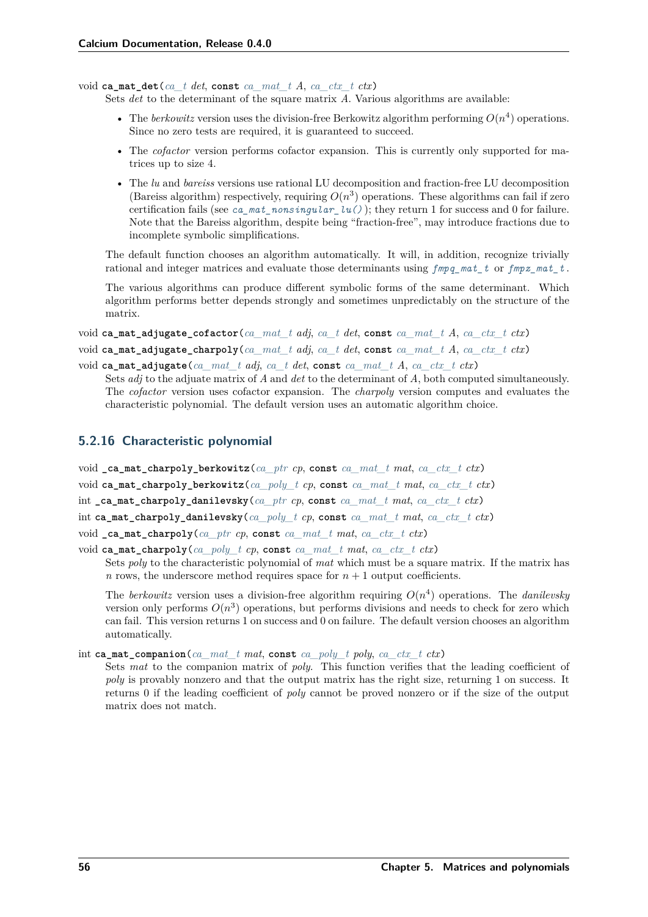void **ca_mat_det**(*ca_t* *det*, **const** *ca_mat_t* *A*, *ca_ctx_t* *ctx*)

Sets *det* to the determinant of the square matrix *A*. Various algorithms are available:

- The *berkowitz* version uses the division-free Berkowitz algorithm performing $O(n^4)$ operations. Since no zero tests are required, it is guaranteed to succeed.
- The *cofactor* version performs cofactor expansion. This is currently only supported for matrices up to size 4.
- The *lu* and *bareiss* versions use rational LU decomposition and fraction-free LU decomposition (Bareiss algorithm) respectively, requiring $O(n^3)$ operations. These algorithms can fail if zero certification fails (see `ca_mat_nonsingular_lu()`); they return 1 for success and 0 for failure. Note that the Bareiss algorithm, despite being "fraction-free", may introduce fractions due to incomplete symbolic simplifications.

The default function chooses an algorithm automatically. It will, in addition, recognize trivially rational and integer matrices and evaluate those determinants using `fmpq_mat_t` or `fmpz_mat_t`.

The various algorithms can produce different symbolic forms of the same determinant. Which algorithm performs better depends strongly and sometimes unpredictably on the structure of the matrix.

void **ca_mat_adjugate_cofactor**(*ca_mat_t* *adj*, *ca_t* *det*, **const** *ca_mat_t* *A*, *ca_ctx_t* *ctx*)

void **ca_mat_adjugate_charpoly**(*ca_mat_t* *adj*, *ca_t* *det*, **const** *ca_mat_t* *A*, *ca_ctx_t* *ctx*)

void **ca_mat_adjugate**(*ca_mat_t* *adj*, *ca_t* *det*, **const** *ca_mat_t* *A*, *ca_ctx_t* *ctx*)

Sets *adj* to the adjuate matrix of *A* and *det* to the determinant of *A*, both computed simultaneously. The *cofactor* version uses cofactor expansion. The *charpoly* version computes and evaluates the characteristic polynomial. The default version uses an automatic algorithm choice.

### 5.2.16 Characteristic polynomial

void **_ca_mat_charpoly_berkowitz**(*ca_ptr* *cp*, **const** *ca_mat_t* *mat*, *ca_ctx_t* *ctx*)

void **ca_mat_charpoly_berkowitz**(*ca_poly_t* *cp*, **const** *ca_mat_t* *mat*, *ca_ctx_t* *ctx*)

int **_ca_mat_charpoly_danilevsky**(*ca_ptr* *cp*, **const** *ca_mat_t* *mat*, *ca_ctx_t* *ctx*)

int **ca_mat_charpoly_danilevsky**(*ca_poly_t* *cp*, **const** *ca_mat_t* *mat*, *ca_ctx_t* *ctx*)

void **_ca_mat_charpoly**(*ca_ptr* *cp*, **const** *ca_mat_t* *mat*, *ca_ctx_t* *ctx*)

void **ca_mat_charpoly**(*ca_poly_t* *cp*, **const** *ca_mat_t* *mat*, *ca_ctx_t* *ctx*)

Sets *poly* to the characteristic polynomial of *mat* which must be a square matrix. If the matrix has $n$ rows, the underscore method requires space for $n + 1$ output coefficients.

The *berkowitz* version uses a division-free algorithm requiring $O(n^4)$ operations. The *danilevsky* version only performs $O(n^3)$ operations, but performs divisions and needs to check for zero which can fail. This version returns 1 on success and 0 on failure. The default version chooses an algorithm automatically.

int **ca_mat_companion**(*ca_mat_t* *mat*, **const** *ca_poly_t* *poly*, *ca_ctx_t* *ctx*)

Sets *mat* to the companion matrix of *poly*. This function verifies that the leading coefficient of *poly* is provably nonzero and that the output matrix has the right size, returning 1 on success. It returns 0 if the leading coefficient of *poly* cannot be proved nonzero or if the size of the output matrix does not match.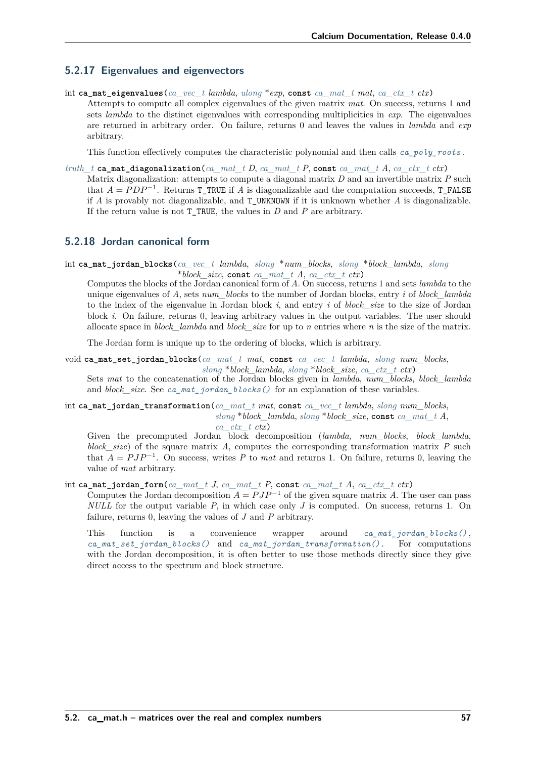### 5.2.17 Eigenvalues and eigenvectors

int **ca_mat_eigenvalues**(*ca_vec_t lambda*, *ulong \*exp*, **const** *ca_mat_t mat*, *ca_ctx_t ctx*)

Attempts to compute all complex eigenvalues of the given matrix *mat*. On success, returns 1 and sets *lambda* to the distinct eigenvalues with corresponding multiplicities in *exp*. The eigenvalues are returned in arbitrary order. On failure, returns 0 and leaves the values in *lambda* and *exp* arbitrary.

This function effectively computes the characteristic polynomial and then calls `ca_poly_roots`.

*truth_t* **ca_mat_diagonalization**(*ca_mat_t D*, *ca_mat_t P*, **const** *ca_mat_t A*, *ca_ctx_t ctx*)

Matrix diagonalization: attempts to compute a diagonal matrix $D$ and an invertible matrix $P$ such that $A = PDP^{-1}$. Returns `T_TRUE` if $A$ is diagonalizable and the computation succeeds, `T_FALSE` if $A$ is provably not diagonalizable, and `T_UNKNOWN` if it is unknown whether $A$ is diagonalizable. If the return value is not `T_TRUE`, the values in $D$ and $P$ are arbitrary.

### 5.2.18 Jordan canonical form

int **ca_mat_jordan_blocks**(*ca_vec_t lambda*, *slong \*num_blocks*, *slong \*block_lambda*, *slong \*block_size*, **const** *ca_mat_t A*, *ca_ctx_t ctx*)

Computes the blocks of the Jordan canonical form of $A$. On success, returns 1 and sets *lambda* to the unique eigenvalues of $A$, sets *num_blocks* to the number of Jordan blocks, entry $i$ of *block_lambda* to the index of the eigenvalue in Jordan block $i$, and entry $i$ of *block_size* to the size of Jordan block $i$. On failure, returns 0, leaving arbitrary values in the output variables. The user should allocate space in *block_lambda* and *block_size* for up to $n$ entries where $n$ is the size of the matrix.

The Jordan form is unique up to the ordering of blocks, which is arbitrary.

void **ca_mat_set_jordan_blocks**(*ca_mat_t mat*, **const** *ca_vec_t lambda*, *slong num_blocks*, *slong \*block_lambda*, *slong \*block_size*, *ca_ctx_t ctx*)

Sets *mat* to the concatenation of the Jordan blocks given in *lambda*, *num_blocks*, *block_lambda* and *block_size*. See `ca_mat_jordan_blocks()` for an explanation of these variables.

int **ca_mat_jordan_transformation**(*ca_mat_t mat*, **const** *ca_vec_t lambda*, *slong num_blocks*, *slong \*block_lambda*, *slong \*block_size*, **const** *ca_mat_t A*, *ca_ctx_t ctx*)

Given the precomputed Jordan block decomposition (*lambda*, *num_blocks*, *block_lambda*, *block_size*) of the square matrix $A$, computes the corresponding transformation matrix $P$ such that $A = PJP^{-1}$. On success, writes $P$ to *mat* and returns 1. On failure, returns 0, leaving the value of *mat* arbitrary.

int **ca_mat_jordan_form**(*ca_mat_t J*, *ca_mat_t P*, **const** *ca_mat_t A*, *ca_ctx_t ctx*)

Computes the Jordan decomposition $A = PJP^{-1}$ of the given square matrix $A$. The user can pass *NULL* for the output variable $P$, in which case only $J$ is computed. On success, returns 1. On failure, returns 0, leaving the values of $J$ and $P$ arbitrary.

This function is a convenience wrapper around `ca_mat_jordan_blocks()`, `ca_mat_set_jordan_blocks()` and `ca_mat_jordan_transformation()`. For computations with the Jordan decomposition, it is often better to use those methods directly since they give direct access to the spectrum and block structure.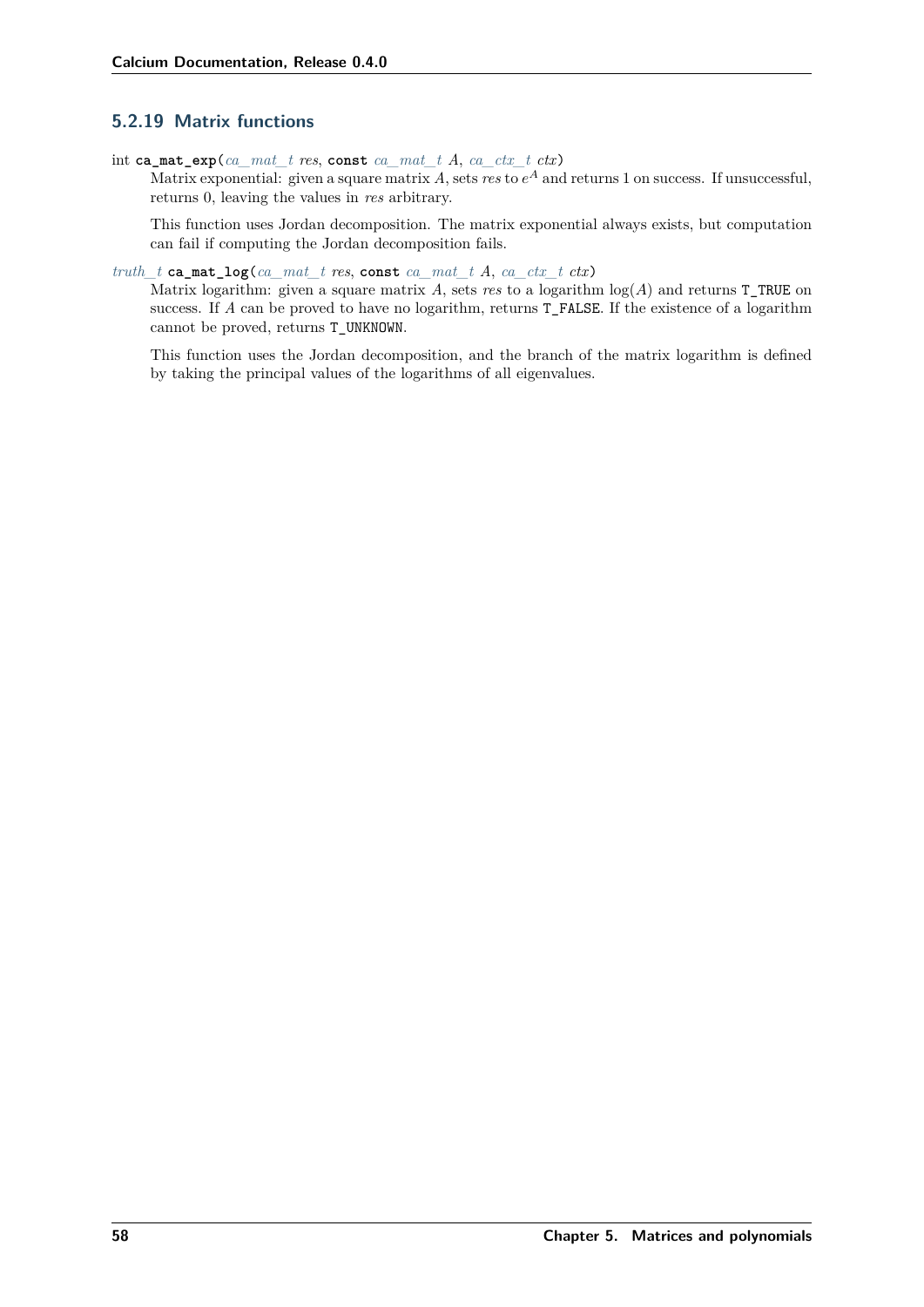### 5.2.19 Matrix functions

int **ca_mat_exp**(*ca_mat_t res*, **const** *ca_mat_t A*, *ca_ctx_t ctx*)

Matrix exponential: given a square matrix $A$, sets *res* to $e^A$ and returns 1 on success. If unsuccessful, returns 0, leaving the values in *res* arbitrary.

This function uses Jordan decomposition. The matrix exponential always exists, but computation can fail if computing the Jordan decomposition fails.

*truth_t* **ca_mat_log**(*ca_mat_t res*, **const** *ca_mat_t A*, *ca_ctx_t ctx*)

Matrix logarithm: given a square matrix $A$, sets *res* to a logarithm $\log(A)$ and returns `T_TRUE` on success. If $A$ can be proved to have no logarithm, returns `T_FALSE`. If the existence of a logarithm cannot be proved, returns `T_UNKNOWN`.

This function uses the Jordan decomposition, and the branch of the matrix logarithm is defined by taking the principal values of the logarithms of all eigenvalues.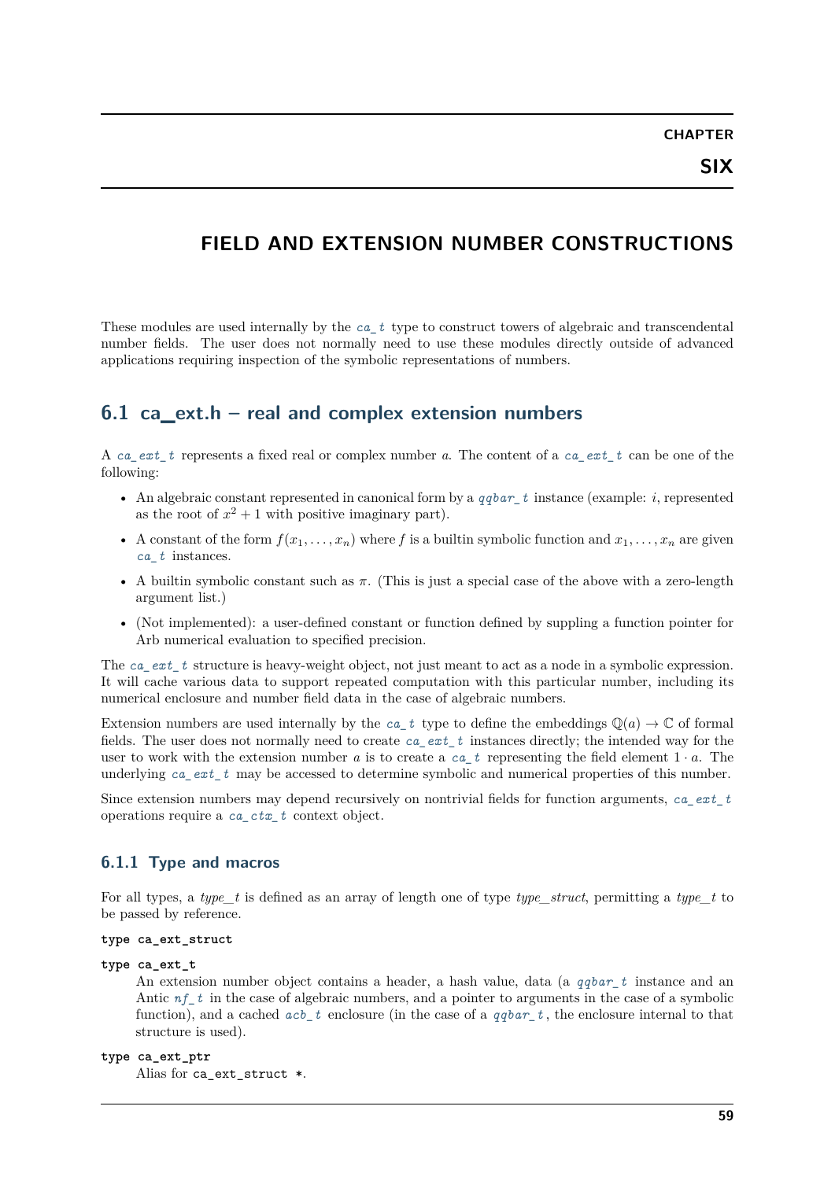# CHAPTER SIX

# FIELD AND EXTENSION NUMBER CONSTRUCTIONS

These modules are used internally by the *ca_t* type to construct towers of algebraic and transcendental number fields. The user does not normally need to use these modules directly outside of advanced applications requiring inspection of the symbolic representations of numbers.

## 6.1 ca_ext.h – real and complex extension numbers

A *ca_ext_t* represents a fixed real or complex number $a$. The content of a *ca_ext_t* can be one of the following:

- An algebraic constant represented in canonical form by a *qqbar_t* instance (example: $i$, represented as the root of $x^2 + 1$ with positive imaginary part).
- A constant of the form $f(x_1, \ldots, x_n)$ where $f$ is a builtin symbolic function and $x_1, \ldots, x_n$ are given *ca_t* instances.
- A builtin symbolic constant such as $\pi$. (This is just a special case of the above with a zero-length argument list.)
- (Not implemented): a user-defined constant or function defined by suppling a function pointer for Arb numerical evaluation to specified precision.

The *ca_ext_t* structure is heavy-weight object, not just meant to act as a node in a symbolic expression. It will cache various data to support repeated computation with this particular number, including its numerical enclosure and number field data in the case of algebraic numbers.

Extension numbers are used internally by the *ca_t* type to define the embeddings $\mathbb{Q}(a) \to \mathbb{C}$ of formal fields. The user does not normally need to create *ca_ext_t* instances directly; the intended way for the user to work with the extension number $a$ is to create a *ca_t* representing the field element $1 \cdot a$. The underlying *ca_ext_t* may be accessed to determine symbolic and numerical properties of this number.

Since extension numbers may depend recursively on nontrivial fields for function arguments, *ca_ext_t* operations require a *ca_ctx_t* context object.

### 6.1.1 Type and macros

For all types, a *type_t* is defined as an array of length one of type *type_struct*, permitting a *type_t* to be passed by reference.

**type ca_ext_struct**

**type ca_ext_t**

An extension number object contains a header, a hash value, data (a *qqbar_t* instance and an Antic *nf_t* in the case of algebraic numbers, and a pointer to arguments in the case of a symbolic function), and a cached *acb_t* enclosure (in the case of a *qqbar_t*, the enclosure internal to that structure is used).

**type ca_ext_ptr**

Alias for `ca_ext_struct *`.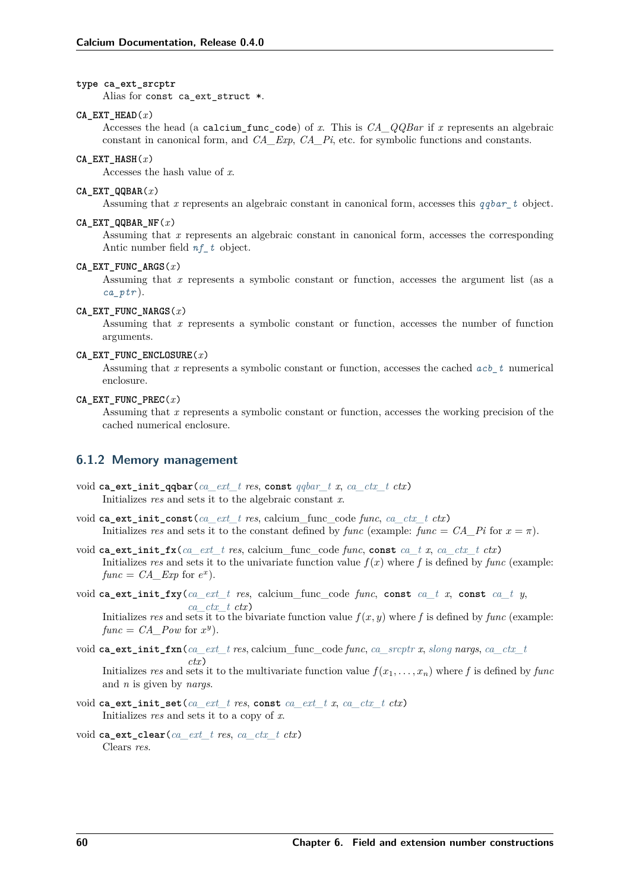**type ca_ext_srcptr**

Alias for `const ca_ext_struct *`.

**CA_EXT_HEAD**(*x*)

Accesses the head (a `calcium_func_code`) of *x*. This is *CA_QQBar* if *x* represents an algebraic constant in canonical form, and *CA_Exp*, *CA_Pi*, etc. for symbolic functions and constants.

**CA_EXT_HASH**(*x*)

Accesses the hash value of *x*.

**CA_EXT_QQBAR**(*x*)

Assuming that *x* represents an algebraic constant in canonical form, accesses this *qqbar_t* object.

**CA_EXT_QQBAR_NF**(*x*)

Assuming that *x* represents an algebraic constant in canonical form, accesses the corresponding Antic number field *nf_t* object.

**CA_EXT_FUNC_ARGS**(*x*)

Assuming that *x* represents a symbolic constant or function, accesses the argument list (as a *ca_ptr*).

**CA_EXT_FUNC_NARGS**(*x*)

Assuming that *x* represents a symbolic constant or function, accesses the number of function arguments.

**CA_EXT_FUNC_ENCLOSURE**(*x*)

Assuming that *x* represents a symbolic constant or function, accesses the cached *acb_t* numerical enclosure.

**CA_EXT_FUNC_PREC**(*x*)

Assuming that *x* represents a symbolic constant or function, accesses the working precision of the cached numerical enclosure.

### 6.1.2 Memory management

void **ca_ext_init_qqbar**(*ca_ext_t res*, **const** *qqbar_t x*, *ca_ctx_t ctx*)

Initializes *res* and sets it to the algebraic constant *x*.

void **ca_ext_init_const**(*ca_ext_t res*, calcium_func_code *func*, *ca_ctx_t ctx*)

Initializes *res* and sets it to the constant defined by *func* (example: *func* = *CA_Pi* for $x = \pi$).

void **ca_ext_init_fx**(*ca_ext_t res*, calcium_func_code *func*, **const** *ca_t x*, *ca_ctx_t ctx*)

Initializes *res* and sets it to the univariate function value $f(x)$ where $f$ is defined by *func* (example: *func* = *CA_Exp* for $e^x$).

void **ca_ext_init_fxy**(*ca_ext_t res*, calcium_func_code *func*, **const** *ca_t x*, **const** *ca_t y*, *ca_ctx_t ctx*)

Initializes *res* and sets it to the bivariate function value $f(x, y)$ where $f$ is defined by *func* (example: *func* = *CA_Pow* for $x^y$).

void **ca_ext_init_fxn**(*ca_ext_t res*, calcium_func_code *func*, *ca_srcptr x*, *slong nargs*, *ca_ctx_t ctx*)

Initializes *res* and sets it to the multivariate function value $f(x_1, \ldots, x_n)$ where $f$ is defined by *func* and $n$ is given by *nargs*.

void **ca_ext_init_set**(*ca_ext_t res*, **const** *ca_ext_t x*, *ca_ctx_t ctx*)

Initializes *res* and sets it to a copy of *x*.

void **ca_ext_clear**(*ca_ext_t res*, *ca_ctx_t ctx*)

Clears *res*.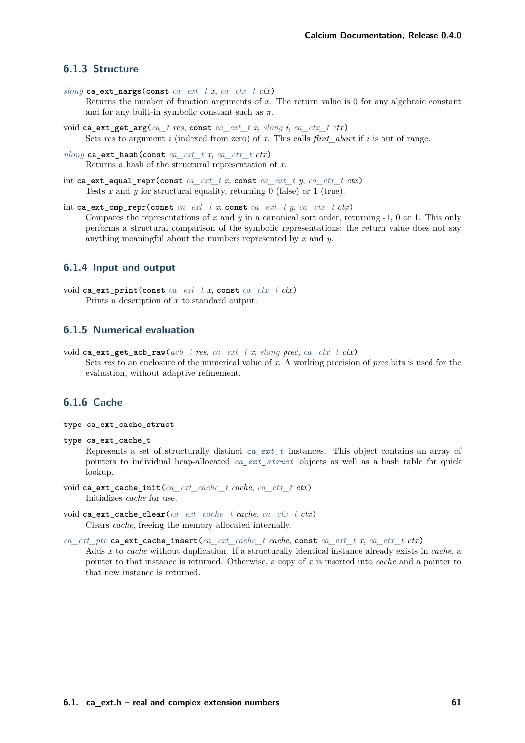### 6.1.3 Structure

*slong* **ca_ext_nargs**(const *ca_ext_t* *x*, *ca_ctx_t* *ctx*)

Returns the number of function arguments of $x$. The return value is 0 for any algebraic constant and for any built-in symbolic constant such as $\pi$.

void **ca_ext_get_arg**(*ca_t* *res*, const *ca_ext_t* *x*, *slong* *i*, *ca_ctx_t* *ctx*)

Sets *res* to argument $i$ (indexed from zero) of $x$. This calls *flint_abort* if $i$ is out of range.

*ulong* **ca_ext_hash**(const *ca_ext_t* *x*, *ca_ctx_t* *ctx*)

Returns a hash of the structural representation of $x$.

int **ca_ext_equal_repr**(const *ca_ext_t* *x*, const *ca_ext_t* *y*, *ca_ctx_t* *ctx*)

Tests $x$ and $y$ for structural equality, returning 0 (false) or 1 (true).

int **ca_ext_cmp_repr**(const *ca_ext_t* *x*, const *ca_ext_t* *y*, *ca_ctx_t* *ctx*)

Compares the representations of $x$ and $y$ in a canonical sort order, returning -1, 0 or 1. This only performs a structural comparison of the symbolic representations; the return value does not say anything meaningful about the numbers represented by $x$ and $y$.

### 6.1.4 Input and output

void **ca_ext_print**(const *ca_ext_t* *x*, const *ca_ctx_t* *ctx*)

Prints a description of $x$ to standard output.

### 6.1.5 Numerical evaluation

void **ca_ext_get_acb_raw**(*acb_t* *res*, *ca_ext_t* *x*, *slong* *prec*, *ca_ctx_t* *ctx*)

Sets *res* to an enclosure of the numerical value of $x$. A working precision of *prec* bits is used for the evaluation, without adaptive refinement.

### 6.1.6 Cache

**type ca_ext_cache_struct**

**type ca_ext_cache_t**

Represents a set of structurally distinct `ca_ext_t` instances. This object contains an array of pointers to individual heap-allocated `ca_ext_struct` objects as well as a hash table for quick lookup.

void **ca_ext_cache_init**(*ca_ext_cache_t* *cache*, *ca_ctx_t* *ctx*)

Initializes *cache* for use.

void **ca_ext_cache_clear**(*ca_ext_cache_t* *cache*, *ca_ctx_t* *ctx*)

Clears *cache*, freeing the memory allocated internally.

*ca_ext_ptr* **ca_ext_cache_insert**(*ca_ext_cache_t* *cache*, const *ca_ext_t* *x*, *ca_ctx_t* *ctx*)

Adds $x$ to *cache* without duplication. If a structurally identical instance already exists in *cache*, a pointer to that instance is returned. Otherwise, a copy of $x$ is inserted into *cache* and a pointer to that new instance is returned.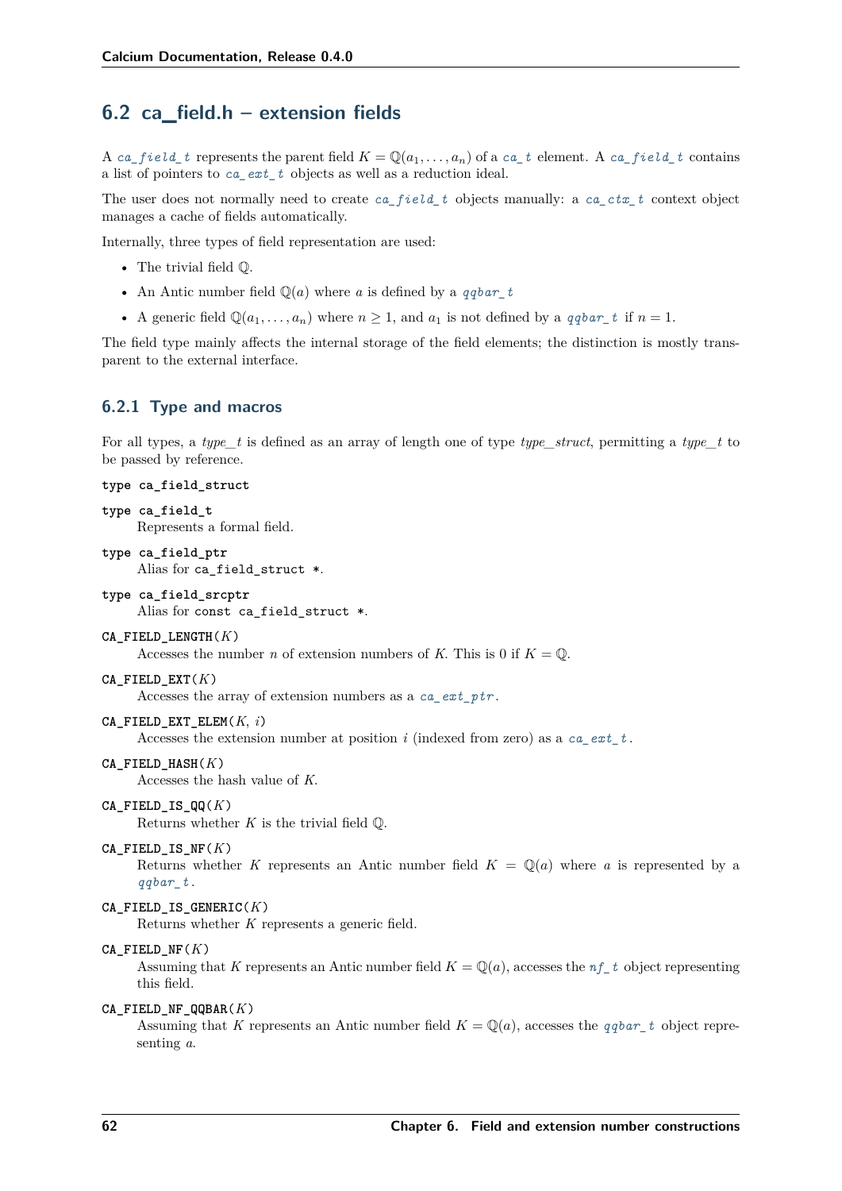## 6.2 ca_field.h – extension fields

A *ca_field_t* represents the parent field $K = \mathbb{Q}(a_1, \ldots, a_n)$ of a *ca_t* element. A *ca_field_t* contains a list of pointers to *ca_ext_t* objects as well as a reduction ideal.

The user does not normally need to create *ca_field_t* objects manually: a *ca_ctx_t* context object manages a cache of fields automatically.

Internally, three types of field representation are used:

- The trivial field $\mathbb{Q}$.
- An Antic number field $\mathbb{Q}(a)$ where $a$ is defined by a *qqbar_t*
- A generic field $\mathbb{Q}(a_1, \ldots, a_n)$ where $n \geq 1$, and $a_1$ is not defined by a *qqbar_t* if $n = 1$.

The field type mainly affects the internal storage of the field elements; the distinction is mostly transparent to the external interface.

### 6.2.1 Type and macros

For all types, a *type_t* is defined as an array of length one of type *type_struct*, permitting a *type_t* to be passed by reference.

**type ca_field_struct**

**type ca_field_t**
Represents a formal field.

**type ca_field_ptr**
Alias for `ca_field_struct *`.

**type ca_field_srcptr**
Alias for `const ca_field_struct *`.

**CA_FIELD_LENGTH**($K$)
Accesses the number $n$ of extension numbers of $K$. This is 0 if $K = \mathbb{Q}$.

**CA_FIELD_EXT**($K$)
Accesses the array of extension numbers as a *ca_ext_ptr*.

**CA_FIELD_EXT_ELEM**($K$, $i$)
Accesses the extension number at position $i$ (indexed from zero) as a *ca_ext_t*.

**CA_FIELD_HASH**($K$)
Accesses the hash value of $K$.

**CA_FIELD_IS_QQ**($K$)
Returns whether $K$ is the trivial field $\mathbb{Q}$.

**CA_FIELD_IS_NF**($K$)
Returns whether $K$ represents an Antic number field $K = \mathbb{Q}(a)$ where $a$ is represented by a *qqbar_t*.

**CA_FIELD_IS_GENERIC**($K$)
Returns whether $K$ represents a generic field.

**CA_FIELD_NF**($K$)
Assuming that $K$ represents an Antic number field $K = \mathbb{Q}(a)$, accesses the *nf_t* object representing this field.

**CA_FIELD_NF_QQBAR**($K$)
Assuming that $K$ represents an Antic number field $K = \mathbb{Q}(a)$, accesses the *qqbar_t* object representing $a$.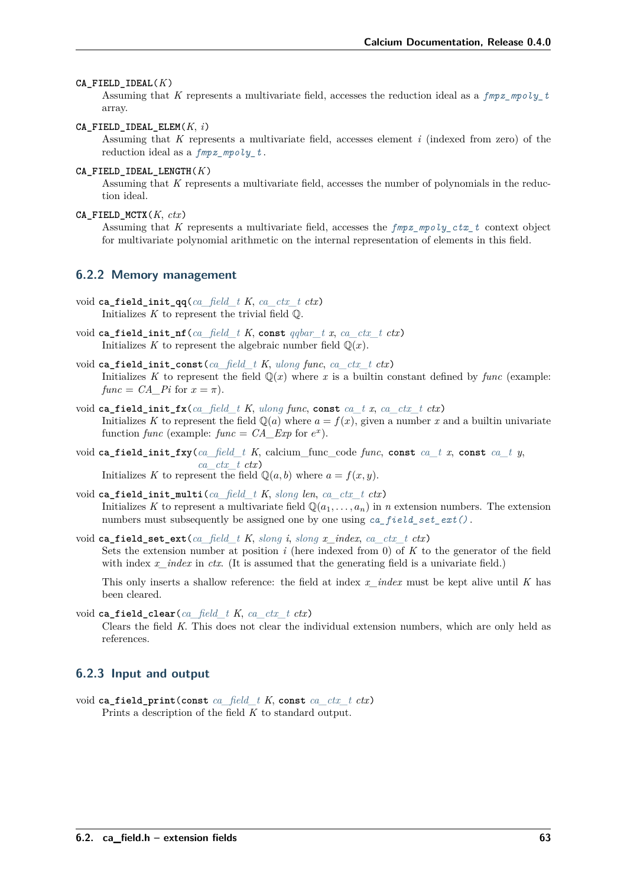**CA_FIELD_IDEAL**($K$)

Assuming that $K$ represents a multivariate field, accesses the reduction ideal as a *fmpz_mpoly_t* array.

**CA_FIELD_IDEAL_ELEM**($K$, $i$)

Assuming that $K$ represents a multivariate field, accesses element $i$ (indexed from zero) of the reduction ideal as a *fmpz_mpoly_t*.

**CA_FIELD_IDEAL_LENGTH**($K$)

Assuming that $K$ represents a multivariate field, accesses the number of polynomials in the reduction ideal.

**CA_FIELD_MCTX**($K$, $ctx$)

Assuming that $K$ represents a multivariate field, accesses the *fmpz_mpoly_ctx_t* context object for multivariate polynomial arithmetic on the internal representation of elements in this field.

### 6.2.2 Memory management

void **ca_field_init_qq**(*ca_field_t* $K$, *ca_ctx_t* $ctx$)

Initializes $K$ to represent the trivial field $\mathbb{Q}$.

void **ca_field_init_nf**(*ca_field_t* $K$, **const** *qqbar_t* $x$, *ca_ctx_t* $ctx$)

Initializes $K$ to represent the algebraic number field $\mathbb{Q}(x)$.

void **ca_field_init_const**(*ca_field_t* $K$, *ulong* $func$, *ca_ctx_t* $ctx$)

Initializes $K$ to represent the field $\mathbb{Q}(x)$ where $x$ is a builtin constant defined by $func$ (example: $func = CA\_Pi$ for $x = \pi$).

void **ca_field_init_fx**(*ca_field_t* $K$, *ulong* $func$, **const** *ca_t* $x$, *ca_ctx_t* $ctx$)

Initializes $K$ to represent the field $\mathbb{Q}(a)$ where $a = f(x)$, given a number $x$ and a builtin univariate function $func$ (example: $func = CA\_Exp$ for $e^x$).

void **ca_field_init_fxy**(*ca_field_t* $K$, calcium_func_code $func$, **const** *ca_t* $x$, **const** *ca_t* $y$, *ca_ctx_t* $ctx$)

Initializes $K$ to represent the field $\mathbb{Q}(a, b)$ where $a = f(x, y)$.

void **ca_field_init_multi**(*ca_field_t* $K$, *slong* $len$, *ca_ctx_t* $ctx$)

Initializes $K$ to represent a multivariate field $\mathbb{Q}(a_1, \ldots, a_n)$ in $n$ extension numbers. The extension numbers must subsequently be assigned one by one using *ca_field_set_ext()*.

void **ca_field_set_ext**(*ca_field_t* $K$, *slong* $i$, *slong* $x\_index$, *ca_ctx_t* $ctx$)

Sets the extension number at position $i$ (here indexed from 0) of $K$ to the generator of the field with index $x\_index$ in $ctx$. (It is assumed that the generating field is a univariate field.)

This only inserts a shallow reference: the field at index $x\_index$ must be kept alive until $K$ has been cleared.

void **ca_field_clear**(*ca_field_t* $K$, *ca_ctx_t* $ctx$)

Clears the field $K$. This does not clear the individual extension numbers, which are only held as references.

### 6.2.3 Input and output

void **ca_field_print**(**const** *ca_field_t* $K$, **const** *ca_ctx_t* $ctx$)

Prints a description of the field $K$ to standard output.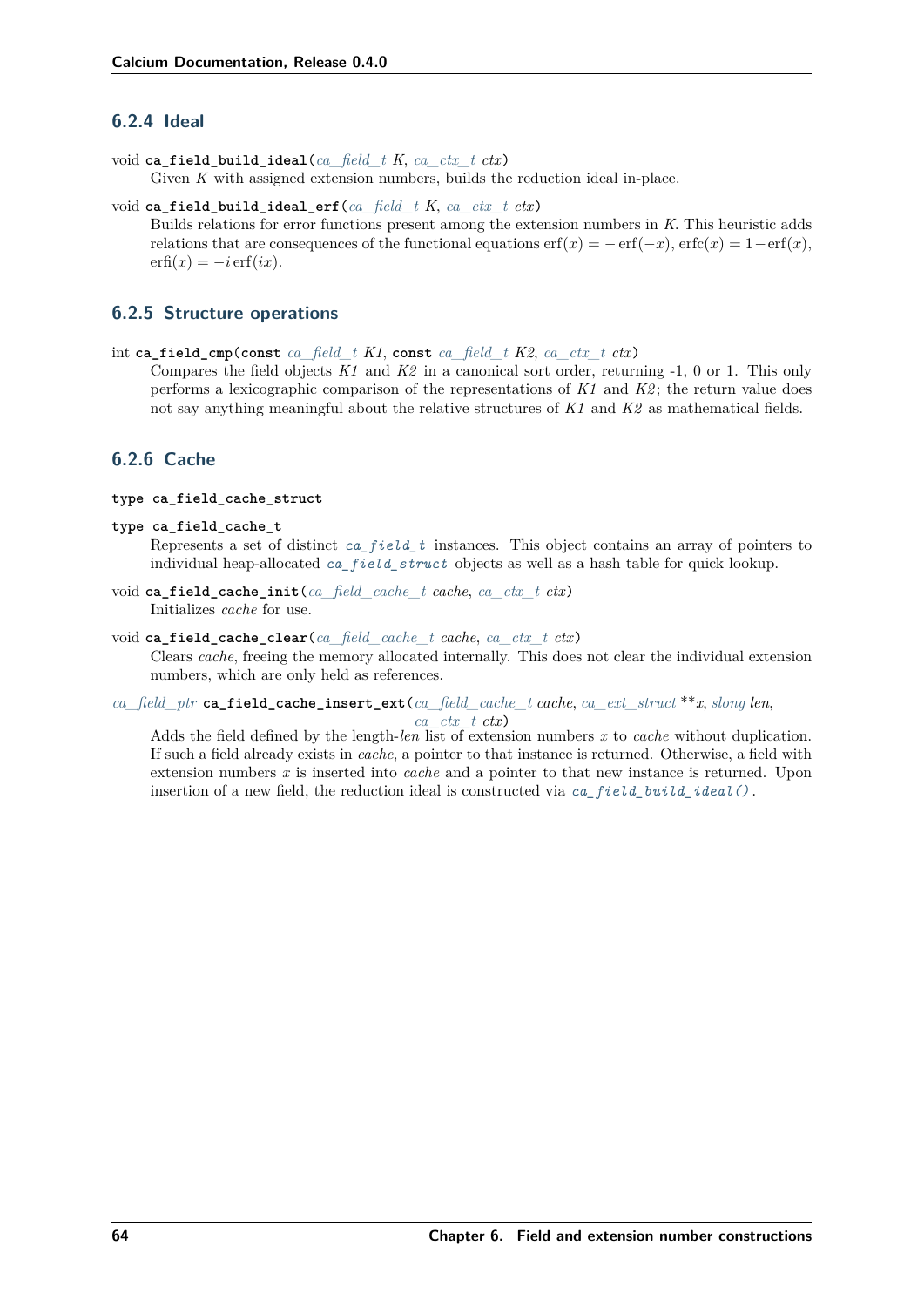### 6.2.4 Ideal

void **ca_field_build_ideal**(*ca_field_t* *K*, *ca_ctx_t* *ctx*)

Given $K$ with assigned extension numbers, builds the reduction ideal in-place.

void **ca_field_build_ideal_erf**(*ca_field_t* *K*, *ca_ctx_t* *ctx*)

Builds relations for error functions present among the extension numbers in $K$. This heuristic adds relations that are consequences of the functional equations $\operatorname{erf}(x) = -\operatorname{erf}(-x)$, $\operatorname{erfc}(x) = 1 - \operatorname{erf}(x)$, $\operatorname{erfi}(x) = -i \operatorname{erf}(ix)$.

### 6.2.5 Structure operations

int **ca_field_cmp**(**const** *ca_field_t* *K1*, **const** *ca_field_t* *K2*, *ca_ctx_t* *ctx*)

Compares the field objects *K1* and *K2* in a canonical sort order, returning -1, 0 or 1. This only performs a lexicographic comparison of the representations of *K1* and *K2*; the return value does not say anything meaningful about the relative structures of *K1* and *K2* as mathematical fields.

### 6.2.6 Cache

**type ca_field_cache_struct**

**type ca_field_cache_t**

Represents a set of distinct `ca_field_t` instances. This object contains an array of pointers to individual heap-allocated `ca_field_struct` objects as well as a hash table for quick lookup.

void **ca_field_cache_init**(*ca_field_cache_t* *cache*, *ca_ctx_t* *ctx*)

Initializes *cache* for use.

void **ca_field_cache_clear**(*ca_field_cache_t* *cache*, *ca_ctx_t* *ctx*)

Clears *cache*, freeing the memory allocated internally. This does not clear the individual extension numbers, which are only held as references.

*ca_field_ptr* **ca_field_cache_insert_ext**(*ca_field_cache_t* *cache*, *ca_ext_struct* \*\**x*, *slong* *len*, *ca_ctx_t* *ctx*)

Adds the field defined by the length-*len* list of extension numbers $x$ to *cache* without duplication. If such a field already exists in *cache*, a pointer to that instance is returned. Otherwise, a field with extension numbers $x$ is inserted into *cache* and a pointer to that new instance is returned. Upon insertion of a new field, the reduction ideal is constructed via `ca_field_build_ideal()`.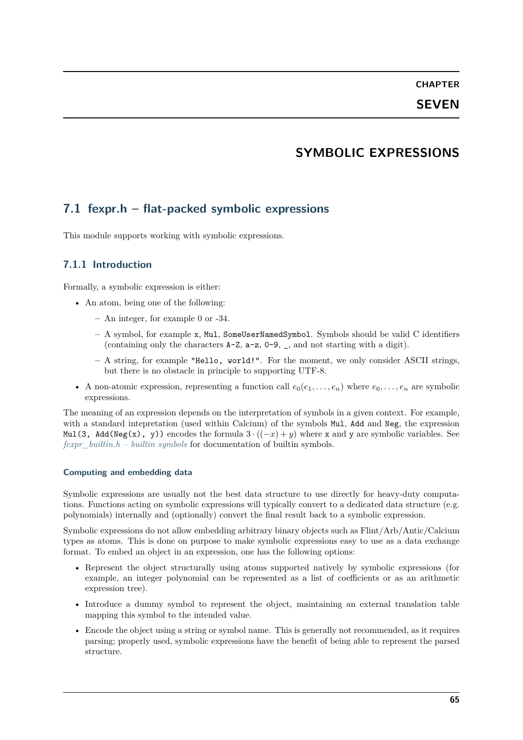# CHAPTER SEVEN

# SYMBOLIC EXPRESSIONS

## 7.1 fexpr.h – flat-packed symbolic expressions

This module supports working with symbolic expressions.

### 7.1.1 Introduction

Formally, a symbolic expression is either:

- An atom, being one of the following:
  - An integer, for example 0 or -34.
  - A symbol, for example `x`, `Mul`, `SomeUserNamedSymbol`. Symbols should be valid C identifiers (containing only the characters `A-Z`, `a-z`, `0-9`, `_`, and not starting with a digit).
  - A string, for example `"Hello, world!"`. For the moment, we only consider ASCII strings, but there is no obstacle in principle to supporting UTF-8.
- A non-atomic expression, representing a function call $e_0(e_1, \ldots, e_n)$ where $e_0, \ldots, e_n$ are symbolic expressions.

The meaning of an expression depends on the interpretation of symbols in a given context. For example, with a standard intepretation (used within Calcium) of the symbols `Mul`, `Add` and `Neg`, the expression `Mul(3, Add(Neg(x), y))` encodes the formula $3 \cdot ((-x) + y)$ where `x` and `y` are symbolic variables. See *fexpr_builtin.h – builtin symbols* for documentation of builtin symbols.

#### Computing and embedding data

Symbolic expressions are usually not the best data structure to use directly for heavy-duty computations. Functions acting on symbolic expressions will typically convert to a dedicated data structure (e.g. polynomials) internally and (optionally) convert the final result back to a symbolic expression.

Symbolic expressions do not allow embedding arbitrary binary objects such as Flint/Arb/Antic/Calcium types as atoms. This is done on purpose to make symbolic expressions easy to use as a data exchange format. To embed an object in an expression, one has the following options:

- Represent the object structurally using atoms supported natively by symbolic expressions (for example, an integer polynomial can be represented as a list of coefficients or as an arithmetic expression tree).
- Introduce a dummy symbol to represent the object, maintaining an external translation table mapping this symbol to the intended value.
- Encode the object using a string or symbol name. This is generally not recommended, as it requires parsing; properly used, symbolic expressions have the benefit of being able to represent the parsed structure.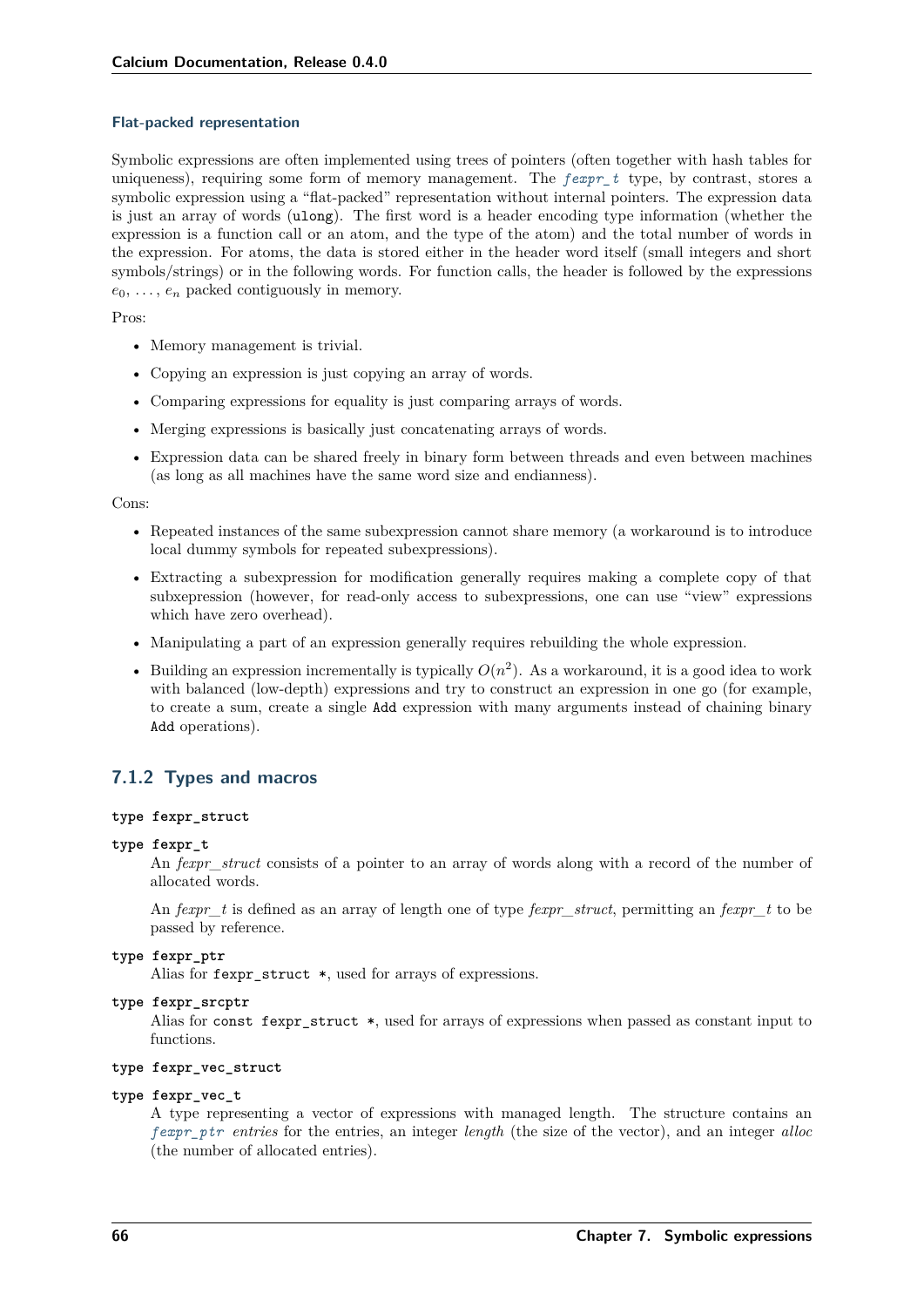#### Flat-packed representation

Symbolic expressions are often implemented using trees of pointers (often together with hash tables for uniqueness), requiring some form of memory management. The *fexpr_t* type, by contrast, stores a symbolic expression using a "flat-packed" representation without internal pointers. The expression data is just an array of words (`ulong`). The first word is a header encoding type information (whether the expression is a function call or an atom, and the type of the atom) and the total number of words in the expression. For atoms, the data is stored either in the header word itself (small integers and short symbols/strings) or in the following words. For function calls, the header is followed by the expressions $e_0, \ldots, e_n$ packed contiguously in memory.

Pros:

- Memory management is trivial.
- Copying an expression is just copying an array of words.
- Comparing expressions for equality is just comparing arrays of words.
- Merging expressions is basically just concatenating arrays of words.
- Expression data can be shared freely in binary form between threads and even between machines (as long as all machines have the same word size and endianness).

Cons:

- Repeated instances of the same subexpression cannot share memory (a workaround is to introduce local dummy symbols for repeated subexpressions).
- Extracting a subexpression for modification generally requires making a complete copy of that subxepression (however, for read-only access to subexpressions, one can use "view" expressions which have zero overhead).
- Manipulating a part of an expression generally requires rebuilding the whole expression.
- Building an expression incrementally is typically $O(n^2)$. As a workaround, it is a good idea to work with balanced (low-depth) expressions and try to construct an expression in one go (for example, to create a sum, create a single `Add` expression with many arguments instead of chaining binary `Add` operations).

## 7.1.2 Types and macros

**type fexpr_struct**

**type fexpr_t**

An *fexpr_struct* consists of a pointer to an array of words along with a record of the number of allocated words.

An *fexpr_t* is defined as an array of length one of type *fexpr_struct*, permitting an *fexpr_t* to be passed by reference.

**type fexpr_ptr**

Alias for `fexpr_struct *`, used for arrays of expressions.

**type fexpr_srcptr**

Alias for `const fexpr_struct *`, used for arrays of expressions when passed as constant input to functions.

**type fexpr_vec_struct**

**type fexpr_vec_t**

A type representing a vector of expressions with managed length. The structure contains an *fexpr_ptr entries* for the entries, an integer *length* (the size of the vector), and an integer *alloc* (the number of allocated entries).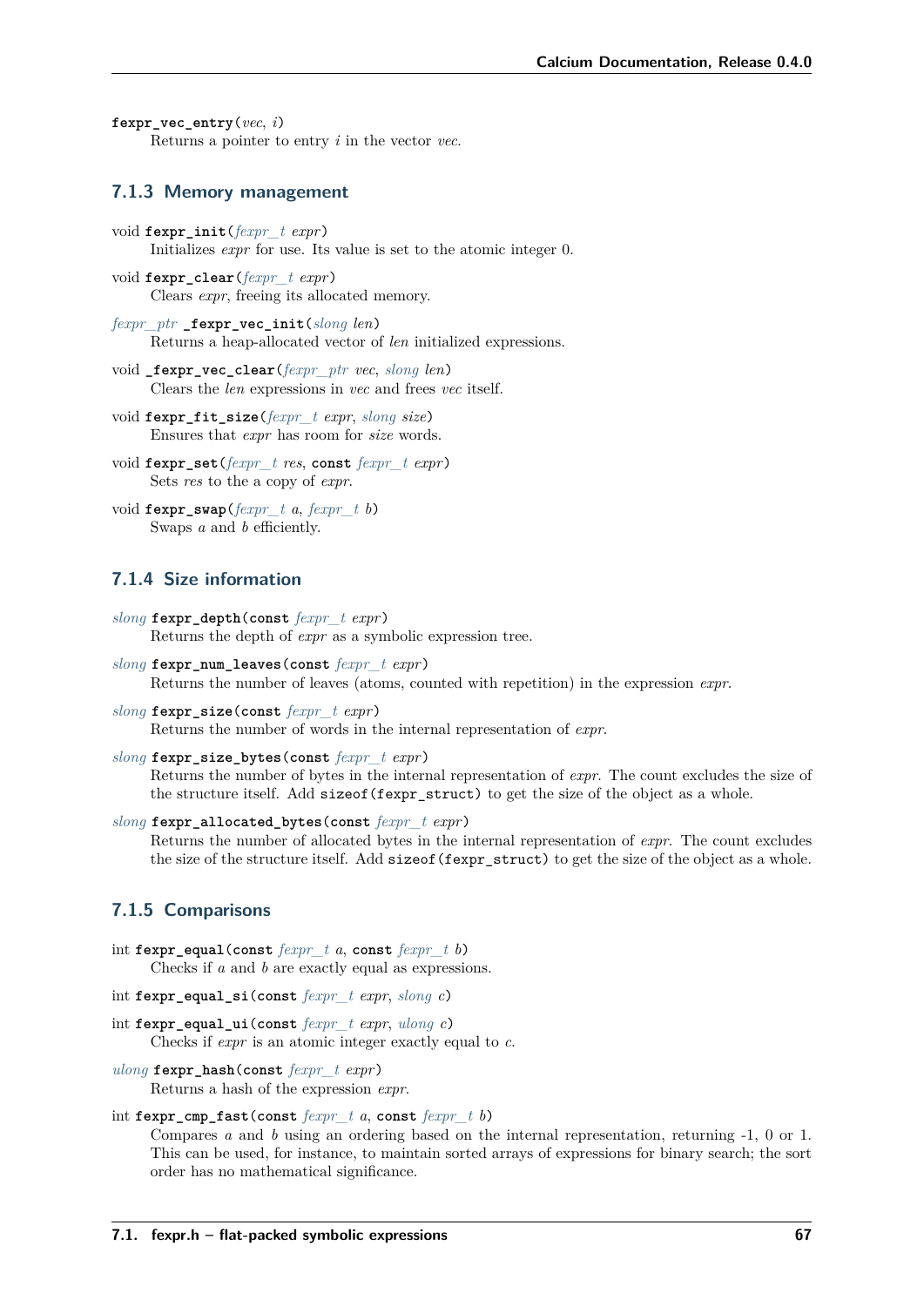**fexpr_vec_entry**(*vec*, *i*)
Returns a pointer to entry *i* in the vector *vec*.

### 7.1.3 Memory management

void **fexpr_init**(*fexpr_t* *expr*)
Initializes *expr* for use. Its value is set to the atomic integer 0.

void **fexpr_clear**(*fexpr_t* *expr*)
Clears *expr*, freeing its allocated memory.

*fexpr_ptr* **_fexpr_vec_init**(*slong* *len*)
Returns a heap-allocated vector of *len* initialized expressions.

void **_fexpr_vec_clear**(*fexpr_ptr* *vec*, *slong* *len*)
Clears the *len* expressions in *vec* and frees *vec* itself.

void **fexpr_fit_size**(*fexpr_t* *expr*, *slong* *size*)
Ensures that *expr* has room for *size* words.

void **fexpr_set**(*fexpr_t* *res*, **const** *fexpr_t* *expr*)
Sets *res* to the a copy of *expr*.

void **fexpr_swap**(*fexpr_t* *a*, *fexpr_t* *b*)
Swaps *a* and *b* efficiently.

### 7.1.4 Size information

*slong* **fexpr_depth**(**const** *fexpr_t* *expr*)
Returns the depth of *expr* as a symbolic expression tree.

*slong* **fexpr_num_leaves**(**const** *fexpr_t* *expr*)
Returns the number of leaves (atoms, counted with repetition) in the expression *expr*.

*slong* **fexpr_size**(**const** *fexpr_t* *expr*)
Returns the number of words in the internal representation of *expr*.

*slong* **fexpr_size_bytes**(**const** *fexpr_t* *expr*)
Returns the number of bytes in the internal representation of *expr*. The count excludes the size of the structure itself. Add `sizeof(fexpr_struct)` to get the size of the object as a whole.

*slong* **fexpr_allocated_bytes**(**const** *fexpr_t* *expr*)
Returns the number of allocated bytes in the internal representation of *expr*. The count excludes the size of the structure itself. Add `sizeof(fexpr_struct)` to get the size of the object as a whole.

### 7.1.5 Comparisons

int **fexpr_equal**(**const** *fexpr_t* *a*, **const** *fexpr_t* *b*)
Checks if *a* and *b* are exactly equal as expressions.

int **fexpr_equal_si**(**const** *fexpr_t* *expr*, *slong* *c*)

int **fexpr_equal_ui**(**const** *fexpr_t* *expr*, *ulong* *c*)
Checks if *expr* is an atomic integer exactly equal to *c*.

*ulong* **fexpr_hash**(**const** *fexpr_t* *expr*)
Returns a hash of the expression *expr*.

int **fexpr_cmp_fast**(**const** *fexpr_t* *a*, **const** *fexpr_t* *b*)
Compares *a* and *b* using an ordering based on the internal representation, returning -1, 0 or 1. This can be used, for instance, to maintain sorted arrays of expressions for binary search; the sort order has no mathematical significance.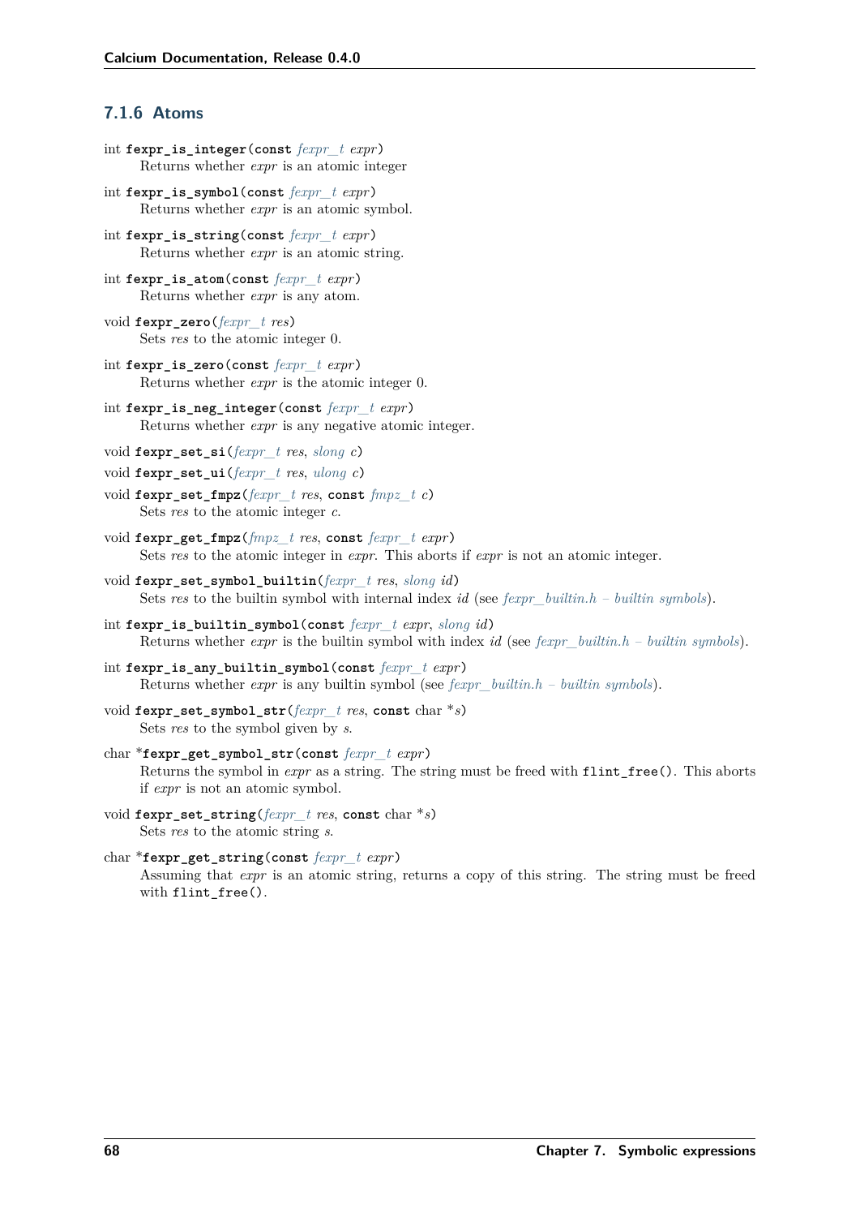### 7.1.6 Atoms

int **fexpr_is_integer**(const *fexpr_t expr*)
Returns whether *expr* is an atomic integer

int **fexpr_is_symbol**(const *fexpr_t expr*)
Returns whether *expr* is an atomic symbol.

int **fexpr_is_string**(const *fexpr_t expr*)
Returns whether *expr* is an atomic string.

int **fexpr_is_atom**(const *fexpr_t expr*)
Returns whether *expr* is any atom.

void **fexpr_zero**(*fexpr_t res*)
Sets *res* to the atomic integer 0.

int **fexpr_is_zero**(const *fexpr_t expr*)
Returns whether *expr* is the atomic integer 0.

int **fexpr_is_neg_integer**(const *fexpr_t expr*)
Returns whether *expr* is any negative atomic integer.

void **fexpr_set_si**(*fexpr_t res*, *slong c*)

void **fexpr_set_ui**(*fexpr_t res*, *ulong c*)

void **fexpr_set_fmpz**(*fexpr_t res*, const *fmpz_t c*)
Sets *res* to the atomic integer *c*.

void **fexpr_get_fmpz**(*fmpz_t res*, const *fexpr_t expr*)
Sets *res* to the atomic integer in *expr*. This aborts if *expr* is not an atomic integer.

void **fexpr_set_symbol_builtin**(*fexpr_t res*, *slong id*)
Sets *res* to the builtin symbol with internal index *id* (see *fexpr_builtin.h – builtin symbols*).

int **fexpr_is_builtin_symbol**(const *fexpr_t expr*, *slong id*)
Returns whether *expr* is the builtin symbol with index *id* (see *fexpr_builtin.h – builtin symbols*).

int **fexpr_is_any_builtin_symbol**(const *fexpr_t expr*)
Returns whether *expr* is any builtin symbol (see *fexpr_builtin.h – builtin symbols*).

void **fexpr_set_symbol_str**(*fexpr_t res*, const char *\*s*)
Sets *res* to the symbol given by *s*.

char \***fexpr_get_symbol_str**(const *fexpr_t expr*)
Returns the symbol in *expr* as a string. The string must be freed with `flint_free()`. This aborts if *expr* is not an atomic symbol.

void **fexpr_set_string**(*fexpr_t res*, const char *\*s*)
Sets *res* to the atomic string *s*.

char \***fexpr_get_string**(const *fexpr_t expr*)
Assuming that *expr* is an atomic string, returns a copy of this string. The string must be freed with `flint_free()`.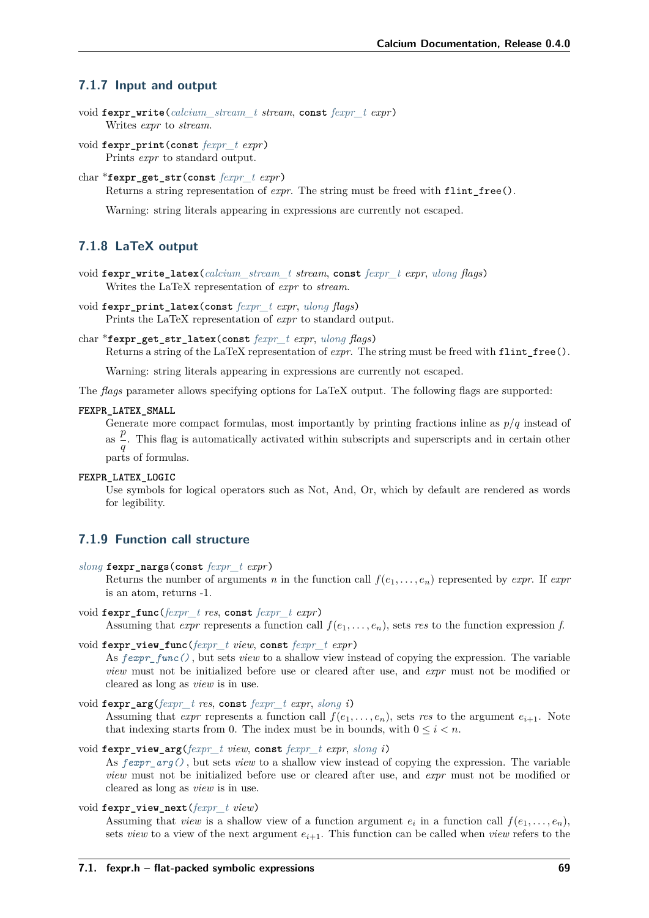### 7.1.7 Input and output

void **fexpr_write**(*calcium_stream_t stream*, const *fexpr_t expr*)
    Writes *expr* to *stream*.

void **fexpr_print**(const *fexpr_t expr*)
    Prints *expr* to standard output.

char ***fexpr_get_str**(const *fexpr_t expr*)
    Returns a string representation of *expr*. The string must be freed with `flint_free()`.

    Warning: string literals appearing in expressions are currently not escaped.

### 7.1.8 LaTeX output

void **fexpr_write_latex**(*calcium_stream_t stream*, const *fexpr_t expr*, *ulong flags*)
    Writes the LaTeX representation of *expr* to *stream*.

void **fexpr_print_latex**(const *fexpr_t expr*, *ulong flags*)
    Prints the LaTeX representation of *expr* to standard output.

char ***fexpr_get_str_latex**(const *fexpr_t expr*, *ulong flags*)
    Returns a string of the LaTeX representation of *expr*. The string must be freed with `flint_free()`.

    Warning: string literals appearing in expressions are currently not escaped.

The *flags* parameter allows specifying options for LaTeX output. The following flags are supported:

**FEXPR_LATEX_SMALL**
    Generate more compact formulas, most importantly by printing fractions inline as $p/q$ instead of as $\frac{p}{q}$. This flag is automatically activated within subscripts and superscripts and in certain other parts of formulas.

**FEXPR_LATEX_LOGIC**
    Use symbols for logical operators such as Not, And, Or, which by default are rendered as words for legibility.

### 7.1.9 Function call structure

*slong* **fexpr_nargs**(const *fexpr_t expr*)
    Returns the number of arguments $n$ in the function call $f(e_1, \ldots, e_n)$ represented by *expr*. If *expr* is an atom, returns -1.

void **fexpr_func**(*fexpr_t res*, const *fexpr_t expr*)
    Assuming that *expr* represents a function call $f(e_1, \ldots, e_n)$, sets *res* to the function expression *f*.

void **fexpr_view_func**(*fexpr_t view*, const *fexpr_t expr*)
    As `fexpr_func()`, but sets *view* to a shallow view instead of copying the expression. The variable *view* must not be initialized before use or cleared after use, and *expr* must not be modified or cleared as long as *view* is in use.

void **fexpr_arg**(*fexpr_t res*, const *fexpr_t expr*, *slong i*)
    Assuming that *expr* represents a function call $f(e_1, \ldots, e_n)$, sets *res* to the argument $e_{i+1}$. Note that indexing starts from 0. The index must be in bounds, with $0 \le i < n$.

void **fexpr_view_arg**(*fexpr_t view*, const *fexpr_t expr*, *slong i*)
    As `fexpr_arg()`, but sets *view* to a shallow view instead of copying the expression. The variable *view* must not be initialized before use or cleared after use, and *expr* must not be modified or cleared as long as *view* is in use.

void **fexpr_view_next**(*fexpr_t view*)
    Assuming that *view* is a shallow view of a function argument $e_i$ in a function call $f(e_1, \ldots, e_n)$, sets *view* to a view of the next argument $e_{i+1}$. This function can be called when *view* refers to the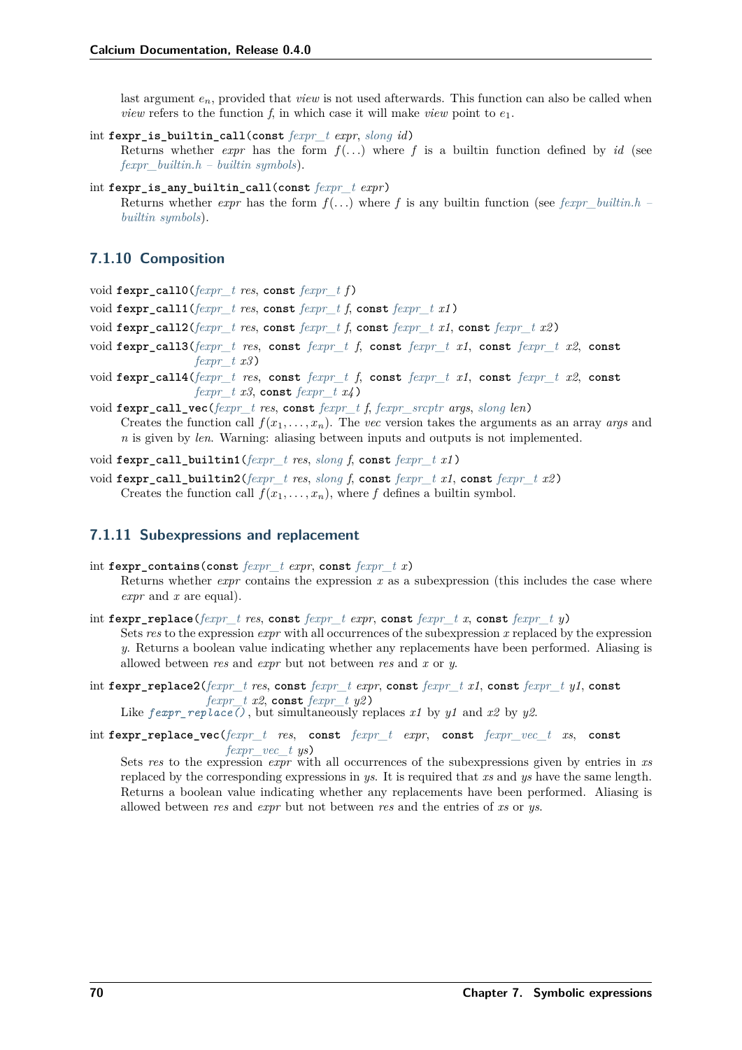last argument $e_n$, provided that *view* is not used afterwards. This function can also be called when *view* refers to the function *f*, in which case it will make *view* point to $e_1$.

int **fexpr_is_builtin_call**(const *fexpr_t* *expr*, *slong* *id*)
: Returns whether *expr* has the form $f(\ldots)$ where $f$ is a builtin function defined by *id* (see *fexpr_builtin.h – builtin symbols*).

int **fexpr_is_any_builtin_call**(const *fexpr_t* *expr*)
: Returns whether *expr* has the form $f(\ldots)$ where $f$ is any builtin function (see *fexpr_builtin.h – builtin symbols*).

### 7.1.10 Composition

void **fexpr_call0**(*fexpr_t* *res*, const *fexpr_t* *f*)

void **fexpr_call1**(*fexpr_t* *res*, const *fexpr_t* *f*, const *fexpr_t* *x1*)

void **fexpr_call2**(*fexpr_t* *res*, const *fexpr_t* *f*, const *fexpr_t* *x1*, const *fexpr_t* *x2*)

void **fexpr_call3**(*fexpr_t* *res*, const *fexpr_t* *f*, const *fexpr_t* *x1*, const *fexpr_t* *x2*, const *fexpr_t* *x3*)

void **fexpr_call4**(*fexpr_t* *res*, const *fexpr_t* *f*, const *fexpr_t* *x1*, const *fexpr_t* *x2*, const *fexpr_t* *x3*, const *fexpr_t* *x4*)

void **fexpr_call_vec**(*fexpr_t* *res*, const *fexpr_t* *f*, *fexpr_srcptr* *args*, *slong* *len*)
: Creates the function call $f(x_1, \ldots, x_n)$. The *vec* version takes the arguments as an array *args* and *n* is given by *len*. Warning: aliasing between inputs and outputs is not implemented.

void **fexpr_call_builtin1**(*fexpr_t* *res*, *slong* *f*, const *fexpr_t* *x1*)

void **fexpr_call_builtin2**(*fexpr_t* *res*, *slong* *f*, const *fexpr_t* *x1*, const *fexpr_t* *x2*)
: Creates the function call $f(x_1, \ldots, x_n)$, where $f$ defines a builtin symbol.

### 7.1.11 Subexpressions and replacement

int **fexpr_contains**(const *fexpr_t* *expr*, const *fexpr_t* *x*)
: Returns whether *expr* contains the expression *x* as a subexpression (this includes the case where *expr* and *x* are equal).

int **fexpr_replace**(*fexpr_t* *res*, const *fexpr_t* *expr*, const *fexpr_t* *x*, const *fexpr_t* *y*)
: Sets *res* to the expression *expr* with all occurrences of the subexpression *x* replaced by the expression *y*. Returns a boolean value indicating whether any replacements have been performed. Aliasing is allowed between *res* and *expr* but not between *res* and *x* or *y*.

int **fexpr_replace2**(*fexpr_t* *res*, const *fexpr_t* *expr*, const *fexpr_t* *x1*, const *fexpr_t* *y1*, const *fexpr_t* *x2*, const *fexpr_t* *y2*)
: Like `fexpr_replace()`, but simultaneously replaces *x1* by *y1* and *x2* by *y2*.

int **fexpr_replace_vec**(*fexpr_t* *res*, const *fexpr_t* *expr*, const *fexpr_vec_t* *xs*, const *fexpr_vec_t* *ys*)
: Sets *res* to the expression *expr* with all occurrences of the subexpressions given by entries in *xs* replaced by the corresponding expressions in *ys*. It is required that *xs* and *ys* have the same length. Returns a boolean value indicating whether any replacements have been performed. Aliasing is allowed between *res* and *expr* but not between *res* and the entries of *xs* or *ys*.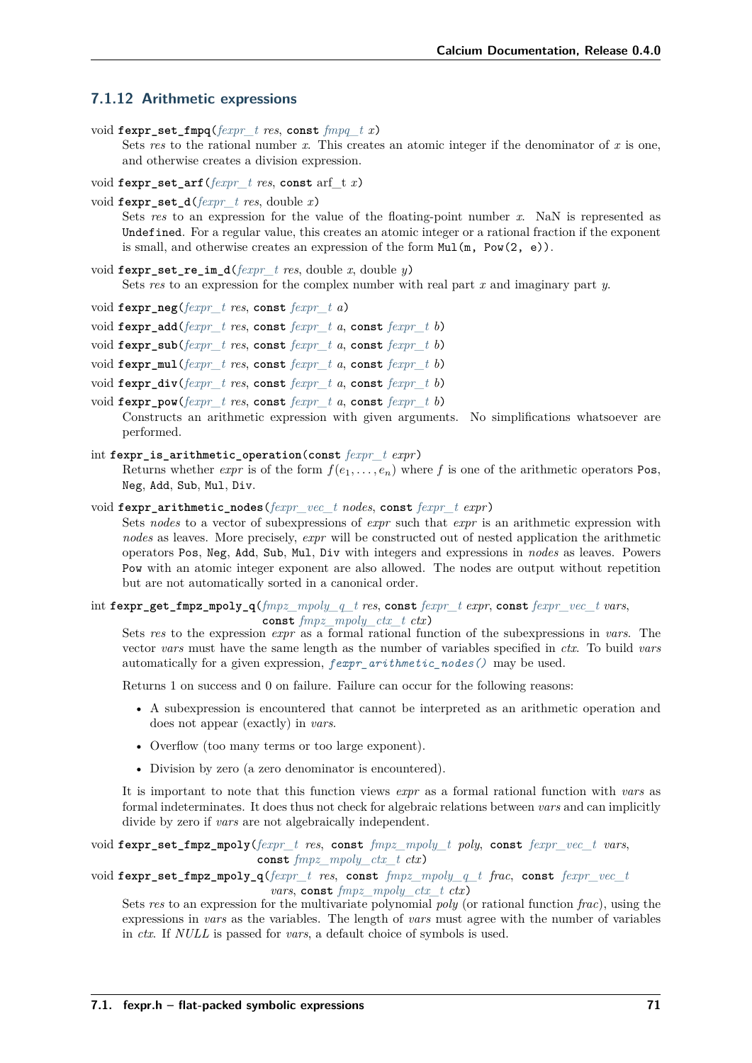### 7.1.12 Arithmetic expressions

void **fexpr_set_fmpq**(*fexpr_t res*, const *fmpq_t x*)

Sets *res* to the rational number *x*. This creates an atomic integer if the denominator of *x* is one, and otherwise creates a division expression.

void **fexpr_set_arf**(*fexpr_t res*, const arf_t *x*)

void **fexpr_set_d**(*fexpr_t res*, double *x*)

Sets *res* to an expression for the value of the floating-point number *x*. NaN is represented as `Undefined`. For a regular value, this creates an atomic integer or a rational fraction if the exponent is small, and otherwise creates an expression of the form `Mul(m, Pow(2, e))`.

void **fexpr_set_re_im_d**(*fexpr_t res*, double *x*, double *y*)

Sets *res* to an expression for the complex number with real part *x* and imaginary part *y*.

void **fexpr_neg**(*fexpr_t res*, const *fexpr_t a*)

void **fexpr_add**(*fexpr_t res*, const *fexpr_t a*, const *fexpr_t b*)

void **fexpr_sub**(*fexpr_t res*, const *fexpr_t a*, const *fexpr_t b*)

void **fexpr_mul**(*fexpr_t res*, const *fexpr_t a*, const *fexpr_t b*)

void **fexpr_div**(*fexpr_t res*, const *fexpr_t a*, const *fexpr_t b*)

void **fexpr_pow**(*fexpr_t res*, const *fexpr_t a*, const *fexpr_t b*)

Constructs an arithmetic expression with given arguments. No simplifications whatsoever are performed.

int **fexpr_is_arithmetic_operation**(const *fexpr_t expr*)

Returns whether *expr* is of the form $f(e_1, \ldots, e_n)$ where $f$ is one of the arithmetic operators `Pos`, `Neg`, `Add`, `Sub`, `Mul`, `Div`.

void **fexpr_arithmetic_nodes**(*fexpr_vec_t nodes*, const *fexpr_t expr*)

Sets *nodes* to a vector of subexpressions of *expr* such that *expr* is an arithmetic expression with *nodes* as leaves. More precisely, *expr* will be constructed out of nested application the arithmetic operators `Pos`, `Neg`, `Add`, `Sub`, `Mul`, `Div` with integers and expressions in *nodes* as leaves. Powers `Pow` with an atomic integer exponent are also allowed. The nodes are output without repetition but are not automatically sorted in a canonical order.

int **fexpr_get_fmpz_mpoly_q**(*fmpz_mpoly_q_t res*, const *fexpr_t expr*, const *fexpr_vec_t vars*, const *fmpz_mpoly_ctx_t ctx*)

Sets *res* to the expression *expr* as a formal rational function of the subexpressions in *vars*. The vector *vars* must have the same length as the number of variables specified in *ctx*. To build *vars* automatically for a given expression, `fexpr_arithmetic_nodes()` may be used.

Returns 1 on success and 0 on failure. Failure can occur for the following reasons:

- A subexpression is encountered that cannot be interpreted as an arithmetic operation and does not appear (exactly) in *vars*.
- Overflow (too many terms or too large exponent).
- Division by zero (a zero denominator is encountered).

It is important to note that this function views *expr* as a formal rational function with *vars* as formal indeterminates. It does thus not check for algebraic relations between *vars* and can implicitly divide by zero if *vars* are not algebraically independent.

void **fexpr_set_fmpz_mpoly**(*fexpr_t res*, const *fmpz_mpoly_t poly*, const *fexpr_vec_t vars*, const *fmpz_mpoly_ctx_t ctx*)

void **fexpr_set_fmpz_mpoly_q**(*fexpr_t res*, const *fmpz_mpoly_q_t frac*, const *fexpr_vec_t vars*, const *fmpz_mpoly_ctx_t ctx*)

Sets *res* to an expression for the multivariate polynomial *poly* (or rational function *frac*), using the expressions in *vars* as the variables. The length of *vars* must agree with the number of variables in *ctx*. If *NULL* is passed for *vars*, a default choice of symbols is used.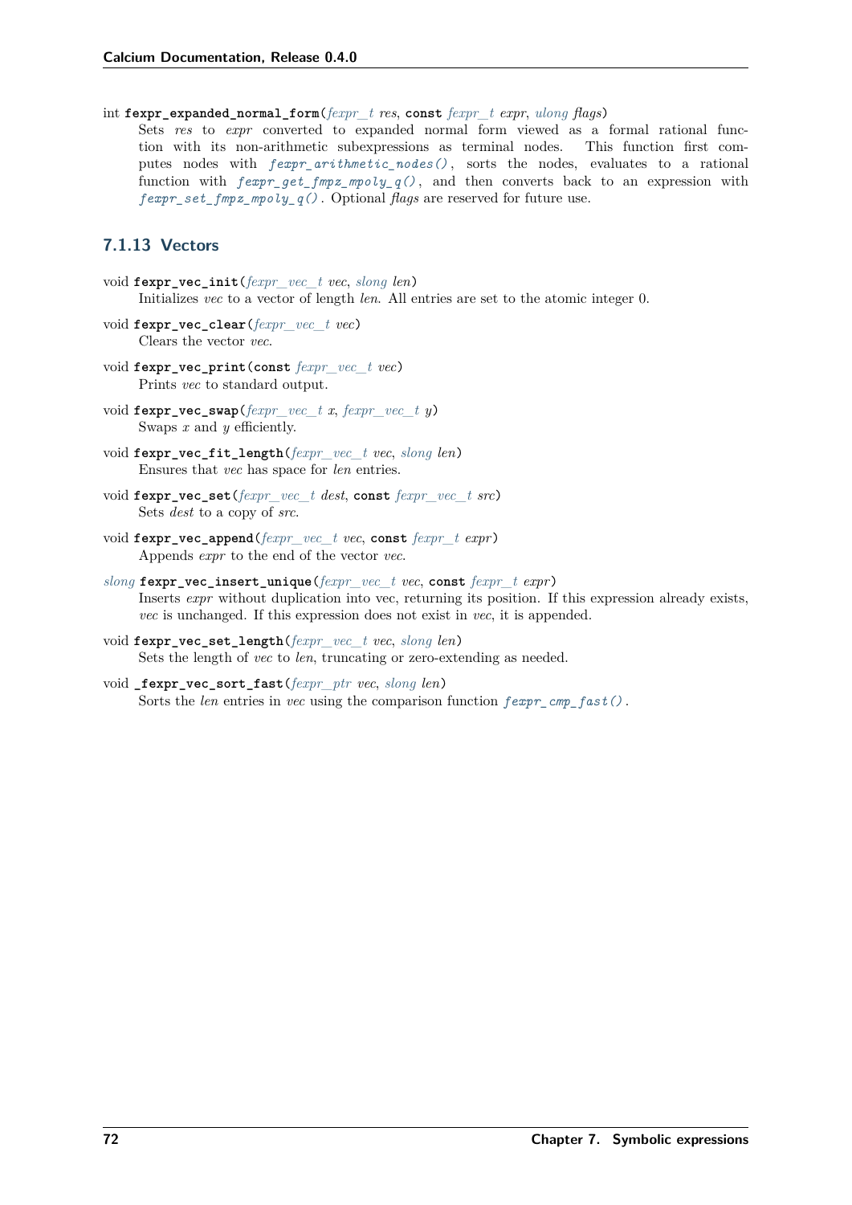int **fexpr_expanded_normal_form**(*fexpr_t res*, **const** *fexpr_t expr*, *ulong flags*)

Sets *res* to *expr* converted to expanded normal form viewed as a formal rational function with its non-arithmetic subexpressions as terminal nodes. This function first computes nodes with `fexpr_arithmetic_nodes()`, sorts the nodes, evaluates to a rational function with `fexpr_get_fmpz_mpoly_q()`, and then converts back to an expression with `fexpr_set_fmpz_mpoly_q()`. Optional *flags* are reserved for future use.

### 7.1.13 Vectors

void **fexpr_vec_init**(*fexpr_vec_t vec*, *slong len*)

Initializes *vec* to a vector of length *len*. All entries are set to the atomic integer 0.

void **fexpr_vec_clear**(*fexpr_vec_t vec*)

Clears the vector *vec*.

void **fexpr_vec_print**(**const** *fexpr_vec_t vec*)

Prints *vec* to standard output.

void **fexpr_vec_swap**(*fexpr_vec_t x*, *fexpr_vec_t y*)

Swaps *x* and *y* efficiently.

void **fexpr_vec_fit_length**(*fexpr_vec_t vec*, *slong len*)

Ensures that *vec* has space for *len* entries.

void **fexpr_vec_set**(*fexpr_vec_t dest*, **const** *fexpr_vec_t src*)

Sets *dest* to a copy of *src*.

void **fexpr_vec_append**(*fexpr_vec_t vec*, **const** *fexpr_t expr*)

Appends *expr* to the end of the vector *vec*.

*slong* **fexpr_vec_insert_unique**(*fexpr_vec_t vec*, **const** *fexpr_t expr*)

Inserts *expr* without duplication into vec, returning its position. If this expression already exists, *vec* is unchanged. If this expression does not exist in *vec*, it is appended.

void **fexpr_vec_set_length**(*fexpr_vec_t vec*, *slong len*)

Sets the length of *vec* to *len*, truncating or zero-extending as needed.

void **_fexpr_vec_sort_fast**(*fexpr_ptr vec*, *slong len*)

Sorts the *len* entries in *vec* using the comparison function `fexpr_cmp_fast()`.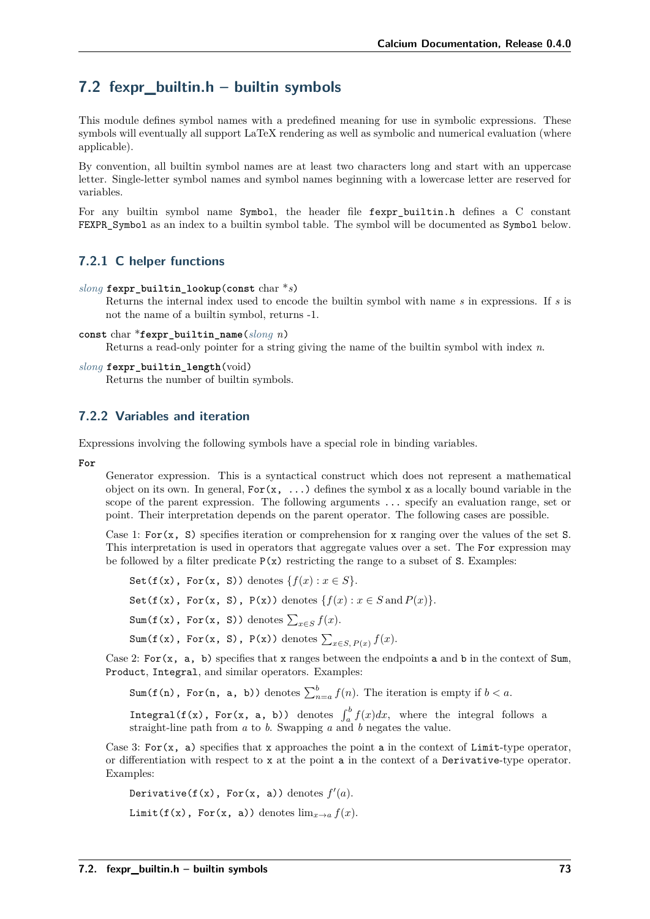## 7.2 fexpr_builtin.h – builtin symbols

This module defines symbol names with a predefined meaning for use in symbolic expressions. These symbols will eventually all support LaTeX rendering as well as symbolic and numerical evaluation (where applicable).

By convention, all builtin symbol names are at least two characters long and start with an uppercase letter. Single-letter symbol names and symbol names beginning with a lowercase letter are reserved for variables.

For any builtin symbol name `Symbol`, the header file `fexpr_builtin.h` defines a C constant `FEXPR_Symbol` as an index to a builtin symbol table. The symbol will be documented as `Symbol` below.

### 7.2.1 C helper functions

*slong* **fexpr_builtin_lookup**(**const** char *s)

Returns the internal index used to encode the builtin symbol with name *s* in expressions. If *s* is not the name of a builtin symbol, returns -1.

**const** char ***fexpr_builtin_name**(*slong* n)

Returns a read-only pointer for a string giving the name of the builtin symbol with index *n*.

*slong* **fexpr_builtin_length**(void)

Returns the number of builtin symbols.

### 7.2.2 Variables and iteration

Expressions involving the following symbols have a special role in binding variables.

**For**

Generator expression. This is a syntactical construct which does not represent a mathematical object on its own. In general, `For(x, ...)` defines the symbol `x` as a locally bound variable in the scope of the parent expression. The following arguments `...` specify an evaluation range, set or point. Their interpretation depends on the parent operator. The following cases are possible.

Case 1: `For(x, S)` specifies iteration or comprehension for `x` ranging over the values of the set `S`. This interpretation is used in operators that aggregate values over a set. The `For` expression may be followed by a filter predicate `P(x)` restricting the range to a subset of `S`. Examples:

`Set(f(x), For(x, S))` denotes $\{f(x) : x \in S\}$.

`Set(f(x), For(x, S), P(x))` denotes $\{f(x) : x \in S \, \text{and} \, P(x)\}$.

`Sum(f(x), For(x, S))` denotes $\sum_{x \in S} f(x)$.

`Sum(f(x), For(x, S), P(x))` denotes $\sum_{x \in S, \, P(x)} f(x)$.

Case 2: `For(x, a, b)` specifies that `x` ranges between the endpoints `a` and `b` in the context of `Sum`, `Product`, `Integral`, and similar operators. Examples:

`Sum(f(n), For(n, a, b))` denotes $\sum_{n=a}^{b} f(n)$. The iteration is empty if $b < a$.

`Integral(f(x), For(x, a, b))` denotes $\int_a^b f(x)dx$, where the integral follows a straight-line path from $a$ to $b$. Swapping $a$ and $b$ negates the value.

Case 3: `For(x, a)` specifies that `x` approaches the point `a` in the context of `Limit`-type operator, or differentiation with respect to `x` at the point `a` in the context of a `Derivative`-type operator. Examples:

`Derivative(f(x), For(x, a))` denotes $f'(a)$.

`Limit(f(x), For(x, a))` denotes $\lim_{x \to a} f(x)$.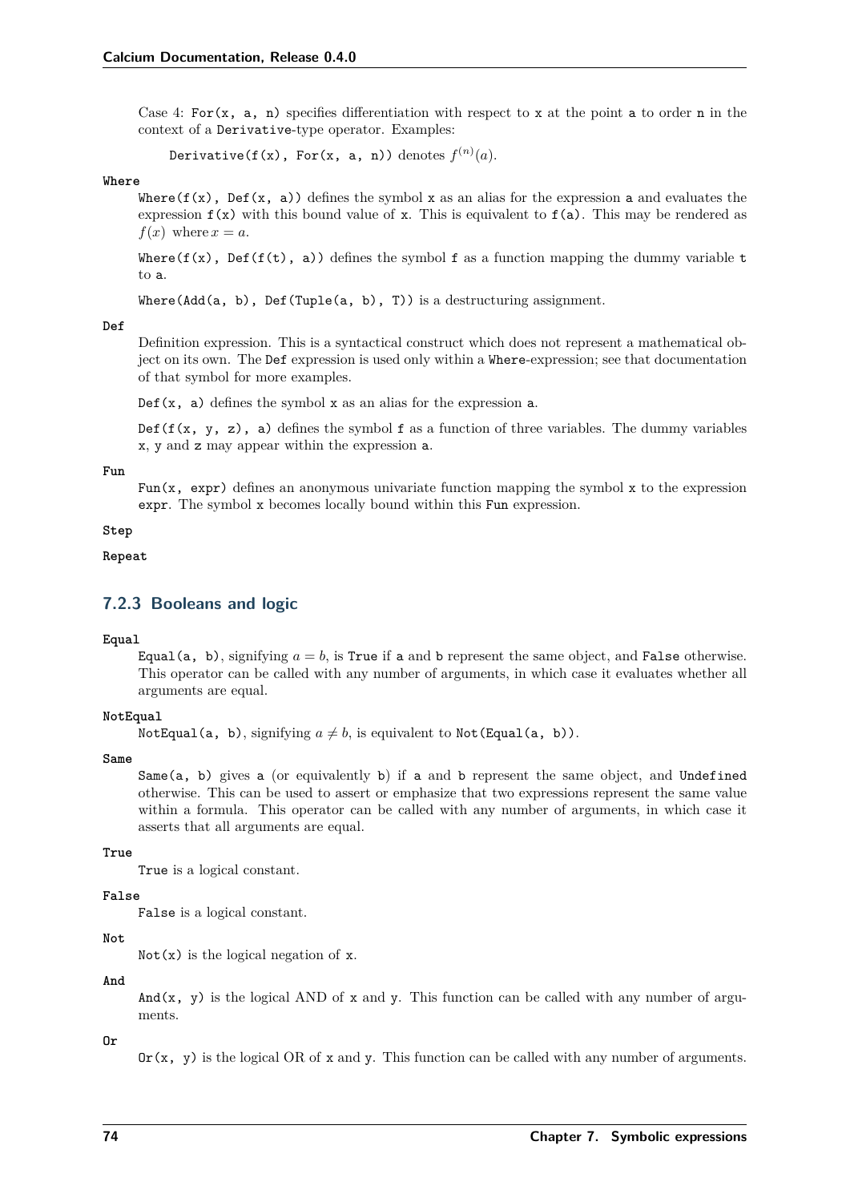Case 4: `For(x, a, n)` specifies differentiation with respect to `x` at the point `a` to order `n` in the context of a `Derivative`-type operator. Examples:

`Derivative(f(x), For(x, a, n))` denotes $f^{(n)}(a)$.

**`Where`**

`Where(f(x), Def(x, a))` defines the symbol `x` as an alias for the expression `a` and evaluates the expression `f(x)` with this bound value of `x`. This is equivalent to `f(a)`. This may be rendered as $f(x)$ where $x = a$.

`Where(f(x), Def(f(t), a))` defines the symbol `f` as a function mapping the dummy variable `t` to `a`.

`Where(Add(a, b), Def(Tuple(a, b), T))` is a destructuring assignment.

**`Def`**

Definition expression. This is a syntactical construct which does not represent a mathematical object on its own. The `Def` expression is used only within a `Where`-expression; see that documentation of that symbol for more examples.

`Def(x, a)` defines the symbol `x` as an alias for the expression `a`.

`Def(f(x, y, z), a)` defines the symbol `f` as a function of three variables. The dummy variables `x`, `y` and `z` may appear within the expression `a`.

**`Fun`**

`Fun(x, expr)` defines an anonymous univariate function mapping the symbol `x` to the expression `expr`. The symbol `x` becomes locally bound within this `Fun` expression.

**`Step`**

**`Repeat`**

### 7.2.3 Booleans and logic

**`Equal`**

`Equal(a, b)`, signifying $a = b$, is `True` if `a` and `b` represent the same object, and `False` otherwise. This operator can be called with any number of arguments, in which case it evaluates whether all arguments are equal.

**`NotEqual`**

`NotEqual(a, b)`, signifying $a \neq b$, is equivalent to `Not(Equal(a, b))`.

**`Same`**

`Same(a, b)` gives `a` (or equivalently `b`) if `a` and `b` represent the same object, and `Undefined` otherwise. This can be used to assert or emphasize that two expressions represent the same value within a formula. This operator can be called with any number of arguments, in which case it asserts that all arguments are equal.

**`True`**

`True` is a logical constant.

**`False`**

`False` is a logical constant.

**`Not`**

`Not(x)` is the logical negation of `x`.

**`And`**

`And(x, y)` is the logical AND of `x` and `y`. This function can be called with any number of arguments.

**`Or`**

`Or(x, y)` is the logical OR of `x` and `y`. This function can be called with any number of arguments.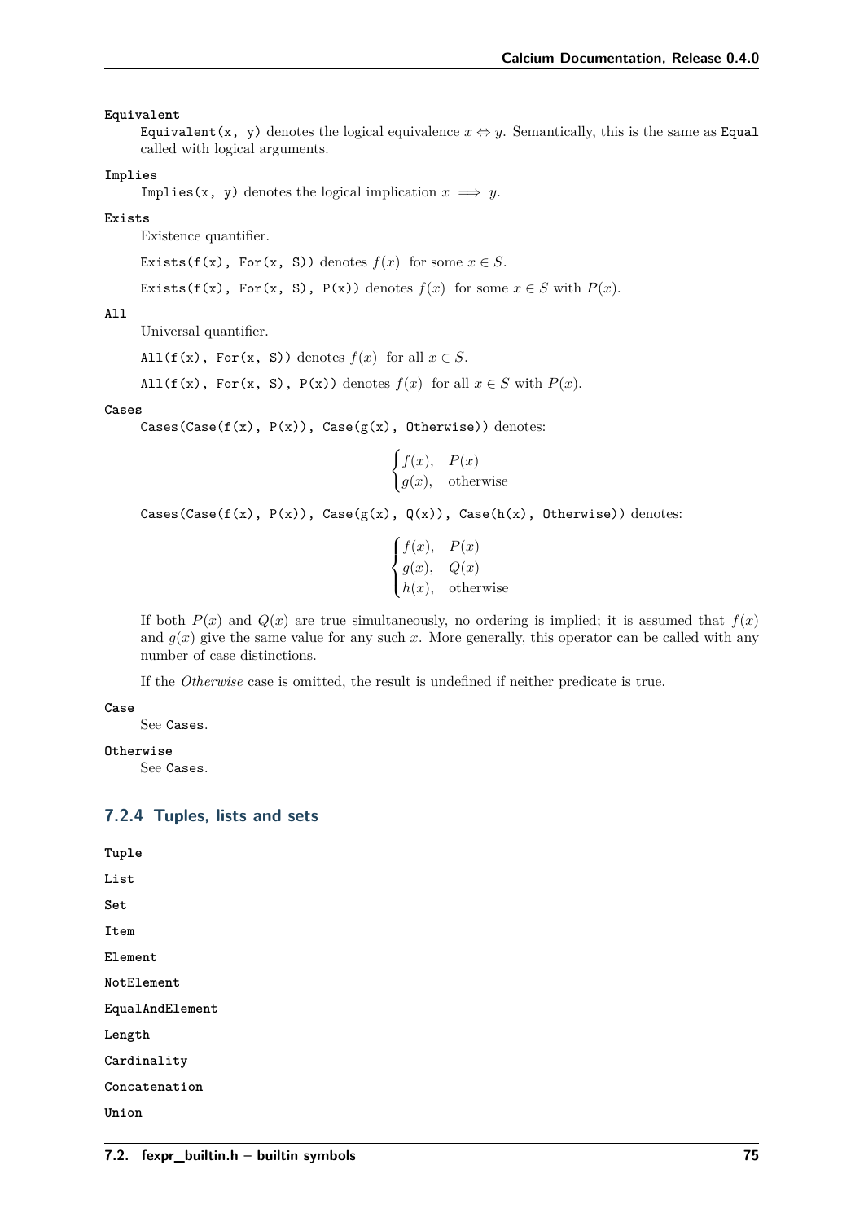**Equivalent**

`Equivalent(x, y)` denotes the logical equivalence $x \Leftrightarrow y$. Semantically, this is the same as `Equal` called with logical arguments.

**Implies**

`Implies(x, y)` denotes the logical implication $x \implies y$.

**Exists**

Existence quantifier.

`Exists(f(x), For(x, S))` denotes $f(x)$ for some $x \in S$.

`Exists(f(x), For(x, S), P(x))` denotes $f(x)$ for some $x \in S$ with $P(x)$.

**All**

Universal quantifier.

`All(f(x), For(x, S))` denotes $f(x)$ for all $x \in S$.

`All(f(x), For(x, S), P(x))` denotes $f(x)$ for all $x \in S$ with $P(x)$.

**Cases**

`Cases(Case(f(x), P(x)), Case(g(x), Otherwise))` denotes:

$$\begin{cases} f(x), & P(x) \\ g(x), & \text{otherwise} \end{cases}$$

`Cases(Case(f(x), P(x)), Case(g(x), Q(x)), Case(h(x), Otherwise))` denotes:

$$\begin{cases} f(x), & P(x) \\ g(x), & Q(x) \\ h(x), & \text{otherwise} \end{cases}$$

If both $P(x)$ and $Q(x)$ are true simultaneously, no ordering is implied; it is assumed that $f(x)$ and $g(x)$ give the same value for any such $x$. More generally, this operator can be called with any number of case distinctions.

If the *Otherwise* case is omitted, the result is undefined if neither predicate is true.

**Case**

See `Cases`.

**Otherwise**

See `Cases`.

### 7.2.4 Tuples, lists and sets

**Tuple**

**List**

**Set**

**Item**

**Element**

**NotElement**

**EqualAndElement**

**Length**

**Cardinality**

**Concatenation**

**Union**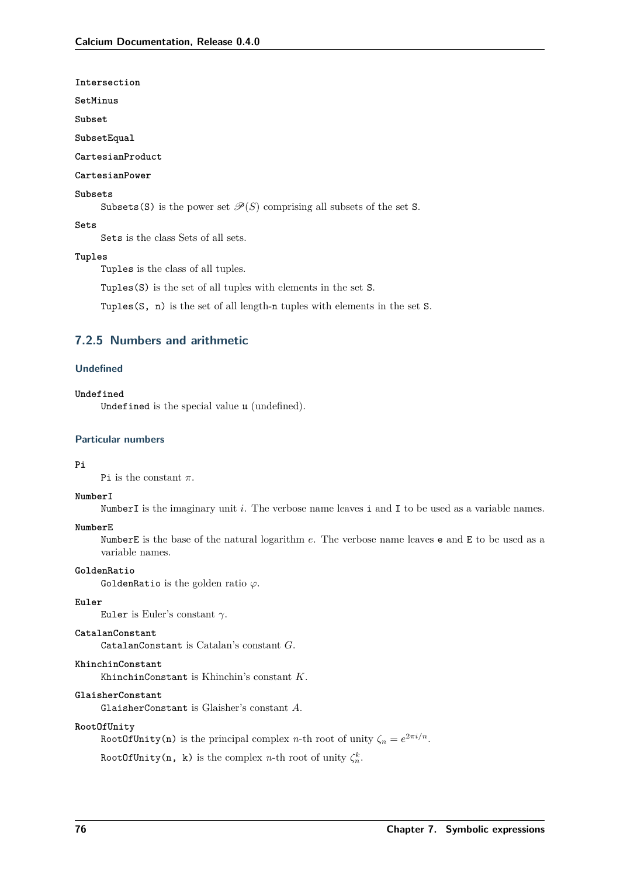`Intersection`

`SetMinus`

`Subset`

`SubsetEqual`

`CartesianProduct`

`CartesianPower`

`Subsets`
: `Subsets(S)` is the power set $\mathscr{P}(S)$ comprising all subsets of the set `S`.

`Sets`
: `Sets` is the class Sets of all sets.

`Tuples`
: `Tuples` is the class of all tuples.

  `Tuples(S)` is the set of all tuples with elements in the set `S`.

  `Tuples(S, n)` is the set of all length-`n` tuples with elements in the set `S`.

### 7.2.5 Numbers and arithmetic

#### Undefined

`Undefined`
: `Undefined` is the special value `u` (undefined).

#### Particular numbers

`Pi`
: `Pi` is the constant $\pi$.

`NumberI`
: `NumberI` is the imaginary unit $i$. The verbose name leaves `i` and `I` to be used as a variable names.

`NumberE`
: `NumberE` is the base of the natural logarithm $e$. The verbose name leaves `e` and `E` to be used as a variable names.

`GoldenRatio`
: `GoldenRatio` is the golden ratio $\varphi$.

`Euler`
: `Euler` is Euler's constant $\gamma$.

`CatalanConstant`
: `CatalanConstant` is Catalan's constant $G$.

`KhinchinConstant`
: `KhinchinConstant` is Khinchin's constant $K$.

`GlaisherConstant`
: `GlaisherConstant` is Glaisher's constant $A$.

`RootOfUnity`
: `RootOfUnity(n)` is the principal complex $n$-th root of unity $\zeta_n = e^{2\pi i/n}$.

  `RootOfUnity(n, k)` is the complex $n$-th root of unity $\zeta_n^k$.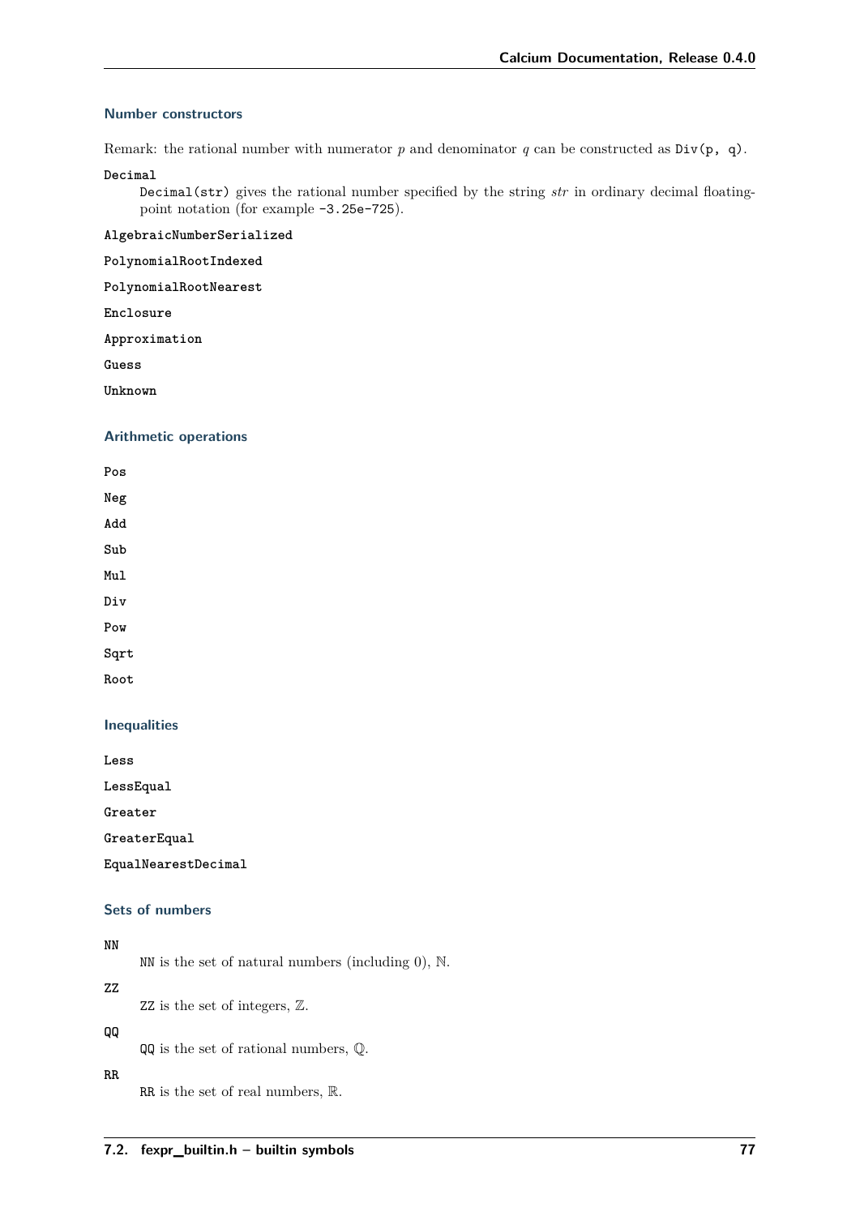#### Number constructors

Remark: the rational number with numerator $p$ and denominator $q$ can be constructed as `Div(p, q)`.

**`Decimal`**

`Decimal(str)` gives the rational number specified by the string *str* in ordinary decimal floating-point notation (for example `-3.25e-725`).

**`AlgebraicNumberSerialized`**

**`PolynomialRootIndexed`**

**`PolynomialRootNearest`**

**`Enclosure`**

**`Approximation`**

**`Guess`**

**`Unknown`**

#### Arithmetic operations

**`Pos`**

**`Neg`**

**`Add`**

**`Sub`**

**`Mul`**

**`Div`**

**`Pow`**

**`Sqrt`**

**`Root`**

#### Inequalities

**`Less`**

**`LessEqual`**

**`Greater`**

**`GreaterEqual`**

**`EqualNearestDecimal`**

#### Sets of numbers

**`NN`**

`NN` is the set of natural numbers (including 0), $\mathbb{N}$.

**`ZZ`**

`ZZ` is the set of integers, $\mathbb{Z}$.

**`QQ`**

`QQ` is the set of rational numbers, $\mathbb{Q}$.

**`RR`**

`RR` is the set of real numbers, $\mathbb{R}$.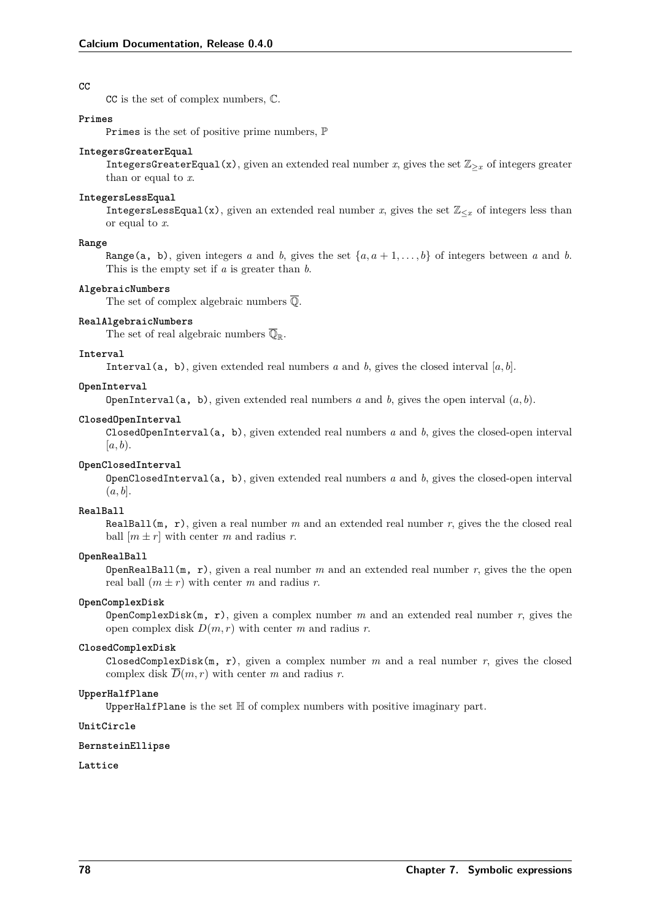**CC**

CC is the set of complex numbers, $\mathbb{C}$.

**Primes**

Primes is the set of positive prime numbers, $\mathbb{P}$

**IntegersGreaterEqual**

IntegersGreaterEqual(x), given an extended real number $x$, gives the set $\mathbb{Z}_{\geq x}$ of integers greater than or equal to $x$.

**IntegersLessEqual**

IntegersLessEqual(x), given an extended real number $x$, gives the set $\mathbb{Z}_{\leq x}$ of integers less than or equal to $x$.

**Range**

Range(a, b), given integers $a$ and $b$, gives the set $\{a, a+1, \ldots, b\}$ of integers between $a$ and $b$. This is the empty set if $a$ is greater than $b$.

**AlgebraicNumbers**

The set of complex algebraic numbers $\overline{\mathbb{Q}}$.

**RealAlgebraicNumbers**

The set of real algebraic numbers $\overline{\mathbb{Q}}_{\mathbb{R}}$.

**Interval**

Interval(a, b), given extended real numbers $a$ and $b$, gives the closed interval $[a, b]$.

**OpenInterval**

OpenInterval(a, b), given extended real numbers $a$ and $b$, gives the open interval $(a, b)$.

**ClosedOpenInterval**

ClosedOpenInterval(a, b), given extended real numbers $a$ and $b$, gives the closed-open interval $[a, b)$.

**OpenClosedInterval**

OpenClosedInterval(a, b), given extended real numbers $a$ and $b$, gives the closed-open interval $(a, b]$.

**RealBall**

RealBall(m, r), given a real number $m$ and an extended real number $r$, gives the the closed real ball $[m \pm r]$ with center $m$ and radius $r$.

**OpenRealBall**

OpenRealBall(m, r), given a real number $m$ and an extended real number $r$, gives the the open real ball $(m \pm r)$ with center $m$ and radius $r$.

**OpenComplexDisk**

OpenComplexDisk(m, r), given a complex number $m$ and an extended real number $r$, gives the open complex disk $D(m, r)$ with center $m$ and radius $r$.

**ClosedComplexDisk**

ClosedComplexDisk(m, r), given a complex number $m$ and a real number $r$, gives the closed complex disk $\overline{D}(m, r)$ with center $m$ and radius $r$.

**UpperHalfPlane**

UpperHalfPlane is the set $\mathbb{H}$ of complex numbers with positive imaginary part.

**UnitCircle**

**BernsteinEllipse**

**Lattice**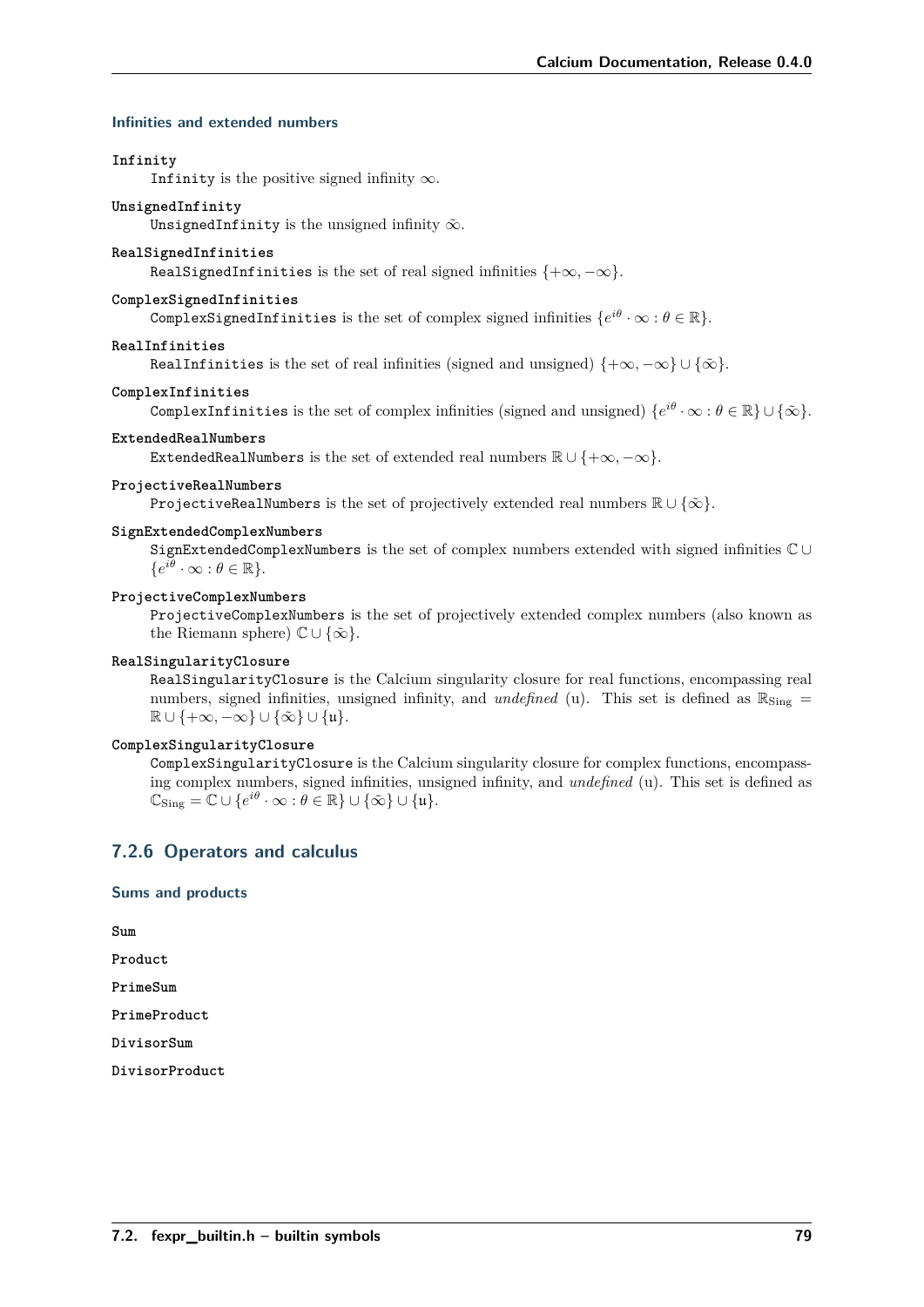#### Infinities and extended numbers

**Infinity**

`Infinity` is the positive signed infinity $\infty$.

**UnsignedInfinity**

`UnsignedInfinity` is the unsigned infinity $\tilde{\infty}$.

**RealSignedInfinities**

`RealSignedInfinities` is the set of real signed infinities $\{+\infty, -\infty\}$.

**ComplexSignedInfinities**

`ComplexSignedInfinities` is the set of complex signed infinities $\{e^{i\theta} \cdot \infty : \theta \in \mathbb{R}\}$.

**RealInfinities**

`RealInfinities` is the set of real infinities (signed and unsigned) $\{+\infty, -\infty\} \cup \{\tilde{\infty}\}$.

**ComplexInfinities**

`ComplexInfinities` is the set of complex infinities (signed and unsigned) $\{e^{i\theta} \cdot \infty : \theta \in \mathbb{R}\} \cup \{\tilde{\infty}\}$.

**ExtendedRealNumbers**

`ExtendedRealNumbers` is the set of extended real numbers $\mathbb{R} \cup \{+\infty, -\infty\}$.

**ProjectiveRealNumbers**

`ProjectiveRealNumbers` is the set of projectively extended real numbers $\mathbb{R} \cup \{\tilde{\infty}\}$.

**SignExtendedComplexNumbers**

`SignExtendedComplexNumbers` is the set of complex numbers extended with signed infinities $\mathbb{C} \cup \{e^{i\theta} \cdot \infty : \theta \in \mathbb{R}\}$.

**ProjectiveComplexNumbers**

`ProjectiveComplexNumbers` is the set of projectively extended complex numbers (also known as the Riemann sphere) $\mathbb{C} \cup \{\tilde{\infty}\}$.

**RealSingularityClosure**

`RealSingularityClosure` is the Calcium singularity closure for real functions, encompassing real numbers, signed infinities, unsigned infinity, and *undefined* (u). This set is defined as $\mathbb{R}_{\text{Sing}} = \mathbb{R} \cup \{+\infty, -\infty\} \cup \{\tilde{\infty}\} \cup \{\mathfrak{u}\}$.

**ComplexSingularityClosure**

`ComplexSingularityClosure` is the Calcium singularity closure for complex functions, encompassing complex numbers, signed infinities, unsigned infinity, and *undefined* (u). This set is defined as $\mathbb{C}_{\text{Sing}} = \mathbb{C} \cup \{e^{i\theta} \cdot \infty : \theta \in \mathbb{R}\} \cup \{\tilde{\infty}\} \cup \{\mathfrak{u}\}$.

### 7.2.6 Operators and calculus

#### Sums and products

**Sum**

**Product**

**PrimeSum**

**PrimeProduct**

**DivisorSum**

**DivisorProduct**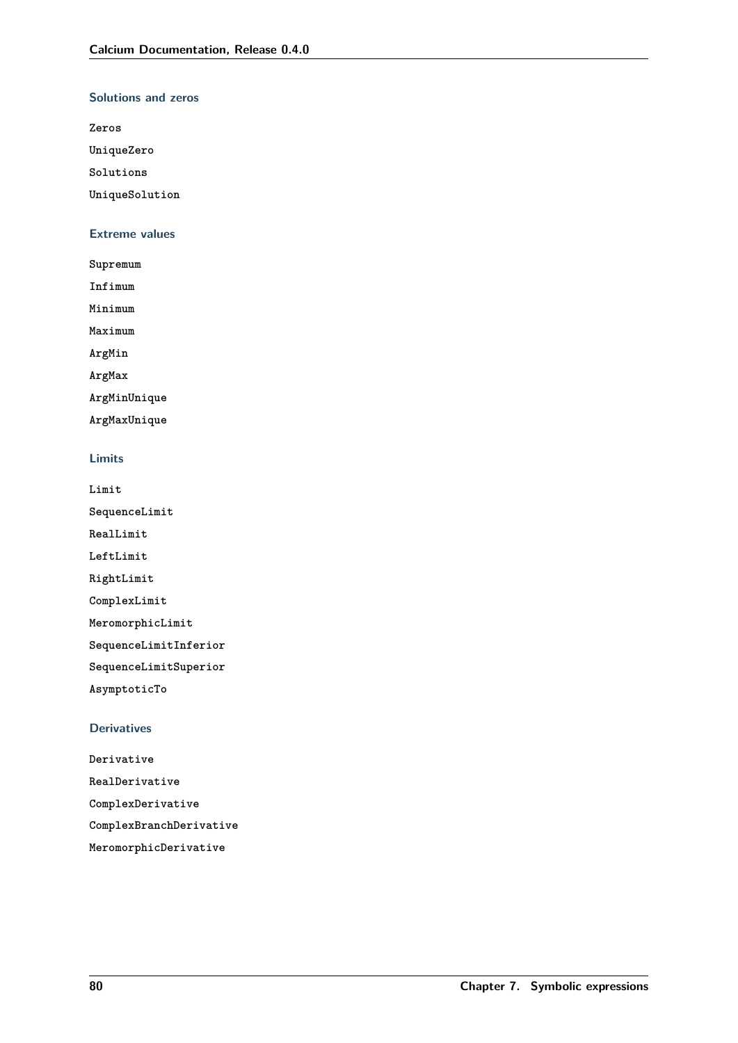### Solutions and zeros

`Zeros`

`UniqueZero`

`Solutions`

`UniqueSolution`

### Extreme values

`Supremum`

`Infimum`

`Minimum`

`Maximum`

`ArgMin`

`ArgMax`

`ArgMinUnique`

`ArgMaxUnique`

### Limits

`Limit`

`SequenceLimit`

`RealLimit`

`LeftLimit`

`RightLimit`

`ComplexLimit`

`MeromorphicLimit`

`SequenceLimitInferior`

`SequenceLimitSuperior`

`AsymptoticTo`

### Derivatives

`Derivative`

`RealDerivative`

`ComplexDerivative`

`ComplexBranchDerivative`

`MeromorphicDerivative`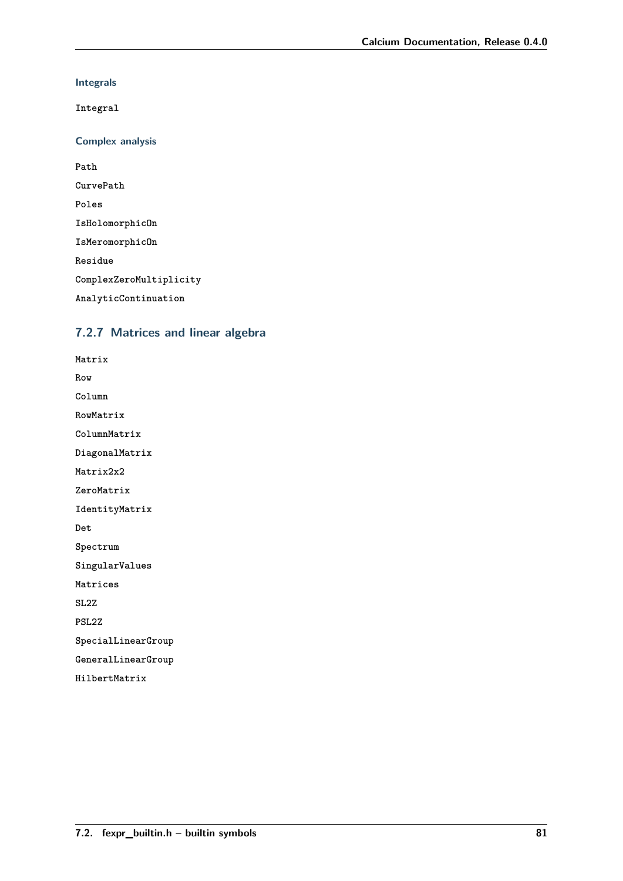#### Integrals

`Integral`

#### Complex analysis

`Path`

`CurvePath`

`Poles`

`IsHolomorphicOn`

`IsMeromorphicOn`

`Residue`

`ComplexZeroMultiplicity`

`AnalyticContinuation`

### 7.2.7 Matrices and linear algebra

`Matrix`

`Row`

`Column`

`RowMatrix`

`ColumnMatrix`

`DiagonalMatrix`

`Matrix2x2`

`ZeroMatrix`

`IdentityMatrix`

`Det`

`Spectrum`

`SingularValues`

`Matrices`

`SL2Z`

`PSL2Z`

`SpecialLinearGroup`

`GeneralLinearGroup`

`HilbertMatrix`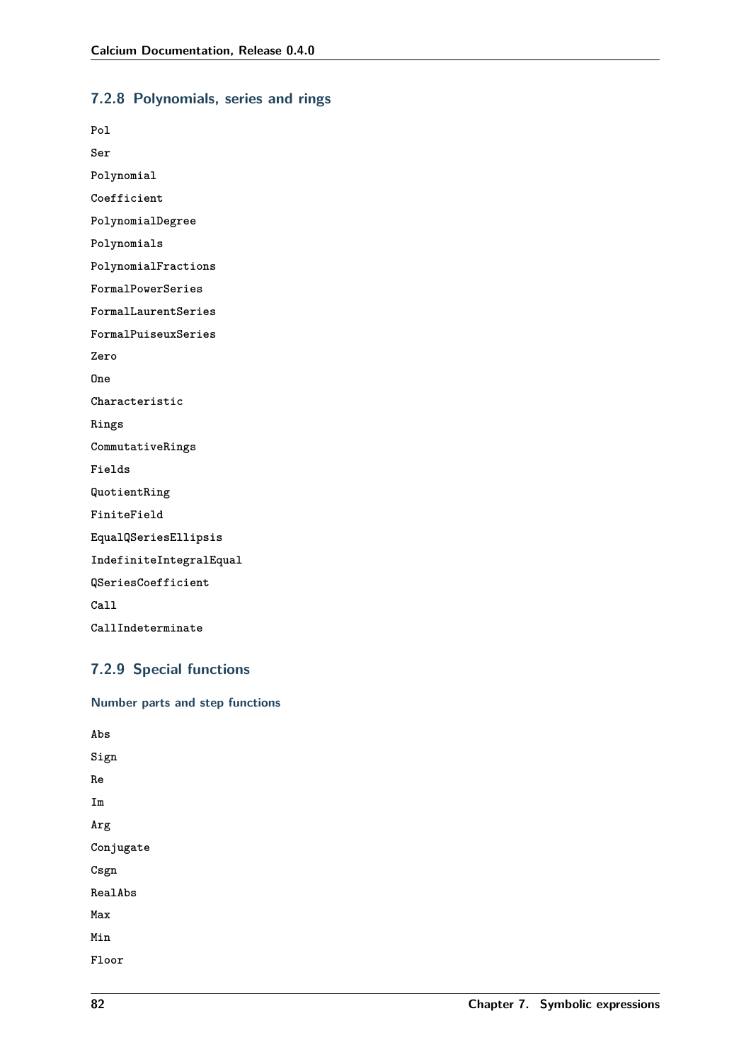### 7.2.8 Polynomials, series and rings

`Pol`

`Ser`

`Polynomial`

`Coefficient`

`PolynomialDegree`

`Polynomials`

`PolynomialFractions`

`FormalPowerSeries`

`FormalLaurentSeries`

`FormalPuiseuxSeries`

`Zero`

`One`

`Characteristic`

`Rings`

`CommutativeRings`

`Fields`

`QuotientRing`

`FiniteField`

`EqualQSeriesEllipsis`

`IndefiniteIntegralEqual`

`QSeriesCoefficient`

`Call`

`CallIndeterminate`

### 7.2.9 Special functions

#### Number parts and step functions

`Abs`

`Sign`

`Re`

`Im`

`Arg`

`Conjugate`

`Csgn`

`RealAbs`

`Max`

`Min`

`Floor`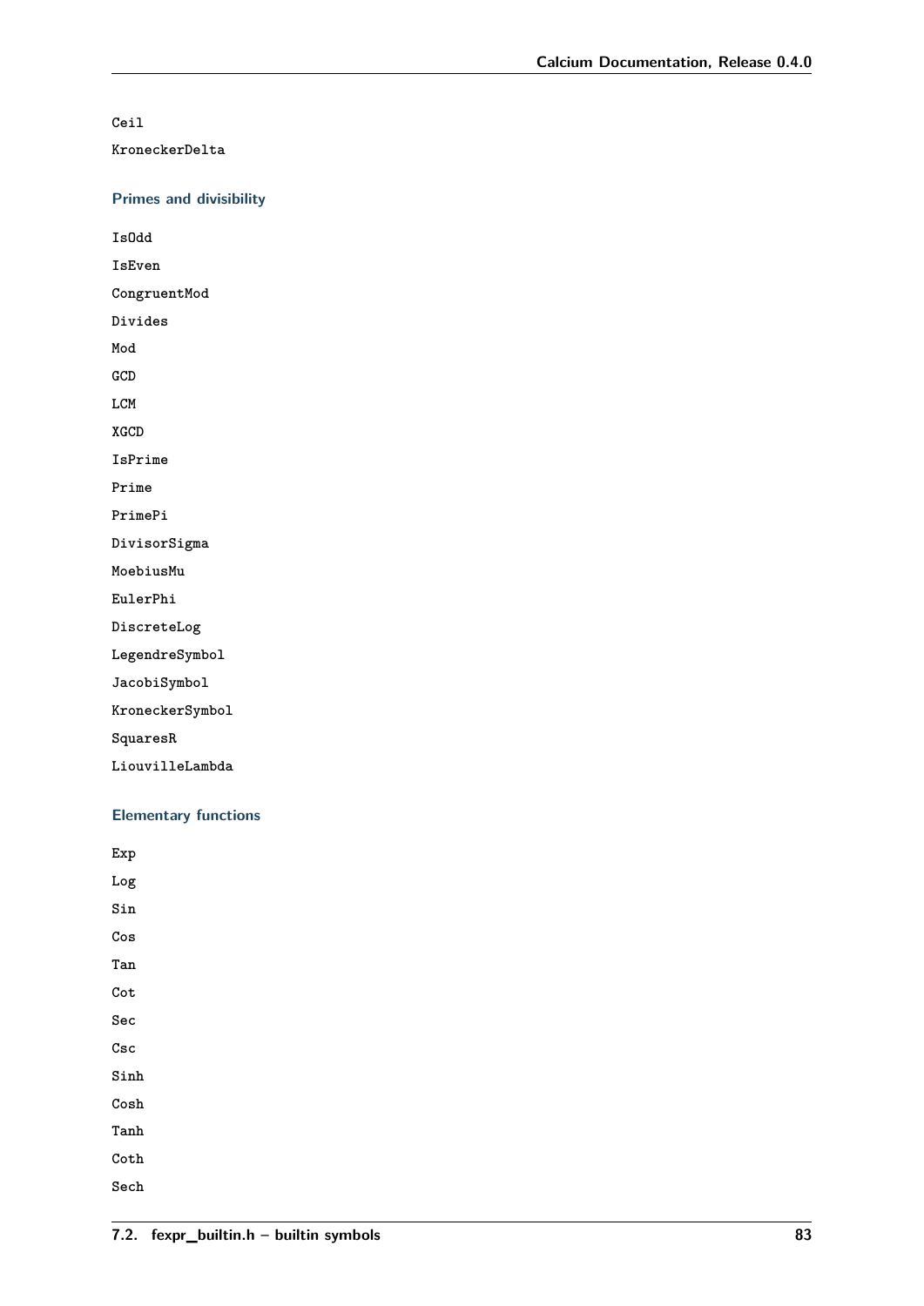Ceil

KroneckerDelta

#### Primes and divisibility

IsOdd

IsEven

CongruentMod

Divides

Mod

GCD

LCM

XGCD

IsPrime

Prime

PrimePi

DivisorSigma

MoebiusMu

EulerPhi

DiscreteLog

LegendreSymbol

JacobiSymbol

KroneckerSymbol

SquaresR

LiouvilleLambda

#### Elementary functions

Exp

Log

Sin

Cos

Tan

Cot

Sec

Csc

Sinh

Cosh

Tanh

Coth

Sech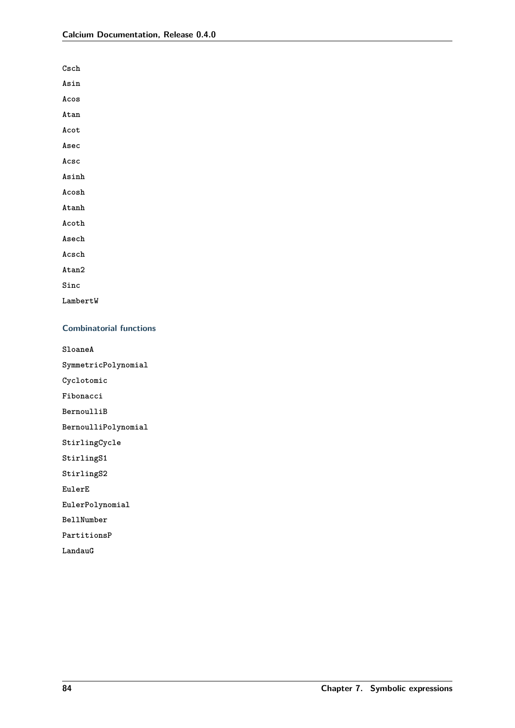`Csch`

`Asin`

`Acos`

`Atan`

`Acot`

`Asec`

`Acsc`

`Asinh`

`Acosh`

`Atanh`

`Acoth`

`Asech`

`Acsch`

`Atan2`

`Sinc`

`LambertW`

### Combinatorial functions

`SloaneA`

`SymmetricPolynomial`

`Cyclotomic`

`Fibonacci`

`BernoulliB`

`BernoulliPolynomial`

`StirlingCycle`

`StirlingS1`

`StirlingS2`

`EulerE`

`EulerPolynomial`

`BellNumber`

`PartitionsP`

`LandauG`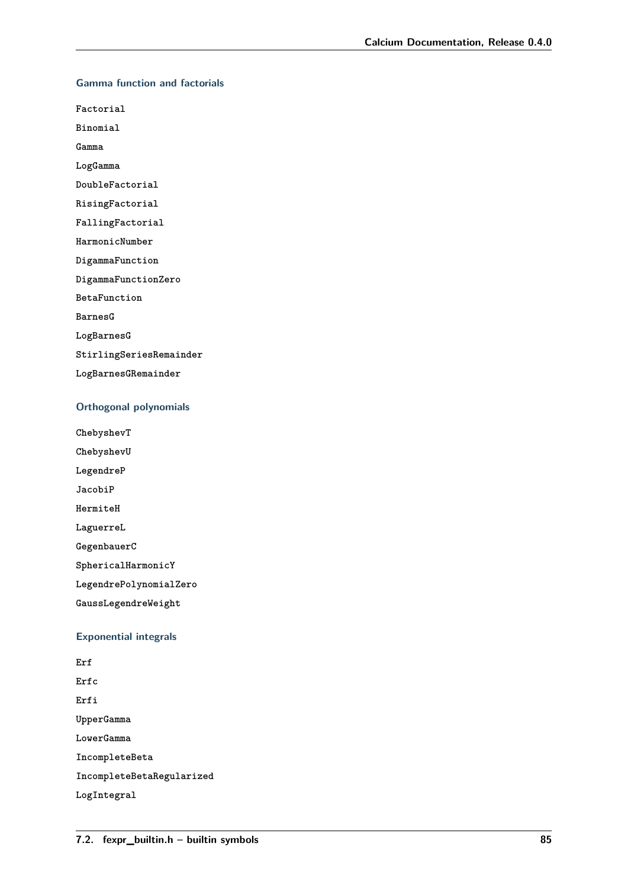### Gamma function and factorials

Factorial

Binomial

Gamma

LogGamma

DoubleFactorial

RisingFactorial

FallingFactorial

HarmonicNumber

DigammaFunction

DigammaFunctionZero

BetaFunction

BarnesG

LogBarnesG

StirlingSeriesRemainder

LogBarnesGRemainder

### Orthogonal polynomials

ChebyshevT

ChebyshevU

LegendreP

JacobiP

HermiteH

LaguerreL

GegenbauerC

SphericalHarmonicY

LegendrePolynomialZero

GaussLegendreWeight

### Exponential integrals

Erf

Erfc

Erfi

UpperGamma

LowerGamma

IncompleteBeta

IncompleteBetaRegularized

LogIntegral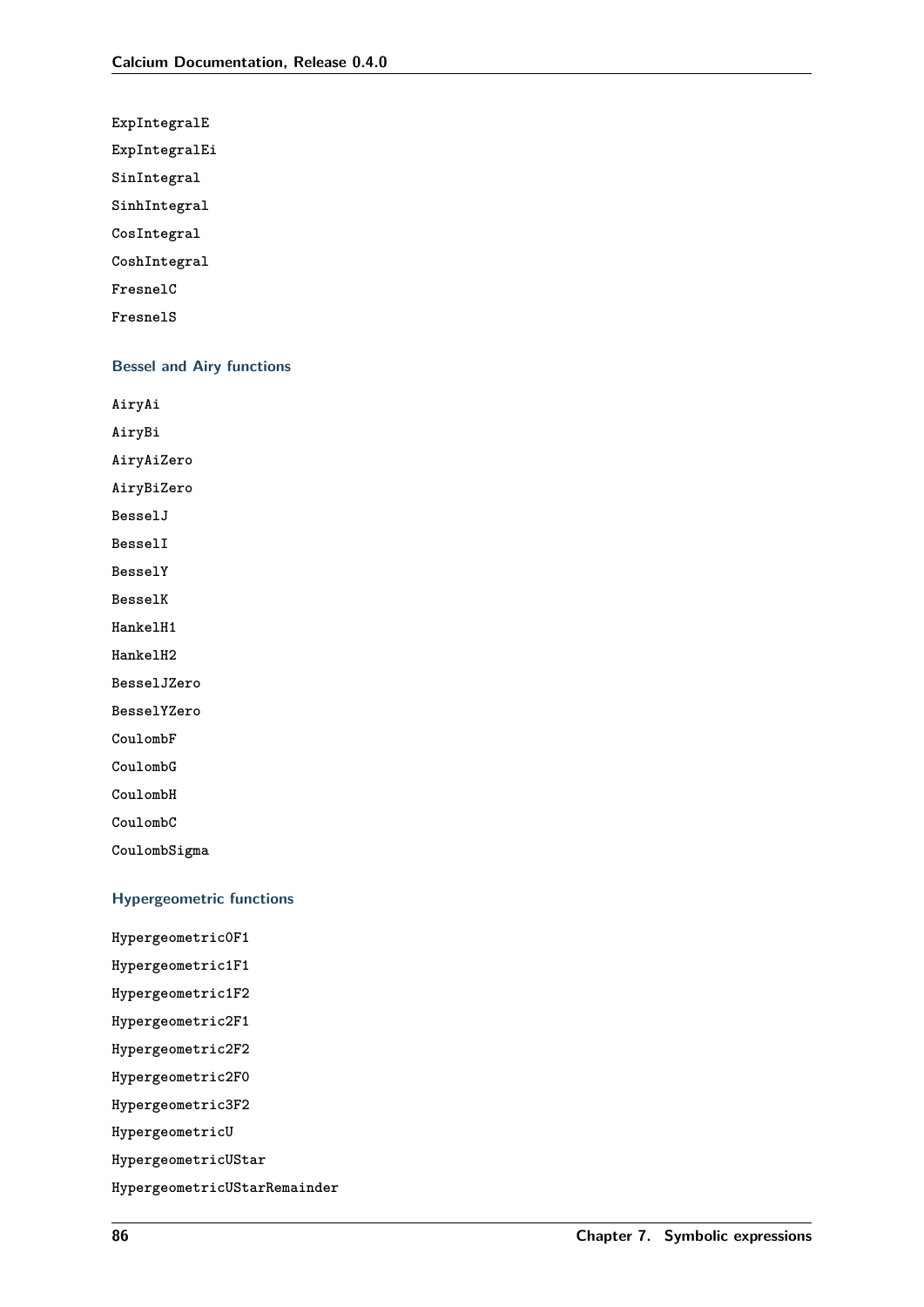ExpIntegralE

ExpIntegralEi

SinIntegral

SinhIntegral

CosIntegral

CoshIntegral

FresnelC

FresnelS

### Bessel and Airy functions

AiryAi

AiryBi

AiryAiZero

AiryBiZero

BesselJ

BesselI

BesselY

BesselK

HankelH1

HankelH2

BesselJZero

BesselYZero

CoulombF

CoulombG

CoulombH

CoulombC

CoulombSigma

### Hypergeometric functions

Hypergeometric0F1

Hypergeometric1F1

Hypergeometric1F2

Hypergeometric2F1

Hypergeometric2F2

Hypergeometric2F0

Hypergeometric3F2

HypergeometricU

HypergeometricUStar

HypergeometricUStarRemainder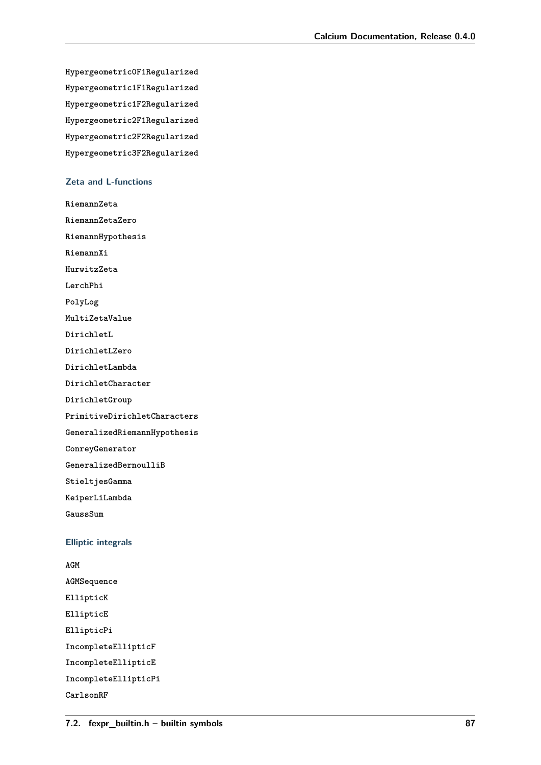Hypergeometric0F1Regularized

Hypergeometric1F1Regularized

Hypergeometric1F2Regularized

Hypergeometric2F1Regularized

Hypergeometric2F2Regularized

Hypergeometric3F2Regularized

### Zeta and L-functions

RiemannZeta

RiemannZetaZero

RiemannHypothesis

RiemannXi

HurwitzZeta

LerchPhi

PolyLog

MultiZetaValue

DirichletL

DirichletLZero

DirichletLambda

DirichletCharacter

DirichletGroup

PrimitiveDirichletCharacters

GeneralizedRiemannHypothesis

ConreyGenerator

GeneralizedBernoulliB

StieltjesGamma

KeiperLiLambda

GaussSum

### Elliptic integrals

AGM

AGMSequence

EllipticK

EllipticE

EllipticPi

IncompleteEllipticF

IncompleteEllipticE

IncompleteEllipticPi

CarlsonRF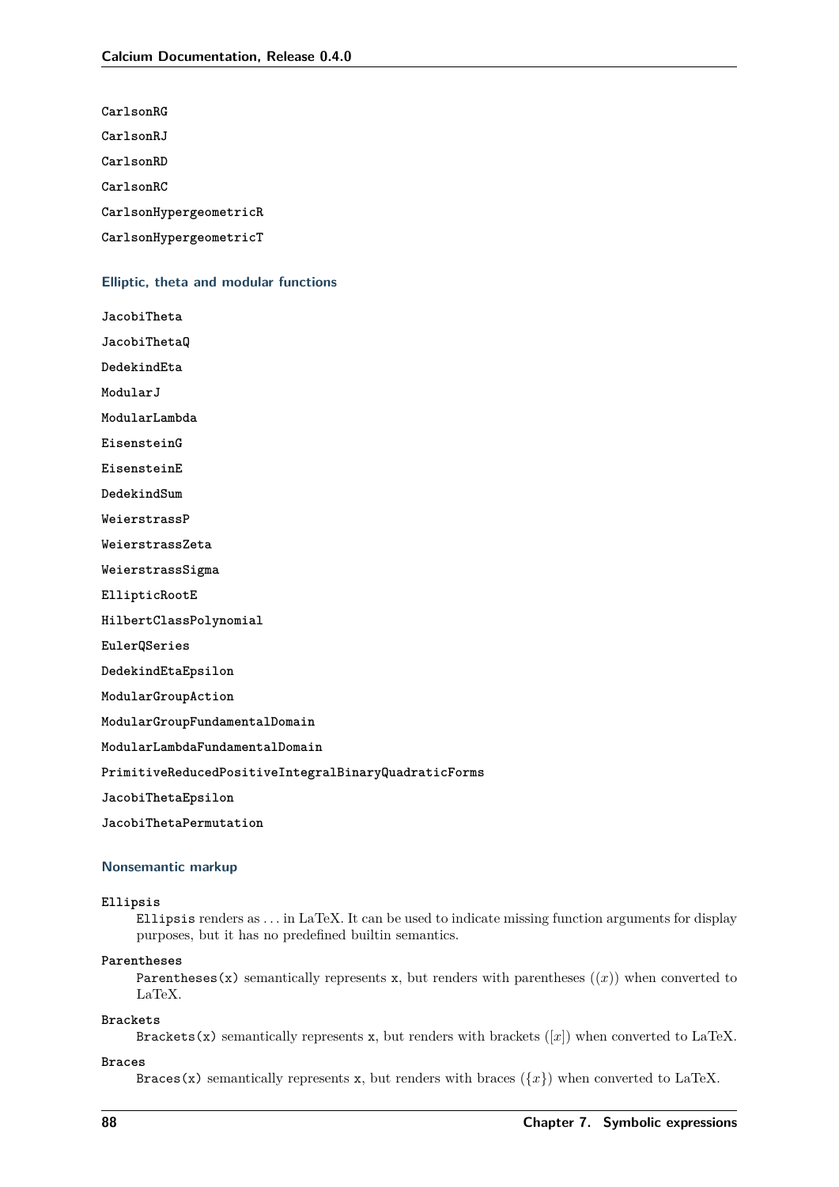**CarlsonRG**

**CarlsonRJ**

**CarlsonRD**

**CarlsonRC**

**CarlsonHypergeometricR**

**CarlsonHypergeometricT**

### Elliptic, theta and modular functions

**JacobiTheta**

**JacobiThetaQ**

**DedekindEta**

**ModularJ**

**ModularLambda**

**EisensteinG**

**EisensteinE**

**DedekindSum**

**WeierstrassP**

**WeierstrassZeta**

**WeierstrassSigma**

**EllipticRootE**

**HilbertClassPolynomial**

**EulerQSeries**

**DedekindEtaEpsilon**

**ModularGroupAction**

**ModularGroupFundamentalDomain**

**ModularLambdaFundamentalDomain**

**PrimitiveReducedPositiveIntegralBinaryQuadraticForms**

**JacobiThetaEpsilon**

**JacobiThetaPermutation**

### Nonsemantic markup

**Ellipsis**

`Ellipsis` renders as $\ldots$ in LaTeX. It can be used to indicate missing function arguments for display purposes, but it has no predefined builtin semantics.

**Parentheses**

`Parentheses(x)` semantically represents `x`, but renders with parentheses ($(x)$) when converted to LaTeX.

**Brackets**

`Brackets(x)` semantically represents `x`, but renders with brackets ($[x]$) when converted to LaTeX.

**Braces**

`Braces(x)` semantically represents `x`, but renders with braces ($\{x\}$) when converted to LaTeX.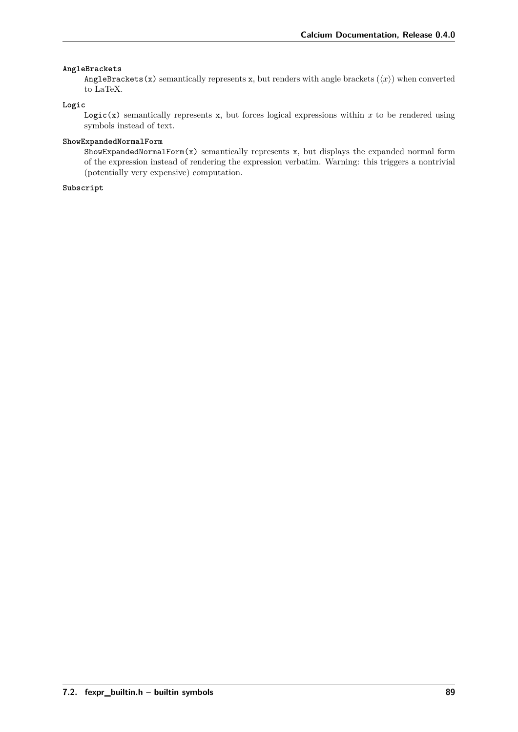**AngleBrackets**

`AngleBrackets(x)` semantically represents `x`, but renders with angle brackets ($\langle x \rangle$) when converted to LaTeX.

**Logic**

`Logic(x)` semantically represents `x`, but forces logical expressions within $x$ to be rendered using symbols instead of text.

**ShowExpandedNormalForm**

`ShowExpandedNormalForm(x)` semantically represents `x`, but displays the expanded normal form of the expression instead of rendering the expression verbatim. Warning: this triggers a nontrivial (potentially very expensive) computation.

**Subscript**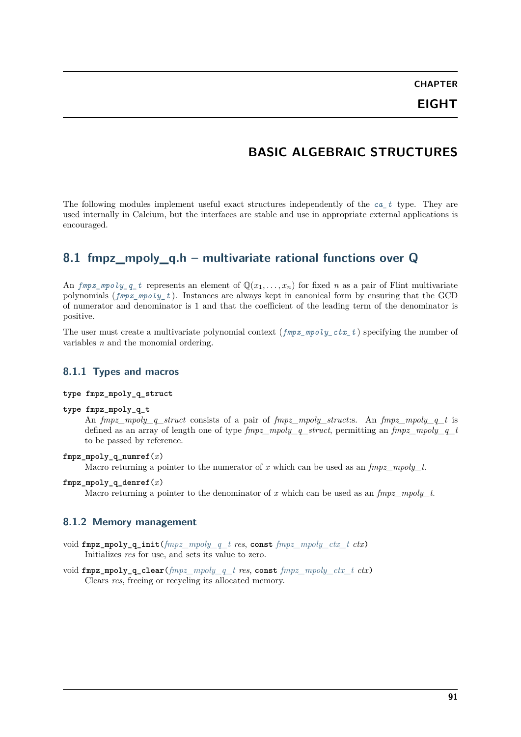# CHAPTER EIGHT

# BASIC ALGEBRAIC STRUCTURES

The following modules implement useful exact structures independently of the *ca_t* type. They are used internally in Calcium, but the interfaces are stable and use in appropriate external applications is encouraged.

## 8.1 fmpz_mpoly_q.h – multivariate rational functions over Q

An *fmpz_mpoly_q_t* represents an element of $\mathbb{Q}(x_1, \ldots, x_n)$ for fixed $n$ as a pair of Flint multivariate polynomials (*fmpz_mpoly_t*). Instances are always kept in canonical form by ensuring that the GCD of numerator and denominator is 1 and that the coefficient of the leading term of the denominator is positive.

The user must create a multivariate polynomial context (*fmpz_mpoly_ctx_t*) specifying the number of variables $n$ and the monomial ordering.

### 8.1.1 Types and macros

**type fmpz_mpoly_q_struct**

**type fmpz_mpoly_q_t**

An *fmpz_mpoly_q_struct* consists of a pair of *fmpz_mpoly_struct*:s. An *fmpz_mpoly_q_t* is defined as an array of length one of type *fmpz_mpoly_q_struct*, permitting an *fmpz_mpoly_q_t* to be passed by reference.

**fmpz_mpoly_q_numref**(*x*)

Macro returning a pointer to the numerator of *x* which can be used as an *fmpz_mpoly_t*.

**fmpz_mpoly_q_denref**(*x*)

Macro returning a pointer to the denominator of *x* which can be used as an *fmpz_mpoly_t*.

### 8.1.2 Memory management

void **fmpz_mpoly_q_init**(*fmpz_mpoly_q_t res*, **const** *fmpz_mpoly_ctx_t ctx*)

Initializes *res* for use, and sets its value to zero.

void **fmpz_mpoly_q_clear**(*fmpz_mpoly_q_t res*, **const** *fmpz_mpoly_ctx_t ctx*)

Clears *res*, freeing or recycling its allocated memory.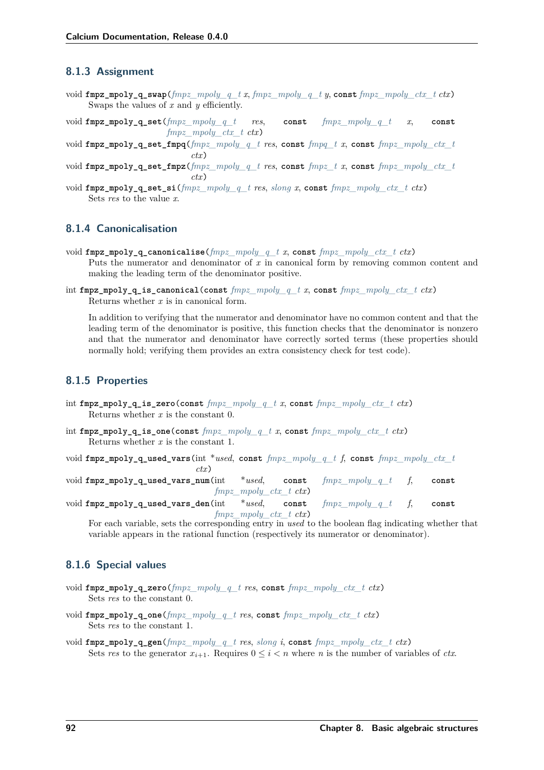### 8.1.3 Assignment

void **fmpz_mpoly_q_swap**(*fmpz_mpoly_q_t x*, *fmpz_mpoly_q_t y*, **const** *fmpz_mpoly_ctx_t ctx*)
: Swaps the values of $x$ and $y$ efficiently.

void **fmpz_mpoly_q_set**(*fmpz_mpoly_q_t res*, **const** *fmpz_mpoly_q_t x*, **const** *fmpz_mpoly_ctx_t ctx*)

void **fmpz_mpoly_q_set_fmpq**(*fmpz_mpoly_q_t res*, **const** *fmpq_t x*, **const** *fmpz_mpoly_ctx_t ctx*)

void **fmpz_mpoly_q_set_fmpz**(*fmpz_mpoly_q_t res*, **const** *fmpz_t x*, **const** *fmpz_mpoly_ctx_t ctx*)

void **fmpz_mpoly_q_set_si**(*fmpz_mpoly_q_t res*, *slong x*, **const** *fmpz_mpoly_ctx_t ctx*)
: Sets *res* to the value $x$.

### 8.1.4 Canonicalisation

void **fmpz_mpoly_q_canonicalise**(*fmpz_mpoly_q_t x*, **const** *fmpz_mpoly_ctx_t ctx*)
: Puts the numerator and denominator of $x$ in canonical form by removing common content and making the leading term of the denominator positive.

int **fmpz_mpoly_q_is_canonical**(**const** *fmpz_mpoly_q_t x*, **const** *fmpz_mpoly_ctx_t ctx*)
: Returns whether $x$ is in canonical form.

In addition to verifying that the numerator and denominator have no common content and that the leading term of the denominator is positive, this function checks that the denominator is nonzero and that the numerator and denominator have correctly sorted terms (these properties should normally hold; verifying them provides an extra consistency check for test code).

### 8.1.5 Properties

int **fmpz_mpoly_q_is_zero**(**const** *fmpz_mpoly_q_t x*, **const** *fmpz_mpoly_ctx_t ctx*)
: Returns whether $x$ is the constant 0.

int **fmpz_mpoly_q_is_one**(**const** *fmpz_mpoly_q_t x*, **const** *fmpz_mpoly_ctx_t ctx*)
: Returns whether $x$ is the constant 1.

void **fmpz_mpoly_q_used_vars**(int **used*, **const** *fmpz_mpoly_q_t f*, **const** *fmpz_mpoly_ctx_t ctx*)

void **fmpz_mpoly_q_used_vars_num**(int **used*, **const** *fmpz_mpoly_q_t f*, **const** *fmpz_mpoly_ctx_t ctx*)

void **fmpz_mpoly_q_used_vars_den**(int **used*, **const** *fmpz_mpoly_q_t f*, **const** *fmpz_mpoly_ctx_t ctx*)
: For each variable, sets the corresponding entry in *used* to the boolean flag indicating whether that variable appears in the rational function (respectively its numerator or denominator).

### 8.1.6 Special values

void **fmpz_mpoly_q_zero**(*fmpz_mpoly_q_t res*, **const** *fmpz_mpoly_ctx_t ctx*)
: Sets *res* to the constant 0.

void **fmpz_mpoly_q_one**(*fmpz_mpoly_q_t res*, **const** *fmpz_mpoly_ctx_t ctx*)
: Sets *res* to the constant 1.

void **fmpz_mpoly_q_gen**(*fmpz_mpoly_q_t res*, *slong i*, **const** *fmpz_mpoly_ctx_t ctx*)
: Sets *res* to the generator $x_{i+1}$. Requires $0 \le i < n$ where $n$ is the number of variables of *ctx*.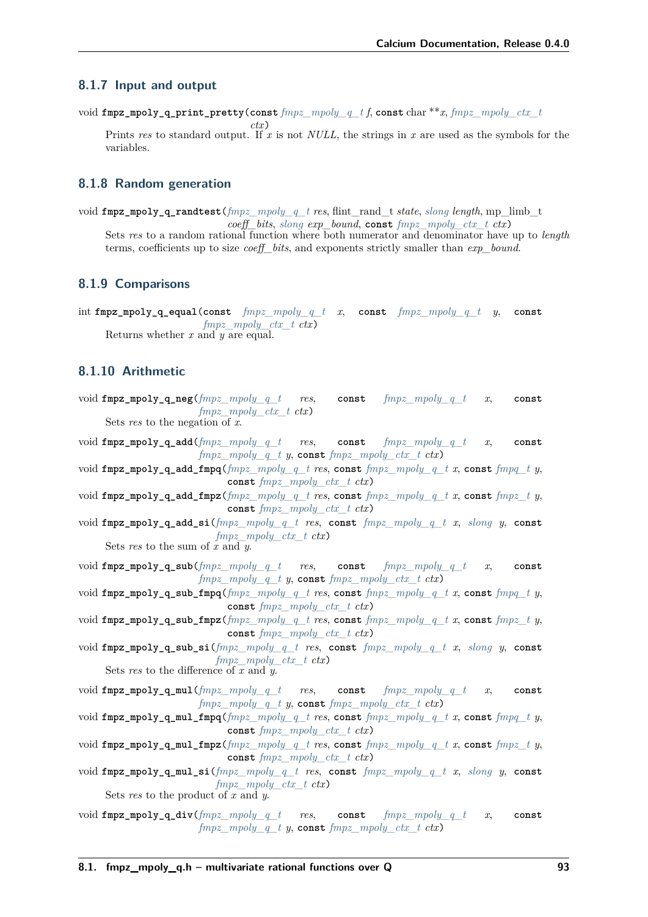### 8.1.7 Input and output

void **fmpz_mpoly_q_print_pretty**(const *fmpz_mpoly_q_t* *f*, const char ***x*, *fmpz_mpoly_ctx_t* *ctx*)

Prints *res* to standard output. If $x$ is not *NULL*, the strings in $x$ are used as the symbols for the variables.

### 8.1.8 Random generation

void **fmpz_mpoly_q_randtest**(*fmpz_mpoly_q_t* *res*, flint_rand_t *state*, *slong* *length*, mp_limb_t *coeff_bits*, *slong* *exp_bound*, const *fmpz_mpoly_ctx_t* *ctx*)

Sets *res* to a random rational function where both numerator and denominator have up to *length* terms, coefficients up to size *coeff_bits*, and exponents strictly smaller than *exp_bound*.

### 8.1.9 Comparisons

int **fmpz_mpoly_q_equal**(const *fmpz_mpoly_q_t* *x*, const *fmpz_mpoly_q_t* *y*, const *fmpz_mpoly_ctx_t* *ctx*)

Returns whether $x$ and $y$ are equal.

### 8.1.10 Arithmetic

void **fmpz_mpoly_q_neg**(*fmpz_mpoly_q_t* *res*, const *fmpz_mpoly_q_t* *x*, const *fmpz_mpoly_ctx_t* *ctx*)

Sets *res* to the negation of $x$.

void **fmpz_mpoly_q_add**(*fmpz_mpoly_q_t* *res*, const *fmpz_mpoly_q_t* *x*, const *fmpz_mpoly_q_t* *y*, const *fmpz_mpoly_ctx_t* *ctx*)

void **fmpz_mpoly_q_add_fmpq**(*fmpz_mpoly_q_t* *res*, const *fmpz_mpoly_q_t* *x*, const *fmpq_t* *y*, const *fmpz_mpoly_ctx_t* *ctx*)

void **fmpz_mpoly_q_add_fmpz**(*fmpz_mpoly_q_t* *res*, const *fmpz_mpoly_q_t* *x*, const *fmpz_t* *y*, const *fmpz_mpoly_ctx_t* *ctx*)

void **fmpz_mpoly_q_add_si**(*fmpz_mpoly_q_t* *res*, const *fmpz_mpoly_q_t* *x*, *slong* *y*, const *fmpz_mpoly_ctx_t* *ctx*)

Sets *res* to the sum of $x$ and $y$.

void **fmpz_mpoly_q_sub**(*fmpz_mpoly_q_t* *res*, const *fmpz_mpoly_q_t* *x*, const *fmpz_mpoly_q_t* *y*, const *fmpz_mpoly_ctx_t* *ctx*)

void **fmpz_mpoly_q_sub_fmpq**(*fmpz_mpoly_q_t* *res*, const *fmpz_mpoly_q_t* *x*, const *fmpq_t* *y*, const *fmpz_mpoly_ctx_t* *ctx*)

void **fmpz_mpoly_q_sub_fmpz**(*fmpz_mpoly_q_t* *res*, const *fmpz_mpoly_q_t* *x*, const *fmpz_t* *y*, const *fmpz_mpoly_ctx_t* *ctx*)

void **fmpz_mpoly_q_sub_si**(*fmpz_mpoly_q_t* *res*, const *fmpz_mpoly_q_t* *x*, *slong* *y*, const *fmpz_mpoly_ctx_t* *ctx*)

Sets *res* to the difference of $x$ and $y$.

void **fmpz_mpoly_q_mul**(*fmpz_mpoly_q_t* *res*, const *fmpz_mpoly_q_t* *x*, const *fmpz_mpoly_q_t* *y*, const *fmpz_mpoly_ctx_t* *ctx*)

void **fmpz_mpoly_q_mul_fmpq**(*fmpz_mpoly_q_t* *res*, const *fmpz_mpoly_q_t* *x*, const *fmpq_t* *y*, const *fmpz_mpoly_ctx_t* *ctx*)

void **fmpz_mpoly_q_mul_fmpz**(*fmpz_mpoly_q_t* *res*, const *fmpz_mpoly_q_t* *x*, const *fmpz_t* *y*, const *fmpz_mpoly_ctx_t* *ctx*)

void **fmpz_mpoly_q_mul_si**(*fmpz_mpoly_q_t* *res*, const *fmpz_mpoly_q_t* *x*, *slong* *y*, const *fmpz_mpoly_ctx_t* *ctx*)

Sets *res* to the product of $x$ and $y$.

void **fmpz_mpoly_q_div**(*fmpz_mpoly_q_t* *res*, const *fmpz_mpoly_q_t* *x*, const *fmpz_mpoly_q_t* *y*, const *fmpz_mpoly_ctx_t* *ctx*)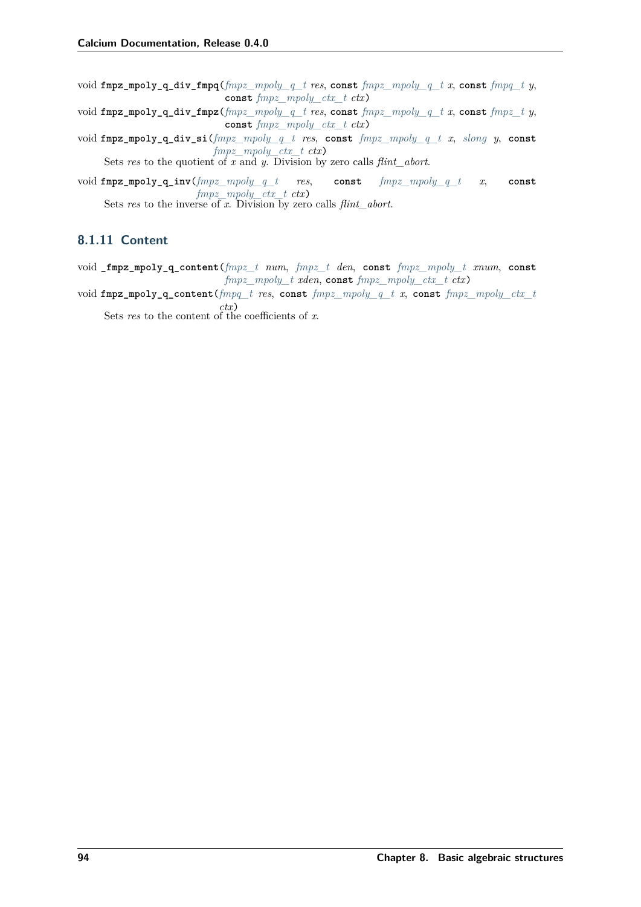void **fmpz_mpoly_q_div_fmpq**(*fmpz_mpoly_q_t* *res*, **const** *fmpz_mpoly_q_t* *x*, **const** *fmpq_t* *y*, **const** *fmpz_mpoly_ctx_t* *ctx*)

void **fmpz_mpoly_q_div_fmpz**(*fmpz_mpoly_q_t* *res*, **const** *fmpz_mpoly_q_t* *x*, **const** *fmpz_t* *y*, **const** *fmpz_mpoly_ctx_t* *ctx*)

void **fmpz_mpoly_q_div_si**(*fmpz_mpoly_q_t* *res*, **const** *fmpz_mpoly_q_t* *x*, *slong* *y*, **const** *fmpz_mpoly_ctx_t* *ctx*)

Sets *res* to the quotient of *x* and *y*. Division by zero calls *flint_abort*.

void **fmpz_mpoly_q_inv**(*fmpz_mpoly_q_t* *res*, **const** *fmpz_mpoly_q_t* *x*, **const** *fmpz_mpoly_ctx_t* *ctx*)

Sets *res* to the inverse of *x*. Division by zero calls *flint_abort*.

### 8.1.11 Content

void **_fmpz_mpoly_q_content**(*fmpz_t* *num*, *fmpz_t* *den*, **const** *fmpz_mpoly_t* *xnum*, **const** *fmpz_mpoly_t* *xden*, **const** *fmpz_mpoly_ctx_t* *ctx*)

void **fmpz_mpoly_q_content**(*fmpq_t* *res*, **const** *fmpz_mpoly_q_t* *x*, **const** *fmpz_mpoly_ctx_t* *ctx*)

Sets *res* to the content of the coefficients of *x*.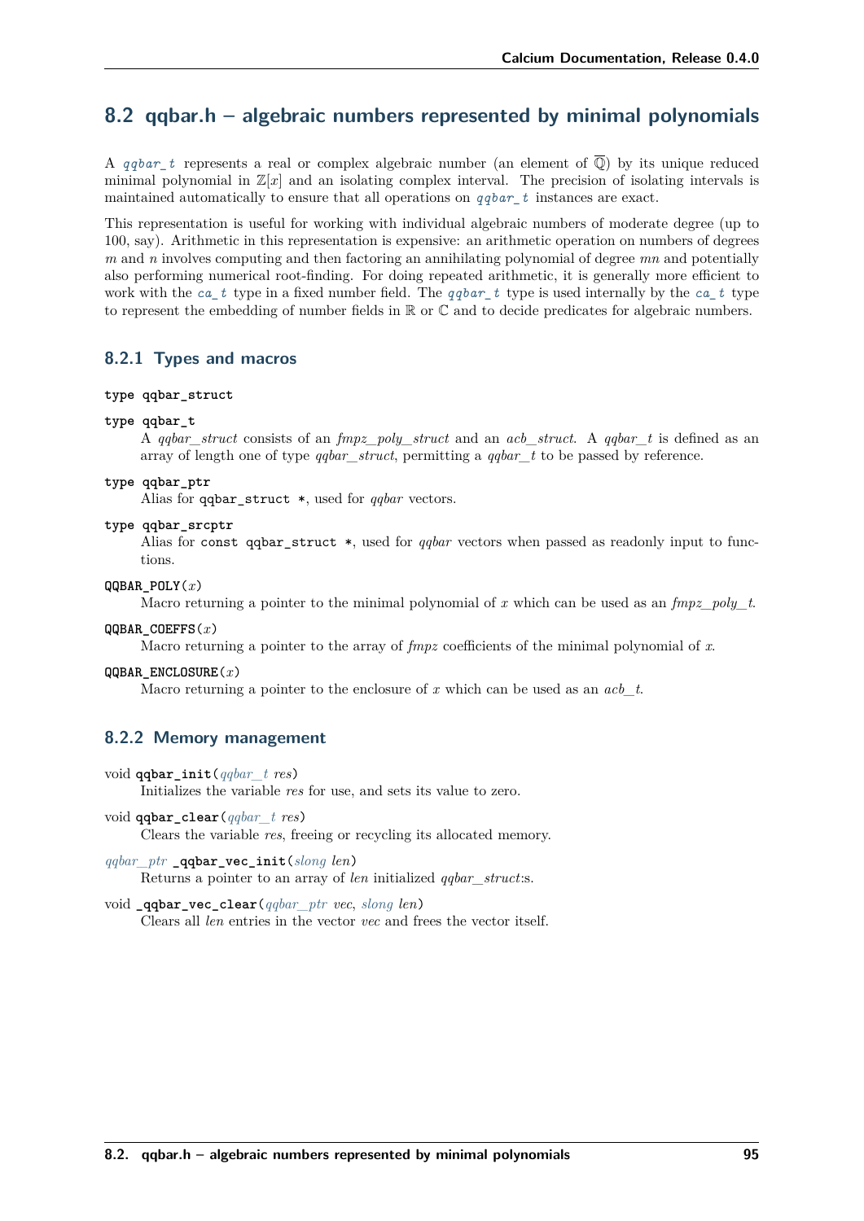## 8.2 qqbar.h – algebraic numbers represented by minimal polynomials

A *qqbar_t* represents a real or complex algebraic number (an element of $\overline{\mathbb{Q}}$) by its unique reduced minimal polynomial in $\mathbb{Z}[x]$ and an isolating complex interval. The precision of isolating intervals is maintained automatically to ensure that all operations on *qqbar_t* instances are exact.

This representation is useful for working with individual algebraic numbers of moderate degree (up to 100, say). Arithmetic in this representation is expensive: an arithmetic operation on numbers of degrees $m$ and $n$ involves computing and then factoring an annihilating polynomial of degree $mn$ and potentially also performing numerical root-finding. For doing repeated arithmetic, it is generally more efficient to work with the *ca_t* type in a fixed number field. The *qqbar_t* type is used internally by the *ca_t* type to represent the embedding of number fields in $\mathbb{R}$ or $\mathbb{C}$ and to decide predicates for algebraic numbers.

### 8.2.1 Types and macros

**type qqbar_struct**

**type qqbar_t**

A *qqbar_struct* consists of an *fmpz_poly_struct* and an *acb_struct*. A *qqbar_t* is defined as an array of length one of type *qqbar_struct*, permitting a *qqbar_t* to be passed by reference.

**type qqbar_ptr**

Alias for `qqbar_struct *`, used for *qqbar* vectors.

**type qqbar_srcptr**

Alias for `const qqbar_struct *`, used for *qqbar* vectors when passed as readonly input to functions.

**QQBAR_POLY**($x$)

Macro returning a pointer to the minimal polynomial of $x$ which can be used as an *fmpz_poly_t*.

**QQBAR_COEFFS**($x$)

Macro returning a pointer to the array of *fmpz* coefficients of the minimal polynomial of $x$.

**QQBAR_ENCLOSURE**($x$)

Macro returning a pointer to the enclosure of $x$ which can be used as an *acb_t*.

### 8.2.2 Memory management

void **qqbar_init**(*qqbar_t res*)

Initializes the variable *res* for use, and sets its value to zero.

void **qqbar_clear**(*qqbar_t res*)

Clears the variable *res*, freeing or recycling its allocated memory.

*qqbar_ptr* **_qqbar_vec_init**(*slong len*)

Returns a pointer to an array of *len* initialized *qqbar_struct*:s.

void **_qqbar_vec_clear**(*qqbar_ptr vec*, *slong len*)

Clears all *len* entries in the vector *vec* and frees the vector itself.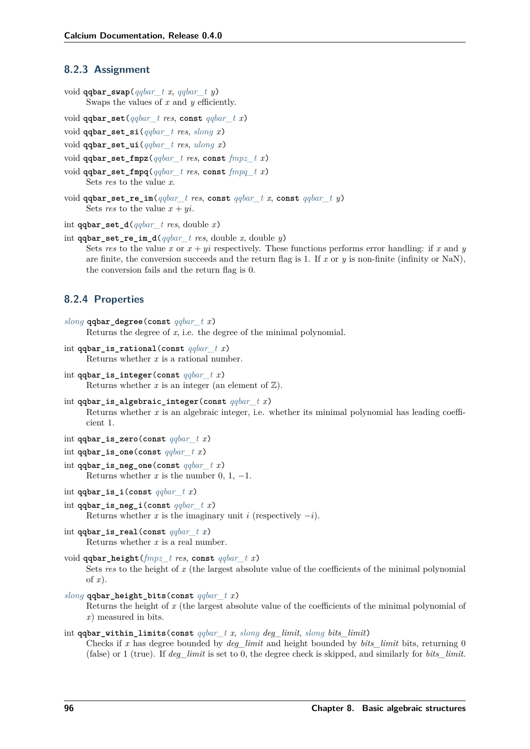### 8.2.3 Assignment

void **qqbar_swap**(*qqbar_t* x, *qqbar_t* y)
    Swaps the values of $x$ and $y$ efficiently.

void **qqbar_set**(*qqbar_t* res, **const** *qqbar_t* x)

void **qqbar_set_si**(*qqbar_t* res, *slong* x)

void **qqbar_set_ui**(*qqbar_t* res, *ulong* x)

void **qqbar_set_fmpz**(*qqbar_t* res, **const** *fmpz_t* x)

void **qqbar_set_fmpq**(*qqbar_t* res, **const** *fmpq_t* x)
    Sets *res* to the value $x$.

void **qqbar_set_re_im**(*qqbar_t* res, **const** *qqbar_t* x, **const** *qqbar_t* y)
    Sets *res* to the value $x + yi$.

int **qqbar_set_d**(*qqbar_t* res, double x)

int **qqbar_set_re_im_d**(*qqbar_t* res, double x, double y)
    Sets *res* to the value $x$ or $x + yi$ respectively. These functions performs error handling: if $x$ and $y$ are finite, the conversion succeeds and the return flag is 1. If $x$ or $y$ is non-finite (infinity or NaN), the conversion fails and the return flag is 0.

### 8.2.4 Properties

*slong* **qqbar_degree**(**const** *qqbar_t* x)
    Returns the degree of $x$, i.e. the degree of the minimal polynomial.

int **qqbar_is_rational**(**const** *qqbar_t* x)
    Returns whether $x$ is a rational number.

int **qqbar_is_integer**(**const** *qqbar_t* x)
    Returns whether $x$ is an integer (an element of $\mathbb{Z}$).

int **qqbar_is_algebraic_integer**(**const** *qqbar_t* x)
    Returns whether $x$ is an algebraic integer, i.e. whether its minimal polynomial has leading coefficient 1.

int **qqbar_is_zero**(**const** *qqbar_t* x)

int **qqbar_is_one**(**const** *qqbar_t* x)

int **qqbar_is_neg_one**(**const** *qqbar_t* x)
    Returns whether $x$ is the number 0, 1, $-1$.

int **qqbar_is_i**(**const** *qqbar_t* x)

int **qqbar_is_neg_i**(**const** *qqbar_t* x)
    Returns whether $x$ is the imaginary unit $i$ (respectively $-i$).

int **qqbar_is_real**(**const** *qqbar_t* x)
    Returns whether $x$ is a real number.

void **qqbar_height**(*fmpz_t* res, **const** *qqbar_t* x)
    Sets *res* to the height of $x$ (the largest absolute value of the coefficients of the minimal polynomial of $x$).

*slong* **qqbar_height_bits**(**const** *qqbar_t* x)
    Returns the height of $x$ (the largest absolute value of the coefficients of the minimal polynomial of $x$) measured in bits.

int **qqbar_within_limits**(**const** *qqbar_t* x, *slong* deg_limit, *slong* bits_limit)
    Checks if $x$ has degree bounded by *deg_limit* and height bounded by *bits_limit* bits, returning 0 (false) or 1 (true). If *deg_limit* is set to 0, the degree check is skipped, and similarly for *bits_limit*.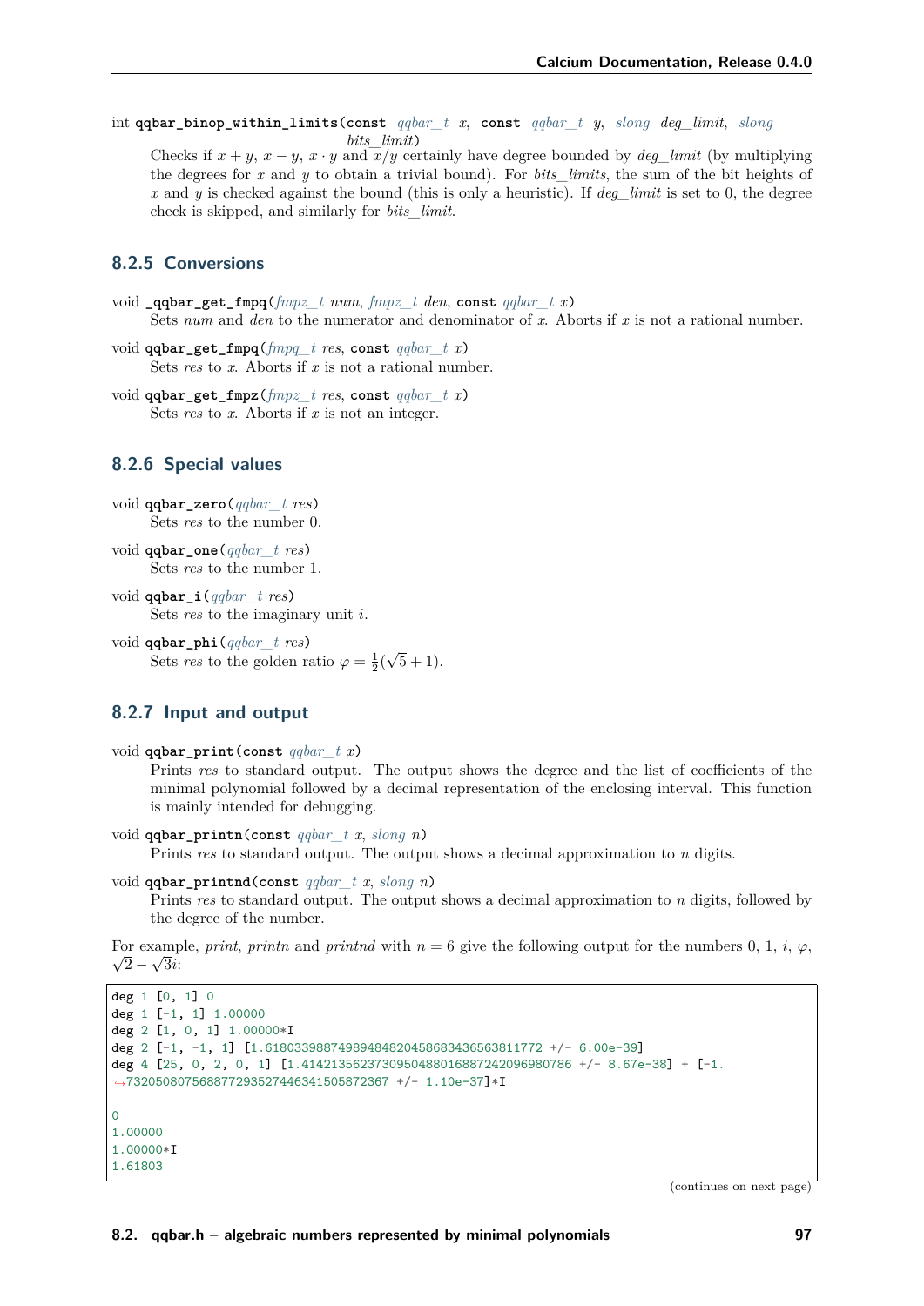int **qqbar_binop_within_limits**(const *qqbar_t* *x*, const *qqbar_t* *y*, *slong* *deg_limit*, *slong* *bits_limit*)

Checks if $x + y$, $x - y$, $x \cdot y$ and $x/y$ certainly have degree bounded by *deg_limit* (by multiplying the degrees for $x$ and $y$ to obtain a trivial bound). For *bits_limits*, the sum of the bit heights of $x$ and $y$ is checked against the bound (this is only a heuristic). If *deg_limit* is set to 0, the degree check is skipped, and similarly for *bits_limit*.

### 8.2.5 Conversions

void **_qqbar_get_fmpq**(*fmpz_t* *num*, *fmpz_t* *den*, const *qqbar_t* *x*)

Sets *num* and *den* to the numerator and denominator of $x$. Aborts if $x$ is not a rational number.

void **qqbar_get_fmpq**(*fmpq_t* *res*, const *qqbar_t* *x*)

Sets *res* to $x$. Aborts if $x$ is not a rational number.

void **qqbar_get_fmpz**(*fmpz_t* *res*, const *qqbar_t* *x*)

Sets *res* to $x$. Aborts if $x$ is not an integer.

### 8.2.6 Special values

void **qqbar_zero**(*qqbar_t* *res*)

Sets *res* to the number 0.

void **qqbar_one**(*qqbar_t* *res*)

Sets *res* to the number 1.

void **qqbar_i**(*qqbar_t* *res*)

Sets *res* to the imaginary unit $i$.

void **qqbar_phi**(*qqbar_t* *res*)

Sets *res* to the golden ratio $\varphi = \frac{1}{2}(\sqrt{5} + 1)$.

### 8.2.7 Input and output

void **qqbar_print**(const *qqbar_t* *x*)

Prints *res* to standard output. The output shows the degree and the list of coefficients of the minimal polynomial followed by a decimal representation of the enclosing interval. This function is mainly intended for debugging.

void **qqbar_printn**(const *qqbar_t* *x*, *slong* *n*)

Prints *res* to standard output. The output shows a decimal approximation to $n$ digits.

void **qqbar_printnd**(const *qqbar_t* *x*, *slong* *n*)

Prints *res* to standard output. The output shows a decimal approximation to $n$ digits, followed by the degree of the number.

For example, *print*, *printn* and *printnd* with $n = 6$ give the following output for the numbers 0, 1, $i$, $\varphi$, $\sqrt{2} - \sqrt{3}i$:

```
deg 1 [0, 1] 0
deg 1 [-1, 1] 1.00000
deg 2 [1, 0, 1] 1.00000*I
deg 2 [-1, -1, 1] [1.61803398874989484820458683436563811772 +/- 6.00e-39]
deg 4 [25, 0, 2, 0, 1] [1.41421356237309504880168872420969807856 +/- 8.67e-38] + [-1.
↪73205080756887729352744634150587236​7 +/- 1.10e-37]*I

0
1.00000
1.00000*I
1.61803
```

(continues on next page)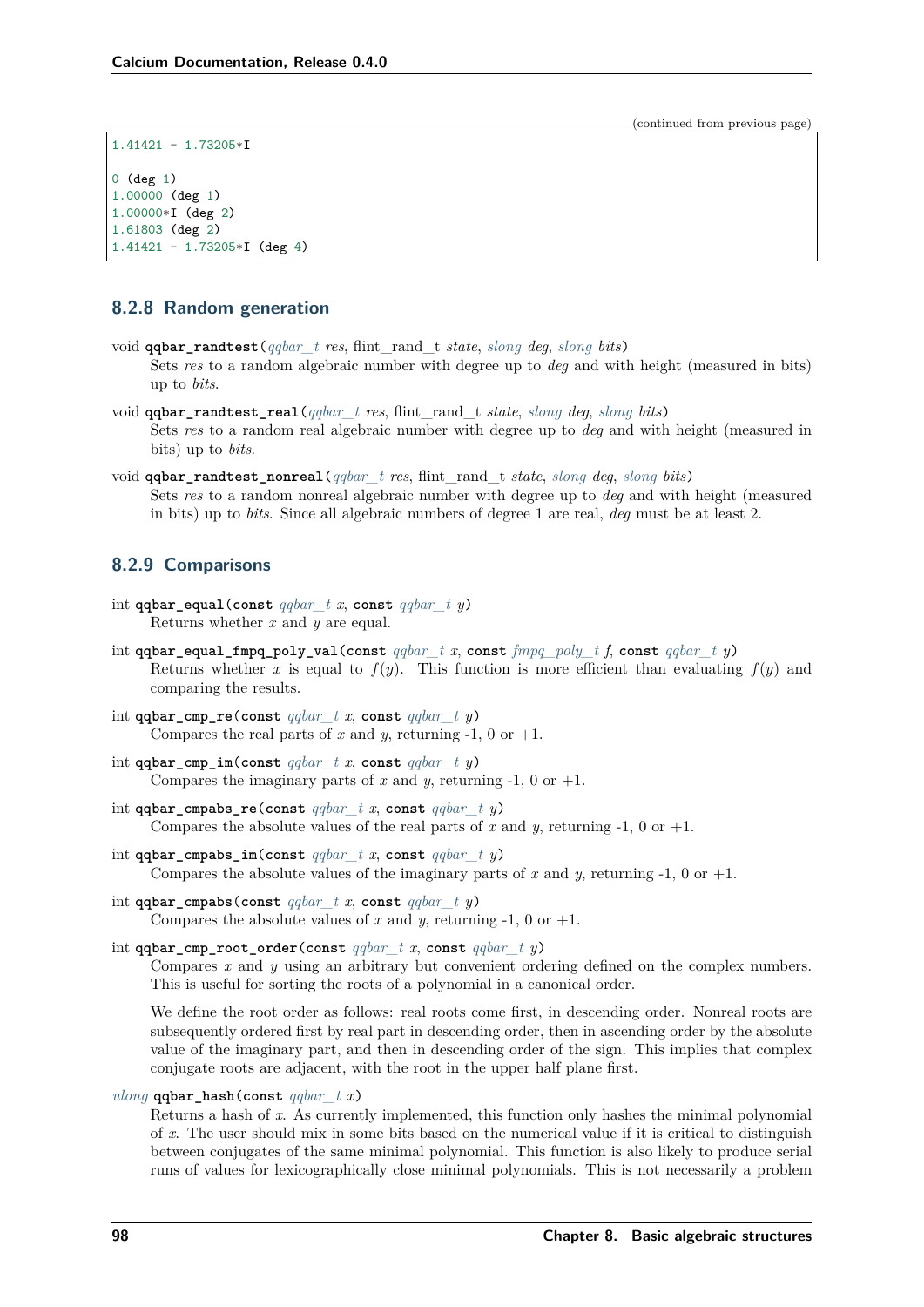```
1.41421 - 1.73205*I

0 (deg 1)
1.00000 (deg 1)
1.00000*I (deg 2)
1.61803 (deg 2)
1.41421 - 1.73205*I (deg 4)
```

### 8.2.8 Random generation

void **qqbar_randtest**(*qqbar_t res*, flint_rand_t *state*, *slong deg*, *slong bits*)
: Sets *res* to a random algebraic number with degree up to *deg* and with height (measured in bits) up to *bits*.

void **qqbar_randtest_real**(*qqbar_t res*, flint_rand_t *state*, *slong deg*, *slong bits*)
: Sets *res* to a random real algebraic number with degree up to *deg* and with height (measured in bits) up to *bits*.

void **qqbar_randtest_nonreal**(*qqbar_t res*, flint_rand_t *state*, *slong deg*, *slong bits*)
: Sets *res* to a random nonreal algebraic number with degree up to *deg* and with height (measured in bits) up to *bits*. Since all algebraic numbers of degree 1 are real, *deg* must be at least 2.

### 8.2.9 Comparisons

int **qqbar_equal**(const *qqbar_t x*, const *qqbar_t y*)
: Returns whether $x$ and $y$ are equal.

int **qqbar_equal_fmpq_poly_val**(const *qqbar_t x*, const *fmpq_poly_t f*, const *qqbar_t y*)
: Returns whether $x$ is equal to $f(y)$. This function is more efficient than evaluating $f(y)$ and comparing the results.

int **qqbar_cmp_re**(const *qqbar_t x*, const *qqbar_t y*)
: Compares the real parts of $x$ and $y$, returning -1, 0 or +1.

int **qqbar_cmp_im**(const *qqbar_t x*, const *qqbar_t y*)
: Compares the imaginary parts of $x$ and $y$, returning -1, 0 or +1.

int **qqbar_cmpabs_re**(const *qqbar_t x*, const *qqbar_t y*)
: Compares the absolute values of the real parts of $x$ and $y$, returning -1, 0 or +1.

int **qqbar_cmpabs_im**(const *qqbar_t x*, const *qqbar_t y*)
: Compares the absolute values of the imaginary parts of $x$ and $y$, returning -1, 0 or +1.

int **qqbar_cmpabs**(const *qqbar_t x*, const *qqbar_t y*)
: Compares the absolute values of $x$ and $y$, returning -1, 0 or +1.

int **qqbar_cmp_root_order**(const *qqbar_t x*, const *qqbar_t y*)
: Compares $x$ and $y$ using an arbitrary but convenient ordering defined on the complex numbers. This is useful for sorting the roots of a polynomial in a canonical order.

  We define the root order as follows: real roots come first, in descending order. Nonreal roots are subsequently ordered first by real part in descending order, then in ascending order by the absolute value of the imaginary part, and then in descending order of the sign. This implies that complex conjugate roots are adjacent, with the root in the upper half plane first.

*ulong* **qqbar_hash**(const *qqbar_t x*)
: Returns a hash of $x$. As currently implemented, this function only hashes the minimal polynomial of $x$. The user should mix in some bits based on the numerical value if it is critical to distinguish between conjugates of the same minimal polynomial. This function is also likely to produce serial runs of values for lexicographically close minimal polynomials. This is not necessarily a problem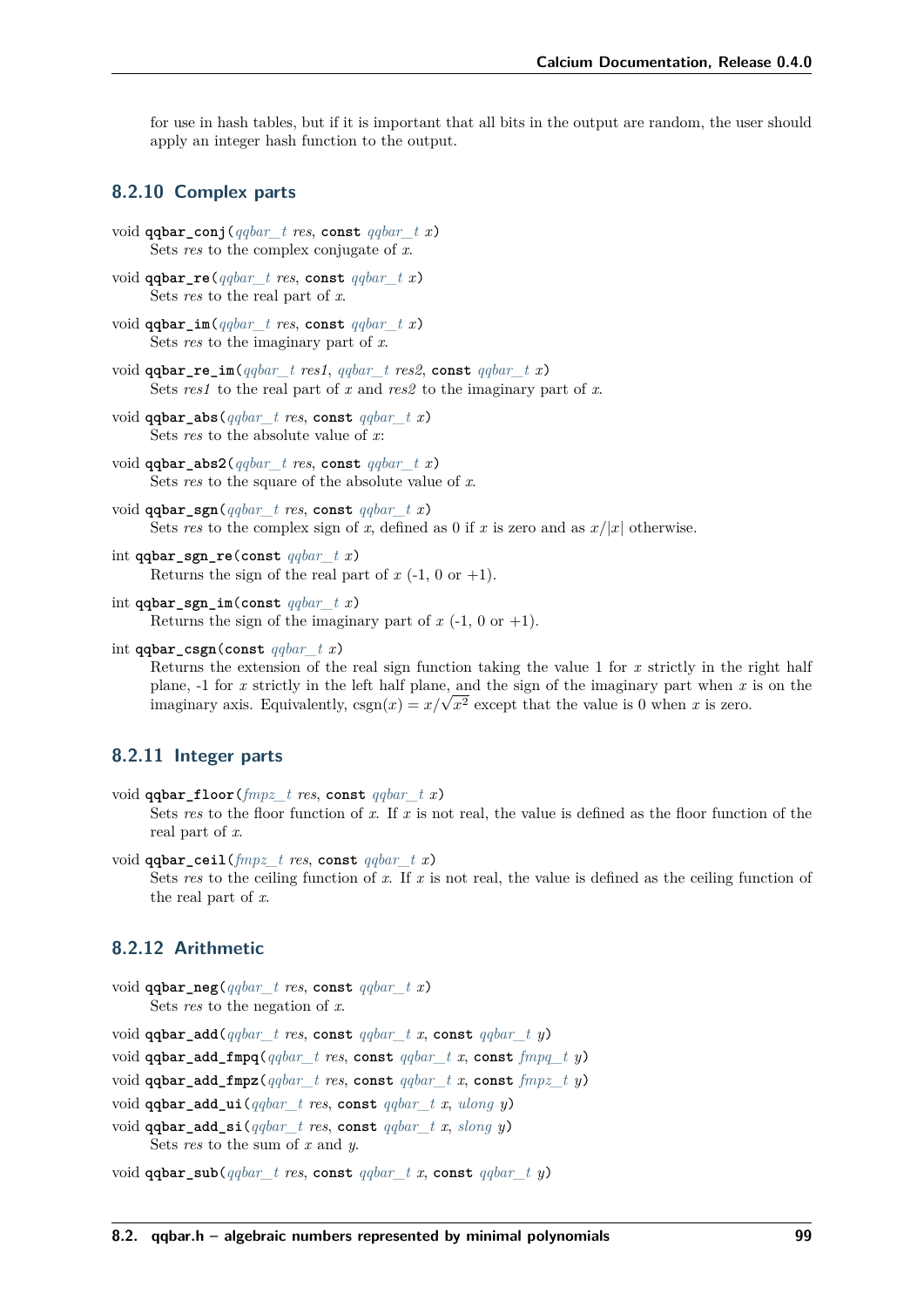for use in hash tables, but if it is important that all bits in the output are random, the user should apply an integer hash function to the output.

### 8.2.10 Complex parts

void **qqbar_conj**(*qqbar_t res*, **const** *qqbar_t x*)
: Sets *res* to the complex conjugate of *x*.

void **qqbar_re**(*qqbar_t res*, **const** *qqbar_t x*)
: Sets *res* to the real part of *x*.

void **qqbar_im**(*qqbar_t res*, **const** *qqbar_t x*)
: Sets *res* to the imaginary part of *x*.

void **qqbar_re_im**(*qqbar_t res1*, *qqbar_t res2*, **const** *qqbar_t x*)
: Sets *res1* to the real part of *x* and *res2* to the imaginary part of *x*.

void **qqbar_abs**(*qqbar_t res*, **const** *qqbar_t x*)
: Sets *res* to the absolute value of *x*:

void **qqbar_abs2**(*qqbar_t res*, **const** *qqbar_t x*)
: Sets *res* to the square of the absolute value of *x*.

void **qqbar_sgn**(*qqbar_t res*, **const** *qqbar_t x*)
: Sets *res* to the complex sign of *x*, defined as 0 if *x* is zero and as $x/|x|$ otherwise.

int **qqbar_sgn_re**(**const** *qqbar_t x*)
: Returns the sign of the real part of *x* (-1, 0 or +1).

int **qqbar_sgn_im**(**const** *qqbar_t x*)
: Returns the sign of the imaginary part of *x* (-1, 0 or +1).

int **qqbar_csgn**(**const** *qqbar_t x*)
: Returns the extension of the real sign function taking the value 1 for *x* strictly in the right half plane, -1 for *x* strictly in the left half plane, and the sign of the imaginary part when *x* is on the imaginary axis. Equivalently, $\operatorname{csgn}(x) = x/\sqrt{x^2}$ except that the value is 0 when *x* is zero.

### 8.2.11 Integer parts

void **qqbar_floor**(*fmpz_t res*, **const** *qqbar_t x*)
: Sets *res* to the floor function of *x*. If *x* is not real, the value is defined as the floor function of the real part of *x*.

void **qqbar_ceil**(*fmpz_t res*, **const** *qqbar_t x*)
: Sets *res* to the ceiling function of *x*. If *x* is not real, the value is defined as the ceiling function of the real part of *x*.

### 8.2.12 Arithmetic

void **qqbar_neg**(*qqbar_t res*, **const** *qqbar_t x*)
: Sets *res* to the negation of *x*.

void **qqbar_add**(*qqbar_t res*, **const** *qqbar_t x*, **const** *qqbar_t y*)

void **qqbar_add_fmpq**(*qqbar_t res*, **const** *qqbar_t x*, **const** *fmpq_t y*)

void **qqbar_add_fmpz**(*qqbar_t res*, **const** *qqbar_t x*, **const** *fmpz_t y*)

void **qqbar_add_ui**(*qqbar_t res*, **const** *qqbar_t x*, *ulong y*)

void **qqbar_add_si**(*qqbar_t res*, **const** *qqbar_t x*, *slong y*)
: Sets *res* to the sum of *x* and *y*.

void **qqbar_sub**(*qqbar_t res*, **const** *qqbar_t x*, **const** *qqbar_t y*)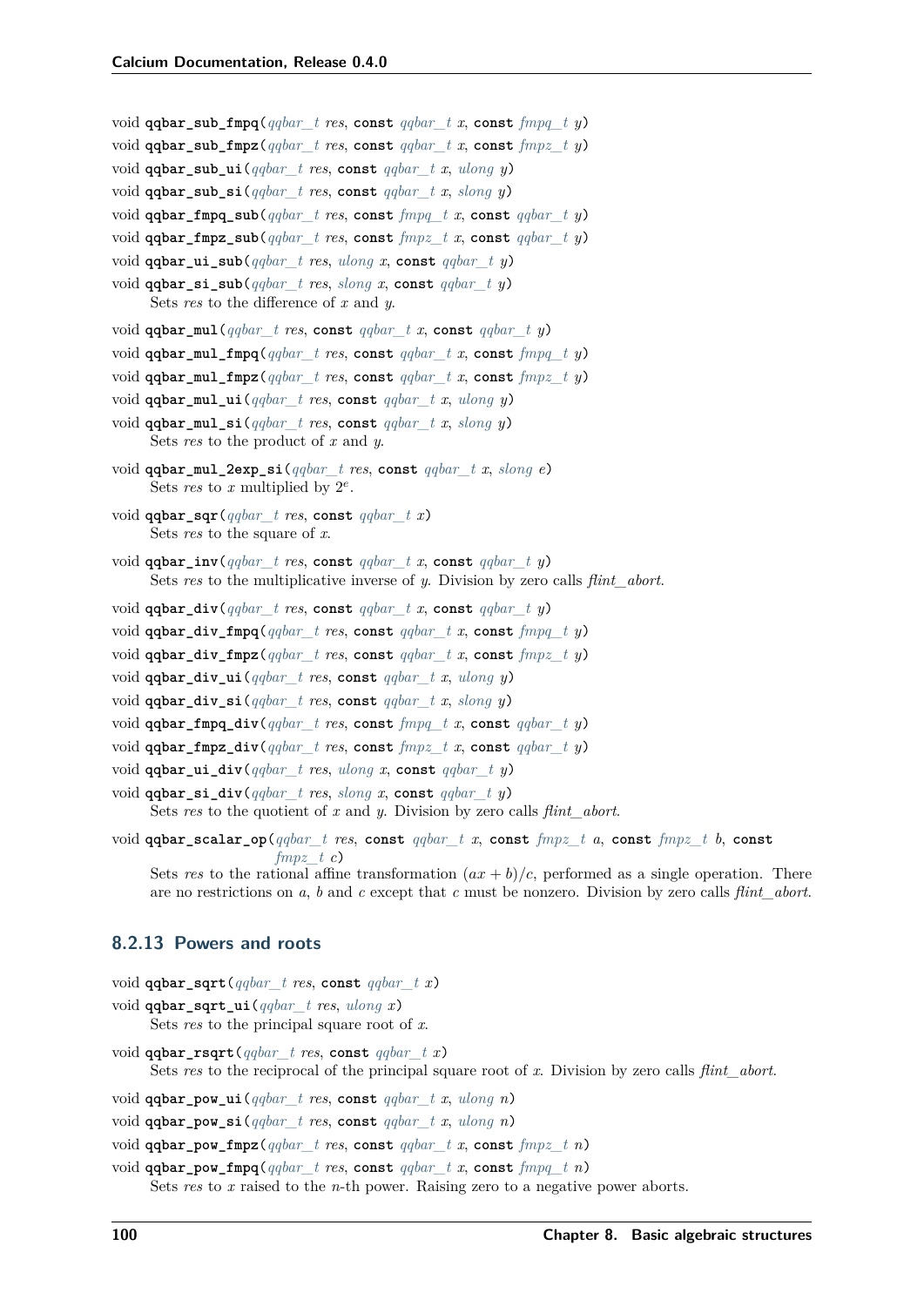void **qqbar_sub_fmpq**(*qqbar_t* *res*, const *qqbar_t* *x*, const *fmpq_t* *y*)

void **qqbar_sub_fmpz**(*qqbar_t* *res*, const *qqbar_t* *x*, const *fmpz_t* *y*)

void **qqbar_sub_ui**(*qqbar_t* *res*, const *qqbar_t* *x*, *ulong* *y*)

void **qqbar_sub_si**(*qqbar_t* *res*, const *qqbar_t* *x*, *slong* *y*)

void **qqbar_fmpq_sub**(*qqbar_t* *res*, const *fmpq_t* *x*, const *qqbar_t* *y*)

void **qqbar_fmpz_sub**(*qqbar_t* *res*, const *fmpz_t* *x*, const *qqbar_t* *y*)

void **qqbar_ui_sub**(*qqbar_t* *res*, *ulong* *x*, const *qqbar_t* *y*)

void **qqbar_si_sub**(*qqbar_t* *res*, *slong* *x*, const *qqbar_t* *y*)

Sets *res* to the difference of *x* and *y*.

void **qqbar_mul**(*qqbar_t* *res*, const *qqbar_t* *x*, const *qqbar_t* *y*)

void **qqbar_mul_fmpq**(*qqbar_t* *res*, const *qqbar_t* *x*, const *fmpq_t* *y*)

void **qqbar_mul_fmpz**(*qqbar_t* *res*, const *qqbar_t* *x*, const *fmpz_t* *y*)

void **qqbar_mul_ui**(*qqbar_t* *res*, const *qqbar_t* *x*, *ulong* *y*)

void **qqbar_mul_si**(*qqbar_t* *res*, const *qqbar_t* *x*, *slong* *y*)

Sets *res* to the product of *x* and *y*.

void **qqbar_mul_2exp_si**(*qqbar_t* *res*, const *qqbar_t* *x*, *slong* *e*)

Sets *res* to *x* multiplied by $2^e$.

void **qqbar_sqr**(*qqbar_t* *res*, const *qqbar_t* *x*)

Sets *res* to the square of *x*.

void **qqbar_inv**(*qqbar_t* *res*, const *qqbar_t* *x*, const *qqbar_t* *y*)

Sets *res* to the multiplicative inverse of *y*. Division by zero calls *flint_abort*.

void **qqbar_div**(*qqbar_t* *res*, const *qqbar_t* *x*, const *qqbar_t* *y*)

void **qqbar_div_fmpq**(*qqbar_t* *res*, const *qqbar_t* *x*, const *fmpq_t* *y*)

void **qqbar_div_fmpz**(*qqbar_t* *res*, const *qqbar_t* *x*, const *fmpz_t* *y*)

void **qqbar_div_ui**(*qqbar_t* *res*, const *qqbar_t* *x*, *ulong* *y*)

void **qqbar_div_si**(*qqbar_t* *res*, const *qqbar_t* *x*, *slong* *y*)

void **qqbar_fmpq_div**(*qqbar_t* *res*, const *fmpq_t* *x*, const *qqbar_t* *y*)

void **qqbar_fmpz_div**(*qqbar_t* *res*, const *fmpz_t* *x*, const *qqbar_t* *y*)

void **qqbar_ui_div**(*qqbar_t* *res*, *ulong* *x*, const *qqbar_t* *y*)

void **qqbar_si_div**(*qqbar_t* *res*, *slong* *x*, const *qqbar_t* *y*)

Sets *res* to the quotient of *x* and *y*. Division by zero calls *flint_abort*.

void **qqbar_scalar_op**(*qqbar_t* *res*, const *qqbar_t* *x*, const *fmpz_t* *a*, const *fmpz_t* *b*, const *fmpz_t* *c*)

Sets *res* to the rational affine transformation $(ax + b)/c$, performed as a single operation. There are no restrictions on *a*, *b* and *c* except that *c* must be nonzero. Division by zero calls *flint_abort*.

### 8.2.13 Powers and roots

void **qqbar_sqrt**(*qqbar_t* *res*, const *qqbar_t* *x*)

void **qqbar_sqrt_ui**(*qqbar_t* *res*, *ulong* *x*)

Sets *res* to the principal square root of *x*.

void **qqbar_rsqrt**(*qqbar_t* *res*, const *qqbar_t* *x*)

Sets *res* to the reciprocal of the principal square root of *x*. Division by zero calls *flint_abort*.

void **qqbar_pow_ui**(*qqbar_t* *res*, const *qqbar_t* *x*, *ulong* *n*)

void **qqbar_pow_si**(*qqbar_t* *res*, const *qqbar_t* *x*, *ulong* *n*)

void **qqbar_pow_fmpz**(*qqbar_t* *res*, const *qqbar_t* *x*, const *fmpz_t* *n*)

void **qqbar_pow_fmpq**(*qqbar_t* *res*, const *qqbar_t* *x*, const *fmpq_t* *n*)

Sets *res* to *x* raised to the *n*-th power. Raising zero to a negative power aborts.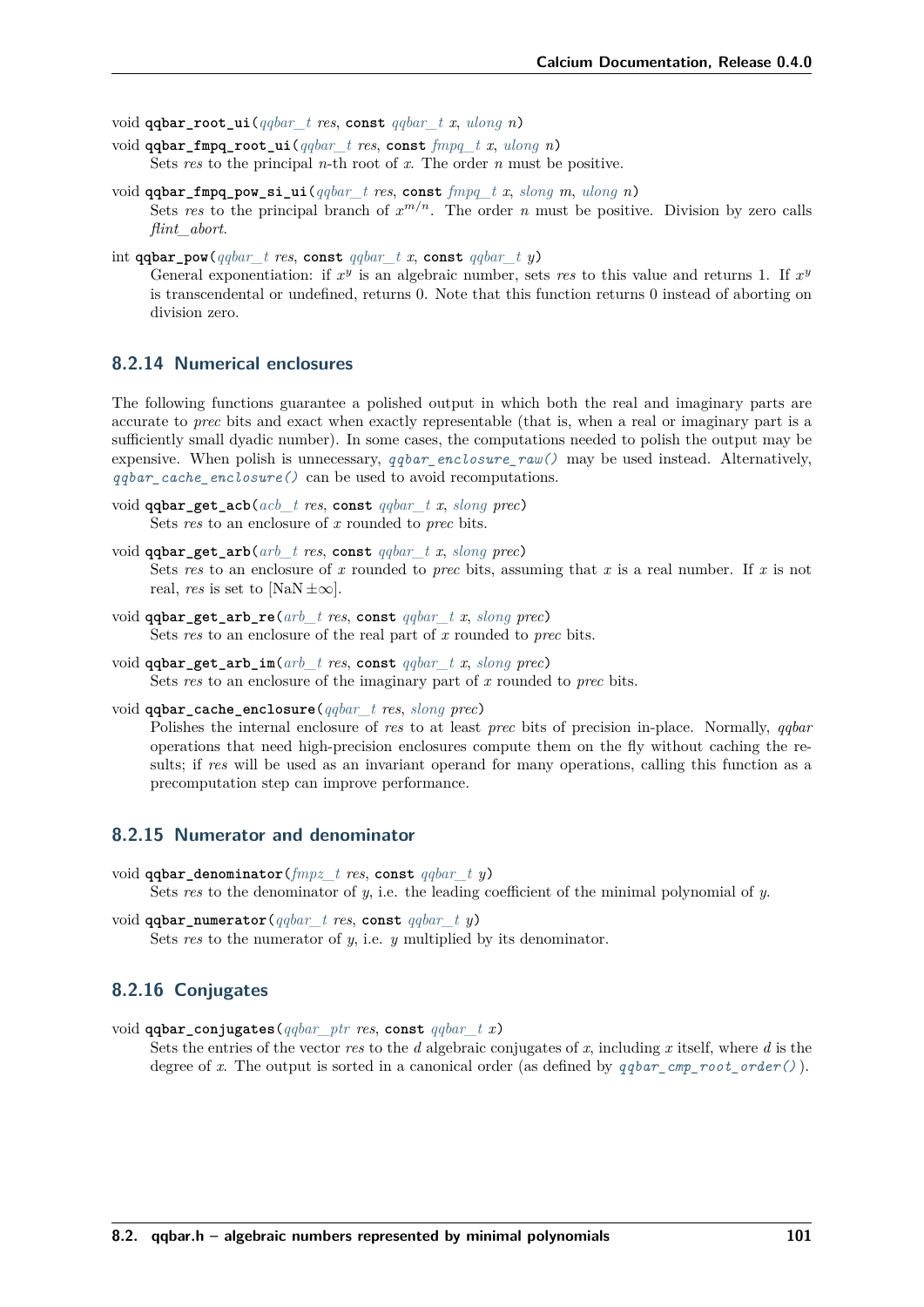void **qqbar_root_ui**(*qqbar_t* *res*, **const** *qqbar_t* *x*, *ulong* *n*)

void **qqbar_fmpq_root_ui**(*qqbar_t* *res*, **const** *fmpq_t* *x*, *ulong* *n*)

Sets *res* to the principal $n$-th root of $x$. The order $n$ must be positive.

void **qqbar_fmpq_pow_si_ui**(*qqbar_t* *res*, **const** *fmpq_t* *x*, *slong* *m*, *ulong* *n*)

Sets *res* to the principal branch of $x^{m/n}$. The order $n$ must be positive. Division by zero calls *flint_abort*.

int **qqbar_pow**(*qqbar_t* *res*, **const** *qqbar_t* *x*, **const** *qqbar_t* *y*)

General exponentiation: if $x^y$ is an algebraic number, sets *res* to this value and returns 1. If $x^y$ is transcendental or undefined, returns 0. Note that this function returns 0 instead of aborting on division zero.

### 8.2.14 Numerical enclosures

The following functions guarantee a polished output in which both the real and imaginary parts are accurate to *prec* bits and exact when exactly representable (that is, when a real or imaginary part is a sufficiently small dyadic number). In some cases, the computations needed to polish the output may be expensive. When polish is unnecessary, `qqbar_enclosure_raw()` may be used instead. Alternatively, `qqbar_cache_enclosure()` can be used to avoid recomputations.

void **qqbar_get_acb**(*acb_t* *res*, **const** *qqbar_t* *x*, *slong* *prec*)

Sets *res* to an enclosure of $x$ rounded to *prec* bits.

void **qqbar_get_arb**(*arb_t* *res*, **const** *qqbar_t* *x*, *slong* *prec*)

Sets *res* to an enclosure of $x$ rounded to *prec* bits, assuming that $x$ is a real number. If $x$ is not real, *res* is set to $[\mathrm{NaN} \pm \infty]$.

void **qqbar_get_arb_re**(*arb_t* *res*, **const** *qqbar_t* *x*, *slong* *prec*)

Sets *res* to an enclosure of the real part of $x$ rounded to *prec* bits.

void **qqbar_get_arb_im**(*arb_t* *res*, **const** *qqbar_t* *x*, *slong* *prec*)

Sets *res* to an enclosure of the imaginary part of $x$ rounded to *prec* bits.

void **qqbar_cache_enclosure**(*qqbar_t* *res*, *slong* *prec*)

Polishes the internal enclosure of *res* to at least *prec* bits of precision in-place. Normally, *qqbar* operations that need high-precision enclosures compute them on the fly without caching the results; if *res* will be used as an invariant operand for many operations, calling this function as a precomputation step can improve performance.

### 8.2.15 Numerator and denominator

void **qqbar_denominator**(*fmpz_t* *res*, **const** *qqbar_t* *y*)

Sets *res* to the denominator of $y$, i.e. the leading coefficient of the minimal polynomial of $y$.

void **qqbar_numerator**(*qqbar_t* *res*, **const** *qqbar_t* *y*)

Sets *res* to the numerator of $y$, i.e. $y$ multiplied by its denominator.

### 8.2.16 Conjugates

void **qqbar_conjugates**(*qqbar_ptr* *res*, **const** *qqbar_t* *x*)

Sets the entries of the vector *res* to the $d$ algebraic conjugates of $x$, including $x$ itself, where $d$ is the degree of $x$. The output is sorted in a canonical order (as defined by `qqbar_cmp_root_order()`).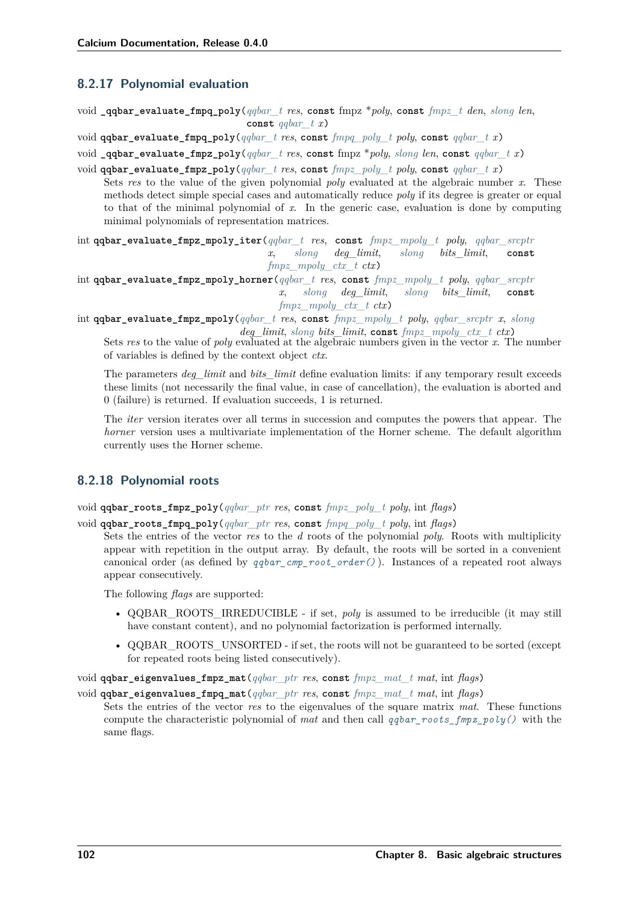### 8.2.17 Polynomial evaluation

void **_qqbar_evaluate_fmpq_poly**(*qqbar_t* *res*, **const** fmpz **poly*, **const** *fmpz_t* *den*, *slong* *len*, **const** *qqbar_t* *x*)

void **qqbar_evaluate_fmpq_poly**(*qqbar_t* *res*, **const** *fmpq_poly_t* *poly*, **const** *qqbar_t* *x*)

void **_qqbar_evaluate_fmpz_poly**(*qqbar_t* *res*, **const** fmpz **poly*, *slong* *len*, **const** *qqbar_t* *x*)

void **qqbar_evaluate_fmpz_poly**(*qqbar_t* *res*, **const** *fmpz_poly_t* *poly*, **const** *qqbar_t* *x*)

Sets *res* to the value of the given polynomial *poly* evaluated at the algebraic number *x*. These methods detect simple special cases and automatically reduce *poly* if its degree is greater or equal to that of the minimal polynomial of *x*. In the generic case, evaluation is done by computing minimal polynomials of representation matrices.

int **qqbar_evaluate_fmpz_mpoly_iter**(*qqbar_t* *res*, **const** *fmpz_mpoly_t* *poly*, *qqbar_srcptr* *x*, *slong* *deg_limit*, *slong* *bits_limit*, **const** *fmpz_mpoly_ctx_t* *ctx*)

int **qqbar_evaluate_fmpz_mpoly_horner**(*qqbar_t* *res*, **const** *fmpz_mpoly_t* *poly*, *qqbar_srcptr* *x*, *slong* *deg_limit*, *slong* *bits_limit*, **const** *fmpz_mpoly_ctx_t* *ctx*)

int **qqbar_evaluate_fmpz_mpoly**(*qqbar_t* *res*, **const** *fmpz_mpoly_t* *poly*, *qqbar_srcptr* *x*, *slong* *deg_limit*, *slong* *bits_limit*, **const** *fmpz_mpoly_ctx_t* *ctx*)

Sets *res* to the value of *poly* evaluated at the algebraic numbers given in the vector *x*. The number of variables is defined by the context object *ctx*.

The parameters *deg_limit* and *bits_limit* define evaluation limits: if any temporary result exceeds these limits (not necessarily the final value, in case of cancellation), the evaluation is aborted and 0 (failure) is returned. If evaluation succeeds, 1 is returned.

The *iter* version iterates over all terms in succession and computes the powers that appear. The *horner* version uses a multivariate implementation of the Horner scheme. The default algorithm currently uses the Horner scheme.

### 8.2.18 Polynomial roots

void **qqbar_roots_fmpz_poly**(*qqbar_ptr* *res*, **const** *fmpz_poly_t* *poly*, int *flags*)

void **qqbar_roots_fmpq_poly**(*qqbar_ptr* *res*, **const** *fmpq_poly_t* *poly*, int *flags*)

Sets the entries of the vector *res* to the *d* roots of the polynomial *poly*. Roots with multiplicity appear with repetition in the output array. By default, the roots will be sorted in a convenient canonical order (as defined by `qqbar_cmp_root_order()`). Instances of a repeated root always appear consecutively.

The following *flags* are supported:

- QQBAR_ROOTS_IRREDUCIBLE - if set, *poly* is assumed to be irreducible (it may still have constant content), and no polynomial factorization is performed internally.
- QQBAR_ROOTS_UNSORTED - if set, the roots will not be guaranteed to be sorted (except for repeated roots being listed consecutively).

void **qqbar_eigenvalues_fmpz_mat**(*qqbar_ptr* *res*, **const** *fmpz_mat_t* *mat*, int *flags*)

void **qqbar_eigenvalues_fmpq_mat**(*qqbar_ptr* *res*, **const** *fmpz_mat_t* *mat*, int *flags*)

Sets the entries of the vector *res* to the eigenvalues of the square matrix *mat*. These functions compute the characteristic polynomial of *mat* and then call `qqbar_roots_fmpz_poly()` with the same flags.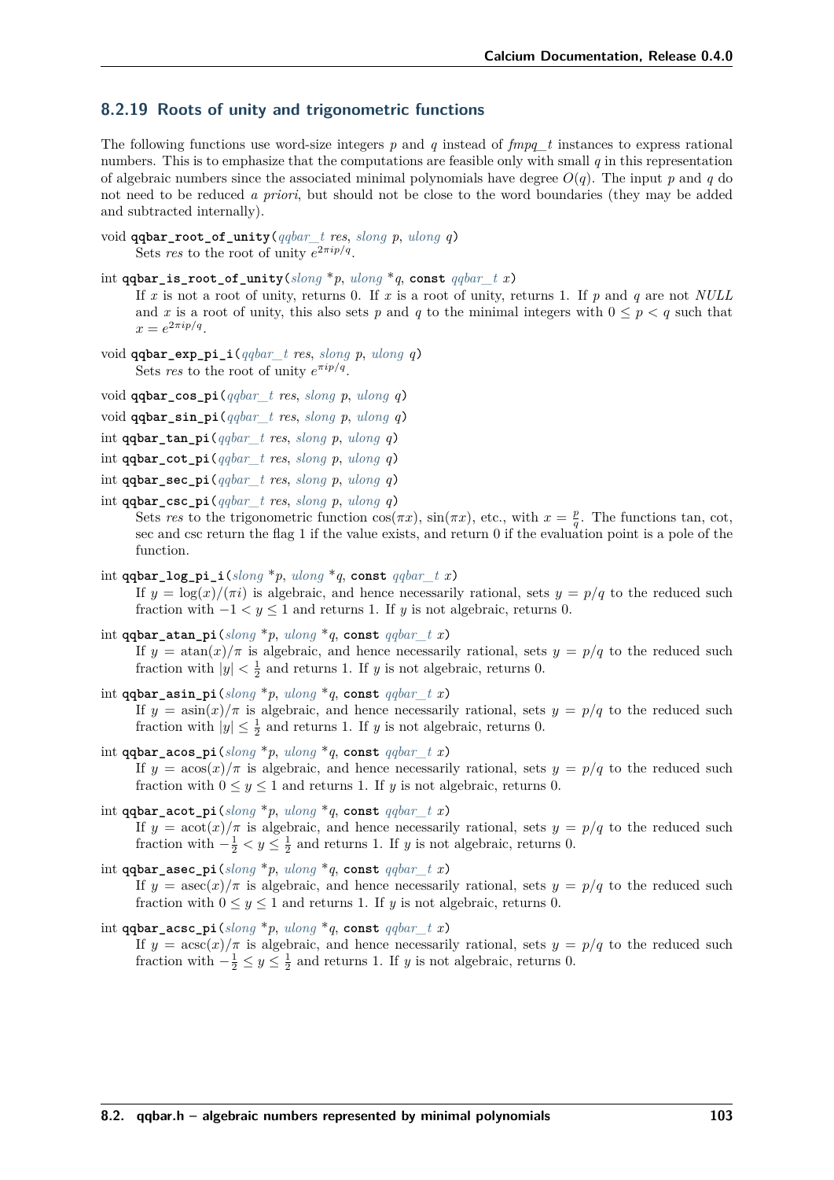### 8.2.19 Roots of unity and trigonometric functions

The following functions use word-size integers $p$ and $q$ instead of *fmpq_t* instances to express rational numbers. This is to emphasize that the computations are feasible only with small $q$ in this representation of algebraic numbers since the associated minimal polynomials have degree $O(q)$. The input $p$ and $q$ do not need to be reduced *a priori*, but should not be close to the word boundaries (they may be added and subtracted internally).

void **qqbar_root_of_unity**(*qqbar_t* *res*, *slong* *p*, *ulong* *q*)
: Sets *res* to the root of unity $e^{2\pi i p/q}$.

int **qqbar_is_root_of_unity**(*slong* **p*, *ulong* **q*, **const** *qqbar_t* *x*)
: If $x$ is not a root of unity, returns 0. If $x$ is a root of unity, returns 1. If $p$ and $q$ are not *NULL* and $x$ is a root of unity, this also sets $p$ and $q$ to the minimal integers with $0 \le p < q$ such that $x = e^{2\pi i p/q}$.

void **qqbar_exp_pi_i**(*qqbar_t* *res*, *slong* *p*, *ulong* *q*)
: Sets *res* to the root of unity $e^{\pi i p/q}$.

void **qqbar_cos_pi**(*qqbar_t* *res*, *slong* *p*, *ulong* *q*)

void **qqbar_sin_pi**(*qqbar_t* *res*, *slong* *p*, *ulong* *q*)

int **qqbar_tan_pi**(*qqbar_t* *res*, *slong* *p*, *ulong* *q*)

int **qqbar_cot_pi**(*qqbar_t* *res*, *slong* *p*, *ulong* *q*)

int **qqbar_sec_pi**(*qqbar_t* *res*, *slong* *p*, *ulong* *q*)

int **qqbar_csc_pi**(*qqbar_t* *res*, *slong* *p*, *ulong* *q*)
: Sets *res* to the trigonometric function $\cos(\pi x)$, $\sin(\pi x)$, etc., with $x = \frac{p}{q}$. The functions tan, cot, sec and csc return the flag 1 if the value exists, and return 0 if the evaluation point is a pole of the function.

int **qqbar_log_pi_i**(*slong* **p*, *ulong* **q*, **const** *qqbar_t* *x*)
: If $y = \log(x)/(\pi i)$ is algebraic, and hence necessarily rational, sets $y = p/q$ to the reduced such fraction with $-1 < y \le 1$ and returns 1. If $y$ is not algebraic, returns 0.

int **qqbar_atan_pi**(*slong* **p*, *ulong* **q*, **const** *qqbar_t* *x*)
: If $y = \operatorname{atan}(x)/\pi$ is algebraic, and hence necessarily rational, sets $y = p/q$ to the reduced such fraction with $|y| < \frac{1}{2}$ and returns 1. If $y$ is not algebraic, returns 0.

int **qqbar_asin_pi**(*slong* **p*, *ulong* **q*, **const** *qqbar_t* *x*)
: If $y = \operatorname{asin}(x)/\pi$ is algebraic, and hence necessarily rational, sets $y = p/q$ to the reduced such fraction with $|y| \le \frac{1}{2}$ and returns 1. If $y$ is not algebraic, returns 0.

int **qqbar_acos_pi**(*slong* **p*, *ulong* **q*, **const** *qqbar_t* *x*)
: If $y = \operatorname{acos}(x)/\pi$ is algebraic, and hence necessarily rational, sets $y = p/q$ to the reduced such fraction with $0 \le y \le 1$ and returns 1. If $y$ is not algebraic, returns 0.

int **qqbar_acot_pi**(*slong* **p*, *ulong* **q*, **const** *qqbar_t* *x*)
: If $y = \operatorname{acot}(x)/\pi$ is algebraic, and hence necessarily rational, sets $y = p/q$ to the reduced such fraction with $-\frac{1}{2} < y \le \frac{1}{2}$ and returns 1. If $y$ is not algebraic, returns 0.

int **qqbar_asec_pi**(*slong* **p*, *ulong* **q*, **const** *qqbar_t* *x*)
: If $y = \operatorname{asec}(x)/\pi$ is algebraic, and hence necessarily rational, sets $y = p/q$ to the reduced such fraction with $0 \le y \le 1$ and returns 1. If $y$ is not algebraic, returns 0.

int **qqbar_acsc_pi**(*slong* **p*, *ulong* **q*, **const** *qqbar_t* *x*)
: If $y = \operatorname{acsc}(x)/\pi$ is algebraic, and hence necessarily rational, sets $y = p/q$ to the reduced such fraction with $-\frac{1}{2} \le y \le \frac{1}{2}$ and returns 1. If $y$ is not algebraic, returns 0.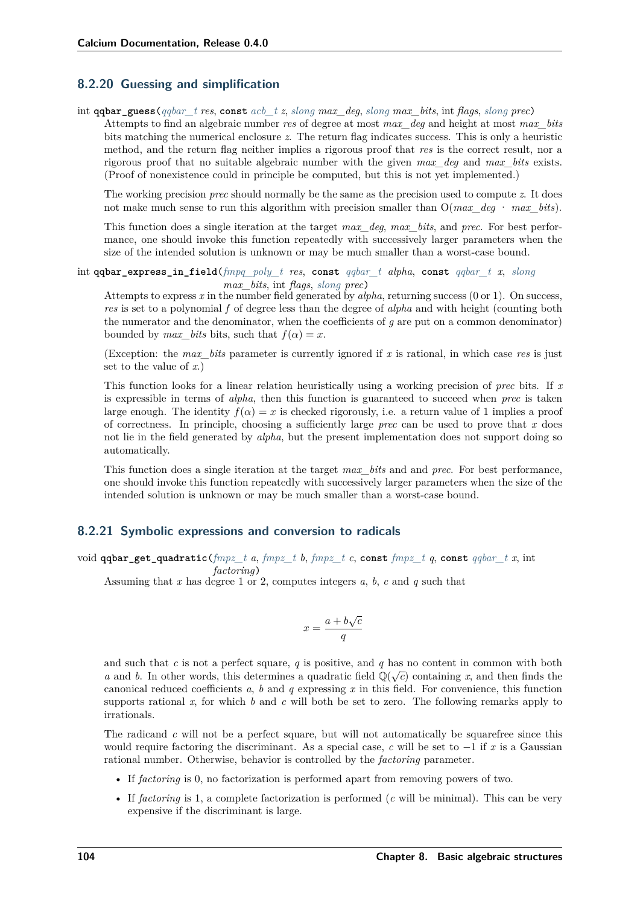### 8.2.20 Guessing and simplification

int **qqbar_guess**(*qqbar_t* *res*, **const** *acb_t* *z*, *slong* *max_deg*, *slong* *max_bits*, int *flags*, *slong* *prec*)

Attempts to find an algebraic number *res* of degree at most *max_deg* and height at most *max_bits* bits matching the numerical enclosure *z*. The return flag indicates success. This is only a heuristic method, and the return flag neither implies a rigorous proof that *res* is the correct result, nor a rigorous proof that no suitable algebraic number with the given *max_deg* and *max_bits* exists. (Proof of nonexistence could in principle be computed, but this is not yet implemented.)

The working precision *prec* should normally be the same as the precision used to compute *z*. It does not make much sense to run this algorithm with precision smaller than O(*max_deg* · *max_bits*).

This function does a single iteration at the target *max_deg*, *max_bits*, and *prec*. For best performance, one should invoke this function repeatedly with successively larger parameters when the size of the intended solution is unknown or may be much smaller than a worst-case bound.

int **qqbar_express_in_field**(*fmpq_poly_t* *res*, **const** *qqbar_t* *alpha*, **const** *qqbar_t* *x*, *slong* *max_bits*, int *flags*, *slong* *prec*)

Attempts to express *x* in the number field generated by *alpha*, returning success (0 or 1). On success, *res* is set to a polynomial *f* of degree less than the degree of *alpha* and with height (counting both the numerator and the denominator, when the coefficients of *g* are put on a common denominator) bounded by *max_bits* bits, such that $f(\alpha) = x$.

(Exception: the *max_bits* parameter is currently ignored if *x* is rational, in which case *res* is just set to the value of *x*.)

This function looks for a linear relation heuristically using a working precision of *prec* bits. If *x* is expressible in terms of *alpha*, then this function is guaranteed to succeed when *prec* is taken large enough. The identity $f(\alpha) = x$ is checked rigorously, i.e. a return value of 1 implies a proof of correctness. In principle, choosing a sufficiently large *prec* can be used to prove that *x* does not lie in the field generated by *alpha*, but the present implementation does not support doing so automatically.

This function does a single iteration at the target *max_bits* and and *prec*. For best performance, one should invoke this function repeatedly with successively larger parameters when the size of the intended solution is unknown or may be much smaller than a worst-case bound.

### 8.2.21 Symbolic expressions and conversion to radicals

void **qqbar_get_quadratic**(*fmpz_t* *a*, *fmpz_t* *b*, *fmpz_t* *c*, **const** *fmpz_t* *q*, **const** *qqbar_t* *x*, int *factoring*)

Assuming that *x* has degree 1 or 2, computes integers *a*, *b*, *c* and *q* such that

$$x = \frac{a + b\sqrt{c}}{q}$$

and such that *c* is not a perfect square, *q* is positive, and *q* has no content in common with both *a* and *b*. In other words, this determines a quadratic field $\mathbb{Q}(\sqrt{c})$ containing *x*, and then finds the canonical reduced coefficients *a*, *b* and *q* expressing *x* in this field. For convenience, this function supports rational *x*, for which *b* and *c* will both be set to zero. The following remarks apply to irrationals.

The radicand *c* will not be a perfect square, but will not automatically be squarefree since this would require factoring the discriminant. As a special case, *c* will be set to −1 if *x* is a Gaussian rational number. Otherwise, behavior is controlled by the *factoring* parameter.

- If *factoring* is 0, no factorization is performed apart from removing powers of two.
- If *factoring* is 1, a complete factorization is performed (*c* will be minimal). This can be very expensive if the discriminant is large.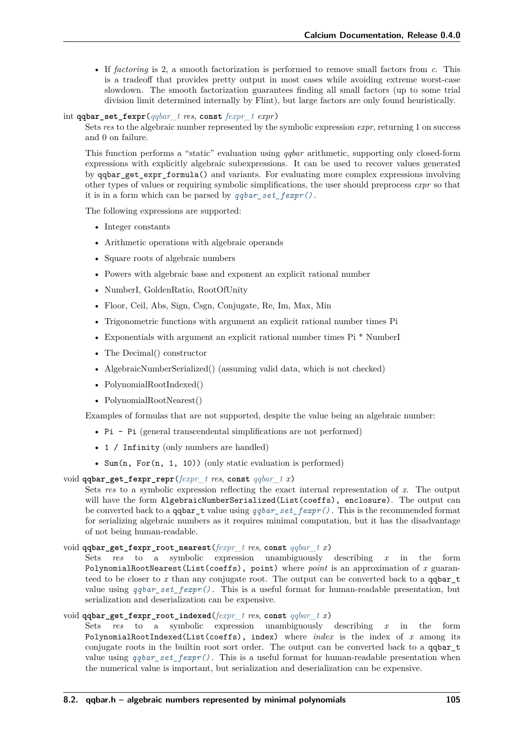- If *factoring* is 2, a smooth factorization is performed to remove small factors from *c*. This is a tradeoff that provides pretty output in most cases while avoiding extreme worst-case slowdown. The smooth factorization guarantees finding all small factors (up to some trial division limit determined internally by Flint), but large factors are only found heuristically.

int **qqbar_set_fexpr**(*qqbar_t res*, const *fexpr_t expr*)

Sets *res* to the algebraic number represented by the symbolic expression *expr*, returning 1 on success and 0 on failure.

This function performs a "static" evaluation using *qqbar* arithmetic, supporting only closed-form expressions with explicitly algebraic subexpressions. It can be used to recover values generated by `qqbar_get_expr_formula()` and variants. For evaluating more complex expressions involving other types of values or requiring symbolic simplifications, the user should preprocess *expr* so that it is in a form which can be parsed by `qqbar_set_fexpr()`.

The following expressions are supported:

- Integer constants
- Arithmetic operations with algebraic operands
- Square roots of algebraic numbers
- Powers with algebraic base and exponent an explicit rational number
- NumberI, GoldenRatio, RootOfUnity
- Floor, Ceil, Abs, Sign, Csgn, Conjugate, Re, Im, Max, Min
- Trigonometric functions with argument an explicit rational number times Pi
- Exponentials with argument an explicit rational number times Pi * NumberI
- The Decimal() constructor
- AlgebraicNumberSerialized() (assuming valid data, which is not checked)
- PolynomialRootIndexed()
- PolynomialRootNearest()

Examples of formulas that are not supported, despite the value being an algebraic number:

- `Pi - Pi` (general transcendental simplifications are not performed)
- `1 / Infinity` (only numbers are handled)
- `Sum(n, For(n, 1, 10))` (only static evaluation is performed)

void **qqbar_get_fexpr_repr**(*fexpr_t res*, const *qqbar_t x*)

Sets *res* to a symbolic expression reflecting the exact internal representation of *x*. The output will have the form `AlgebraicNumberSerialized(List(coeffs), enclosure)`. The output can be converted back to a `qqbar_t` value using `qqbar_set_fexpr()`. This is the recommended format for serializing algebraic numbers as it requires minimal computation, but it has the disadvantage of not being human-readable.

void **qqbar_get_fexpr_root_nearest**(*fexpr_t res*, const *qqbar_t x*)

Sets *res* to a symbolic expression unambiguously describing *x* in the form `PolynomialRootNearest(List(coeffs), point)` where *point* is an approximation of *x* guaranteed to be closer to *x* than any conjugate root. The output can be converted back to a `qqbar_t` value using `qqbar_set_fexpr()`. This is a useful format for human-readable presentation, but serialization and deserialization can be expensive.

void **qqbar_get_fexpr_root_indexed**(*fexpr_t res*, const *qqbar_t x*)

Sets *res* to a symbolic expression unambiguously describing *x* in the form `PolynomialRootIndexed(List(coeffs), index)` where *index* is the index of *x* among its conjugate roots in the builtin root sort order. The output can be converted back to a `qqbar_t` value using `qqbar_set_fexpr()`. This is a useful format for human-readable presentation when the numerical value is important, but serialization and deserialization can be expensive.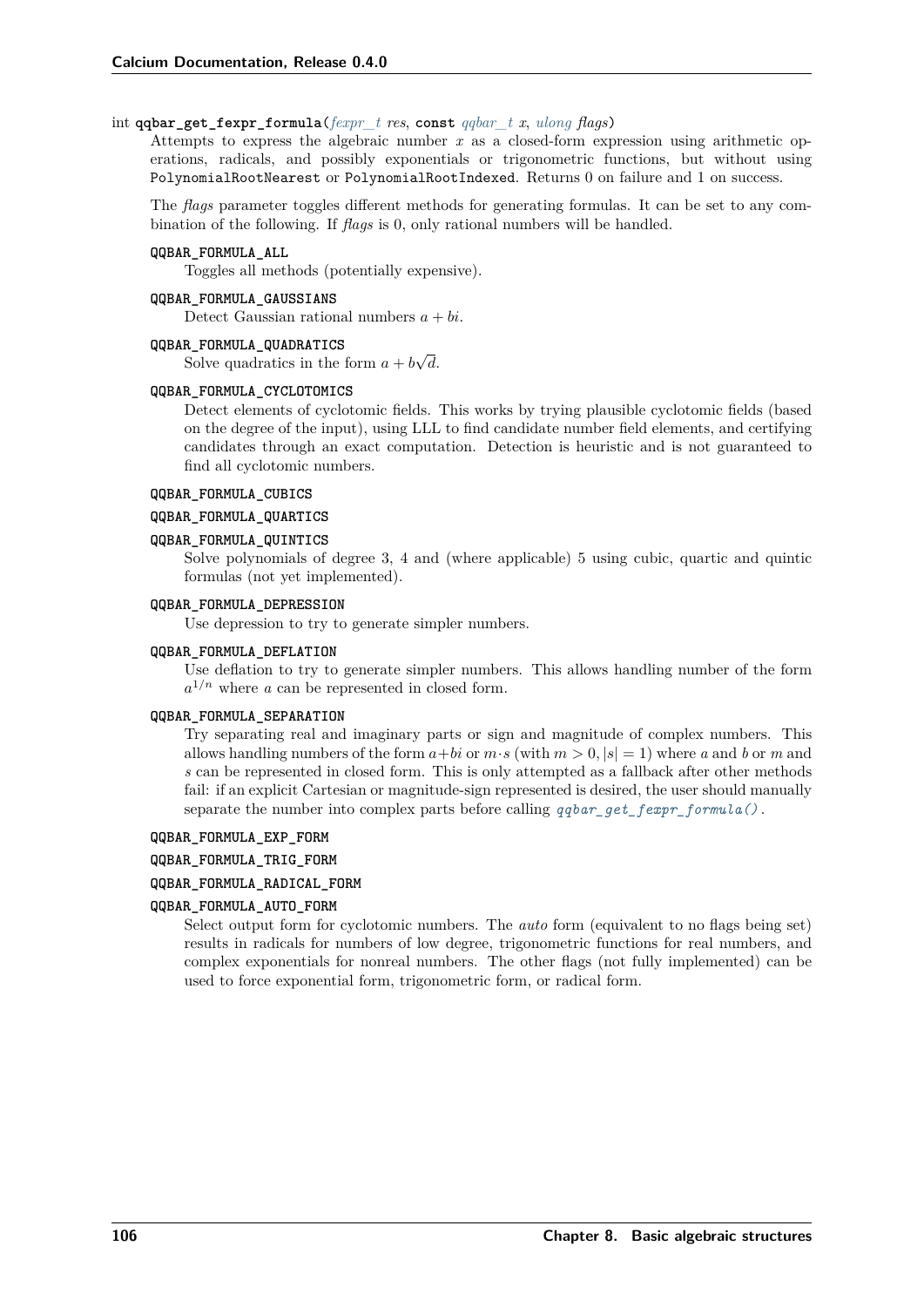int **qqbar_get_fexpr_formula**(*fexpr_t res*, **const** *qqbar_t x*, *ulong flags*)

Attempts to express the algebraic number $x$ as a closed-form expression using arithmetic operations, radicals, and possibly exponentials or trigonometric functions, but without using `PolynomialRootNearest` or `PolynomialRootIndexed`. Returns 0 on failure and 1 on success.

The *flags* parameter toggles different methods for generating formulas. It can be set to any combination of the following. If *flags* is 0, only rational numbers will be handled.

**QQBAR_FORMULA_ALL**

Toggles all methods (potentially expensive).

**QQBAR_FORMULA_GAUSSIANS**

Detect Gaussian rational numbers $a + bi$.

**QQBAR_FORMULA_QUADRATICS**

Solve quadratics in the form $a + b\sqrt{d}$.

**QQBAR_FORMULA_CYCLOTOMICS**

Detect elements of cyclotomic fields. This works by trying plausible cyclotomic fields (based on the degree of the input), using LLL to find candidate number field elements, and certifying candidates through an exact computation. Detection is heuristic and is not guaranteed to find all cyclotomic numbers.

**QQBAR_FORMULA_CUBICS**

**QQBAR_FORMULA_QUARTICS**

**QQBAR_FORMULA_QUINTICS**

Solve polynomials of degree 3, 4 and (where applicable) 5 using cubic, quartic and quintic formulas (not yet implemented).

**QQBAR_FORMULA_DEPRESSION**

Use depression to try to generate simpler numbers.

**QQBAR_FORMULA_DEFLATION**

Use deflation to try to generate simpler numbers. This allows handling number of the form $a^{1/n}$ where $a$ can be represented in closed form.

**QQBAR_FORMULA_SEPARATION**

Try separating real and imaginary parts or sign and magnitude of complex numbers. This allows handling numbers of the form $a+bi$ or $m \cdot s$ (with $m > 0, |s| = 1$) where $a$ and $b$ or $m$ and $s$ can be represented in closed form. This is only attempted as a fallback after other methods fail: if an explicit Cartesian or magnitude-sign represented is desired, the user should manually separate the number into complex parts before calling *qqbar_get_fexpr_formula()*.

**QQBAR_FORMULA_EXP_FORM**

**QQBAR_FORMULA_TRIG_FORM**

**QQBAR_FORMULA_RADICAL_FORM**

**QQBAR_FORMULA_AUTO_FORM**

Select output form for cyclotomic numbers. The *auto* form (equivalent to no flags being set) results in radicals for numbers of low degree, trigonometric functions for real numbers, and complex exponentials for nonreal numbers. The other flags (not fully implemented) can be used to force exponential form, trigonometric form, or radical form.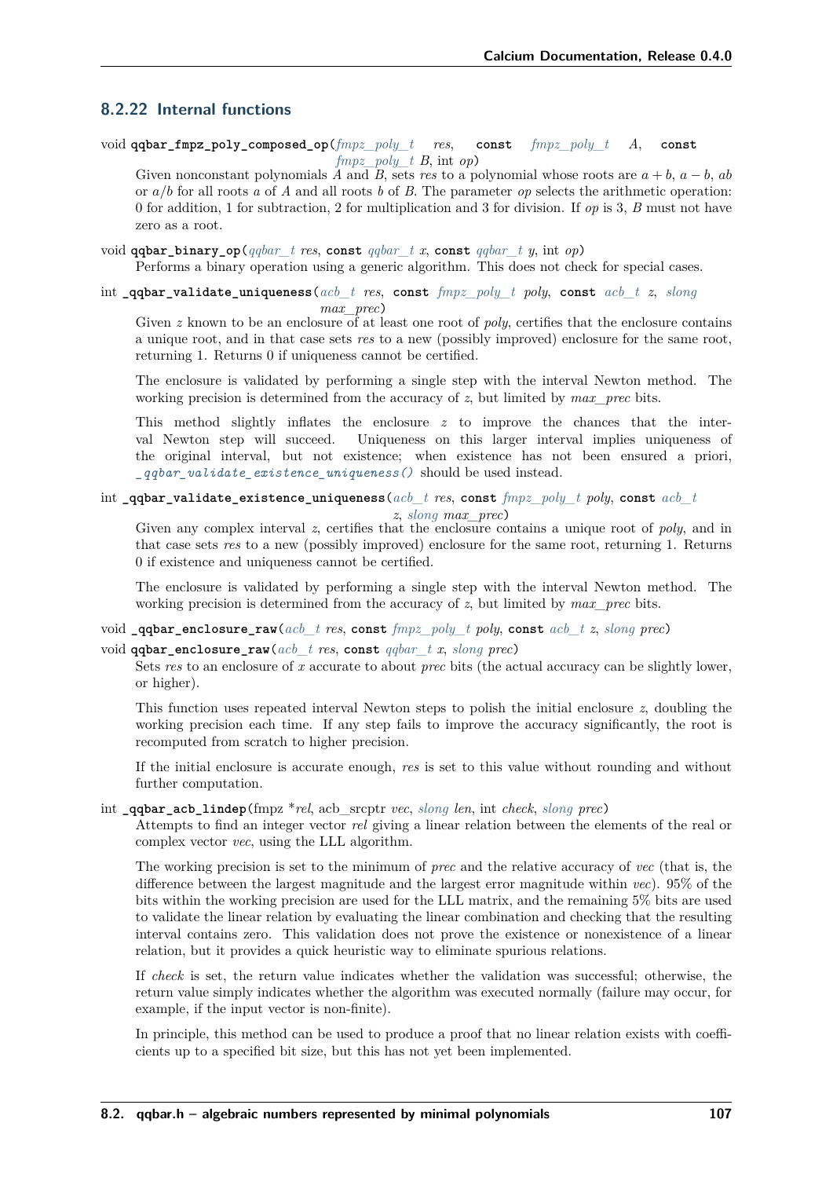### 8.2.22 Internal functions

void **qqbar_fmpz_poly_composed_op**(*fmpz_poly_t res*, **const** *fmpz_poly_t A*, **const** *fmpz_poly_t B*, int *op*)

Given nonconstant polynomials $A$ and $B$, sets *res* to a polynomial whose roots are $a + b$, $a - b$, $ab$ or $a/b$ for all roots $a$ of $A$ and all roots $b$ of $B$. The parameter *op* selects the arithmetic operation: 0 for addition, 1 for subtraction, 2 for multiplication and 3 for division. If *op* is 3, $B$ must not have zero as a root.

void **qqbar_binary_op**(*qqbar_t res*, **const** *qqbar_t x*, **const** *qqbar_t y*, int *op*)

Performs a binary operation using a generic algorithm. This does not check for special cases.

int **_qqbar_validate_uniqueness**(*acb_t res*, **const** *fmpz_poly_t poly*, **const** *acb_t z*, *slong max_prec*)

Given $z$ known to be an enclosure of at least one root of *poly*, certifies that the enclosure contains a unique root, and in that case sets *res* to a new (possibly improved) enclosure for the same root, returning 1. Returns 0 if uniqueness cannot be certified.

The enclosure is validated by performing a single step with the interval Newton method. The working precision is determined from the accuracy of $z$, but limited by *max_prec* bits.

This method slightly inflates the enclosure $z$ to improve the chances that the interval Newton step will succeed. Uniqueness on this larger interval implies uniqueness of the original interval, but not existence; when existence has not been ensured a priori, *_qqbar_validate_existence_uniqueness()* should be used instead.

int **_qqbar_validate_existence_uniqueness**(*acb_t res*, **const** *fmpz_poly_t poly*, **const** *acb_t z*, *slong max_prec*)

Given any complex interval $z$, certifies that the enclosure contains a unique root of *poly*, and in that case sets *res* to a new (possibly improved) enclosure for the same root, returning 1. Returns 0 if existence and uniqueness cannot be certified.

The enclosure is validated by performing a single step with the interval Newton method. The working precision is determined from the accuracy of $z$, but limited by *max_prec* bits.

void **_qqbar_enclosure_raw**(*acb_t res*, **const** *fmpz_poly_t poly*, **const** *acb_t z*, *slong prec*)

void **qqbar_enclosure_raw**(*acb_t res*, **const** *qqbar_t x*, *slong prec*)

Sets *res* to an enclosure of $x$ accurate to about *prec* bits (the actual accuracy can be slightly lower, or higher).

This function uses repeated interval Newton steps to polish the initial enclosure $z$, doubling the working precision each time. If any step fails to improve the accuracy significantly, the root is recomputed from scratch to higher precision.

If the initial enclosure is accurate enough, *res* is set to this value without rounding and without further computation.

int **_qqbar_acb_lindep**(fmpz *\*rel*, acb_srcptr *vec*, *slong len*, int *check*, *slong prec*)

Attempts to find an integer vector *rel* giving a linear relation between the elements of the real or complex vector *vec*, using the LLL algorithm.

The working precision is set to the minimum of *prec* and the relative accuracy of *vec* (that is, the difference between the largest magnitude and the largest error magnitude within *vec*). 95% of the bits within the working precision are used for the LLL matrix, and the remaining 5% bits are used to validate the linear relation by evaluating the linear combination and checking that the resulting interval contains zero. This validation does not prove the existence or nonexistence of a linear relation, but it provides a quick heuristic way to eliminate spurious relations.

If *check* is set, the return value indicates whether the validation was successful; otherwise, the return value simply indicates whether the algorithm was executed normally (failure may occur, for example, if the input vector is non-finite).

In principle, this method can be used to produce a proof that no linear relation exists with coefficients up to a specified bit size, but this has not yet been implemented.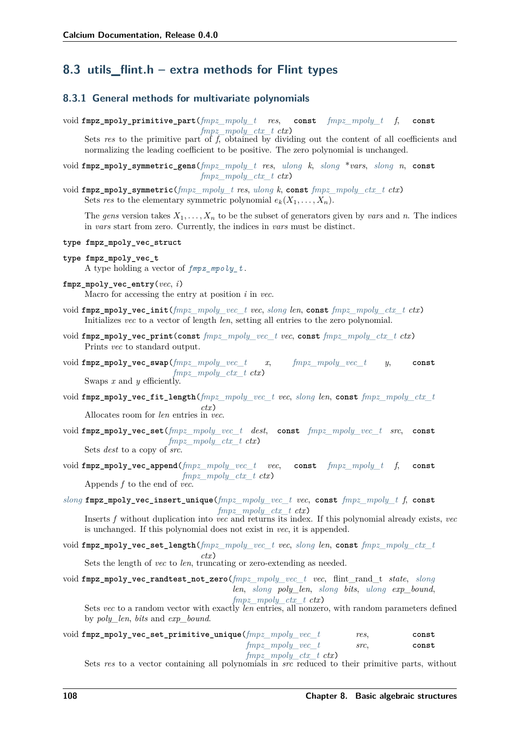## 8.3 utils_flint.h – extra methods for Flint types

### 8.3.1 General methods for multivariate polynomials

void **fmpz_mpoly_primitive_part**(*fmpz_mpoly_t res*, const *fmpz_mpoly_t f*, const *fmpz_mpoly_ctx_t ctx*)

Sets *res* to the primitive part of *f*, obtained by dividing out the content of all coefficients and normalizing the leading coefficient to be positive. The zero polynomial is unchanged.

void **fmpz_mpoly_symmetric_gens**(*fmpz_mpoly_t res*, *ulong k*, *slong \*vars*, *slong n*, const *fmpz_mpoly_ctx_t ctx*)

void **fmpz_mpoly_symmetric**(*fmpz_mpoly_t res*, *ulong k*, const *fmpz_mpoly_ctx_t ctx*)

Sets *res* to the elementary symmetric polynomial $e_k(X_1, \ldots, X_n)$.

The *gens* version takes $X_1, \ldots, X_n$ to be the subset of generators given by *vars* and *n*. The indices in *vars* start from zero. Currently, the indices in *vars* must be distinct.

**type fmpz_mpoly_vec_struct**

**type fmpz_mpoly_vec_t**

A type holding a vector of *fmpz_mpoly_t*.

**fmpz_mpoly_vec_entry**(*vec*, *i*)

Macro for accessing the entry at position *i* in *vec*.

void **fmpz_mpoly_vec_init**(*fmpz_mpoly_vec_t vec*, *slong len*, const *fmpz_mpoly_ctx_t ctx*)

Initializes *vec* to a vector of length *len*, setting all entries to the zero polynomial.

void **fmpz_mpoly_vec_print**(const *fmpz_mpoly_vec_t vec*, const *fmpz_mpoly_ctx_t ctx*)

Prints *vec* to standard output.

void **fmpz_mpoly_vec_swap**(*fmpz_mpoly_vec_t x*, *fmpz_mpoly_vec_t y*, const *fmpz_mpoly_ctx_t ctx*)

Swaps *x* and *y* efficiently.

void **fmpz_mpoly_vec_fit_length**(*fmpz_mpoly_vec_t vec*, *slong len*, const *fmpz_mpoly_ctx_t ctx*)

Allocates room for *len* entries in *vec*.

void **fmpz_mpoly_vec_set**(*fmpz_mpoly_vec_t dest*, const *fmpz_mpoly_vec_t src*, const *fmpz_mpoly_ctx_t ctx*)

Sets *dest* to a copy of *src*.

void **fmpz_mpoly_vec_append**(*fmpz_mpoly_vec_t vec*, const *fmpz_mpoly_t f*, const *fmpz_mpoly_ctx_t ctx*)

Appends *f* to the end of *vec*.

*slong* **fmpz_mpoly_vec_insert_unique**(*fmpz_mpoly_vec_t vec*, const *fmpz_mpoly_t f*, const *fmpz_mpoly_ctx_t ctx*)

Inserts *f* without duplication into *vec* and returns its index. If this polynomial already exists, *vec* is unchanged. If this polynomial does not exist in *vec*, it is appended.

void **fmpz_mpoly_vec_set_length**(*fmpz_mpoly_vec_t vec*, *slong len*, const *fmpz_mpoly_ctx_t ctx*)

Sets the length of *vec* to *len*, truncating or zero-extending as needed.

void **fmpz_mpoly_vec_randtest_not_zero**(*fmpz_mpoly_vec_t vec*, flint_rand_t *state*, *slong len*, *slong poly_len*, *slong bits*, *ulong exp_bound*, *fmpz_mpoly_ctx_t ctx*)

Sets *vec* to a random vector with exactly *len* entries, all nonzero, with random parameters defined by *poly_len*, *bits* and *exp_bound*.

void **fmpz_mpoly_vec_set_primitive_unique**(*fmpz_mpoly_vec_t res*, const *fmpz_mpoly_vec_t src*, const *fmpz_mpoly_ctx_t ctx*)

Sets *res* to a vector containing all polynomials in *src* reduced to their primitive parts, without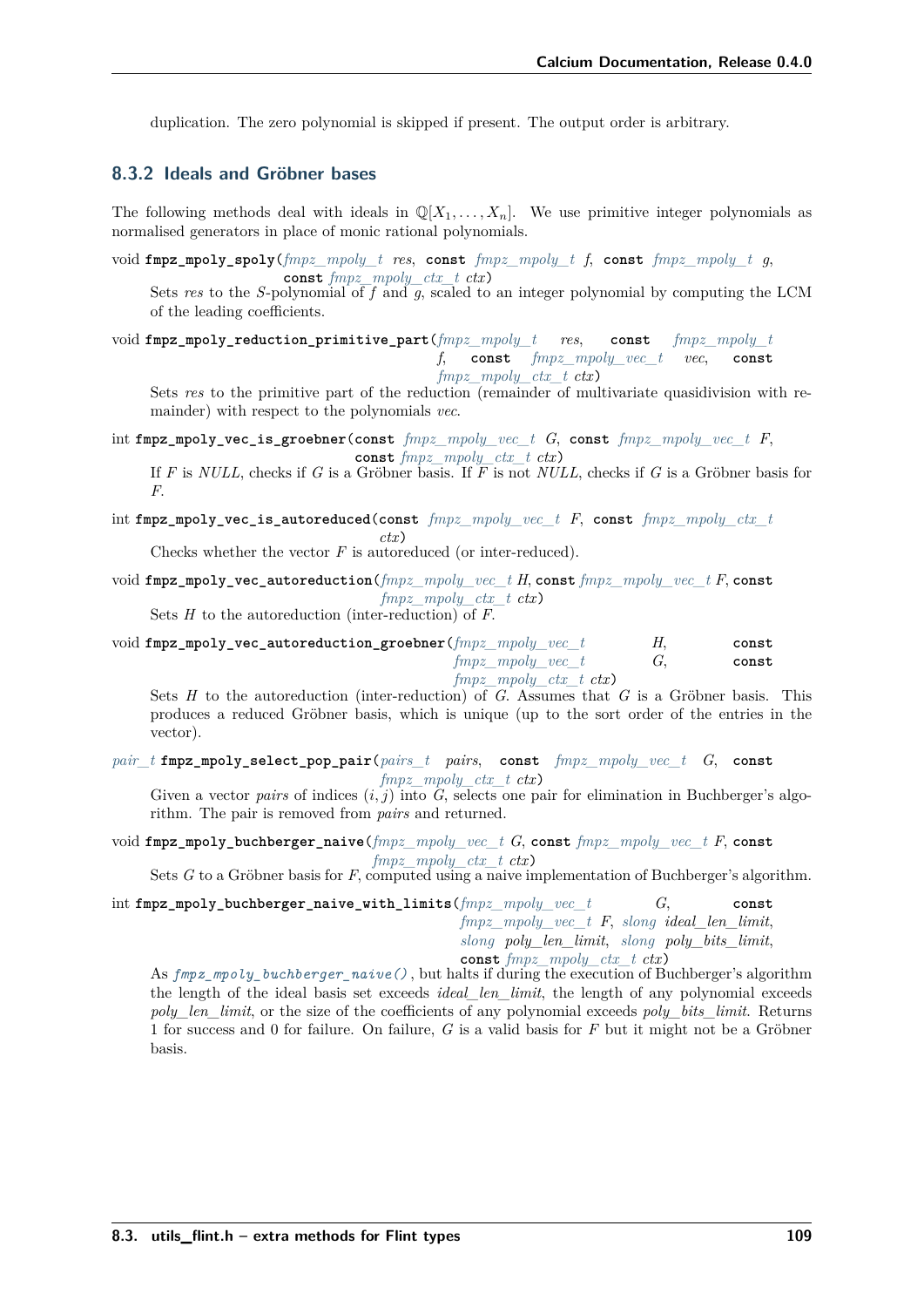duplication. The zero polynomial is skipped if present. The output order is arbitrary.

### 8.3.2 Ideals and Gröbner bases

The following methods deal with ideals in $\mathbb{Q}[X_1, \ldots, X_n]$. We use primitive integer polynomials as normalised generators in place of monic rational polynomials.

```
void fmpz_mpoly_spoly(fmpz_mpoly_t res, const fmpz_mpoly_t f, const fmpz_mpoly_t g,
                      const fmpz_mpoly_ctx_t ctx)
```

Sets *res* to the $S$-polynomial of $f$ and $g$, scaled to an integer polynomial by computing the LCM of the leading coefficients.

```
void fmpz_mpoly_reduction_primitive_part(fmpz_mpoly_t res, const fmpz_mpoly_t f,
                                         const fmpz_mpoly_vec_t vec, const fmpz_mpoly_ctx_t ctx)
```

Sets *res* to the primitive part of the reduction (remainder of multivariate quasidivision with remainder) with respect to the polynomials *vec*.

```
int fmpz_mpoly_vec_is_groebner(const fmpz_mpoly_vec_t G, const fmpz_mpoly_vec_t F,
                               const fmpz_mpoly_ctx_t ctx)
```

If $F$ is *NULL*, checks if $G$ is a Gröbner basis. If $F$ is not *NULL*, checks if $G$ is a Gröbner basis for $F$.

```
int fmpz_mpoly_vec_is_autoreduced(const fmpz_mpoly_vec_t F, const fmpz_mpoly_ctx_t ctx)
```

Checks whether the vector $F$ is autoreduced (or inter-reduced).

```
void fmpz_mpoly_vec_autoreduction(fmpz_mpoly_vec_t H, const fmpz_mpoly_vec_t F, const
                                  fmpz_mpoly_ctx_t ctx)
```

Sets $H$ to the autoreduction (inter-reduction) of $F$.

```
void fmpz_mpoly_vec_autoreduction_groebner(fmpz_mpoly_vec_t H, const fmpz_mpoly_vec_t G,
                                           const fmpz_mpoly_ctx_t ctx)
```

Sets $H$ to the autoreduction (inter-reduction) of $G$. Assumes that $G$ is a Gröbner basis. This produces a reduced Gröbner basis, which is unique (up to the sort order of the entries in the vector).

```
pair_t fmpz_mpoly_select_pop_pair(pairs_t pairs, const fmpz_mpoly_vec_t G, const
                                  fmpz_mpoly_ctx_t ctx)
```

Given a vector *pairs* of indices $(i, j)$ into $G$, selects one pair for elimination in Buchberger's algorithm. The pair is removed from *pairs* and returned.

```
void fmpz_mpoly_buchberger_naive(fmpz_mpoly_vec_t G, const fmpz_mpoly_vec_t F, const
                                 fmpz_mpoly_ctx_t ctx)
```

Sets $G$ to a Gröbner basis for $F$, computed using a naive implementation of Buchberger's algorithm.

```
int fmpz_mpoly_buchberger_naive_with_limits(fmpz_mpoly_vec_t G, const
                                            fmpz_mpoly_vec_t F, slong ideal_len_limit,
                                            slong poly_len_limit, slong poly_bits_limit,
                                            const fmpz_mpoly_ctx_t ctx)
```

As `fmpz_mpoly_buchberger_naive()`, but halts if during the execution of Buchberger's algorithm the length of the ideal basis set exceeds *ideal_len_limit*, the length of any polynomial exceeds *poly_len_limit*, or the size of the coefficients of any polynomial exceeds *poly_bits_limit*. Returns 1 for success and 0 for failure. On failure, $G$ is a valid basis for $F$ but it might not be a Gröbner basis.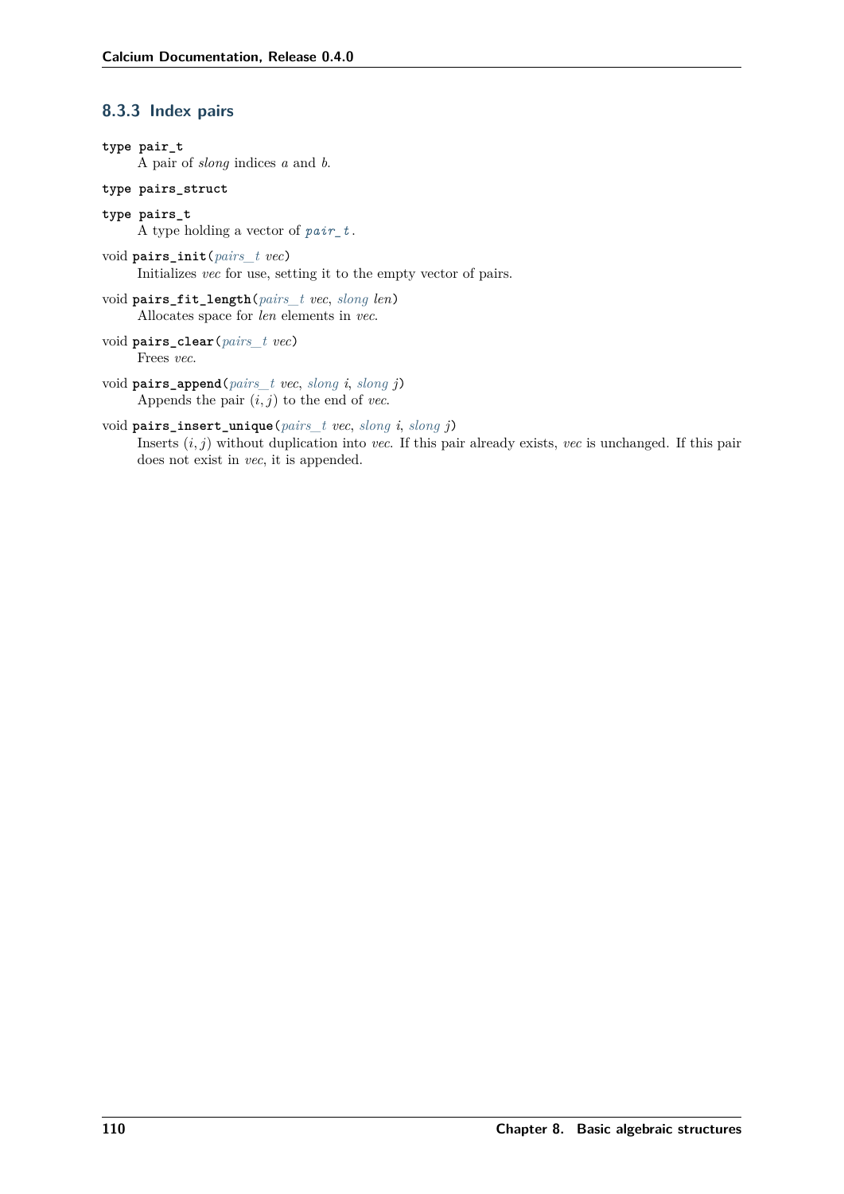### 8.3.3 Index pairs

**type pair_t**

A pair of *slong* indices $a$ and $b$.

**type pairs_struct**

**type pairs_t**

A type holding a vector of *pair_t*.

void **pairs_init**(*pairs_t* *vec*)

Initializes *vec* for use, setting it to the empty vector of pairs.

void **pairs_fit_length**(*pairs_t* *vec*, *slong* *len*)

Allocates space for *len* elements in *vec*.

void **pairs_clear**(*pairs_t* *vec*)

Frees *vec*.

void **pairs_append**(*pairs_t* *vec*, *slong* *i*, *slong* *j*)

Appends the pair $(i, j)$ to the end of *vec*.

void **pairs_insert_unique**(*pairs_t* *vec*, *slong* *i*, *slong* *j*)

Inserts $(i, j)$ without duplication into *vec*. If this pair already exists, *vec* is unchanged. If this pair does not exist in *vec*, it is appended.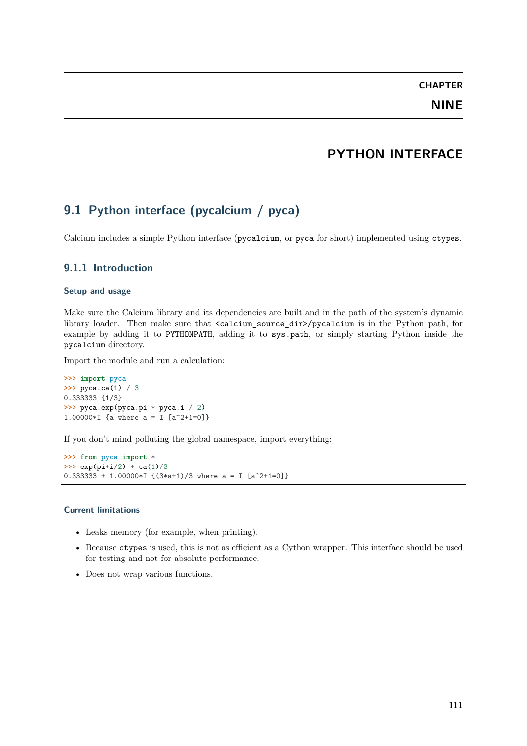CHAPTER

NINE

# PYTHON INTERFACE

## 9.1 Python interface (pycalcium / pyca)

Calcium includes a simple Python interface (`pycalcium`, or `pyca` for short) implemented using `ctypes`.

### 9.1.1 Introduction

#### Setup and usage

Make sure the Calcium library and its dependencies are built and in the path of the system's dynamic library loader. Then make sure that `<calcium_source_dir>/pycalcium` is in the Python path, for example by adding it to `PYTHONPATH`, adding it to `sys.path`, or simply starting Python inside the `pycalcium` directory.

Import the module and run a calculation:

```
>>> import pyca
>>> pyca.ca(1) / 3
0.333333 {1/3}
>>> pyca.exp(pyca.pi * pyca.i / 2)
1.00000*I {a where a = I [a^2+1=0]}
```

If you don't mind polluting the global namespace, import everything:

```
>>> from pyca import *
>>> exp(pi*i/2) + ca(1)/3
0.333333 + 1.00000*I {(3*a+1)/3 where a = I [a^2+1=0]}
```

#### Current limitations

- Leaks memory (for example, when printing).
- Because `ctypes` is used, this is not as efficient as a Cython wrapper. This interface should be used for testing and not for absolute performance.
- Does not wrap various functions.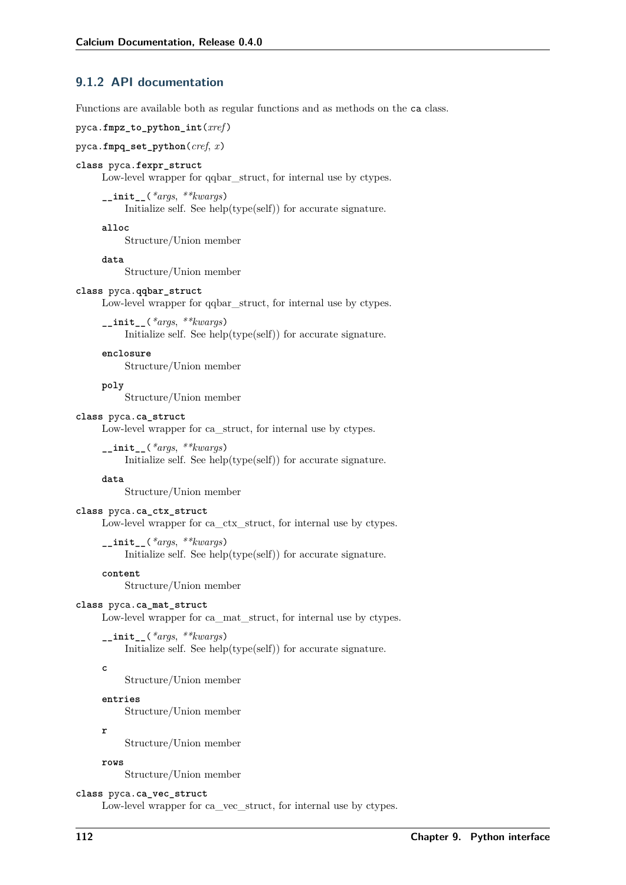### 9.1.2 API documentation

Functions are available both as regular functions and as methods on the `ca` class.

`pyca.`**`fmpz_to_python_int`**(*xref*)

`pyca.`**`fmpq_set_python`**(*cref*, *x*)

**class** `pyca.`**`fexpr_struct`**

Low-level wrapper for qqbar_struct, for internal use by ctypes.

**`__init__`**(*\*args*, *\*\*kwargs*)

Initialize self. See help(type(self)) for accurate signature.

**`alloc`**

Structure/Union member

**`data`**

Structure/Union member

**class** `pyca.`**`qqbar_struct`**

Low-level wrapper for qqbar_struct, for internal use by ctypes.

**`__init__`**(*\*args*, *\*\*kwargs*)

Initialize self. See help(type(self)) for accurate signature.

**`enclosure`**

Structure/Union member

**`poly`**

Structure/Union member

**class** `pyca.`**`ca_struct`**

Low-level wrapper for ca_struct, for internal use by ctypes.

**`__init__`**(*\*args*, *\*\*kwargs*)

Initialize self. See help(type(self)) for accurate signature.

**`data`**

Structure/Union member

**class** `pyca.`**`ca_ctx_struct`**

Low-level wrapper for ca_ctx_struct, for internal use by ctypes.

**`__init__`**(*\*args*, *\*\*kwargs*)

Initialize self. See help(type(self)) for accurate signature.

**`content`**

Structure/Union member

**class** `pyca.`**`ca_mat_struct`**

Low-level wrapper for ca_mat_struct, for internal use by ctypes.

**`__init__`**(*\*args*, *\*\*kwargs*)

Initialize self. See help(type(self)) for accurate signature.

**`c`**

Structure/Union member

**`entries`**

Structure/Union member

**`r`**

Structure/Union member

**`rows`**

Structure/Union member

**class** `pyca.`**`ca_vec_struct`**

Low-level wrapper for ca_vec_struct, for internal use by ctypes.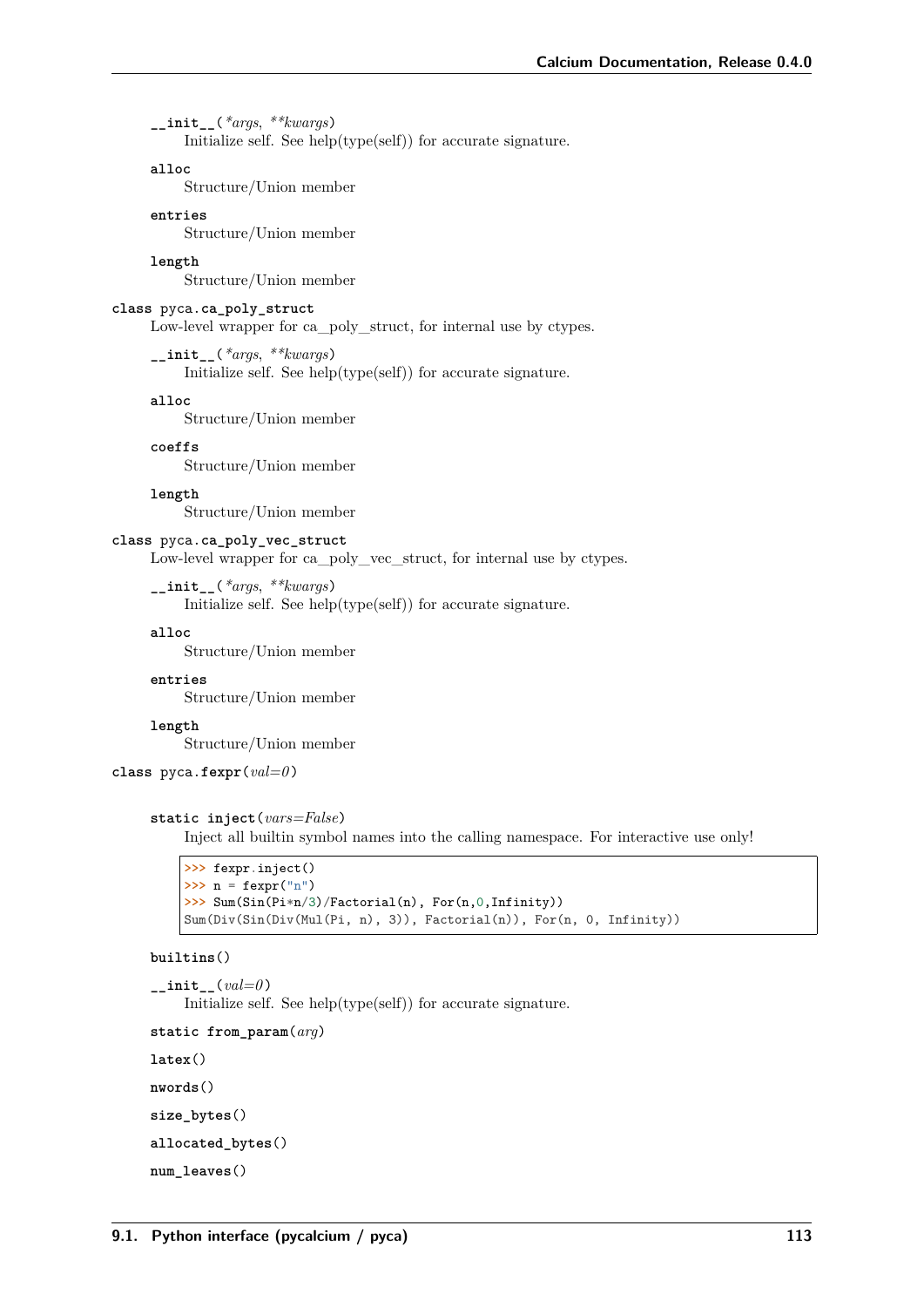**`__init__`**(*\*args*, *\*\*kwargs*)
Initialize self. See help(type(self)) for accurate signature.

**`alloc`**
Structure/Union member

**`entries`**
Structure/Union member

**`length`**
Structure/Union member

**class** `pyca.`**`ca_poly_struct`**
Low-level wrapper for ca_poly_struct, for internal use by ctypes.

**`__init__`**(*\*args*, *\*\*kwargs*)
Initialize self. See help(type(self)) for accurate signature.

**`alloc`**
Structure/Union member

**`coeffs`**
Structure/Union member

**`length`**
Structure/Union member

**class** `pyca.`**`ca_poly_vec_struct`**
Low-level wrapper for ca_poly_vec_struct, for internal use by ctypes.

**`__init__`**(*\*args*, *\*\*kwargs*)
Initialize self. See help(type(self)) for accurate signature.

**`alloc`**
Structure/Union member

**`entries`**
Structure/Union member

**`length`**
Structure/Union member

**class** `pyca.`**`fexpr`**(*val=0*)

**static** **`inject`**(*vars=False*)
Inject all builtin symbol names into the calling namespace. For interactive use only!

```
>>> fexpr.inject()
>>> n = fexpr("n")
>>> Sum(Sin(Pi*n/3)/Factorial(n), For(n,0,Infinity))
Sum(Div(Sin(Div(Mul(Pi, n), 3)), Factorial(n)), For(n, 0, Infinity))
```

**`builtins`**()

**`__init__`**(*val=0*)
Initialize self. See help(type(self)) for accurate signature.

**static** **`from_param`**(*arg*)

**`latex`**()

**`nwords`**()

**`size_bytes`**()

**`allocated_bytes`**()

**`num_leaves`**()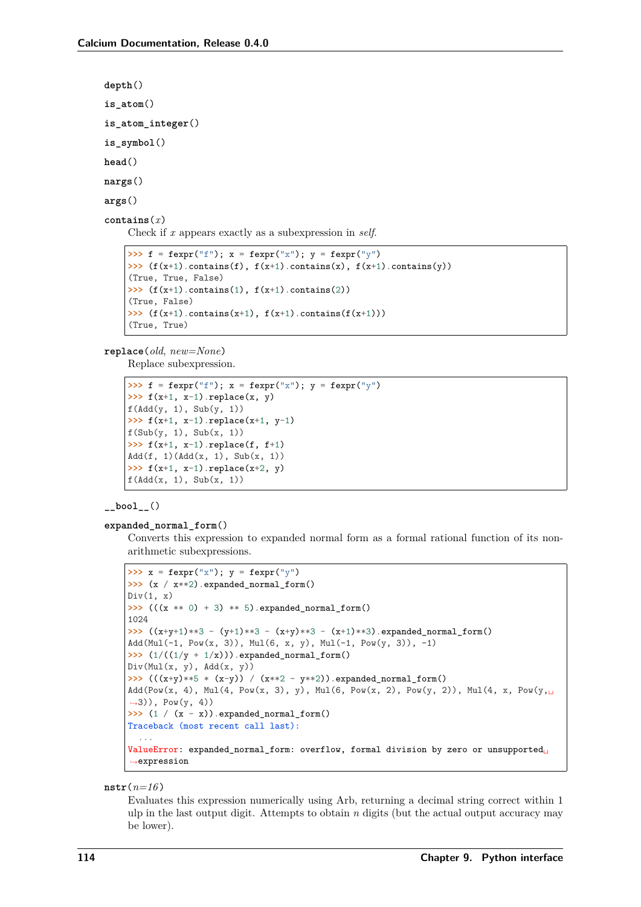**depth**()

**is_atom**()

**is_atom_integer**()

**is_symbol**()

**head**()

**nargs**()

**args**()

**contains**(*x*)

Check if *x* appears exactly as a subexpression in *self*.

```
>>> f = fexpr("f"); x = fexpr("x"); y = fexpr("y")
>>> (f(x+1).contains(f), f(x+1).contains(x), f(x+1).contains(y))
(True, True, False)
>>> (f(x+1).contains(1), f(x+1).contains(2))
(True, False)
>>> (f(x+1).contains(x+1), f(x+1).contains(f(x+1)))
(True, True)
```

**replace**(*old*, *new=None*)

Replace subexpression.

```
>>> f = fexpr("f"); x = fexpr("x"); y = fexpr("y")
>>> f(x+1, x-1).replace(x, y)
f(Add(y, 1), Sub(y, 1))
>>> f(x+1, x-1).replace(x+1, y-1)
f(Sub(y, 1), Sub(x, 1))
>>> f(x+1, x-1).replace(f, f+1)
Add(f, 1)(Add(x, 1), Sub(x, 1))
>>> f(x+1, x-1).replace(x+2, y)
f(Add(x, 1), Sub(x, 1))
```

**__bool__**()

**expanded_normal_form**()

Converts this expression to expanded normal form as a formal rational function of its non-arithmetic subexpressions.

```
>>> x = fexpr("x"); y = fexpr("y")
>>> (x / x**2).expanded_normal_form()
Div(1, x)
>>> (((x ** 0) + 3) ** 5).expanded_normal_form()
1024
>>> ((x+y+1)**3 - (y+1)**3 - (x+y)**3 - (x+1)**3).expanded_normal_form()
Add(Mul(-1, Pow(x, 3)), Mul(6, x, y), Mul(-1, Pow(y, 3)), -1)
>>> (1/((1/y + 1/x))).expanded_normal_form()
Div(Mul(x, y), Add(x, y))
>>> (((x+y)**5 * (x-y)) / (x**2 - y**2)).expanded_normal_form()
Add(Pow(x, 4), Mul(4, Pow(x, 3), y), Mul(6, Pow(x, 2), Pow(y, 2)), Mul(4, x, Pow(y,
→3)), Pow(y, 4))
>>> (1 / (x - x)).expanded_normal_form()
Traceback (most recent call last):
  ...
ValueError: expanded_normal_form: overflow, formal division by zero or unsupported
→expression
```

**nstr**(*n=16*)

Evaluates this expression numerically using Arb, returning a decimal string correct within 1 ulp in the last output digit. Attempts to obtain *n* digits (but the actual output accuracy may be lower).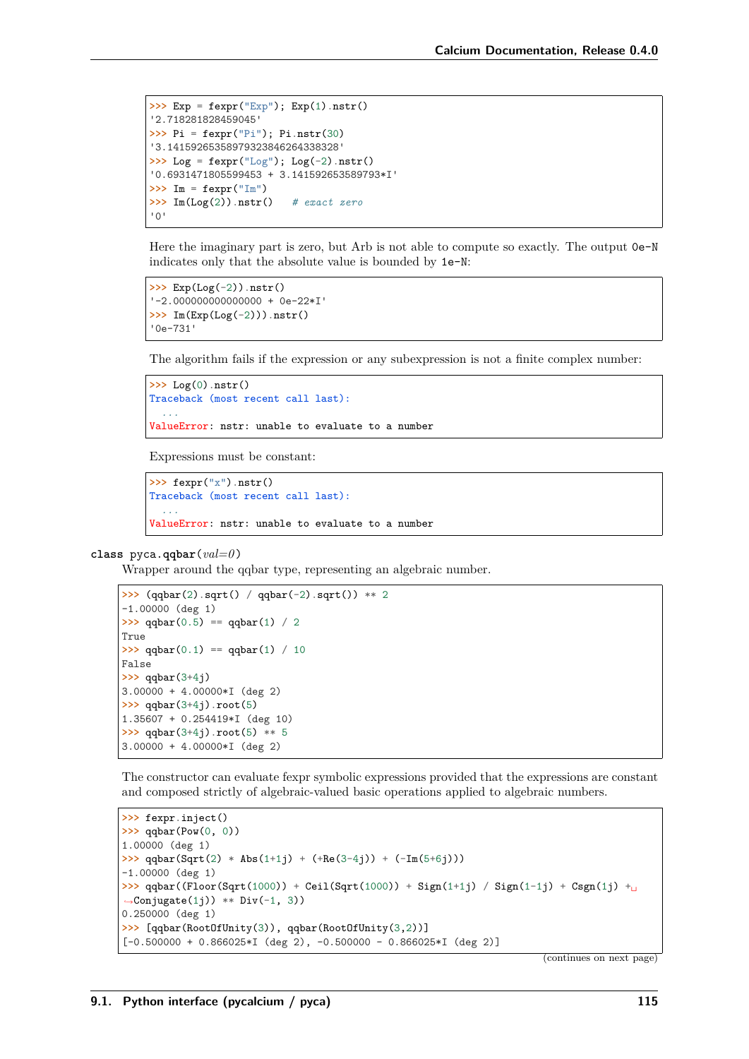```
>>> Exp = fexpr("Exp"); Exp(1).nstr()
'2.718281828459045'
>>> Pi = fexpr("Pi"); Pi.nstr(30)
'3.14159265358979323846264338328'
>>> Log = fexpr("Log"); Log(-2).nstr()
'0.6931471805599453 + 3.141592653589793*I'
>>> Im = fexpr("Im")
>>> Im(Log(2)).nstr()   # exact zero
'0'
```

Here the imaginary part is zero, but Arb is not able to compute so exactly. The output `0e-N` indicates only that the absolute value is bounded by `1e-N`:

```
>>> Exp(Log(-2)).nstr()
'-2.000000000000000 + 0e-22*I'
>>> Im(Exp(Log(-2))).nstr()
'0e-731'
```

The algorithm fails if the expression or any subexpression is not a finite complex number:

```
>>> Log(0).nstr()
Traceback (most recent call last):
  ...
ValueError: nstr: unable to evaluate to a number
```

Expressions must be constant:

```
>>> fexpr("x").nstr()
Traceback (most recent call last):
  ...
ValueError: nstr: unable to evaluate to a number
```

**class pyca.qqbar**(*val=0*)

Wrapper around the qqbar type, representing an algebraic number.

```
>>> (qqbar(2).sqrt() / qqbar(-2).sqrt()) ** 2
-1.00000 (deg 1)
>>> qqbar(0.5) == qqbar(1) / 2
True
>>> qqbar(0.1) == qqbar(1) / 10
False
>>> qqbar(3+4j)
3.00000 + 4.00000*I (deg 2)
>>> qqbar(3+4j).root(5)
1.35607 + 0.254419*I (deg 10)
>>> qqbar(3+4j).root(5) ** 5
3.00000 + 4.00000*I (deg 2)
```

The constructor can evaluate fexpr symbolic expressions provided that the expressions are constant and composed strictly of algebraic-valued basic operations applied to algebraic numbers.

```
>>> fexpr.inject()
>>> qqbar(Pow(0, 0))
1.00000 (deg 1)
>>> qqbar(Sqrt(2) * Abs(1+1j) + (+Re(3-4j)) + (-Im(5+6j)))
-1.00000 (deg 1)
>>> qqbar((Floor(Sqrt(1000)) + Ceil(Sqrt(1000)) + Sign(1+1j) / Sign(1-1j) + Csgn(1j) +
↪Conjugate(1j)) ** Div(-1, 3))
0.250000 (deg 1)
>>> [qqbar(RootOfUnity(3)), qqbar(RootOfUnity(3,2))]
[-0.500000 + 0.866025*I (deg 2), -0.500000 - 0.866025*I (deg 2)]
```

(continues on next page)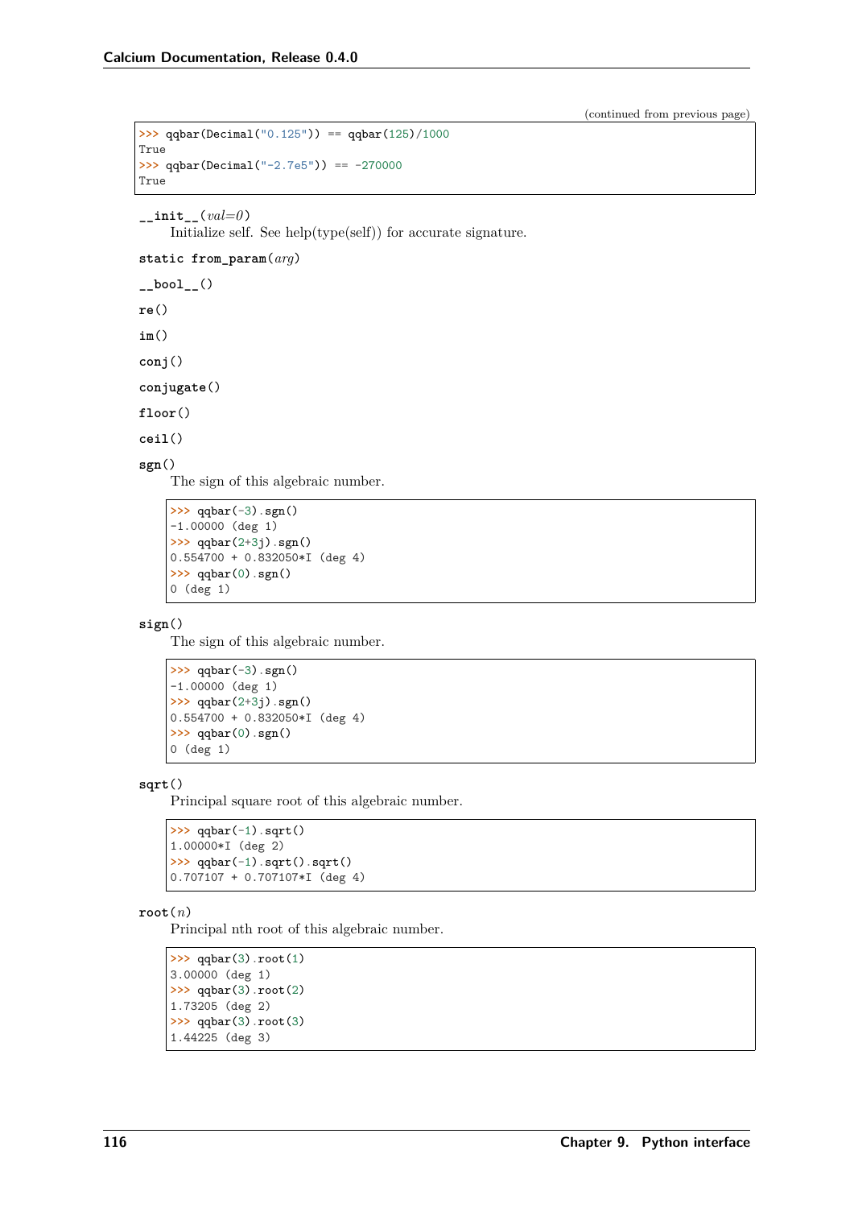(continued from previous page)

```
>>> qqbar(Decimal("0.125")) == qqbar(125)/1000
True
>>> qqbar(Decimal("-2.7e5")) == -270000
True
```

**`__init__`**(*val=0*)
Initialize self. See help(type(self)) for accurate signature.

**static from_param**(*arg*)

**`__bool__`**()

**re**()

**im**()

**conj**()

**conjugate**()

**floor**()

**ceil**()

**sgn**()
The sign of this algebraic number.

```
>>> qqbar(-3).sgn()
-1.00000 (deg 1)
>>> qqbar(2+3j).sgn()
0.554700 + 0.832050*I (deg 4)
>>> qqbar(0).sgn()
0 (deg 1)
```

**sign**()
The sign of this algebraic number.

```
>>> qqbar(-3).sgn()
-1.00000 (deg 1)
>>> qqbar(2+3j).sgn()
0.554700 + 0.832050*I (deg 4)
>>> qqbar(0).sgn()
0 (deg 1)
```

**sqrt**()
Principal square root of this algebraic number.

```
>>> qqbar(-1).sqrt()
1.00000*I (deg 2)
>>> qqbar(-1).sqrt().sqrt()
0.707107 + 0.707107*I (deg 4)
```

**root**(*n*)
Principal nth root of this algebraic number.

```
>>> qqbar(3).root(1)
3.00000 (deg 1)
>>> qqbar(3).root(2)
1.73205 (deg 2)
>>> qqbar(3).root(3)
1.44225 (deg 3)
```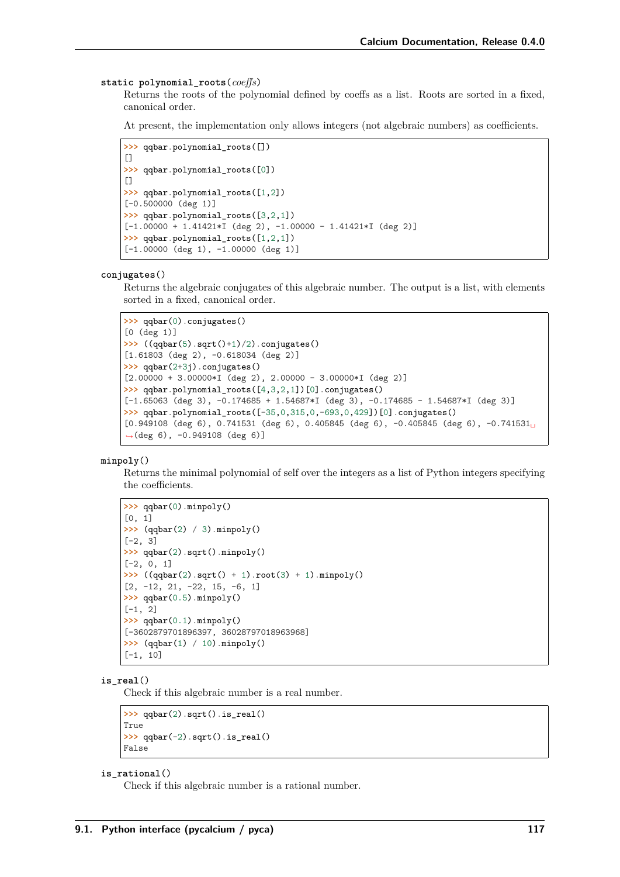**static polynomial_roots**(*coeffs*)

Returns the roots of the polynomial defined by coeffs as a list. Roots are sorted in a fixed, canonical order.

At present, the implementation only allows integers (not algebraic numbers) as coefficients.

```
>>> qqbar.polynomial_roots([])
[]
>>> qqbar.polynomial_roots([0])
[]
>>> qqbar.polynomial_roots([1,2])
[-0.500000 (deg 1)]
>>> qqbar.polynomial_roots([3,2,1])
[-1.00000 + 1.41421*I (deg 2), -1.00000 - 1.41421*I (deg 2)]
>>> qqbar.polynomial_roots([1,2,1])
[-1.00000 (deg 1), -1.00000 (deg 1)]
```

**conjugates**()

Returns the algebraic conjugates of this algebraic number. The output is a list, with elements sorted in a fixed, canonical order.

```
>>> qqbar(0).conjugates()
[0 (deg 1)]
>>> ((qqbar(5).sqrt()+1)/2).conjugates()
[1.61803 (deg 2), -0.618034 (deg 2)]
>>> qqbar(2+3j).conjugates()
[2.00000 + 3.00000*I (deg 2), 2.00000 - 3.00000*I (deg 2)]
>>> qqbar.polynomial_roots([4,3,2,1])[0].conjugates()
[-1.65063 (deg 3), -0.174685 + 1.54687*I (deg 3), -0.174685 - 1.54687*I (deg 3)]
>>> qqbar.polynomial_roots([-35,0,315,0,-693,0,429])[0].conjugates()
[0.949108 (deg 6), 0.741531 (deg 6), 0.405845 (deg 6), -0.405845 (deg 6), -0.741531␣
↪(deg 6), -0.949108 (deg 6)]
```

**minpoly**()

Returns the minimal polynomial of self over the integers as a list of Python integers specifying the coefficients.

```
>>> qqbar(0).minpoly()
[0, 1]
>>> (qqbar(2) / 3).minpoly()
[-2, 3]
>>> qqbar(2).sqrt().minpoly()
[-2, 0, 1]
>>> ((qqbar(2).sqrt() + 1).root(3) + 1).minpoly()
[2, -12, 21, -22, 15, -6, 1]
>>> qqbar(0.5).minpoly()
[-1, 2]
>>> qqbar(0.1).minpoly()
[-3602879701896397, 36028797018963968]
>>> (qqbar(1) / 10).minpoly()
[-1, 10]
```

**is_real**()

Check if this algebraic number is a real number.

```
>>> qqbar(2).sqrt().is_real()
True
>>> qqbar(-2).sqrt().is_real()
False
```

**is_rational**()

Check if this algebraic number is a rational number.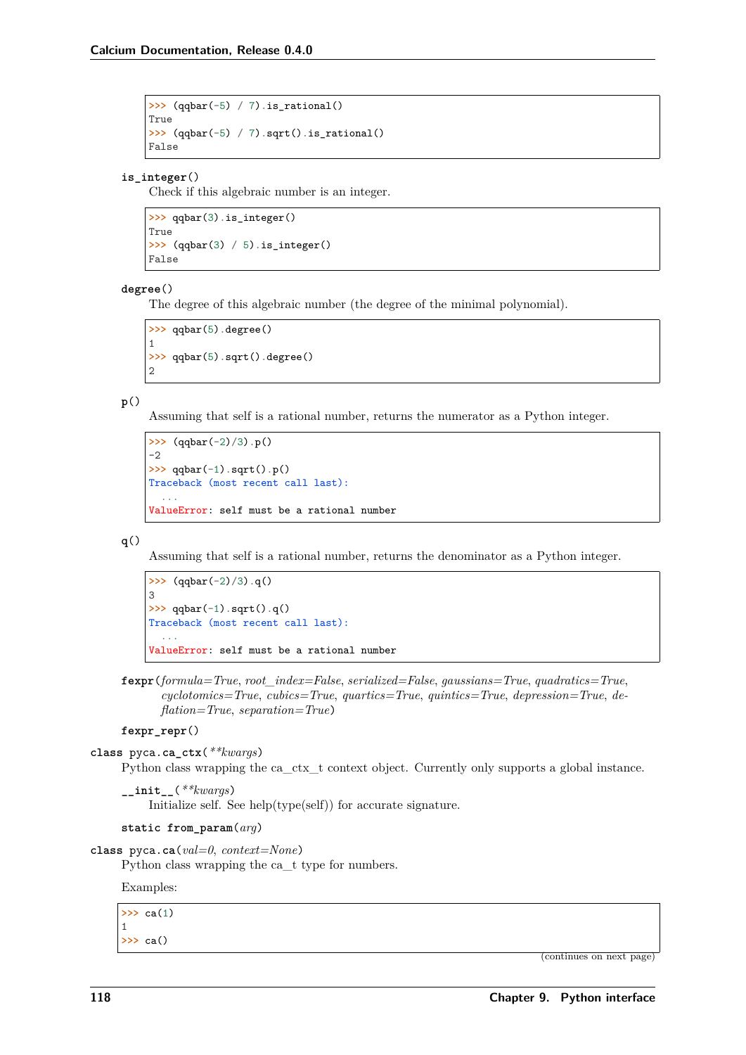```
>>> (qqbar(-5) / 7).is_rational()
True
>>> (qqbar(-5) / 7).sqrt().is_rational()
False
```

**is_integer**()

Check if this algebraic number is an integer.

```
>>> qqbar(3).is_integer()
True
>>> (qqbar(3) / 5).is_integer()
False
```

**degree**()

The degree of this algebraic number (the degree of the minimal polynomial).

```
>>> qqbar(5).degree()
1
>>> qqbar(5).sqrt().degree()
2
```

**p**()

Assuming that self is a rational number, returns the numerator as a Python integer.

```
>>> (qqbar(-2)/3).p()
-2
>>> qqbar(-1).sqrt().p()
Traceback (most recent call last):
  ...
ValueError: self must be a rational number
```

**q**()

Assuming that self is a rational number, returns the denominator as a Python integer.

```
>>> (qqbar(-2)/3).q()
3
>>> qqbar(-1).sqrt().q()
Traceback (most recent call last):
  ...
ValueError: self must be a rational number
```

**fexpr**(*formula=True*, *root_index=False*, *serialized=False*, *gaussians=True*, *quadratics=True*, *cyclotomics=True*, *cubics=True*, *quartics=True*, *quintics=True*, *depression=True*, *deflation=True*, *separation=True*)

**fexpr_repr**()

class pyca.**ca_ctx**(*\*\*kwargs*)

Python class wrapping the ca_ctx_t context object. Currently only supports a global instance.

**__init__**(*\*\*kwargs*)

Initialize self. See help(type(self)) for accurate signature.

static **from_param**(*arg*)

class pyca.**ca**(*val=0*, *context=None*)

Python class wrapping the ca_t type for numbers.

Examples:

```
>>> ca(1)
1
>>> ca()
```

(continues on next page)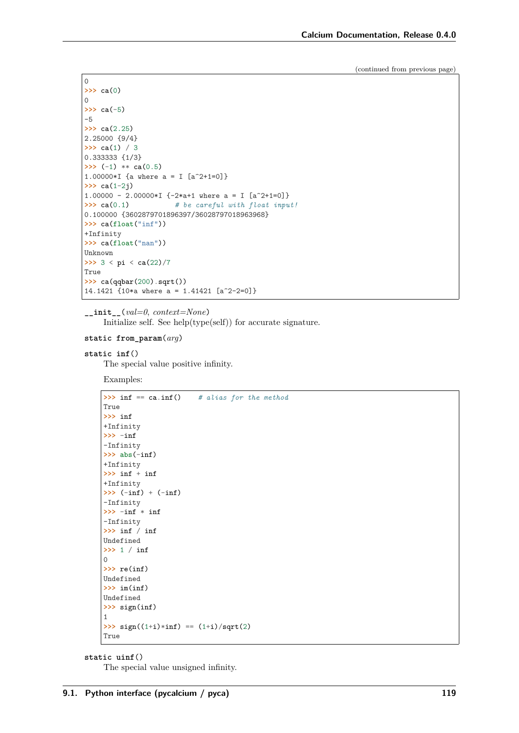(continued from previous page)

```
0
>>> ca(0)
0
>>> ca(-5)
-5
>>> ca(2.25)
2.25000 {9/4}
>>> ca(1) / 3
0.333333 {1/3}
>>> (-1) ** ca(0.5)
1.00000*I {a where a = I [a^2+1=0]}
>>> ca(1-2j)
1.00000 - 2.00000*I {-2*a+1 where a = I [a^2+1=0]}
>>> ca(0.1)           # be careful with float input!
0.100000 {3602879701896397/36028797018963968}
>>> ca(float("inf"))
+Infinity
>>> ca(float("nan"))
Unknown
>>> 3 < pi < ca(22)/7
True
>>> ca(qqbar(200).sqrt())
14.1421 {10*a where a = 1.41421 [a^2-2=0]}
```

**__init__**(*val=0*, *context=None*)

Initialize self. See help(type(self)) for accurate signature.

**static from_param**(*arg*)

**static inf**()

The special value positive infinity.

Examples:

```
>>> inf == ca.inf()    # alias for the method
True
>>> inf
+Infinity
>>> -inf
-Infinity
>>> abs(-inf)
+Infinity
>>> inf + inf
+Infinity
>>> (-inf) + (-inf)
-Infinity
>>> -inf * inf
-Infinity
>>> inf / inf
Undefined
>>> 1 / inf
0
>>> re(inf)
Undefined
>>> im(inf)
Undefined
>>> sign(inf)
1
>>> sign((1+i)*inf) == (1+i)/sqrt(2)
True
```

**static uinf**()

The special value unsigned infinity.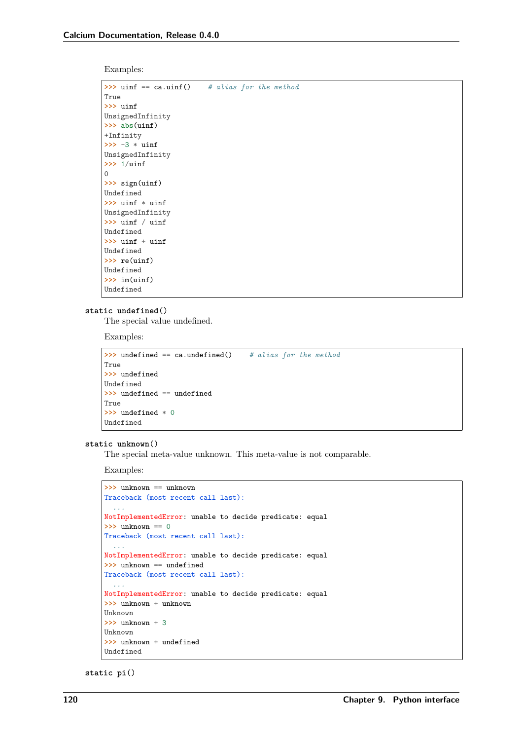Examples:

```
>>> uinf == ca.uinf()    # alias for the method
True
>>> uinf
UnsignedInfinity
>>> abs(uinf)
+Infinity
>>> -3 * uinf
UnsignedInfinity
>>> 1/uinf
0
>>> sign(uinf)
Undefined
>>> uinf * uinf
UnsignedInfinity
>>> uinf / uinf
Undefined
>>> uinf + uinf
Undefined
>>> re(uinf)
Undefined
>>> im(uinf)
Undefined
```

**static undefined()**

The special value undefined.

Examples:

```
>>> undefined == ca.undefined()    # alias for the method
True
>>> undefined
Undefined
>>> undefined == undefined
True
>>> undefined * 0
Undefined
```

**static unknown()**

The special meta-value unknown. This meta-value is not comparable.

Examples:

```
>>> unknown == unknown
Traceback (most recent call last):
  ...
NotImplementedError: unable to decide predicate: equal
>>> unknown == 0
Traceback (most recent call last):
  ...
NotImplementedError: unable to decide predicate: equal
>>> unknown == undefined
Traceback (most recent call last):
  ...
NotImplementedError: unable to decide predicate: equal
>>> unknown + unknown
Unknown
>>> unknown + 3
Unknown
>>> unknown + undefined
Undefined
```

**static pi()**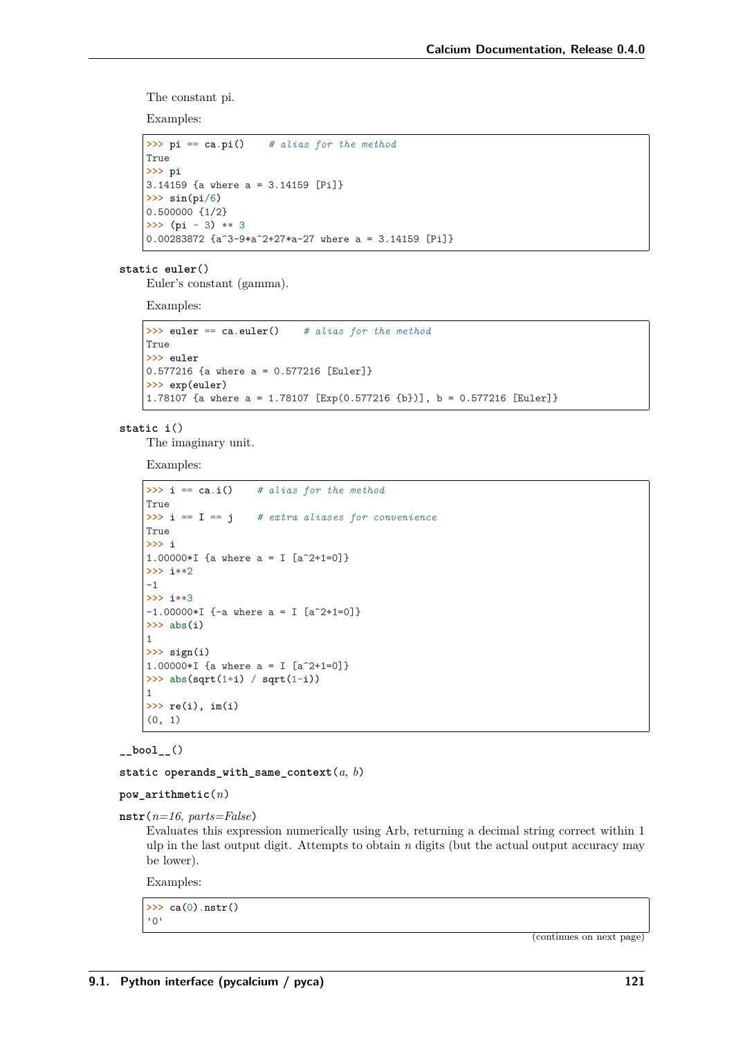The constant pi.

Examples:

```
>>> pi == ca.pi()    # alias for the method
True
>>> pi
3.14159 {a where a = 3.14159 [Pi]}
>>> sin(pi/6)
0.500000 {1/2}
>>> (pi - 3) ** 3
0.00283872 {a^3-9*a^2+27*a-27 where a = 3.14159 [Pi]}
```

**static euler()**

Euler's constant (gamma).

Examples:

```
>>> euler == ca.euler()    # alias for the method
True
>>> euler
0.577216 {a where a = 0.577216 [Euler]}
>>> exp(euler)
1.78107 {a where a = 1.78107 [Exp(0.577216 {b})], b = 0.577216 [Euler]}
```

**static i()**

The imaginary unit.

Examples:

```
>>> i == ca.i()    # alias for the method
True
>>> i == I == j    # extra aliases for convenience
True
>>> i
1.00000*I {a where a = I [a^2+1=0]}
>>> i**2
-1
>>> i**3
-1.00000*I {-a where a = I [a^2+1=0]}
>>> abs(i)
1
>>> sign(i)
1.00000*I {a where a = I [a^2+1=0]}
>>> abs(sqrt(1+i) / sqrt(1-i))
1
>>> re(i), im(i)
(0, 1)
```

**__bool__()**

**static operands_with_same_context**(*a*, *b*)

**pow_arithmetic**(*n*)

**nstr**(*n=16*, *parts=False*)

Evaluates this expression numerically using Arb, returning a decimal string correct within 1 ulp in the last output digit. Attempts to obtain *n* digits (but the actual output accuracy may be lower).

Examples:

```
>>> ca(0).nstr()
'0'
```

(continues on next page)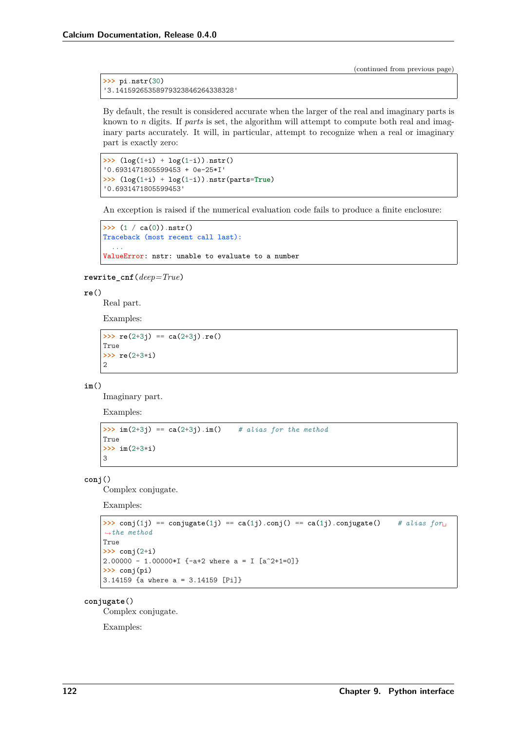(continued from previous page)

```
>>> pi.nstr(30)
'3.14159265358979323846264338328'
```

By default, the result is considered accurate when the larger of the real and imaginary parts is known to $n$ digits. If *parts* is set, the algorithm will attempt to compute both real and imaginary parts accurately. It will, in particular, attempt to recognize when a real or imaginary part is exactly zero:

```
>>> (log(1+i) + log(1-i)).nstr()
'0.6931471805599453 + 0e-25*I'
>>> (log(1+i) + log(1-i)).nstr(parts=True)
'0.6931471805599453'
```

An exception is raised if the numerical evaluation code fails to produce a finite enclosure:

```
>>> (1 / ca(0)).nstr()
Traceback (most recent call last):
  ...
ValueError: nstr: unable to evaluate to a number
```

**rewrite_cnf**(*deep=True*)

**re**()

Real part.

Examples:

```
>>> re(2+3j) == ca(2+3j).re()
True
>>> re(2+3*i)
2
```

**im**()

Imaginary part.

Examples:

```
>>> im(2+3j) == ca(2+3j).im()    # alias for the method
True
>>> im(2+3*i)
3
```

**conj**()

Complex conjugate.

Examples:

```
>>> conj(1j) == conjugate(1j) == ca(1j).conj() == ca(1j).conjugate()    # alias for
↪the method
True
>>> conj(2+i)
2.00000 - 1.00000*I {-a+2 where a = I [a^2+1=0]}
>>> conj(pi)
3.14159 {a where a = 3.14159 [Pi]}
```

**conjugate**()

Complex conjugate.

Examples: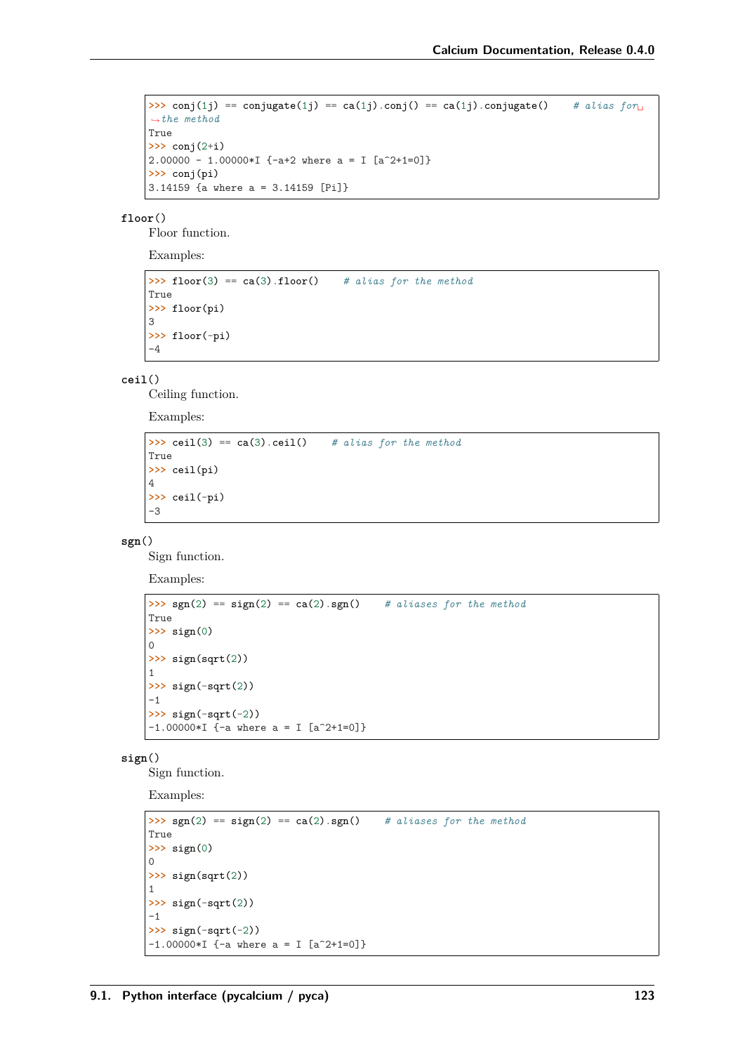```
>>> conj(1j) == conjugate(1j) == ca(1j).conj() == ca(1j).conjugate()    # alias for␣
↪the method
True
>>> conj(2+i)
2.00000 - 1.00000*I {-a+2 where a = I [a^2+1=0]}
>>> conj(pi)
3.14159 {a where a = 3.14159 [Pi]}
```

**floor**()

Floor function.

Examples:

```
>>> floor(3) == ca(3).floor()    # alias for the method
True
>>> floor(pi)
3
>>> floor(-pi)
-4
```

**ceil**()

Ceiling function.

Examples:

```
>>> ceil(3) == ca(3).ceil()    # alias for the method
True
>>> ceil(pi)
4
>>> ceil(-pi)
-3
```

**sgn**()

Sign function.

Examples:

```
>>> sgn(2) == sign(2) == ca(2).sgn()    # aliases for the method
True
>>> sign(0)
0
>>> sign(sqrt(2))
1
>>> sign(-sqrt(2))
-1
>>> sign(-sqrt(-2))
-1.00000*I {-a where a = I [a^2+1=0]}
```

**sign**()

Sign function.

Examples:

```
>>> sgn(2) == sign(2) == ca(2).sgn()    # aliases for the method
True
>>> sign(0)
0
>>> sign(sqrt(2))
1
>>> sign(-sqrt(2))
-1
>>> sign(-sqrt(-2))
-1.00000*I {-a where a = I [a^2+1=0]}
```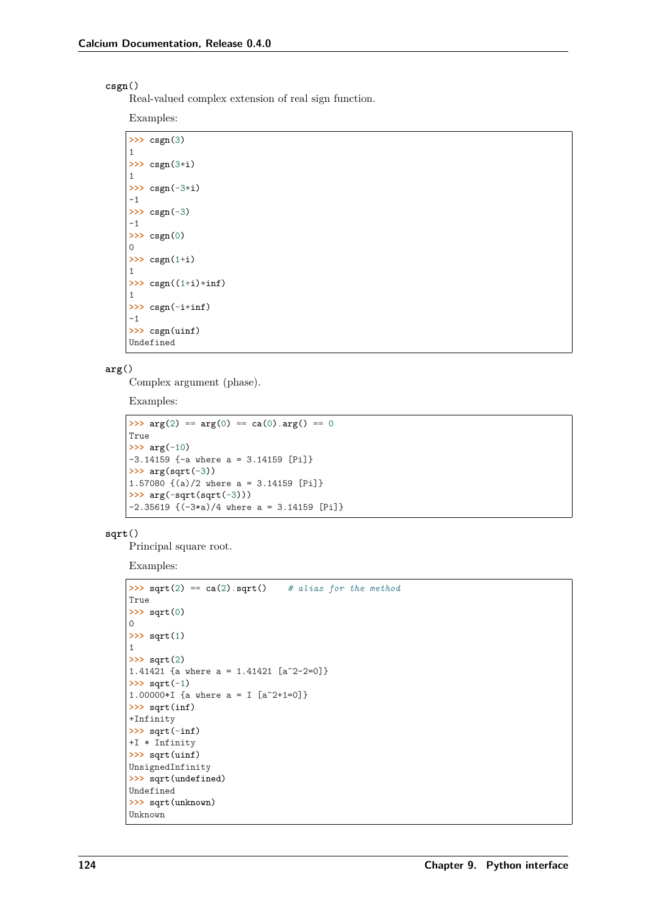**csgn()**

Real-valued complex extension of real sign function.

Examples:

```
>>> csgn(3)
1
>>> csgn(3*i)
1
>>> csgn(-3*i)
-1
>>> csgn(-3)
-1
>>> csgn(0)
0
>>> csgn(1+i)
1
>>> csgn((1+i)*inf)
1
>>> csgn(-i*inf)
-1
>>> csgn(uinf)
Undefined
```

**arg()**

Complex argument (phase).

Examples:

```
>>> arg(2) == arg(0) == ca(0).arg() == 0
True
>>> arg(-10)
-3.14159 {-a where a = 3.14159 [Pi]}
>>> arg(sqrt(-3))
1.57080 {(a)/2 where a = 3.14159 [Pi]}
>>> arg(-sqrt(sqrt(-3)))
-2.35619 {(-3*a)/4 where a = 3.14159 [Pi]}
```

**sqrt()**

Principal square root.

Examples:

```
>>> sqrt(2) == ca(2).sqrt()    # alias for the method
True
>>> sqrt(0)
0
>>> sqrt(1)
1
>>> sqrt(2)
1.41421 {a where a = 1.41421 [a^2-2=0]}
>>> sqrt(-1)
1.00000*I {a where a = I [a^2+1=0]}
>>> sqrt(inf)
+Infinity
>>> sqrt(-inf)
+I * Infinity
>>> sqrt(uinf)
UnsignedInfinity
>>> sqrt(undefined)
Undefined
>>> sqrt(unknown)
Unknown
```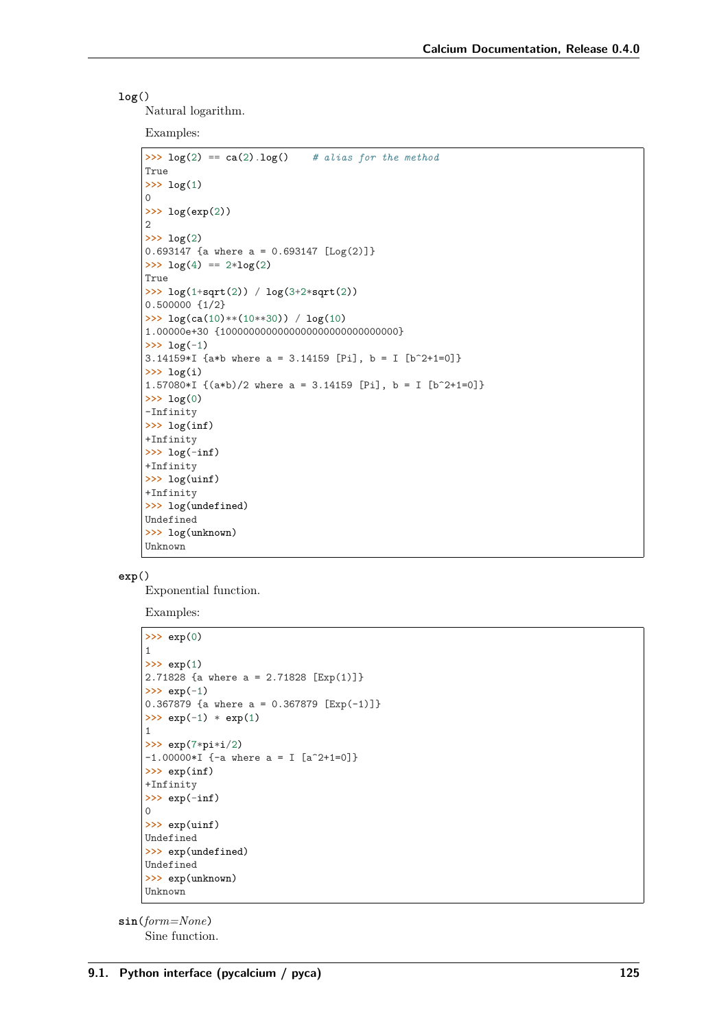**log**()

Natural logarithm.

Examples:

```
>>> log(2) == ca(2).log()    # alias for the method
True
>>> log(1)
0
>>> log(exp(2))
2
>>> log(2)
0.693147 {a where a = 0.693147 [Log(2)]}
>>> log(4) == 2*log(2)
True
>>> log(1+sqrt(2)) / log(3+2*sqrt(2))
0.500000 {1/2}
>>> log(ca(10)**(10**30)) / log(10)
1.00000e+30 {1000000000000000000000000000000}
>>> log(-1)
3.14159*I {a*b where a = 3.14159 [Pi], b = I [b^2+1=0]}
>>> log(i)
1.57080*I {(a*b)/2 where a = 3.14159 [Pi], b = I [b^2+1=0]}
>>> log(0)
-Infinity
>>> log(inf)
+Infinity
>>> log(-inf)
+Infinity
>>> log(uinf)
+Infinity
>>> log(undefined)
Undefined
>>> log(unknown)
Unknown
```

**exp**()

Exponential function.

Examples:

```
>>> exp(0)
1
>>> exp(1)
2.71828 {a where a = 2.71828 [Exp(1)]}
>>> exp(-1)
0.367879 {a where a = 0.367879 [Exp(-1)]}
>>> exp(-1) * exp(1)
1
>>> exp(7*pi*i/2)
-1.00000*I {-a where a = I [a^2+1=0]}
>>> exp(inf)
+Infinity
>>> exp(-inf)
0
>>> exp(uinf)
Undefined
>>> exp(undefined)
Undefined
>>> exp(unknown)
Unknown
```

**sin**(*form=None*)

Sine function.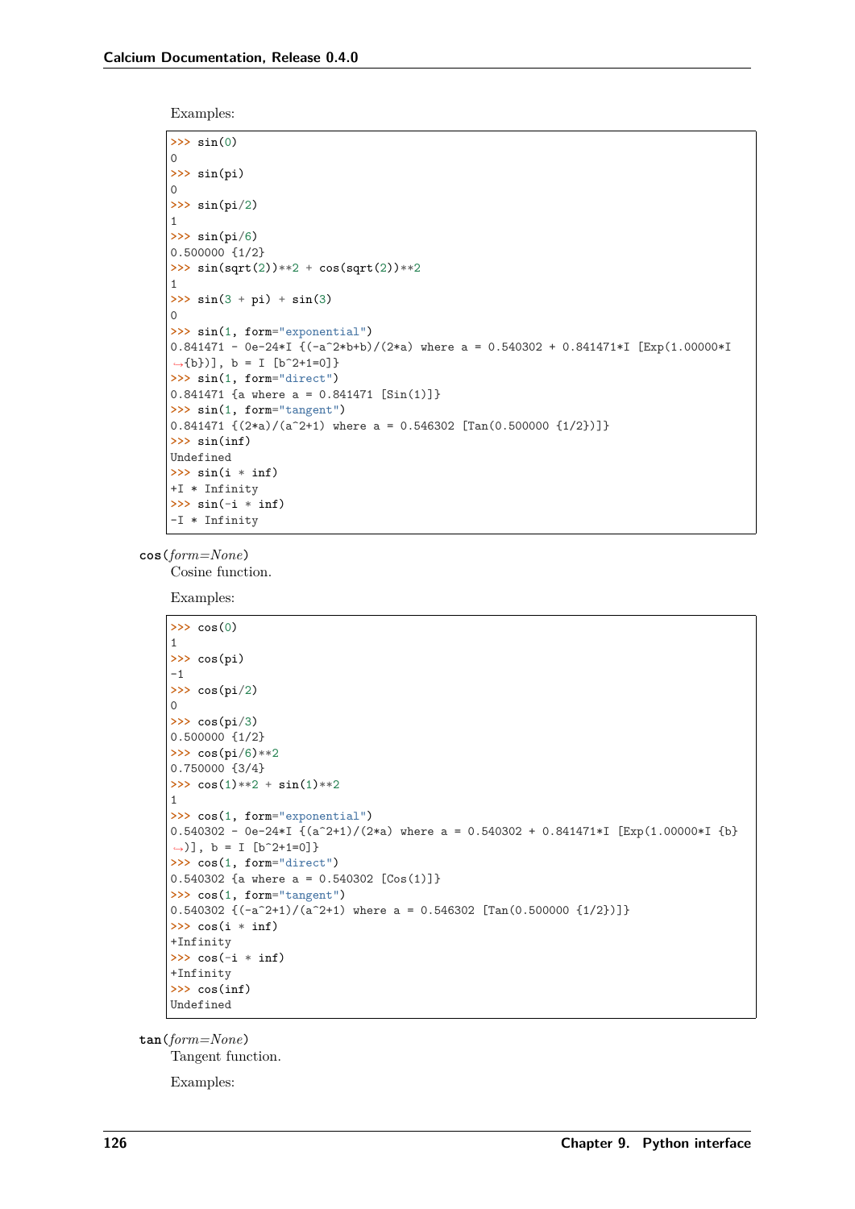Examples:

```
>>> sin(0)
0
>>> sin(pi)
0
>>> sin(pi/2)
1
>>> sin(pi/6)
0.500000 {1/2}
>>> sin(sqrt(2))**2 + cos(sqrt(2))**2
1
>>> sin(3 + pi) + sin(3)
0
>>> sin(1, form="exponential")
0.841471 - 0e-24*I {(-a^2*b+b)/(2*a) where a = 0.540302 + 0.841471*I [Exp(1.00000*I
→{b})], b = I [b^2+1=0]}
>>> sin(1, form="direct")
0.841471 {a where a = 0.841471 [Sin(1)]}
>>> sin(1, form="tangent")
0.841471 {(2*a)/(a^2+1) where a = 0.546302 [Tan(0.500000 {1/2})]}
>>> sin(inf)
Undefined
>>> sin(i * inf)
+I * Infinity
>>> sin(-i * inf)
-I * Infinity
```

**cos**(*form=None*)

Cosine function.

Examples:

```
>>> cos(0)
1
>>> cos(pi)
-1
>>> cos(pi/2)
0
>>> cos(pi/3)
0.500000 {1/2}
>>> cos(pi/6)**2
0.750000 {3/4}
>>> cos(1)**2 + sin(1)**2
1
>>> cos(1, form="exponential")
0.540302 - 0e-24*I {(a^2+1)/(2*a) where a = 0.540302 + 0.841471*I [Exp(1.00000*I {b}
→)], b = I [b^2+1=0]}
>>> cos(1, form="direct")
0.540302 {a where a = 0.540302 [Cos(1)]}
>>> cos(1, form="tangent")
0.540302 {(-a^2+1)/(a^2+1) where a = 0.546302 [Tan(0.500000 {1/2})]}
>>> cos(i * inf)
+Infinity
>>> cos(-i * inf)
+Infinity
>>> cos(inf)
Undefined
```

**tan**(*form=None*)

Tangent function.

Examples: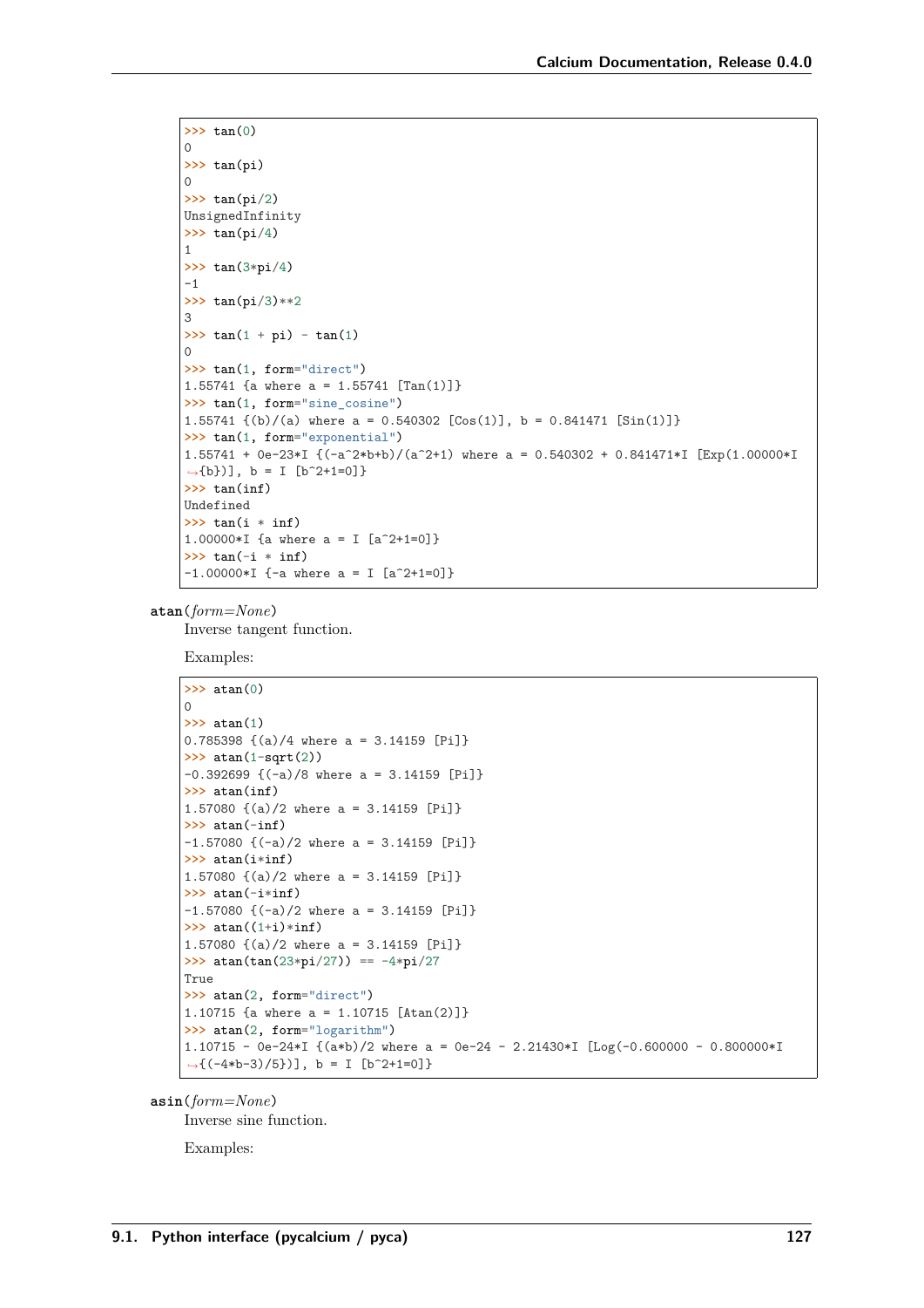```
>>> tan(0)
0
>>> tan(pi)
0
>>> tan(pi/2)
UnsignedInfinity
>>> tan(pi/4)
1
>>> tan(3*pi/4)
-1
>>> tan(pi/3)**2
3
>>> tan(1 + pi) - tan(1)
0
>>> tan(1, form="direct")
1.55741 {a where a = 1.55741 [Tan(1)]}
>>> tan(1, form="sine_cosine")
1.55741 {(b)/(a) where a = 0.540302 [Cos(1)], b = 0.841471 [Sin(1)]}
>>> tan(1, form="exponential")
1.55741 + 0e-23*I {(-a^2*b+b)/(a^2+1) where a = 0.540302 + 0.841471*I [Exp(1.00000*I
↪{b})], b = I [b^2+1=0]}
>>> tan(inf)
Undefined
>>> tan(i * inf)
1.00000*I {a where a = I [a^2+1=0]}
>>> tan(-i * inf)
-1.00000*I {-a where a = I [a^2+1=0]}
```

**atan**(*form=None*)

Inverse tangent function.

Examples:

```
>>> atan(0)
0
>>> atan(1)
0.785398 {(a)/4 where a = 3.14159 [Pi]}
>>> atan(1-sqrt(2))
-0.392699 {(-a)/8 where a = 3.14159 [Pi]}
>>> atan(inf)
1.57080 {(a)/2 where a = 3.14159 [Pi]}
>>> atan(-inf)
-1.57080 {(-a)/2 where a = 3.14159 [Pi]}
>>> atan(i*inf)
1.57080 {(a)/2 where a = 3.14159 [Pi]}
>>> atan(-i*inf)
-1.57080 {(-a)/2 where a = 3.14159 [Pi]}
>>> atan((1+i)*inf)
1.57080 {(a)/2 where a = 3.14159 [Pi]}
>>> atan(tan(23*pi/27)) == -4*pi/27
True
>>> atan(2, form="direct")
1.10715 {a where a = 1.10715 [Atan(2)]}
>>> atan(2, form="logarithm")
1.10715 - 0e-24*I {(a*b)/2 where a = 0e-24 - 2.21430*I [Log(-0.600000 - 0.800000*I
↪{(-4*b-3)/5})], b = I [b^2+1=0]}
```

**asin**(*form=None*)

Inverse sine function.

Examples: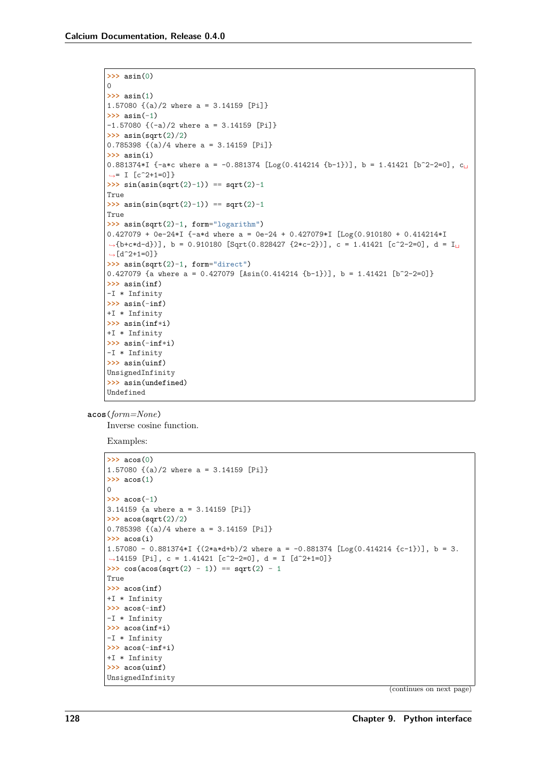```
>>> asin(0)
0
>>> asin(1)
1.57080 {(a)/2 where a = 3.14159 [Pi]}
>>> asin(-1)
-1.57080 {(-a)/2 where a = 3.14159 [Pi]}
>>> asin(sqrt(2)/2)
0.785398 {(a)/4 where a = 3.14159 [Pi]}
>>> asin(i)
0.881374*I {-a*c where a = -0.881374 [Log(0.414214 {b-1})], b = 1.41421 [b^2-2=0], c = I [c^2+1=0]}
>>> sin(asin(sqrt(2)-1)) == sqrt(2)-1
True
>>> asin(sin(sqrt(2)-1)) == sqrt(2)-1
True
>>> asin(sqrt(2)-1, form="logarithm")
0.427079 + 0e-24*I {-a*d where a = 0e-24 + 0.427079*I [Log(0.910180 + 0.414214*I {b+c*d-d})], b = 0.910180 [Sqrt(0.828427 {2*c-2})], c = 1.41421 [c^2-2=0], d = I [d^2+1=0]}
>>> asin(sqrt(2)-1, form="direct")
0.427079 {a where a = 0.427079 [Asin(0.414214 {b-1})], b = 1.41421 [b^2-2=0]}
>>> asin(inf)
-I * Infinity
>>> asin(-inf)
+I * Infinity
>>> asin(inf*i)
+I * Infinity
>>> asin(-inf*i)
-I * Infinity
>>> asin(uinf)
UnsignedInfinity
>>> asin(undefined)
Undefined
```

**acos**(*form=None*)

Inverse cosine function.

Examples:

```
>>> acos(0)
1.57080 {(a)/2 where a = 3.14159 [Pi]}
>>> acos(1)
0
>>> acos(-1)
3.14159 {a where a = 3.14159 [Pi]}
>>> acos(sqrt(2)/2)
0.785398 {(a)/4 where a = 3.14159 [Pi]}
>>> acos(i)
1.57080 - 0.881374*I {(2*a*d+b)/2 where a = -0.881374 [Log(0.414214 {c-1})], b = 3.14159 [Pi], c = 1.41421 [c^2-2=0], d = I [d^2+1=0]}
>>> cos(acos(sqrt(2) - 1)) == sqrt(2) - 1
True
>>> acos(inf)
+I * Infinity
>>> acos(-inf)
-I * Infinity
>>> acos(inf*i)
-I * Infinity
>>> acos(-inf*i)
+I * Infinity
>>> acos(uinf)
UnsignedInfinity
```

(continues on next page)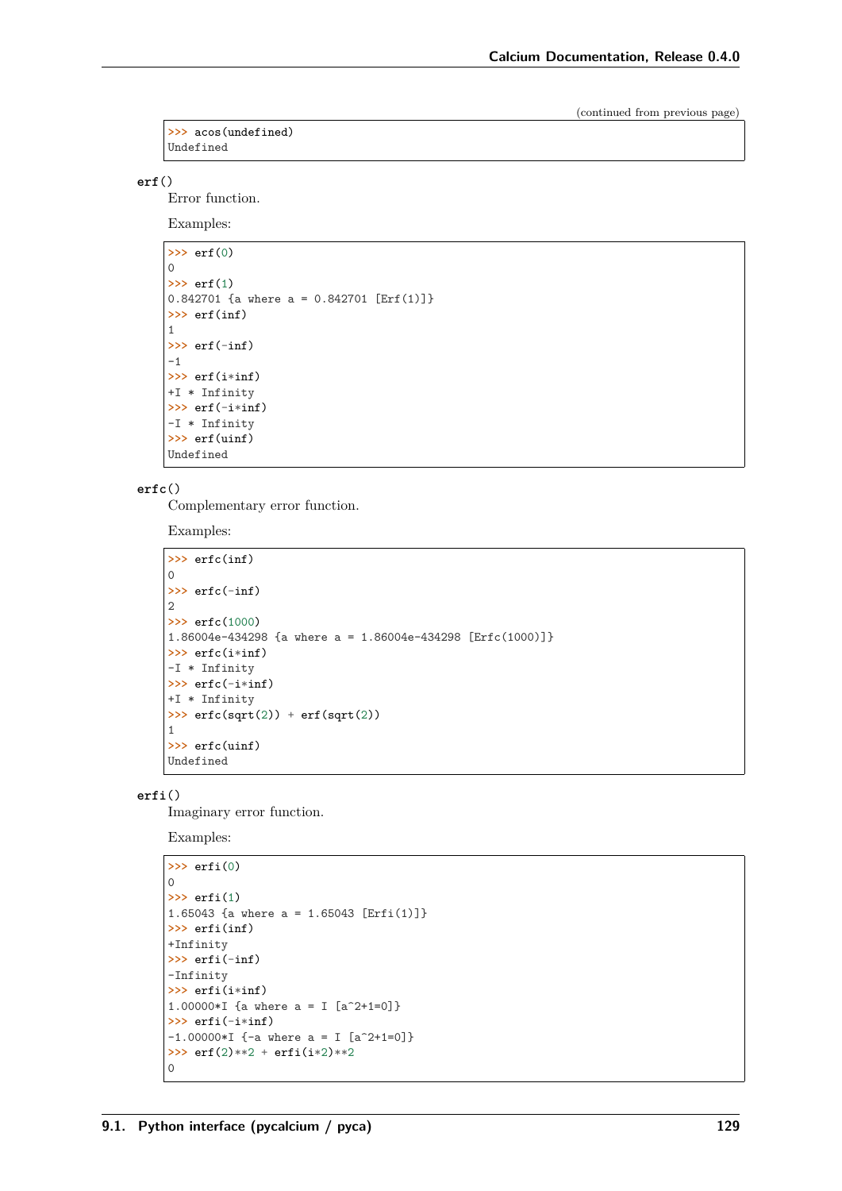(continued from previous page)

```
>>> acos(undefined)
Undefined
```

**erf**()

Error function.

Examples:

```
>>> erf(0)
0
>>> erf(1)
0.842701 {a where a = 0.842701 [Erf(1)]}
>>> erf(inf)
1
>>> erf(-inf)
-1
>>> erf(i*inf)
+I * Infinity
>>> erf(-i*inf)
-I * Infinity
>>> erf(uinf)
Undefined
```

**erfc**()

Complementary error function.

Examples:

```
>>> erfc(inf)
0
>>> erfc(-inf)
2
>>> erfc(1000)
1.86004e-434298 {a where a = 1.86004e-434298 [Erfc(1000)]}
>>> erfc(i*inf)
-I * Infinity
>>> erfc(-i*inf)
+I * Infinity
>>> erfc(sqrt(2)) + erf(sqrt(2))
1
>>> erfc(uinf)
Undefined
```

**erfi**()

Imaginary error function.

Examples:

```
>>> erfi(0)
0
>>> erfi(1)
1.65043 {a where a = 1.65043 [Erfi(1)]}
>>> erfi(inf)
+Infinity
>>> erfi(-inf)
-Infinity
>>> erfi(i*inf)
1.00000*I {a where a = I [a^2+1=0]}
>>> erfi(-i*inf)
-1.00000*I {-a where a = I [a^2+1=0]}
>>> erf(2)**2 + erfi(i*2)**2
0
```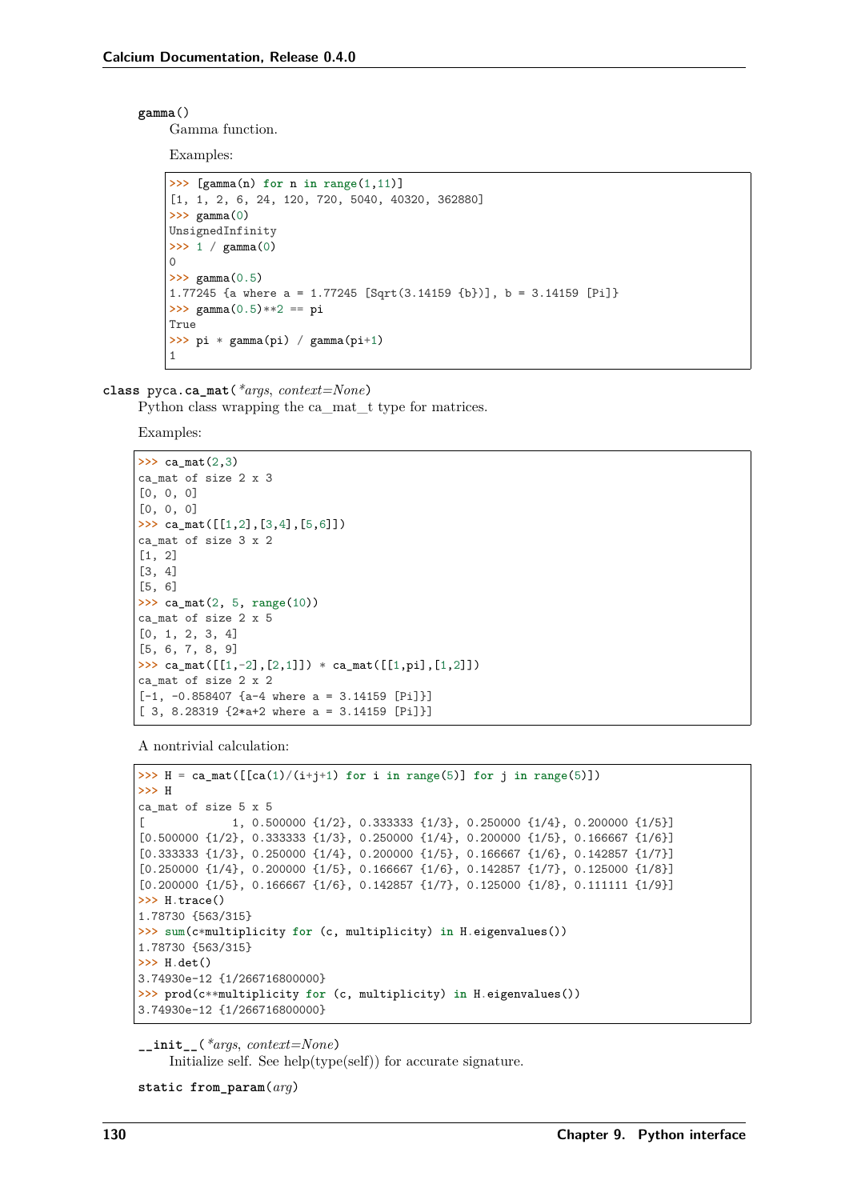**gamma**()

Gamma function.

Examples:

```
>>> [gamma(n) for n in range(1,11)]
[1, 1, 2, 6, 24, 120, 720, 5040, 40320, 362880]
>>> gamma(0)
UnsignedInfinity
>>> 1 / gamma(0)
0
>>> gamma(0.5)
1.77245 {a where a = 1.77245 [Sqrt(3.14159 {b})], b = 3.14159 [Pi]}
>>> gamma(0.5)**2 == pi
True
>>> pi * gamma(pi) / gamma(pi+1)
1
```

**class pyca.ca_mat**(*\*args*, *context=None*)

Python class wrapping the ca_mat_t type for matrices.

Examples:

```
>>> ca_mat(2,3)
ca_mat of size 2 x 3
[0, 0, 0]
[0, 0, 0]
>>> ca_mat([[1,2],[3,4],[5,6]])
ca_mat of size 3 x 2
[1, 2]
[3, 4]
[5, 6]
>>> ca_mat(2, 5, range(10))
ca_mat of size 2 x 5
[0, 1, 2, 3, 4]
[5, 6, 7, 8, 9]
>>> ca_mat([[1,-2],[2,1]]) * ca_mat([[1,pi],[1,2]])
ca_mat of size 2 x 2
[-1, -0.858407 {a-4 where a = 3.14159 [Pi]}]
[ 3, 8.28319 {2*a+2 where a = 3.14159 [Pi]}]
```

A nontrivial calculation:

```
>>> H = ca_mat([[ca(1)/(i+j+1) for i in range(5)] for j in range(5)])
>>> H
ca_mat of size 5 x 5
[             1, 0.500000 {1/2}, 0.333333 {1/3}, 0.250000 {1/4}, 0.200000 {1/5}]
[0.500000 {1/2}, 0.333333 {1/3}, 0.250000 {1/4}, 0.200000 {1/5}, 0.166667 {1/6}]
[0.333333 {1/3}, 0.250000 {1/4}, 0.200000 {1/5}, 0.166667 {1/6}, 0.142857 {1/7}]
[0.250000 {1/4}, 0.200000 {1/5}, 0.166667 {1/6}, 0.142857 {1/7}, 0.125000 {1/8}]
[0.200000 {1/5}, 0.166667 {1/6}, 0.142857 {1/7}, 0.125000 {1/8}, 0.111111 {1/9}]
>>> H.trace()
1.78730 {563/315}
>>> sum(c*multiplicity for (c, multiplicity) in H.eigenvalues())
1.78730 {563/315}
>>> H.det()
3.74930e-12 {1/266716800000}
>>> prod(c**multiplicity for (c, multiplicity) in H.eigenvalues())
3.74930e-12 {1/266716800000}
```

**\_\_init\_\_**(*\*args*, *context=None*)

Initialize self. See help(type(self)) for accurate signature.

**static from_param**(*arg*)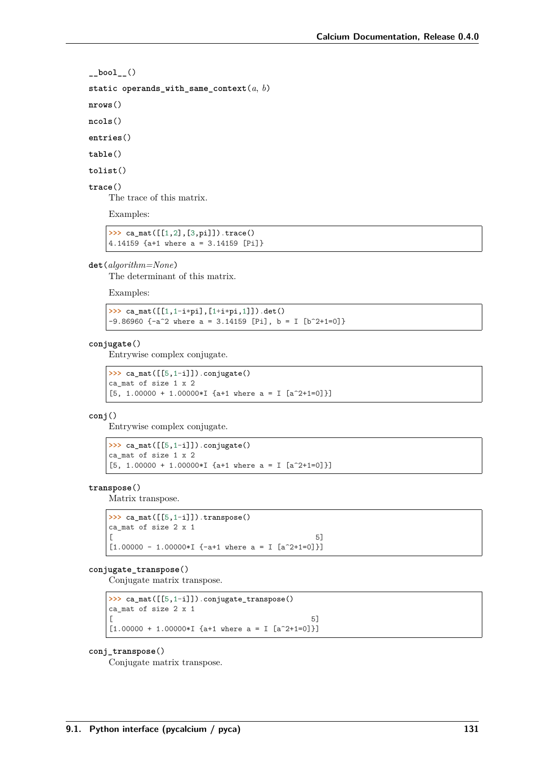**`__bool__()`**

**`static operands_with_same_context(a, b)`**

**`nrows()`**

**`ncols()`**

**`entries()`**

**`table()`**

**`tolist()`**

**`trace()`**

The trace of this matrix.

Examples:

```
>>> ca_mat([[1,2],[3,pi]]).trace()
4.14159 {a+1 where a = 3.14159 [Pi]}
```

**`det(algorithm=None)`**

The determinant of this matrix.

Examples:

```
>>> ca_mat([[1,1-i*pi],[1+i*pi,1]]).det()
-9.86960 {-a^2 where a = 3.14159 [Pi], b = I [b^2+1=0]}
```

**`conjugate()`**

Entrywise complex conjugate.

```
>>> ca_mat([[5,1-i]]).conjugate()
ca_mat of size 1 x 2
[5, 1.00000 + 1.00000*I {a+1 where a = I [a^2+1=0]}]
```

**`conj()`**

Entrywise complex conjugate.

```
>>> ca_mat([[5,1-i]]).conjugate()
ca_mat of size 1 x 2
[5, 1.00000 + 1.00000*I {a+1 where a = I [a^2+1=0]}]
```

**`transpose()`**

Matrix transpose.

```
>>> ca_mat([[5,1-i]]).transpose()
ca_mat of size 2 x 1
[                                                   5]
[1.00000 - 1.00000*I {-a+1 where a = I [a^2+1=0]}]
```

**`conjugate_transpose()`**

Conjugate matrix transpose.

```
>>> ca_mat([[5,1-i]]).conjugate_transpose()
ca_mat of size 2 x 1
[                                                  5]
[1.00000 + 1.00000*I {a+1 where a = I [a^2+1=0]}]
```

**`conj_transpose()`**

Conjugate matrix transpose.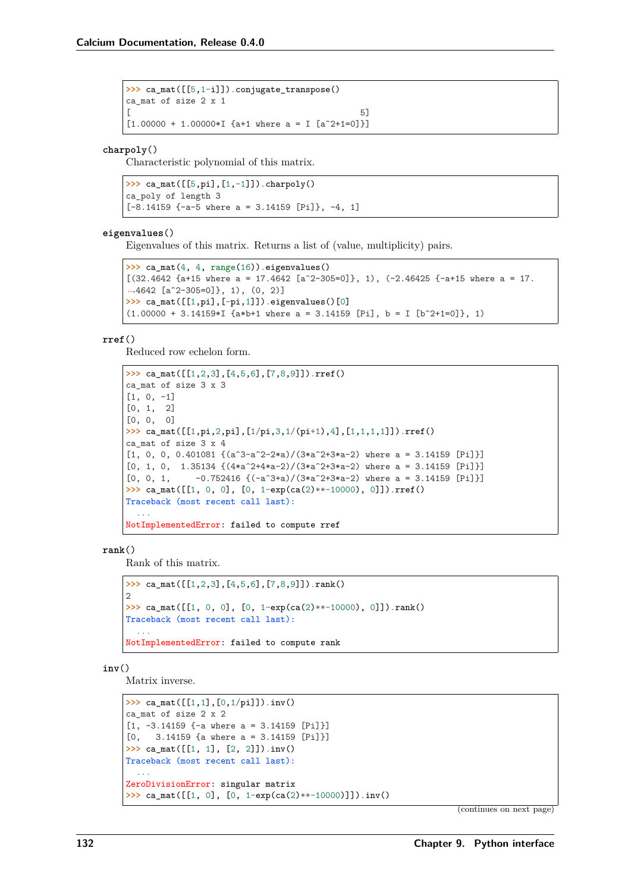```
>>> ca_mat([[5,1-i]]).conjugate_transpose()
ca_mat of size 2 x 1
[                                              5]
[1.00000 + 1.00000*I {a+1 where a = I [a^2+1=0]}]
```

**charpoly()**

Characteristic polynomial of this matrix.

```
>>> ca_mat([[5,pi],[1,-1]]).charpoly()
ca_poly of length 3
[-8.14159 {-a-5 where a = 3.14159 [Pi]}, -4, 1]
```

**eigenvalues()**

Eigenvalues of this matrix. Returns a list of (value, multiplicity) pairs.

```
>>> ca_mat(4, 4, range(16)).eigenvalues()
[(32.4642 {a+15 where a = 17.4642 [a^2-305=0]}, 1), (-2.46425 {-a+15 where a = 17.
↪4642 [a^2-305=0]}, 1), (0, 2)]
>>> ca_mat([[1,pi],[-pi,1]]).eigenvalues()[0]
(1.00000 + 3.14159*I {a*b+1 where a = 3.14159 [Pi], b = I [b^2+1=0]}, 1)
```

**rref()**

Reduced row echelon form.

```
>>> ca_mat([[1,2,3],[4,5,6],[7,8,9]]).rref()
ca_mat of size 3 x 3
[1, 0, -1]
[0, 1,  2]
[0, 0,  0]
>>> ca_mat([[1,pi,2,pi],[1/pi,3,1/(pi+1),4],[1,1,1,1]]).rref()
ca_mat of size 3 x 4
[1, 0, 0, 0.401081 {(a^3-a^2-2*a)/(3*a^2+3*a-2) where a = 3.14159 [Pi]}]
[0, 1, 0,  1.35134 {(4*a^2+4*a-2)/(3*a^2+3*a-2) where a = 3.14159 [Pi]}]
[0, 0, 1,     -0.752416 {(-a^3+a)/(3*a^2+3*a-2) where a = 3.14159 [Pi]}]
>>> ca_mat([[1, 0, 0], [0, 1-exp(ca(2)**-10000), 0]]).rref()
Traceback (most recent call last):
  ...
NotImplementedError: failed to compute rref
```

**rank()**

Rank of this matrix.

```
>>> ca_mat([[1,2,3],[4,5,6],[7,8,9]]).rank()
2
>>> ca_mat([[1, 0, 0], [0, 1-exp(ca(2)**-10000), 0]]).rank()
Traceback (most recent call last):
  ...
NotImplementedError: failed to compute rank
```

**inv()**

Matrix inverse.

```
>>> ca_mat([[1,1],[0,1/pi]]).inv()
ca_mat of size 2 x 2
[1, -3.14159 {-a where a = 3.14159 [Pi]}]
[0,   3.14159 {a where a = 3.14159 [Pi]}]
>>> ca_mat([[1, 1], [2, 2]]).inv()
Traceback (most recent call last):
  ...
ZeroDivisionError: singular matrix
>>> ca_mat([[1, 0], [0, 1-exp(ca(2)**-10000)]]).inv()
```

(continues on next page)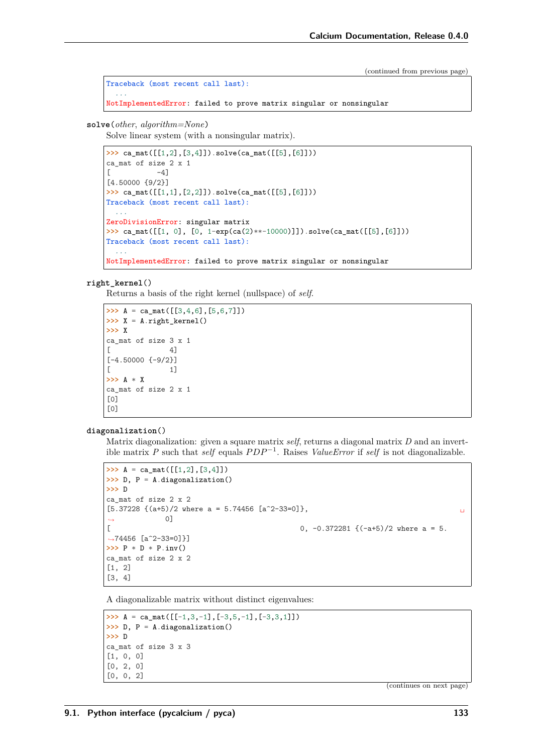(continued from previous page)

```
Traceback (most recent call last):
  ...
NotImplementedError: failed to prove matrix singular or nonsingular
```

**solve**(*other*, *algorithm=None*)

Solve linear system (with a nonsingular matrix).

```
>>> ca_mat([[1,2],[3,4]]).solve(ca_mat([[5],[6]]))
ca_mat of size 2 x 1
[          -4]
[4.50000 {9/2}]
>>> ca_mat([[1,1],[2,2]]).solve(ca_mat([[5],[6]]))
Traceback (most recent call last):
  ...
ZeroDivisionError: singular matrix
>>> ca_mat([[1, 0], [0, 1-exp(ca(2)**-10000)]]).solve(ca_mat([[5],[6]]))
Traceback (most recent call last):
  ...
NotImplementedError: failed to prove matrix singular or nonsingular
```

**right_kernel**()

Returns a basis of the right kernel (nullspace) of *self*.

```
>>> A = ca_mat([[3,4,6],[5,6,7]])
>>> X = A.right_kernel()
>>> X
ca_mat of size 3 x 1
[              4]
[-4.50000 {-9/2}]
[              1]
>>> A * X
ca_mat of size 2 x 1
[0]
[0]
```

**diagonalization**()

Matrix diagonalization: given a square matrix *self*, returns a diagonal matrix $D$ and an invertible matrix $P$ such that *self* equals $PDP^{-1}$. Raises *ValueError* if *self* is not diagonalizable.

```
>>> A = ca_mat([[1,2],[3,4]])
>>> D, P = A.diagonalization()
>>> D
ca_mat of size 2 x 2
[5.37228 {(a+5)/2 where a = 5.74456 [a^2-33=0]},
↪             0]
[                                             0, -0.372281 {(-a+5)/2 where a = 5.
↪74456 [a^2-33=0]}]
>>> P * D * P.inv()
ca_mat of size 2 x 2
[1, 2]
[3, 4]
```

A diagonalizable matrix without distinct eigenvalues:

```
>>> A = ca_mat([[-1,3,-1],[-3,5,-1],[-3,3,1]])
>>> D, P = A.diagonalization()
>>> D
ca_mat of size 3 x 3
[1, 0, 0]
[0, 2, 0]
[0, 0, 2]
```

(continues on next page)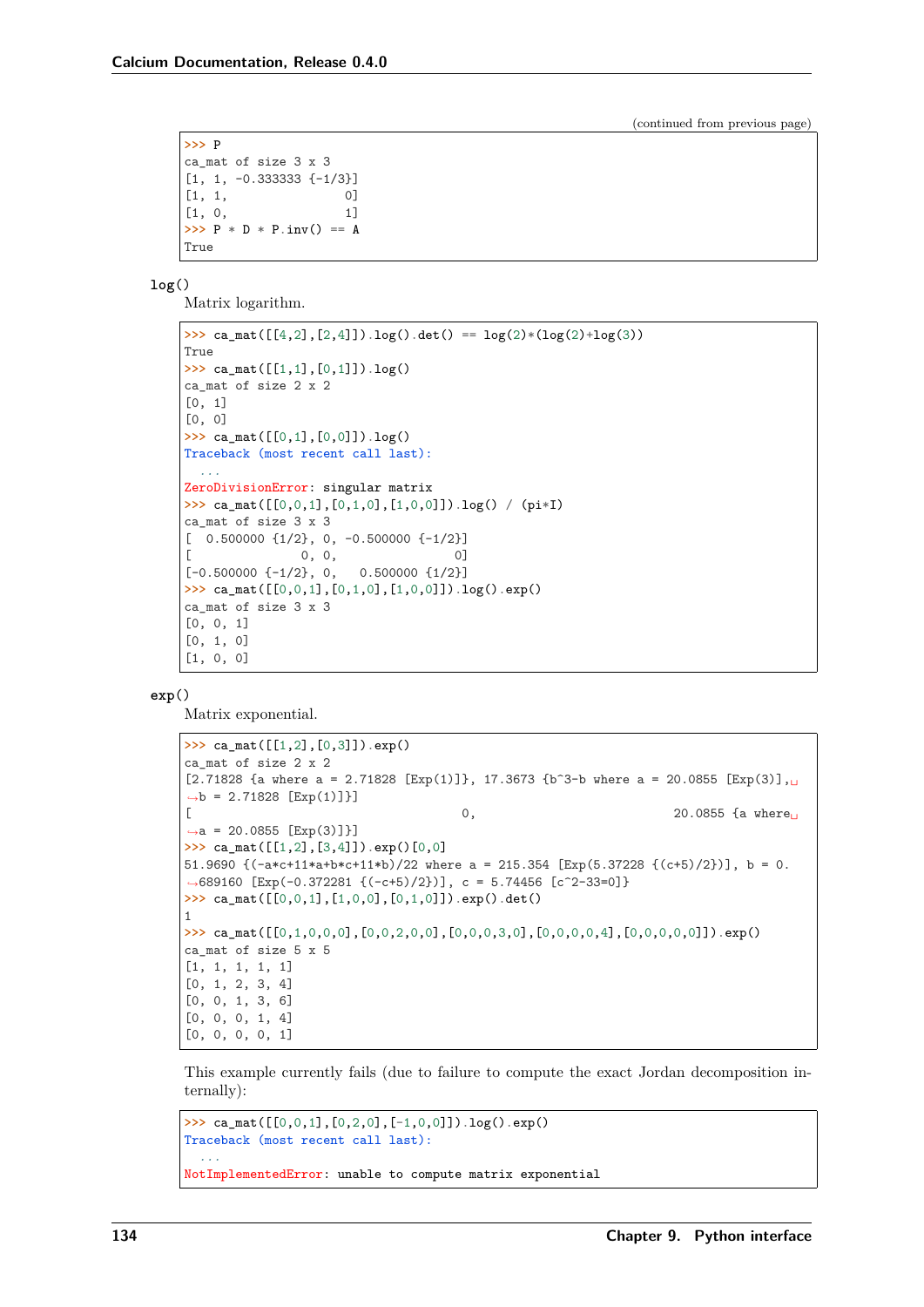(continued from previous page)

```
>>> P
ca_mat of size 3 x 3
[1, 1, -0.333333 {-1/3}]
[1, 1,                0]
[1, 0,                1]
>>> P * D * P.inv() == A
True
```

`log()`

Matrix logarithm.

```
>>> ca_mat([[4,2],[2,4]]).log().det() == log(2)*(log(2)+log(3))
True
>>> ca_mat([[1,1],[0,1]]).log()
ca_mat of size 2 x 2
[0, 1]
[0, 0]
>>> ca_mat([[0,1],[0,0]]).log()
Traceback (most recent call last):
  ...
ZeroDivisionError: singular matrix
>>> ca_mat([[0,0,1],[0,1,0],[1,0,0]]).log() / (pi*I)
ca_mat of size 3 x 3
[  0.500000 {1/2}, 0, -0.500000 {-1/2}]
[               0, 0,                0]
[-0.500000 {-1/2}, 0,   0.500000 {1/2}]
>>> ca_mat([[0,0,1],[0,1,0],[1,0,0]]).log().exp()
ca_mat of size 3 x 3
[0, 0, 1]
[0, 1, 0]
[1, 0, 0]
```

`exp()`

Matrix exponential.

```
>>> ca_mat([[1,2],[0,3]]).exp()
ca_mat of size 2 x 2
[2.71828 {a where a = 2.71828 [Exp(1)]}, 17.3673 {b^3-b where a = 20.0855 [Exp(3)],␣
↪b = 2.71828 [Exp(1)]}]
[                                    0,                            20.0855 {a where␣
↪a = 20.0855 [Exp(3)]}]
>>> ca_mat([[1,2],[3,4]]).exp()[0,0]
51.9690 {(-a*c+11*a+b*c+11*b)/22 where a = 215.354 [Exp(5.37228 {(c+5)/2})], b = 0.
↪689160 [Exp(-0.372281 {(-c+5)/2})], c = 5.74456 [c^2-33=0]}
>>> ca_mat([[0,0,1],[1,0,0],[0,1,0]]).exp().det()
1
>>> ca_mat([[0,1,0,0,0],[0,0,2,0,0],[0,0,0,3,0],[0,0,0,0,4],[0,0,0,0,0]]).exp()
ca_mat of size 5 x 5
[1, 1, 1, 1, 1]
[0, 1, 2, 3, 4]
[0, 0, 1, 3, 6]
[0, 0, 0, 1, 4]
[0, 0, 0, 0, 1]
```

This example currently fails (due to failure to compute the exact Jordan decomposition internally):

```
>>> ca_mat([[0,0,1],[0,2,0],[-1,0,0]]).log().exp()
Traceback (most recent call last):
  ...
NotImplementedError: unable to compute matrix exponential
```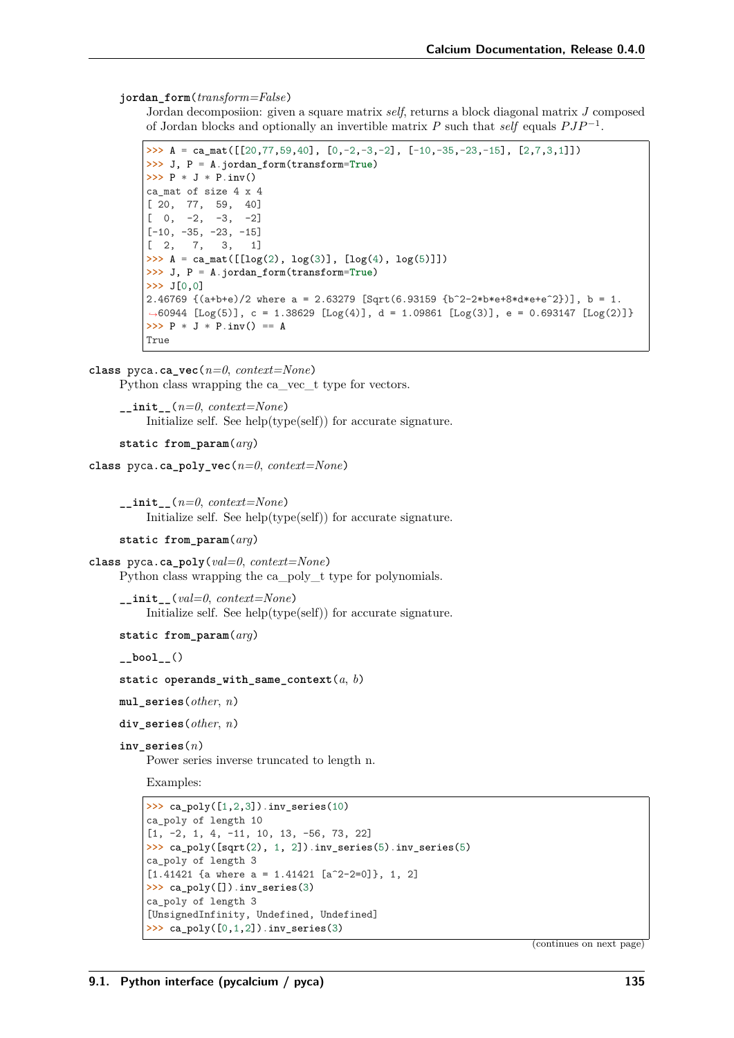**jordan_form**(*transform=False*)

Jordan decomposiion: given a square matrix *self*, returns a block diagonal matrix $J$ composed of Jordan blocks and optionally an invertible matrix $P$ such that *self* equals $PJP^{-1}$.

```
>>> A = ca_mat([[20,77,59,40], [0,-2,-3,-2], [-10,-35,-23,-15], [2,7,3,1]])
>>> J, P = A.jordan_form(transform=True)
>>> P * J * P.inv()
ca_mat of size 4 x 4
[ 20,  77,  59,  40]
[  0,  -2,  -3,  -2]
[-10, -35, -23, -15]
[  2,   7,   3,   1]
>>> A = ca_mat([[log(2), log(3)], [log(4), log(5)]])
>>> J, P = A.jordan_form(transform=True)
>>> J[0,0]
2.46769 {(a+b+e)/2 where a = 2.63279 [Sqrt(6.93159 {b^2-2*b*e+8*d*e+e^2})], b = 1.
↪60944 [Log(5)], c = 1.38629 [Log(4)], d = 1.09861 [Log(3)], e = 0.693147 [Log(2)]}
>>> P * J * P.inv() == A
True
```

**class pyca.ca_vec**(*n=0*, *context=None*)

Python class wrapping the ca_vec_t type for vectors.

**__init__**(*n=0*, *context=None*)

Initialize self. See help(type(self)) for accurate signature.

**static from_param**(*arg*)

**class pyca.ca_poly_vec**(*n=0*, *context=None*)

**__init__**(*n=0*, *context=None*)

Initialize self. See help(type(self)) for accurate signature.

**static from_param**(*arg*)

**class pyca.ca_poly**(*val=0*, *context=None*)

Python class wrapping the ca_poly_t type for polynomials.

**__init__**(*val=0*, *context=None*)

Initialize self. See help(type(self)) for accurate signature.

**static from_param**(*arg*)

**__bool__**()

**static operands_with_same_context**(*a*, *b*)

**mul_series**(*other*, *n*)

**div_series**(*other*, *n*)

**inv_series**(*n*)

Power series inverse truncated to length n.

Examples:

```
>>> ca_poly([1,2,3]).inv_series(10)
ca_poly of length 10
[1, -2, 1, 4, -11, 10, 13, -56, 73, 22]
>>> ca_poly([sqrt(2), 1, 2]).inv_series(5).inv_series(5)
ca_poly of length 3
[1.41421 {a where a = 1.41421 [a^2-2=0]}, 1, 2]
>>> ca_poly([]).inv_series(3)
ca_poly of length 3
[UnsignedInfinity, Undefined, Undefined]
>>> ca_poly([0,1,2]).inv_series(3)
```

(continues on next page)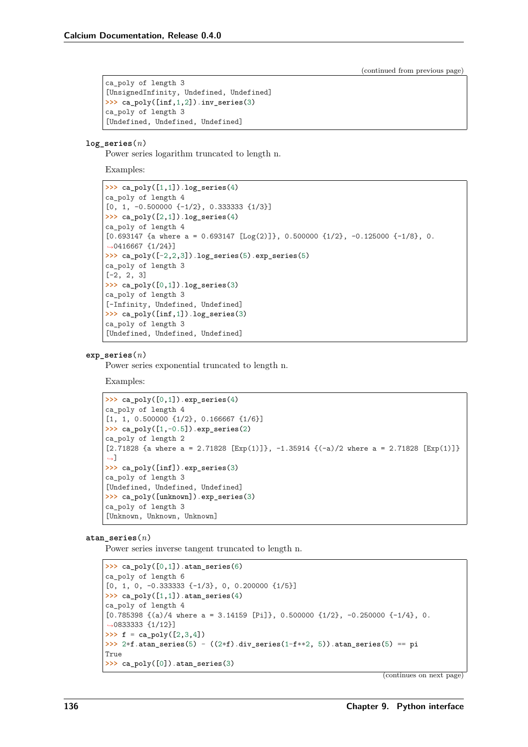(continued from previous page)

```
ca_poly of length 3
[UnsignedInfinity, Undefined, Undefined]
>>> ca_poly([inf,1,2]).inv_series(3)
ca_poly of length 3
[Undefined, Undefined, Undefined]
```

**log_series**(*n*)

Power series logarithm truncated to length n.

Examples:

```
>>> ca_poly([1,1]).log_series(4)
ca_poly of length 4
[0, 1, -0.500000 {-1/2}, 0.333333 {1/3}]
>>> ca_poly([2,1]).log_series(4)
ca_poly of length 4
[0.693147 {a where a = 0.693147 [Log(2)]}, 0.500000 {1/2}, -0.125000 {-1/8}, 0.
↪0416667 {1/24}]
>>> ca_poly([-2,2,3]).log_series(5).exp_series(5)
ca_poly of length 3
[-2, 2, 3]
>>> ca_poly([0,1]).log_series(3)
ca_poly of length 3
[-Infinity, Undefined, Undefined]
>>> ca_poly([inf,1]).log_series(3)
ca_poly of length 3
[Undefined, Undefined, Undefined]
```

**exp_series**(*n*)

Power series exponential truncated to length n.

Examples:

```
>>> ca_poly([0,1]).exp_series(4)
ca_poly of length 4
[1, 1, 0.500000 {1/2}, 0.166667 {1/6}]
>>> ca_poly([1,-0.5]).exp_series(2)
ca_poly of length 2
[2.71828 {a where a = 2.71828 [Exp(1)]}, -1.35914 {(-a)/2 where a = 2.71828 [Exp(1)]}
↪]
>>> ca_poly([inf]).exp_series(3)
ca_poly of length 3
[Undefined, Undefined, Undefined]
>>> ca_poly([unknown]).exp_series(3)
ca_poly of length 3
[Unknown, Unknown, Unknown]
```

**atan_series**(*n*)

Power series inverse tangent truncated to length n.

```
>>> ca_poly([0,1]).atan_series(6)
ca_poly of length 6
[0, 1, 0, -0.333333 {-1/3}, 0, 0.200000 {1/5}]
>>> ca_poly([1,1]).atan_series(4)
ca_poly of length 4
[0.785398 {(a)/4 where a = 3.14159 [Pi]}, 0.500000 {1/2}, -0.250000 {-1/4}, 0.
↪0833333 {1/12}]
>>> f = ca_poly([2,3,4])
>>> 2*f.atan_series(5) - ((2*f).div_series(1-f**2, 5)).atan_series(5) == pi
True
>>> ca_poly([0]).atan_series(3)
```

(continues on next page)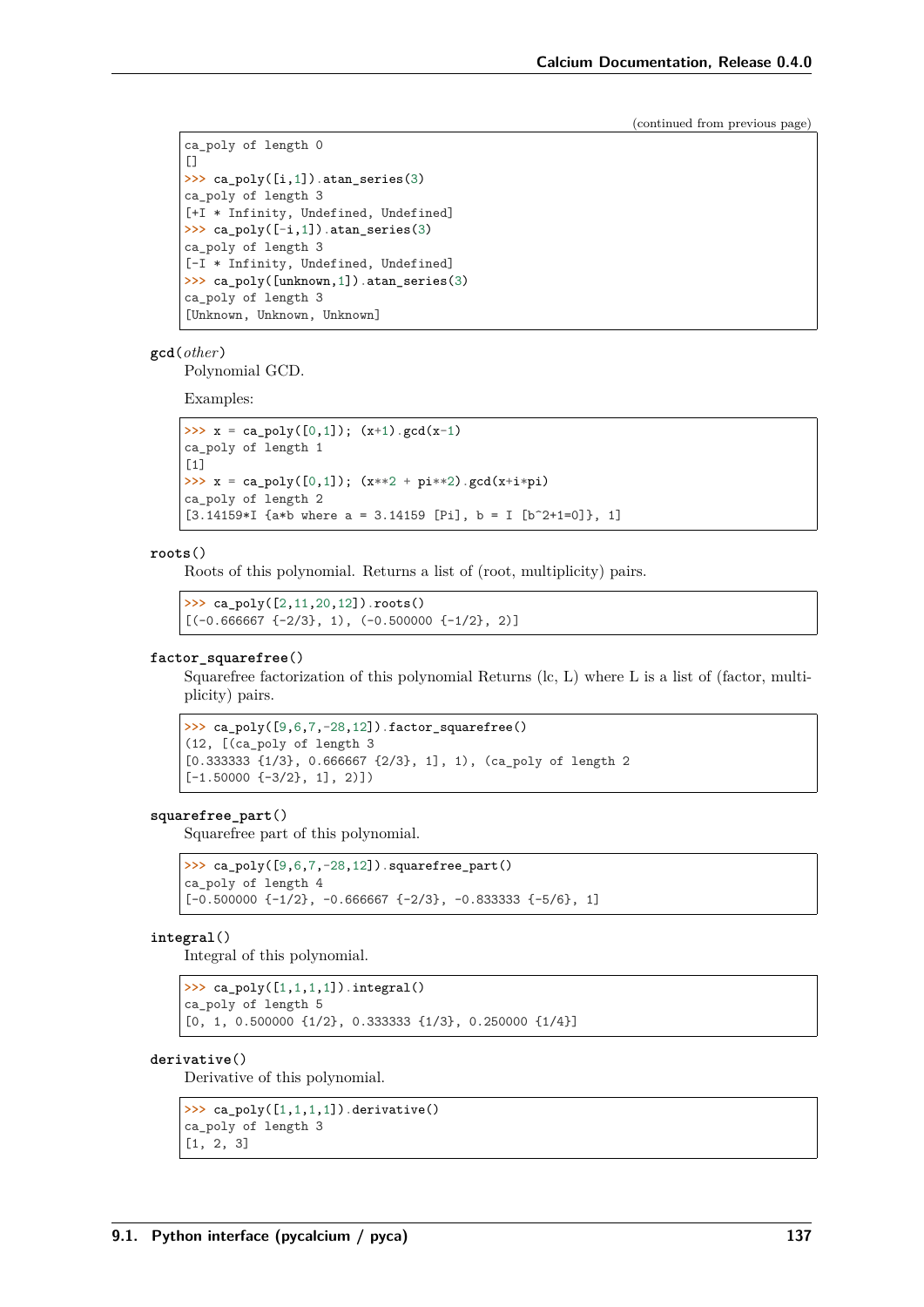(continued from previous page)

```
ca_poly of length 0
[]
>>> ca_poly([i,1]).atan_series(3)
ca_poly of length 3
[+I * Infinity, Undefined, Undefined]
>>> ca_poly([-i,1]).atan_series(3)
ca_poly of length 3
[-I * Infinity, Undefined, Undefined]
>>> ca_poly([unknown,1]).atan_series(3)
ca_poly of length 3
[Unknown, Unknown, Unknown]
```

**gcd**(*other*)

Polynomial GCD.

Examples:

```
>>> x = ca_poly([0,1]); (x+1).gcd(x-1)
ca_poly of length 1
[1]
>>> x = ca_poly([0,1]); (x**2 + pi**2).gcd(x+i*pi)
ca_poly of length 2
[3.14159*I {a*b where a = 3.14159 [Pi], b = I [b^2+1=0]}, 1]
```

**roots**()

Roots of this polynomial. Returns a list of (root, multiplicity) pairs.

```
>>> ca_poly([2,11,20,12]).roots()
[(-0.666667 {-2/3}, 1), (-0.500000 {-1/2}, 2)]
```

**factor_squarefree**()

Squarefree factorization of this polynomial Returns (lc, L) where L is a list of (factor, multiplicity) pairs.

```
>>> ca_poly([9,6,7,-28,12]).factor_squarefree()
(12, [(ca_poly of length 3
[0.333333 {1/3}, 0.666667 {2/3}, 1], 1), (ca_poly of length 2
[-1.50000 {-3/2}, 1], 2)])
```

**squarefree_part**()

Squarefree part of this polynomial.

```
>>> ca_poly([9,6,7,-28,12]).squarefree_part()
ca_poly of length 4
[-0.500000 {-1/2}, -0.666667 {-2/3}, -0.833333 {-5/6}, 1]
```

**integral**()

Integral of this polynomial.

```
>>> ca_poly([1,1,1,1]).integral()
ca_poly of length 5
[0, 1, 0.500000 {1/2}, 0.333333 {1/3}, 0.250000 {1/4}]
```

**derivative**()

Derivative of this polynomial.

```
>>> ca_poly([1,1,1,1]).derivative()
ca_poly of length 3
[1, 2, 3]
```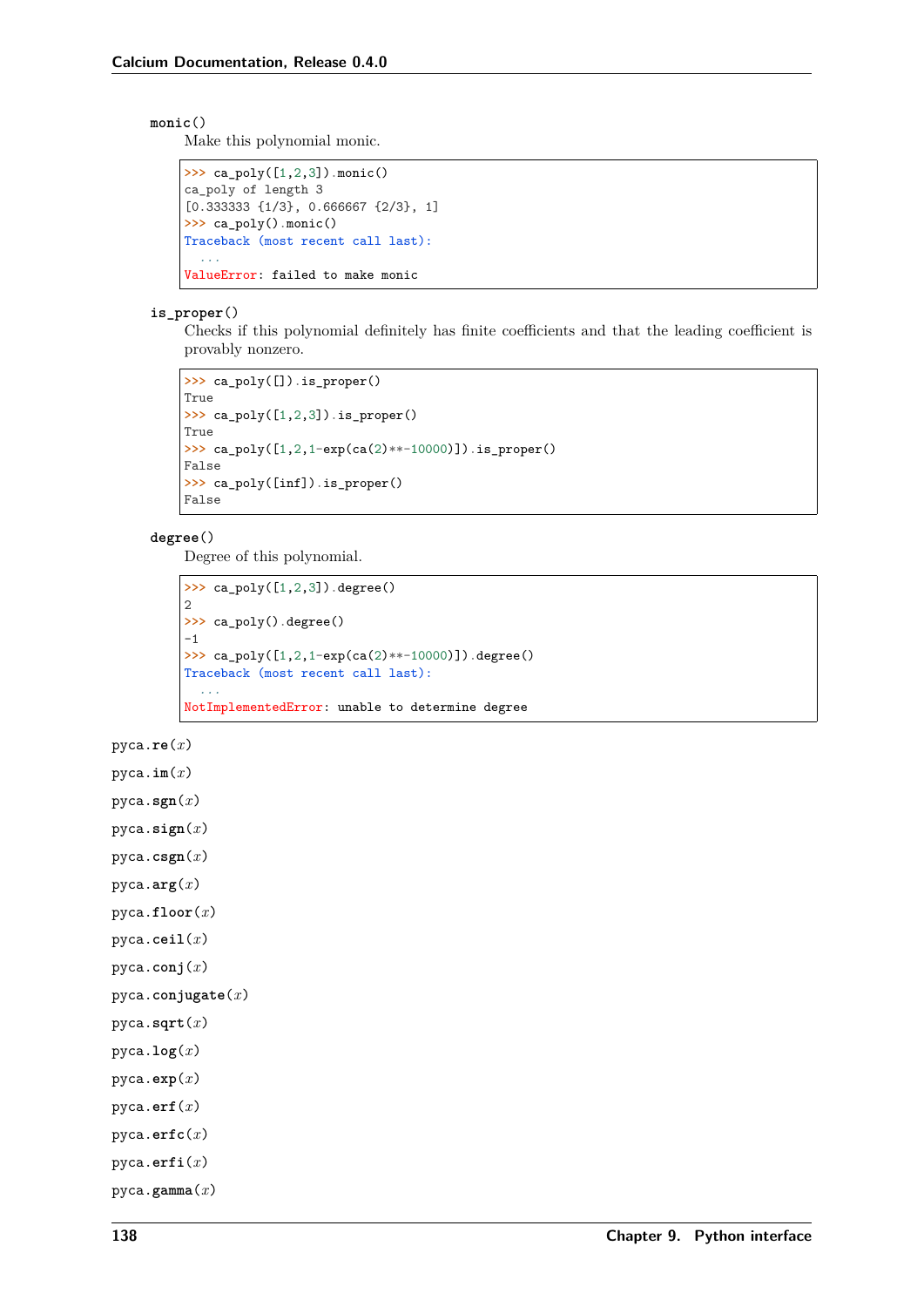**monic**()

Make this polynomial monic.

```
>>> ca_poly([1,2,3]).monic()
ca_poly of length 3
[0.333333 {1/3}, 0.666667 {2/3}, 1]
>>> ca_poly().monic()
Traceback (most recent call last):
  ...
ValueError: failed to make monic
```

**is_proper**()

Checks if this polynomial definitely has finite coefficients and that the leading coefficient is provably nonzero.

```
>>> ca_poly([]).is_proper()
True
>>> ca_poly([1,2,3]).is_proper()
True
>>> ca_poly([1,2,1-exp(ca(2)**-10000)]).is_proper()
False
>>> ca_poly([inf]).is_proper()
False
```

**degree**()

Degree of this polynomial.

```
>>> ca_poly([1,2,3]).degree()
2
>>> ca_poly().degree()
-1
>>> ca_poly([1,2,1-exp(ca(2)**-10000)]).degree()
Traceback (most recent call last):
  ...
NotImplementedError: unable to determine degree
```

pyca.**re**($x$)

pyca.**im**($x$)

pyca.**sgn**($x$)

pyca.**sign**($x$)

pyca.**csgn**($x$)

pyca.**arg**($x$)

pyca.**floor**($x$)

pyca.**ceil**($x$)

pyca.**conj**($x$)

pyca.**conjugate**($x$)

pyca.**sqrt**($x$)

pyca.**log**($x$)

pyca.**exp**($x$)

pyca.**erf**($x$)

pyca.**erfc**($x$)

pyca.**erfi**($x$)

pyca.**gamma**($x$)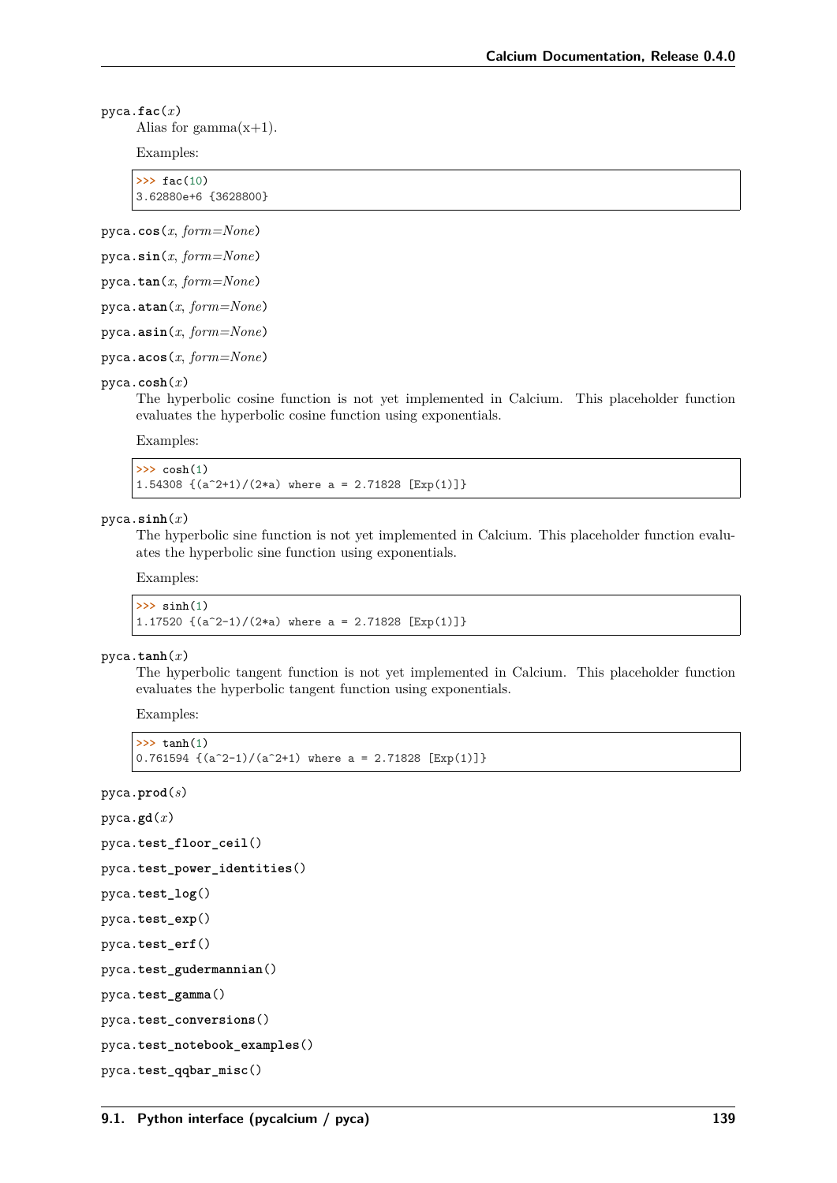pyca.**fac**(*x*)

Alias for gamma(x+1).

Examples:

```
>>> fac(10)
3.62880e+6 {3628800}
```

pyca.**cos**(*x*, *form=None*)

pyca.**sin**(*x*, *form=None*)

pyca.**tan**(*x*, *form=None*)

pyca.**atan**(*x*, *form=None*)

pyca.**asin**(*x*, *form=None*)

pyca.**acos**(*x*, *form=None*)

pyca.**cosh**(*x*)

The hyperbolic cosine function is not yet implemented in Calcium. This placeholder function evaluates the hyperbolic cosine function using exponentials.

Examples:

```
>>> cosh(1)
1.54308 {(a^2+1)/(2*a) where a = 2.71828 [Exp(1)]}
```

pyca.**sinh**(*x*)

The hyperbolic sine function is not yet implemented in Calcium. This placeholder function evaluates the hyperbolic sine function using exponentials.

Examples:

```
>>> sinh(1)
1.17520 {(a^2-1)/(2*a) where a = 2.71828 [Exp(1)]}
```

pyca.**tanh**(*x*)

The hyperbolic tangent function is not yet implemented in Calcium. This placeholder function evaluates the hyperbolic tangent function using exponentials.

Examples:

```
>>> tanh(1)
0.761594 {(a^2-1)/(a^2+1) where a = 2.71828 [Exp(1)]}
```

pyca.**prod**(*s*)

pyca.**gd**(*x*)

pyca.**test_floor_ceil**()

pyca.**test_power_identities**()

pyca.**test_log**()

pyca.**test_exp**()

pyca.**test_erf**()

pyca.**test_gudermannian**()

pyca.**test_gamma**()

pyca.**test_conversions**()

pyca.**test_notebook_examples**()

pyca.**test_qqbar_misc**()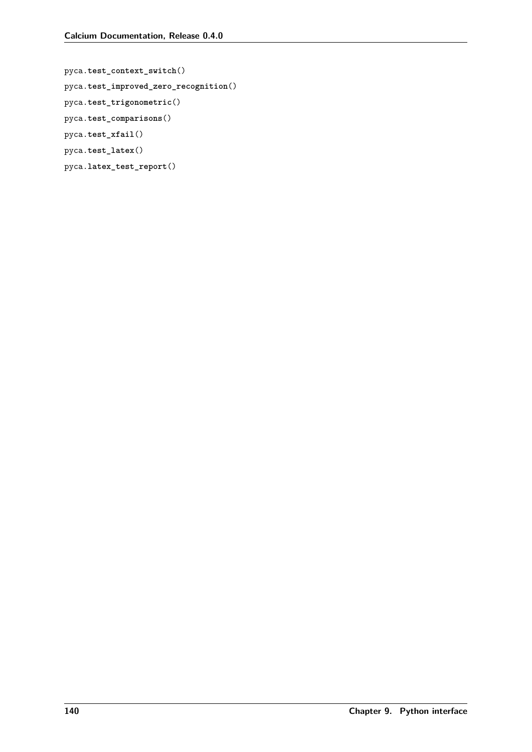pyca.**test_context_switch**()

pyca.**test_improved_zero_recognition**()

pyca.**test_trigonometric**()

pyca.**test_comparisons**()

pyca.**test_xfail**()

pyca.**test_latex**()

pyca.**latex_test_report**()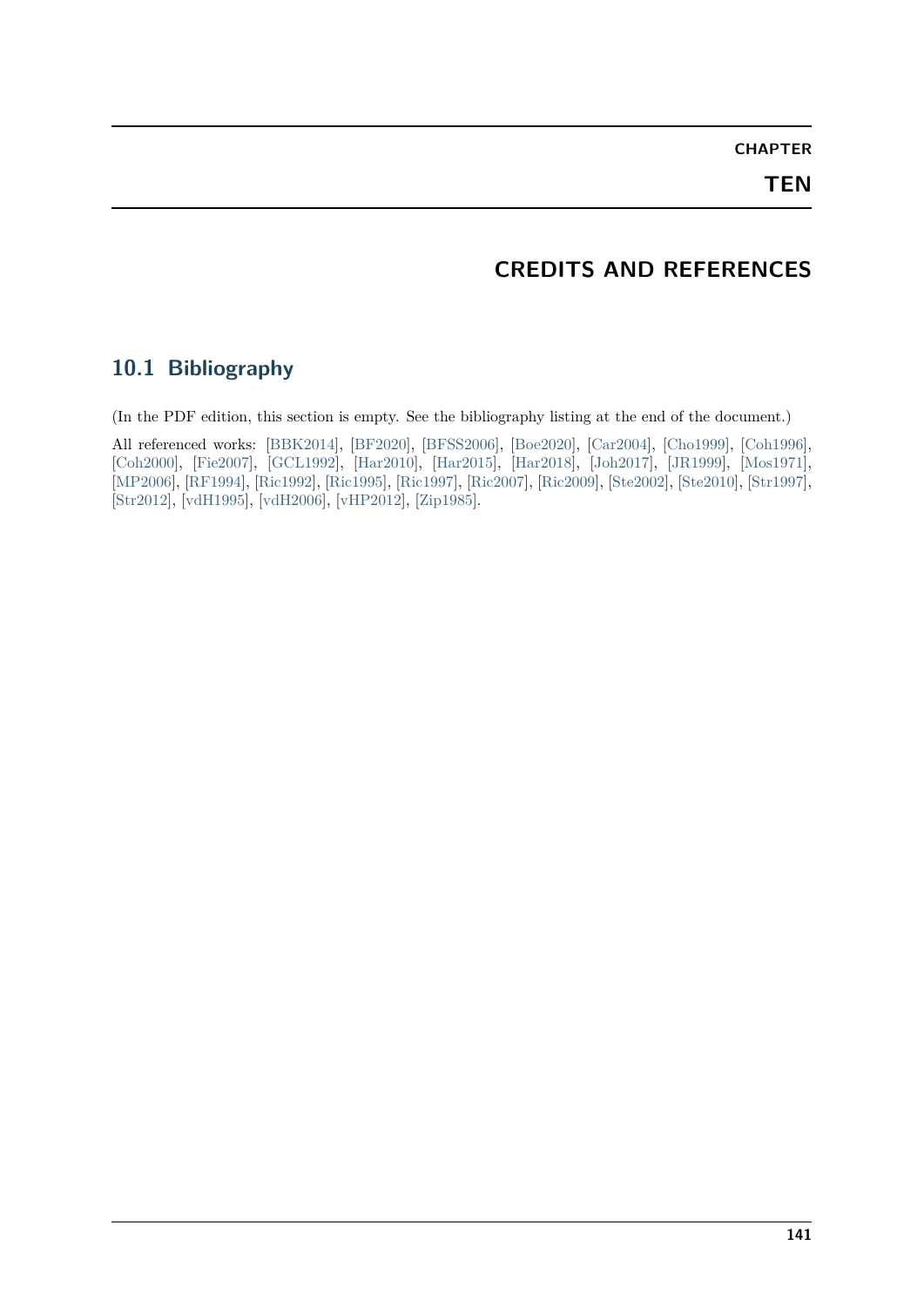# CHAPTER TEN

# CREDITS AND REFERENCES

## 10.1 Bibliography

(In the PDF edition, this section is empty. See the bibliography listing at the end of the document.)

All referenced works: [BBK2014], [BF2020], [BFSS2006], [Boe2020], [Car2004], [Cho1999], [Coh1996], [Coh2000], [Fie2007], [GCL1992], [Har2010], [Har2015], [Har2018], [Joh2017], [JR1999], [Mos1971], [MP2006], [RF1994], [Ric1992], [Ric1995], [Ric1997], [Ric2007], [Ric2009], [Ste2002], [Ste2010], [Str1997], [Str2012], [vdH1995], [vdH2006], [vHP2012], [Zip1985].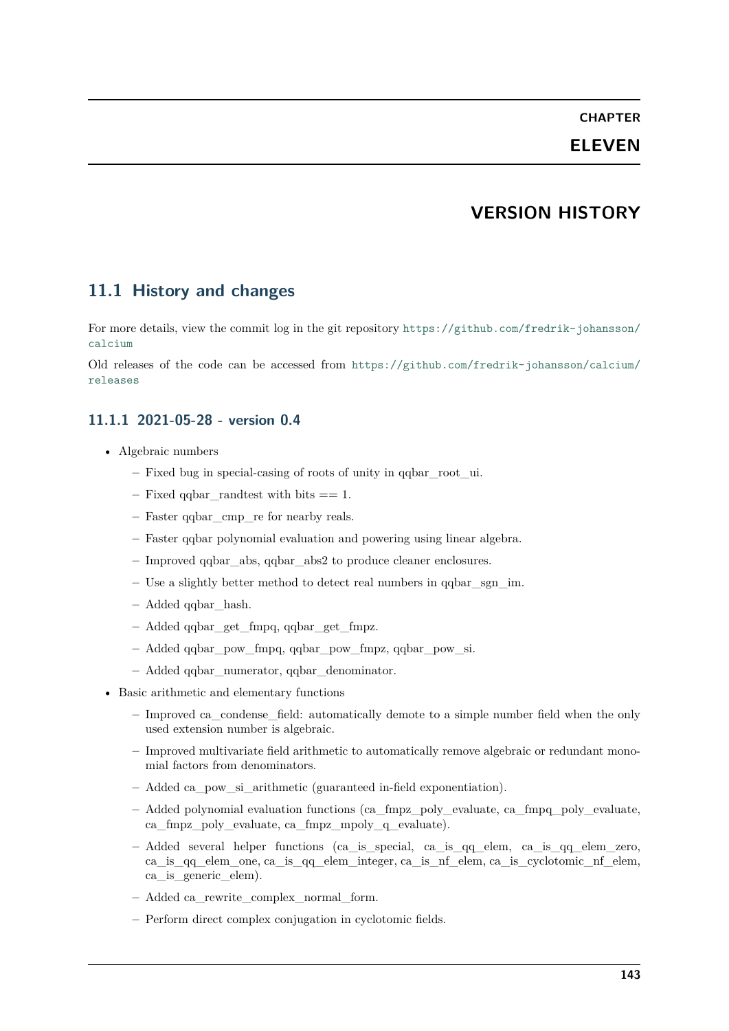# CHAPTER ELEVEN

# VERSION HISTORY

## 11.1 History and changes

For more details, view the commit log in the git repository https://github.com/fredrik-johansson/calcium

Old releases of the code can be accessed from https://github.com/fredrik-johansson/calcium/releases

### 11.1.1 2021-05-28 - version 0.4

- Algebraic numbers
  - Fixed bug in special-casing of roots of unity in qqbar_root_ui.
  - Fixed qqbar_randtest with bits == 1.
  - Faster qqbar_cmp_re for nearby reals.
  - Faster qqbar polynomial evaluation and powering using linear algebra.
  - Improved qqbar_abs, qqbar_abs2 to produce cleaner enclosures.
  - Use a slightly better method to detect real numbers in qqbar_sgn_im.
  - Added qqbar_hash.
  - Added qqbar_get_fmpq, qqbar_get_fmpz.
  - Added qqbar_pow_fmpq, qqbar_pow_fmpz, qqbar_pow_si.
  - Added qqbar_numerator, qqbar_denominator.
- Basic arithmetic and elementary functions
  - Improved ca_condense_field: automatically demote to a simple number field when the only used extension number is algebraic.
  - Improved multivariate field arithmetic to automatically remove algebraic or redundant monomial factors from denominators.
  - Added ca_pow_si_arithmetic (guaranteed in-field exponentiation).
  - Added polynomial evaluation functions (ca_fmpz_poly_evaluate, ca_fmpq_poly_evaluate, ca_fmpz_poly_evaluate, ca_fmpz_mpoly_q_evaluate).
  - Added several helper functions (ca_is_special, ca_is_qq_elem, ca_is_qq_elem_zero, ca_is_qq_elem_one, ca_is_qq_elem_integer, ca_is_nf_elem, ca_is_cyclotomic_nf_elem, ca_is_generic_elem).
  - Added ca_rewrite_complex_normal_form.
  - Perform direct complex conjugation in cyclotomic fields.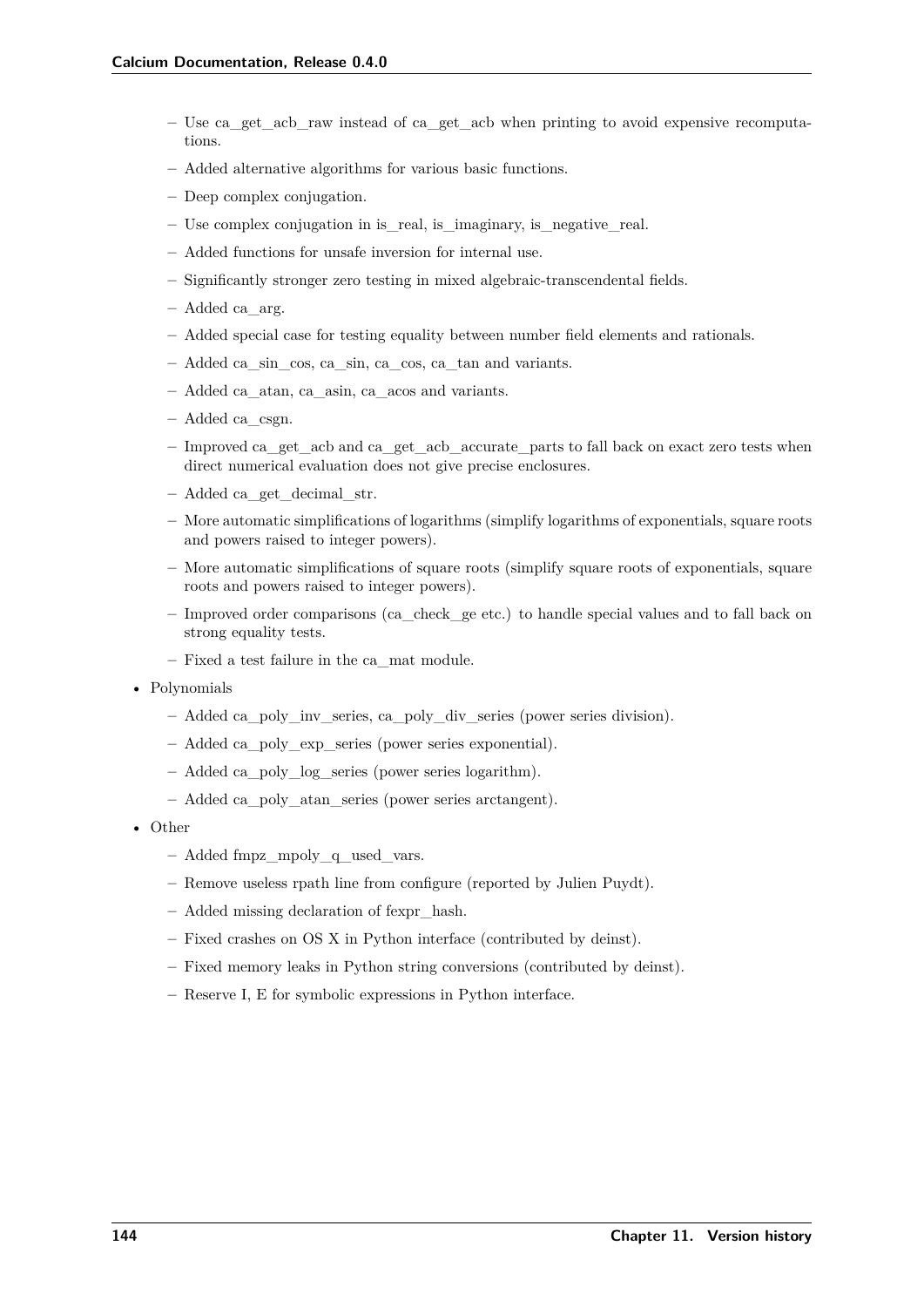- Use ca_get_acb_raw instead of ca_get_acb when printing to avoid expensive recomputations.
  - Added alternative algorithms for various basic functions.
  - Deep complex conjugation.
  - Use complex conjugation in is_real, is_imaginary, is_negative_real.
  - Added functions for unsafe inversion for internal use.
  - Significantly stronger zero testing in mixed algebraic-transcendental fields.
  - Added ca_arg.
  - Added special case for testing equality between number field elements and rationals.
  - Added ca_sin_cos, ca_sin, ca_cos, ca_tan and variants.
  - Added ca_atan, ca_asin, ca_acos and variants.
  - Added ca_csgn.
  - Improved ca_get_acb and ca_get_acb_accurate_parts to fall back on exact zero tests when direct numerical evaluation does not give precise enclosures.
  - Added ca_get_decimal_str.
  - More automatic simplifications of logarithms (simplify logarithms of exponentials, square roots and powers raised to integer powers).
  - More automatic simplifications of square roots (simplify square roots of exponentials, square roots and powers raised to integer powers).
  - Improved order comparisons (ca_check_ge etc.) to handle special values and to fall back on strong equality tests.
  - Fixed a test failure in the ca_mat module.
- Polynomials
  - Added ca_poly_inv_series, ca_poly_div_series (power series division).
  - Added ca_poly_exp_series (power series exponential).
  - Added ca_poly_log_series (power series logarithm).
  - Added ca_poly_atan_series (power series arctangent).
- Other
  - Added fmpz_mpoly_q_used_vars.
  - Remove useless rpath line from configure (reported by Julien Puydt).
  - Added missing declaration of fexpr_hash.
  - Fixed crashes on OS X in Python interface (contributed by deinst).
  - Fixed memory leaks in Python string conversions (contributed by deinst).
  - Reserve I, E for symbolic expressions in Python interface.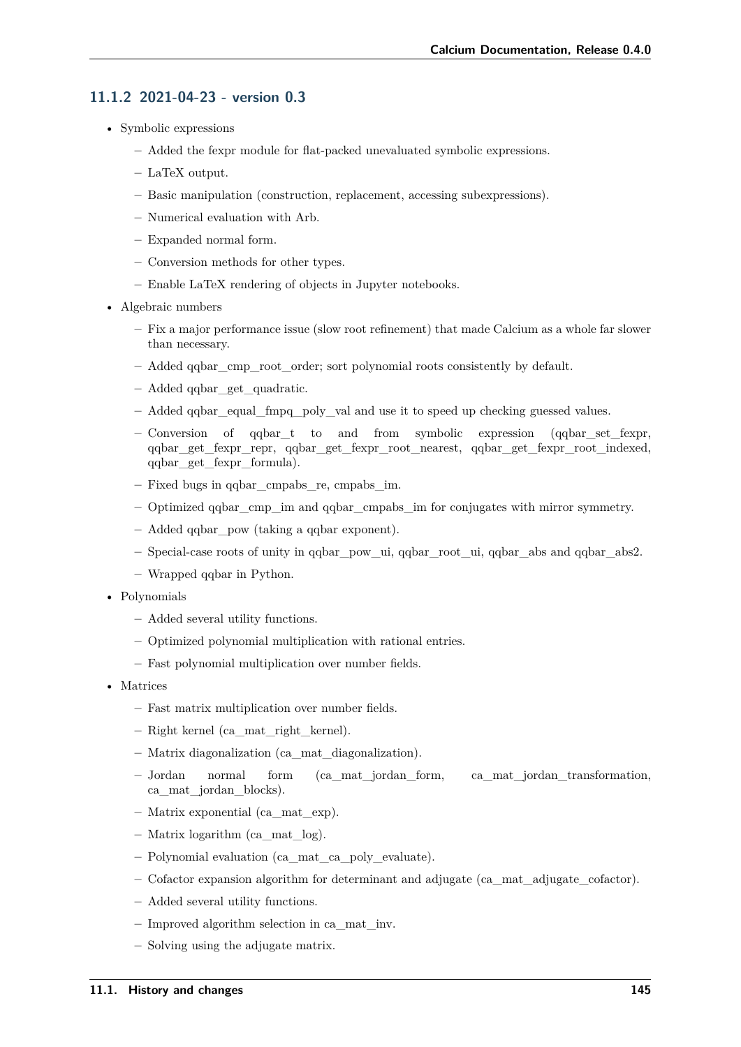### 11.1.2 2021-04-23 - version 0.3

- Symbolic expressions
  - Added the fexpr module for flat-packed unevaluated symbolic expressions.
  - LaTeX output.
  - Basic manipulation (construction, replacement, accessing subexpressions).
  - Numerical evaluation with Arb.
  - Expanded normal form.
  - Conversion methods for other types.
  - Enable LaTeX rendering of objects in Jupyter notebooks.
- Algebraic numbers
  - Fix a major performance issue (slow root refinement) that made Calcium as a whole far slower than necessary.
  - Added qqbar_cmp_root_order; sort polynomial roots consistently by default.
  - Added qqbar_get_quadratic.
  - Added qqbar_equal_fmpq_poly_val and use it to speed up checking guessed values.
  - Conversion of qqbar_t to and from symbolic expression (qqbar_set_fexpr, qqbar_get_fexpr_repr, qqbar_get_fexpr_root_nearest, qqbar_get_fexpr_root_indexed, qqbar_get_fexpr_formula).
  - Fixed bugs in qqbar_cmpabs_re, cmpabs_im.
  - Optimized qqbar_cmp_im and qqbar_cmpabs_im for conjugates with mirror symmetry.
  - Added qqbar_pow (taking a qqbar exponent).
  - Special-case roots of unity in qqbar_pow_ui, qqbar_root_ui, qqbar_abs and qqbar_abs2.
  - Wrapped qqbar in Python.
- Polynomials
  - Added several utility functions.
  - Optimized polynomial multiplication with rational entries.
  - Fast polynomial multiplication over number fields.
- Matrices
  - Fast matrix multiplication over number fields.
  - Right kernel (ca_mat_right_kernel).
  - Matrix diagonalization (ca_mat_diagonalization).
  - Jordan normal form (ca_mat_jordan_form, ca_mat_jordan_transformation, ca_mat_jordan_blocks).
  - Matrix exponential (ca_mat_exp).
  - Matrix logarithm (ca_mat_log).
  - Polynomial evaluation (ca_mat_ca_poly_evaluate).
  - Cofactor expansion algorithm for determinant and adjugate (ca_mat_adjugate_cofactor).
  - Added several utility functions.
  - Improved algorithm selection in ca_mat_inv.
  - Solving using the adjugate matrix.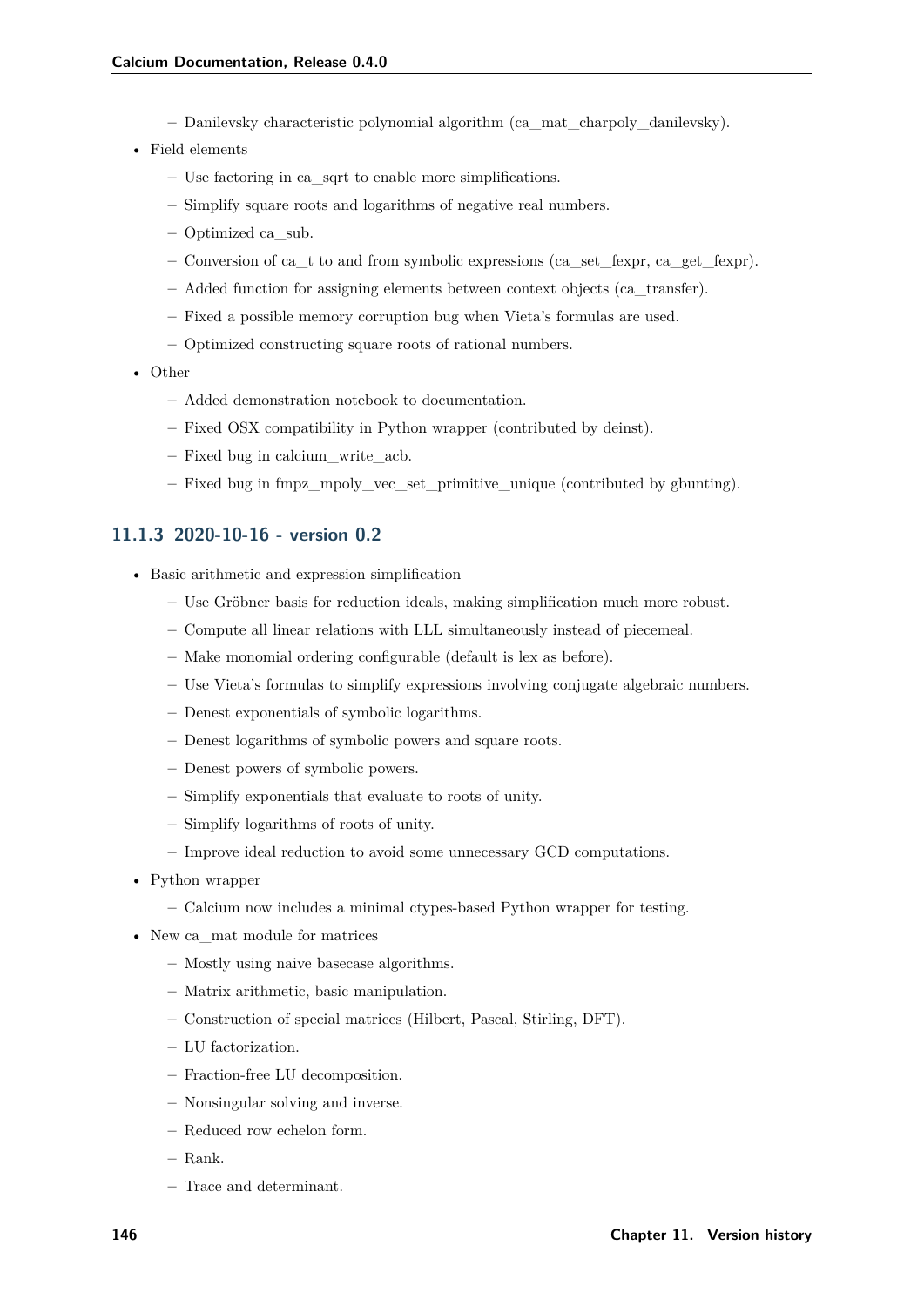- Danilevsky characteristic polynomial algorithm (ca_mat_charpoly_danilevsky).

- Field elements
  - Use factoring in ca_sqrt to enable more simplifications.
  - Simplify square roots and logarithms of negative real numbers.
  - Optimized ca_sub.
  - Conversion of ca_t to and from symbolic expressions (ca_set_fexpr, ca_get_fexpr).
  - Added function for assigning elements between context objects (ca_transfer).
  - Fixed a possible memory corruption bug when Vieta's formulas are used.
  - Optimized constructing square roots of rational numbers.
- Other
  - Added demonstration notebook to documentation.
  - Fixed OSX compatibility in Python wrapper (contributed by deinst).
  - Fixed bug in calcium_write_acb.
  - Fixed bug in fmpz_mpoly_vec_set_primitive_unique (contributed by gbunting).

### 11.1.3 2020-10-16 - version 0.2

- Basic arithmetic and expression simplification
  - Use Gröbner basis for reduction ideals, making simplification much more robust.
  - Compute all linear relations with LLL simultaneously instead of piecemeal.
  - Make monomial ordering configurable (default is lex as before).
  - Use Vieta's formulas to simplify expressions involving conjugate algebraic numbers.
  - Denest exponentials of symbolic logarithms.
  - Denest logarithms of symbolic powers and square roots.
  - Denest powers of symbolic powers.
  - Simplify exponentials that evaluate to roots of unity.
  - Simplify logarithms of roots of unity.
  - Improve ideal reduction to avoid some unnecessary GCD computations.
- Python wrapper
  - Calcium now includes a minimal ctypes-based Python wrapper for testing.
- New ca_mat module for matrices
  - Mostly using naive basecase algorithms.
  - Matrix arithmetic, basic manipulation.
  - Construction of special matrices (Hilbert, Pascal, Stirling, DFT).
  - LU factorization.
  - Fraction-free LU decomposition.
  - Nonsingular solving and inverse.
  - Reduced row echelon form.
  - Rank.
  - Trace and determinant.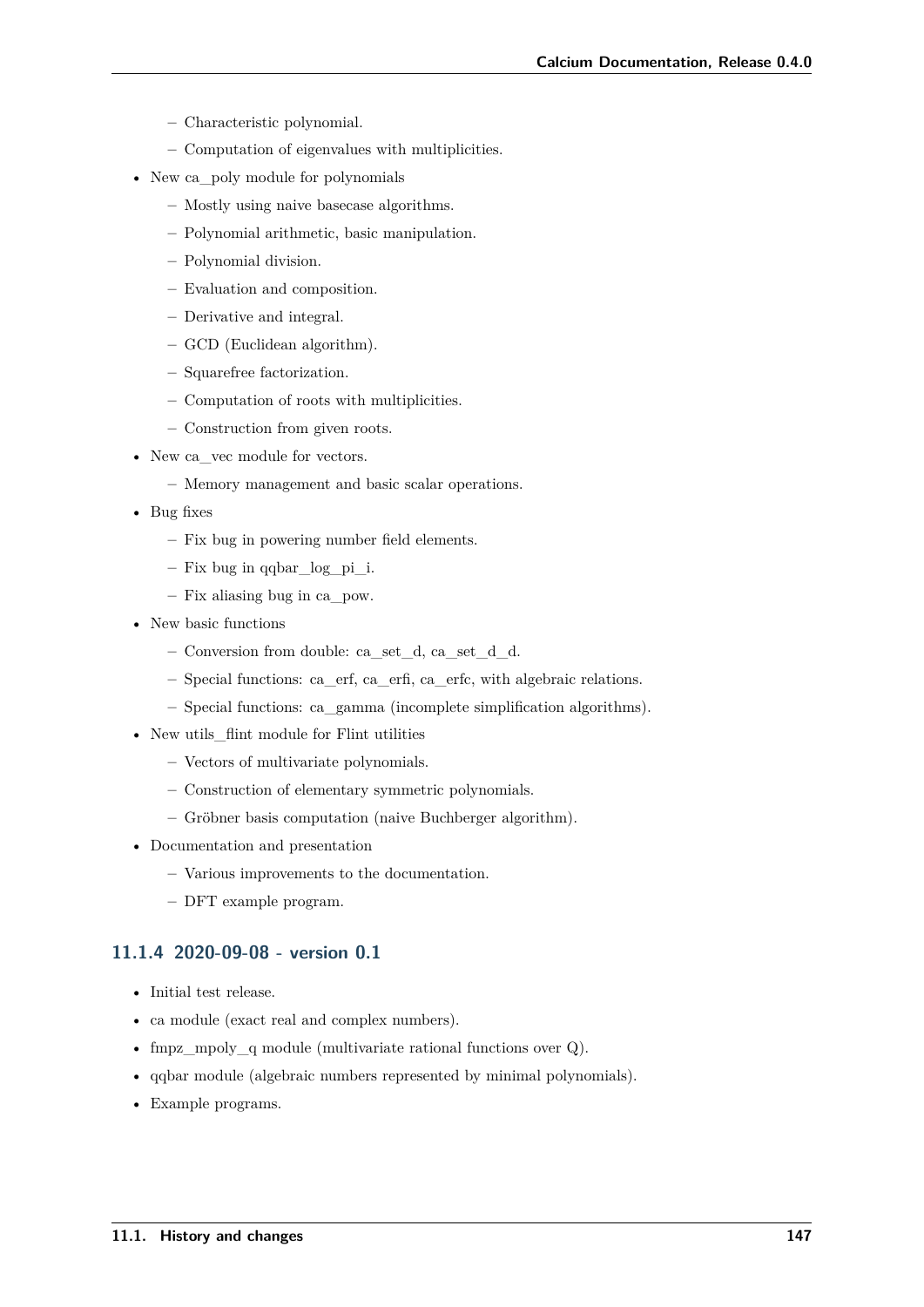- Characteristic polynomial.
  - Computation of eigenvalues with multiplicities.
- New ca_poly module for polynomials
  - Mostly using naive basecase algorithms.
  - Polynomial arithmetic, basic manipulation.
  - Polynomial division.
  - Evaluation and composition.
  - Derivative and integral.
  - GCD (Euclidean algorithm).
  - Squarefree factorization.
  - Computation of roots with multiplicities.
  - Construction from given roots.
- New ca_vec module for vectors.
  - Memory management and basic scalar operations.
- Bug fixes
  - Fix bug in powering number field elements.
  - Fix bug in qqbar_log_pi_i.
  - Fix aliasing bug in ca_pow.
- New basic functions
  - Conversion from double: ca_set_d, ca_set_d_d.
  - Special functions: ca_erf, ca_erfi, ca_erfc, with algebraic relations.
  - Special functions: ca_gamma (incomplete simplification algorithms).
- New utils_flint module for Flint utilities
  - Vectors of multivariate polynomials.
  - Construction of elementary symmetric polynomials.
  - Gröbner basis computation (naive Buchberger algorithm).
- Documentation and presentation
  - Various improvements to the documentation.
  - DFT example program.

### 11.1.4 2020-09-08 - version 0.1

- Initial test release.
- ca module (exact real and complex numbers).
- fmpz_mpoly_q module (multivariate rational functions over Q).
- qqbar module (algebraic numbers represented by minimal polynomials).
- Example programs.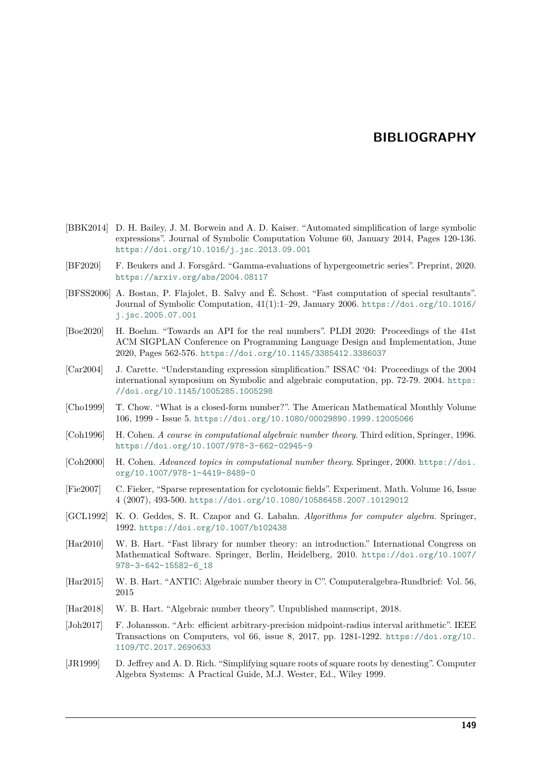# BIBLIOGRAPHY

[BBK2014] D. H. Bailey, J. M. Borwein and A. D. Kaiser. "Automated simplification of large symbolic expressions". Journal of Symbolic Computation Volume 60, January 2014, Pages 120-136. https://doi.org/10.1016/j.jsc.2013.09.001

[BF2020] F. Beukers and J. Forsgård. "Gamma-evaluations of hypergeometric series". Preprint, 2020. https://arxiv.org/abs/2004.08117

[BFSS2006] A. Bostan, P. Flajolet, B. Salvy and É. Schost. "Fast computation of special resultants". Journal of Symbolic Computation, 41(1):1–29, January 2006. https://doi.org/10.1016/j.jsc.2005.07.001

[Boe2020] H. Boehm. "Towards an API for the real numbers". PLDI 2020: Proceedings of the 41st ACM SIGPLAN Conference on Programming Language Design and Implementation, June 2020, Pages 562-576. https://doi.org/10.1145/3385412.3386037

[Car2004] J. Carette. "Understanding expression simplification." ISSAC '04: Proceedings of the 2004 international symposium on Symbolic and algebraic computation, pp. 72-79. 2004. https://doi.org/10.1145/1005285.1005298

[Cho1999] T. Chow. "What is a closed-form number?". The American Mathematical Monthly Volume 106, 1999 - Issue 5. https://doi.org/10.1080/00029890.1999.12005066

[Coh1996] H. Cohen. *A course in computational algebraic number theory*. Third edition, Springer, 1996. https://doi.org/10.1007/978-3-662-02945-9

[Coh2000] H. Cohen. *Advanced topics in computational number theory*. Springer, 2000. https://doi.org/10.1007/978-1-4419-8489-0

[Fie2007] C. Fieker, "Sparse representation for cyclotomic fields". Experiment. Math. Volume 16, Issue 4 (2007), 493-500. https://doi.org/10.1080/10586458.2007.10129012

[GCL1992] K. O. Geddes, S. R. Czapor and G. Labahn. *Algorithms for computer algebra*. Springer, 1992. https://doi.org/10.1007/b102438

[Har2010] W. B. Hart. "Fast library for number theory: an introduction." International Congress on Mathematical Software. Springer, Berlin, Heidelberg, 2010. https://doi.org/10.1007/978-3-642-15582-6_18

[Har2015] W. B. Hart. "ANTIC: Algebraic number theory in C". Computeralgebra-Rundbrief: Vol. 56, 2015

[Har2018] W. B. Hart. "Algebraic number theory". Unpublished manuscript, 2018.

[Joh2017] F. Johansson. "Arb: efficient arbitrary-precision midpoint-radius interval arithmetic". IEEE Transactions on Computers, vol 66, issue 8, 2017, pp. 1281-1292. https://doi.org/10.1109/TC.2017.2690633

[JR1999] D. Jeffrey and A. D. Rich. "Simplifying square roots of square roots by denesting". Computer Algebra Systems: A Practical Guide, M.J. Wester, Ed., Wiley 1999.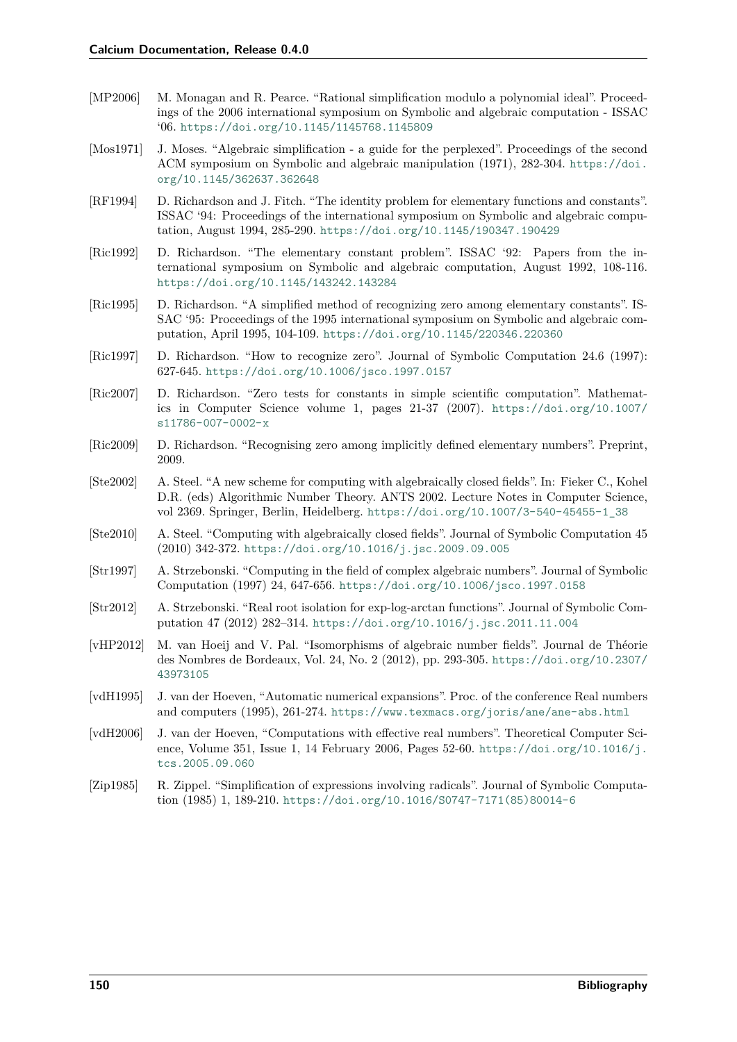[MP2006] M. Monagan and R. Pearce. "Rational simplification modulo a polynomial ideal". Proceedings of the 2006 international symposium on Symbolic and algebraic computation - ISSAC '06. https://doi.org/10.1145/1145768.1145809

[Mos1971] J. Moses. "Algebraic simplification - a guide for the perplexed". Proceedings of the second ACM symposium on Symbolic and algebraic manipulation (1971), 282-304. https://doi.org/10.1145/362637.362648

[RF1994] D. Richardson and J. Fitch. "The identity problem for elementary functions and constants". ISSAC '94: Proceedings of the international symposium on Symbolic and algebraic computation, August 1994, 285-290. https://doi.org/10.1145/190347.190429

[Ric1992] D. Richardson. "The elementary constant problem". ISSAC '92: Papers from the international symposium on Symbolic and algebraic computation, August 1992, 108-116. https://doi.org/10.1145/143242.143284

[Ric1995] D. Richardson. "A simplified method of recognizing zero among elementary constants". ISSAC '95: Proceedings of the 1995 international symposium on Symbolic and algebraic computation, April 1995, 104-109. https://doi.org/10.1145/220346.220360

[Ric1997] D. Richardson. "How to recognize zero". Journal of Symbolic Computation 24.6 (1997): 627-645. https://doi.org/10.1006/jsco.1997.0157

[Ric2007] D. Richardson. "Zero tests for constants in simple scientific computation". Mathematics in Computer Science volume 1, pages 21-37 (2007). https://doi.org/10.1007/s11786-007-0002-x

[Ric2009] D. Richardson. "Recognising zero among implicitly defined elementary numbers". Preprint, 2009.

[Ste2002] A. Steel. "A new scheme for computing with algebraically closed fields". In: Fieker C., Kohel D.R. (eds) Algorithmic Number Theory. ANTS 2002. Lecture Notes in Computer Science, vol 2369. Springer, Berlin, Heidelberg. https://doi.org/10.1007/3-540-45455-1_38

[Ste2010] A. Steel. "Computing with algebraically closed fields". Journal of Symbolic Computation 45 (2010) 342-372. https://doi.org/10.1016/j.jsc.2009.09.005

[Str1997] A. Strzebonski. "Computing in the field of complex algebraic numbers". Journal of Symbolic Computation (1997) 24, 647-656. https://doi.org/10.1006/jsco.1997.0158

[Str2012] A. Strzebonski. "Real root isolation for exp-log-arctan functions". Journal of Symbolic Computation 47 (2012) 282–314. https://doi.org/10.1016/j.jsc.2011.11.004

[vHP2012] M. van Hoeij and V. Pal. "Isomorphisms of algebraic number fields". Journal de Théorie des Nombres de Bordeaux, Vol. 24, No. 2 (2012), pp. 293-305. https://doi.org/10.2307/43973105

[vdH1995] J. van der Hoeven, "Automatic numerical expansions". Proc. of the conference Real numbers and computers (1995), 261-274. https://www.texmacs.org/joris/ane/ane-abs.html

[vdH2006] J. van der Hoeven, "Computations with effective real numbers". Theoretical Computer Science, Volume 351, Issue 1, 14 February 2006, Pages 52-60. https://doi.org/10.1016/j.tcs.2005.09.060

[Zip1985] R. Zippel. "Simplification of expressions involving radicals". Journal of Symbolic Computation (1985) 1, 189-210. https://doi.org/10.1016/S0747-7171(85)80014-6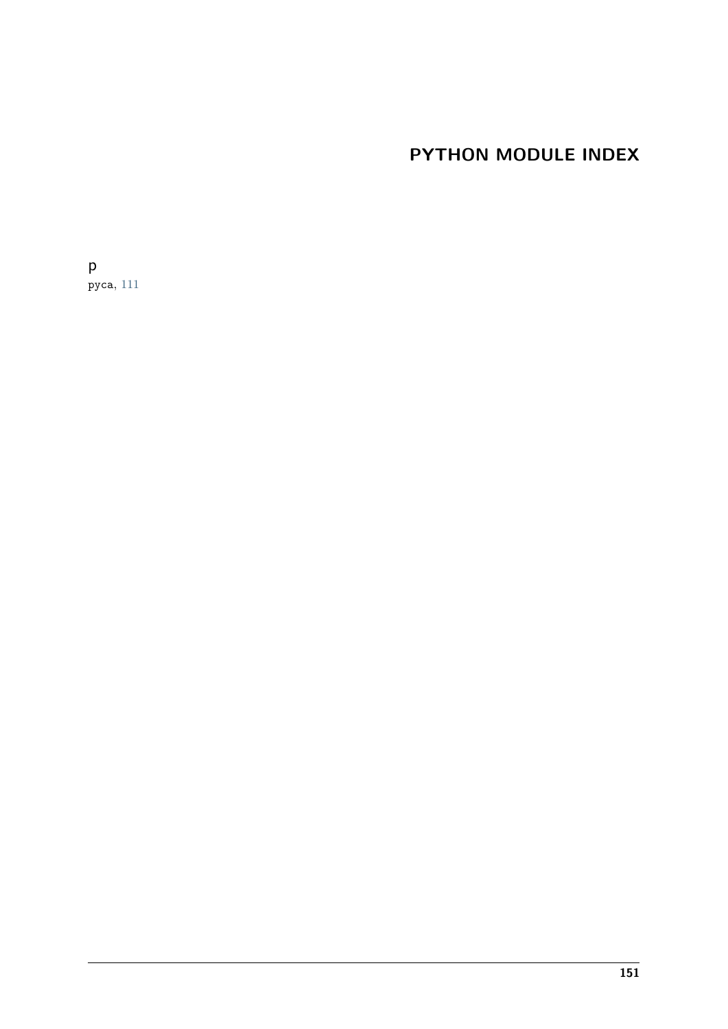# PYTHON MODULE INDEX

p

pyca, 111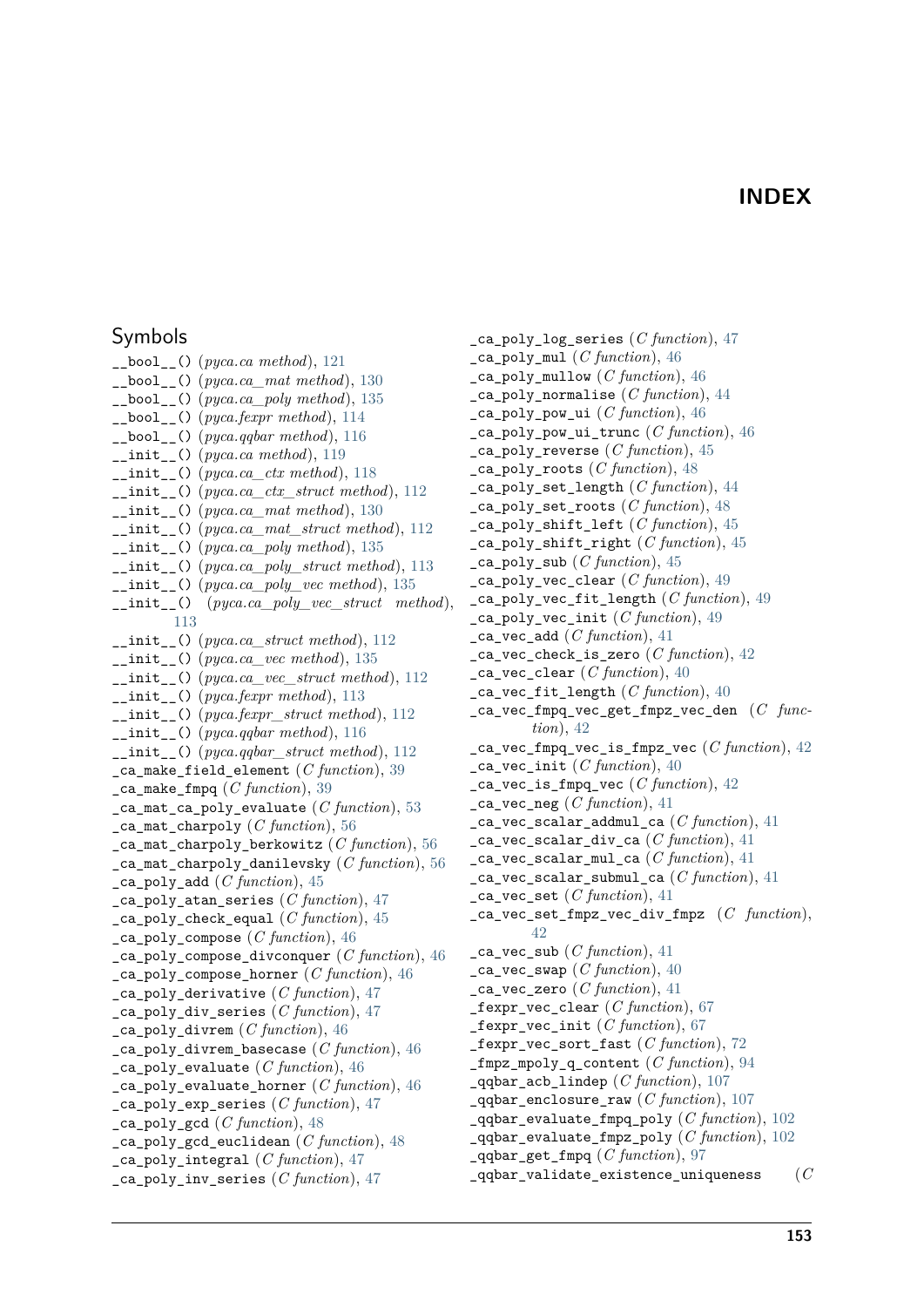# INDEX

## Symbols

__bool__() (*pyca.ca method*), 121
__bool__() (*pyca.ca_mat method*), 130
__bool__() (*pyca.ca_poly method*), 135
__bool__() (*pyca.fexpr method*), 114
__bool__() (*pyca.qqbar method*), 116
__init__() (*pyca.ca method*), 119
__init__() (*pyca.ca_ctx method*), 118
__init__() (*pyca.ca_ctx_struct method*), 112
__init__() (*pyca.ca_mat method*), 130
__init__() (*pyca.ca_mat_struct method*), 112
__init__() (*pyca.ca_poly method*), 135
__init__() (*pyca.ca_poly_struct method*), 113
__init__() (*pyca.ca_poly_vec method*), 135
__init__() (*pyca.ca_poly_vec_struct method*), 113
__init__() (*pyca.ca_struct method*), 112
__init__() (*pyca.ca_vec method*), 135
__init__() (*pyca.ca_vec_struct method*), 112
__init__() (*pyca.fexpr method*), 113
__init__() (*pyca.fexpr_struct method*), 112
__init__() (*pyca.qqbar method*), 116
__init__() (*pyca.qqbar_struct method*), 112
_ca_make_field_element (*C function*), 39
_ca_make_fmpq (*C function*), 39
_ca_mat_ca_poly_evaluate (*C function*), 53
_ca_mat_charpoly (*C function*), 56
_ca_mat_charpoly_berkowitz (*C function*), 56
_ca_mat_charpoly_danilevsky (*C function*), 56
_ca_poly_add (*C function*), 45
_ca_poly_atan_series (*C function*), 47
_ca_poly_check_equal (*C function*), 45
_ca_poly_compose (*C function*), 46
_ca_poly_compose_divconquer (*C function*), 46
_ca_poly_compose_horner (*C function*), 46
_ca_poly_derivative (*C function*), 47
_ca_poly_div_series (*C function*), 47
_ca_poly_divrem (*C function*), 46
_ca_poly_divrem_basecase (*C function*), 46
_ca_poly_evaluate (*C function*), 46
_ca_poly_evaluate_horner (*C function*), 46
_ca_poly_exp_series (*C function*), 47
_ca_poly_gcd (*C function*), 48
_ca_poly_gcd_euclidean (*C function*), 48
_ca_poly_integral (*C function*), 47
_ca_poly_inv_series (*C function*), 47
_ca_poly_log_series (*C function*), 47
_ca_poly_mul (*C function*), 46
_ca_poly_mullow (*C function*), 46
_ca_poly_normalise (*C function*), 44
_ca_poly_pow_ui (*C function*), 46
_ca_poly_pow_ui_trunc (*C function*), 46
_ca_poly_reverse (*C function*), 45
_ca_poly_roots (*C function*), 48
_ca_poly_set_length (*C function*), 44
_ca_poly_set_roots (*C function*), 48
_ca_poly_shift_left (*C function*), 45
_ca_poly_shift_right (*C function*), 45
_ca_poly_sub (*C function*), 45
_ca_poly_vec_clear (*C function*), 49
_ca_poly_vec_fit_length (*C function*), 49
_ca_poly_vec_init (*C function*), 49
_ca_vec_add (*C function*), 41
_ca_vec_check_is_zero (*C function*), 42
_ca_vec_clear (*C function*), 40
_ca_vec_fit_length (*C function*), 40
_ca_vec_fmpq_vec_get_fmpz_vec_den (*C function*), 42
_ca_vec_fmpq_vec_is_fmpz_vec (*C function*), 42
_ca_vec_init (*C function*), 40
_ca_vec_is_fmpq_vec (*C function*), 42
_ca_vec_neg (*C function*), 41
_ca_vec_scalar_addmul_ca (*C function*), 41
_ca_vec_scalar_div_ca (*C function*), 41
_ca_vec_scalar_mul_ca (*C function*), 41
_ca_vec_scalar_submul_ca (*C function*), 41
_ca_vec_set (*C function*), 41
_ca_vec_set_fmpz_vec_div_fmpz (*C function*), 42
_ca_vec_sub (*C function*), 41
_ca_vec_swap (*C function*), 40
_ca_vec_zero (*C function*), 41
_fexpr_vec_clear (*C function*), 67
_fexpr_vec_init (*C function*), 67
_fexpr_vec_sort_fast (*C function*), 72
_fmpz_mpoly_q_content (*C function*), 94
_qqbar_acb_lindep (*C function*), 107
_qqbar_enclosure_raw (*C function*), 107
_qqbar_evaluate_fmpq_poly (*C function*), 102
_qqbar_evaluate_fmpz_poly (*C function*), 102
_qqbar_get_fmpq (*C function*), 97
_qqbar_validate_existence_uniqueness (*C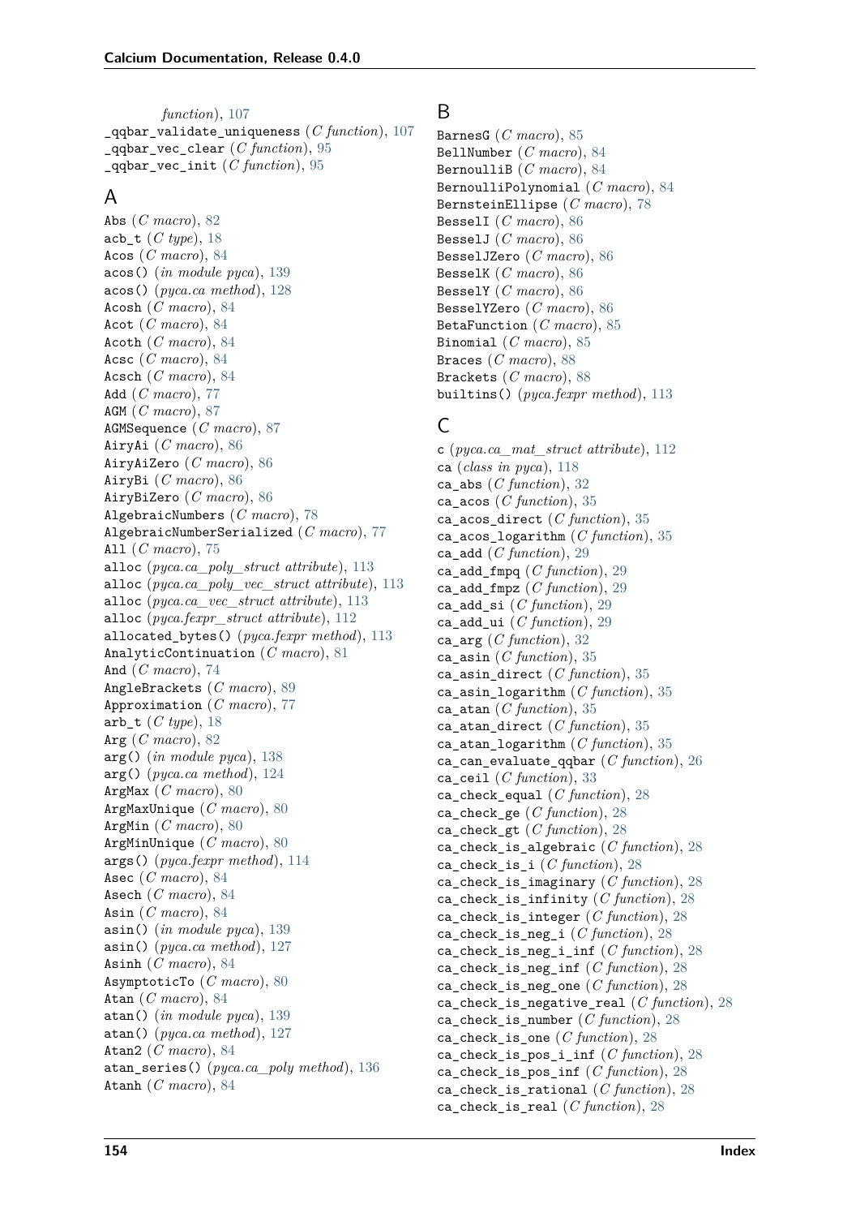*function*), 107
_qqbar_validate_uniqueness (*C function*), 107
_qqbar_vec_clear (*C function*), 95
_qqbar_vec_init (*C function*), 95

## A

Abs (*C macro*), 82
acb_t (*C type*), 18
Acos (*C macro*), 84
acos() (*in module pyca*), 139
acos() (*pyca.ca method*), 128
Acosh (*C macro*), 84
Acot (*C macro*), 84
Acoth (*C macro*), 84
Acsc (*C macro*), 84
Acsch (*C macro*), 84
Add (*C macro*), 77
AGM (*C macro*), 87
AGMSequence (*C macro*), 87
AiryAi (*C macro*), 86
AiryAiZero (*C macro*), 86
AiryBi (*C macro*), 86
AiryBiZero (*C macro*), 86
AlgebraicNumbers (*C macro*), 78
AlgebraicNumberSerialized (*C macro*), 77
All (*C macro*), 75
alloc (*pyca.ca__poly__struct attribute*), 113
alloc (*pyca.ca__poly__vec__struct attribute*), 113
alloc (*pyca.ca__vec__struct attribute*), 113
alloc (*pyca.fexpr__struct attribute*), 112
allocated_bytes() (*pyca.fexpr method*), 113
AnalyticContinuation (*C macro*), 81
And (*C macro*), 74
AngleBrackets (*C macro*), 89
Approximation (*C macro*), 77
arb_t (*C type*), 18
Arg (*C macro*), 82
arg() (*in module pyca*), 138
arg() (*pyca.ca method*), 124
ArgMax (*C macro*), 80
ArgMaxUnique (*C macro*), 80
ArgMin (*C macro*), 80
ArgMinUnique (*C macro*), 80
args() (*pyca.fexpr method*), 114
Asec (*C macro*), 84
Asech (*C macro*), 84
Asin (*C macro*), 84
asin() (*in module pyca*), 139
asin() (*pyca.ca method*), 127
Asinh (*C macro*), 84
AsymptoticTo (*C macro*), 80
Atan (*C macro*), 84
atan() (*in module pyca*), 139
atan() (*pyca.ca method*), 127
Atan2 (*C macro*), 84
atan_series() (*pyca.ca__poly method*), 136
Atanh (*C macro*), 84

## B

BarnesG (*C macro*), 85
BellNumber (*C macro*), 84
BernoulliB (*C macro*), 84
BernoulliPolynomial (*C macro*), 84
BernsteinEllipse (*C macro*), 78
BesselI (*C macro*), 86
BesselJ (*C macro*), 86
BesselJZero (*C macro*), 86
BesselK (*C macro*), 86
BesselY (*C macro*), 86
BesselYZero (*C macro*), 86
BetaFunction (*C macro*), 85
Binomial (*C macro*), 85
Braces (*C macro*), 88
Brackets (*C macro*), 88
builtins() (*pyca.fexpr method*), 113

## C

c (*pyca.ca__mat__struct attribute*), 112
ca (*class in pyca*), 118
ca_abs (*C function*), 32
ca_acos (*C function*), 35
ca_acos_direct (*C function*), 35
ca_acos_logarithm (*C function*), 35
ca_add (*C function*), 29
ca_add_fmpq (*C function*), 29
ca_add_fmpz (*C function*), 29
ca_add_si (*C function*), 29
ca_add_ui (*C function*), 29
ca_arg (*C function*), 32
ca_asin (*C function*), 35
ca_asin_direct (*C function*), 35
ca_asin_logarithm (*C function*), 35
ca_atan (*C function*), 35
ca_atan_direct (*C function*), 35
ca_atan_logarithm (*C function*), 35
ca_can_evaluate_qqbar (*C function*), 26
ca_ceil (*C function*), 33
ca_check_equal (*C function*), 28
ca_check_ge (*C function*), 28
ca_check_gt (*C function*), 28
ca_check_is_algebraic (*C function*), 28
ca_check_is_i (*C function*), 28
ca_check_is_imaginary (*C function*), 28
ca_check_is_infinity (*C function*), 28
ca_check_is_integer (*C function*), 28
ca_check_is_neg_i (*C function*), 28
ca_check_is_neg_i_inf (*C function*), 28
ca_check_is_neg_inf (*C function*), 28
ca_check_is_neg_one (*C function*), 28
ca_check_is_negative_real (*C function*), 28
ca_check_is_number (*C function*), 28
ca_check_is_one (*C function*), 28
ca_check_is_pos_i_inf (*C function*), 28
ca_check_is_pos_inf (*C function*), 28
ca_check_is_rational (*C function*), 28
ca_check_is_real (*C function*), 28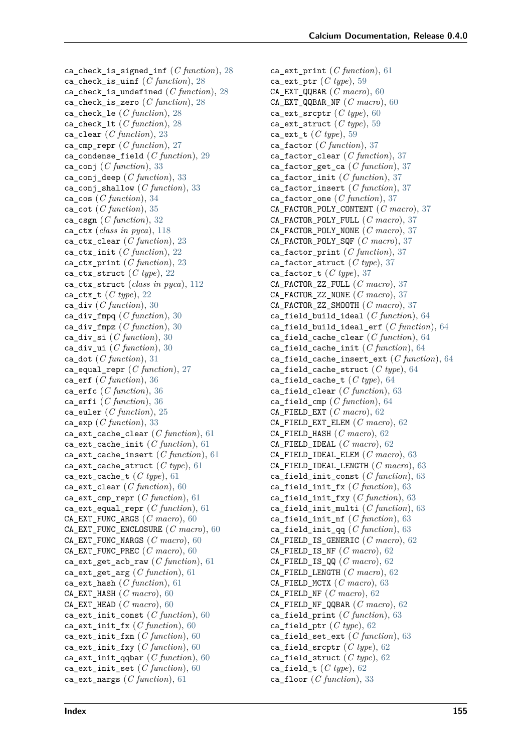ca_check_is_signed_inf (*C function*), 28
ca_check_is_uinf (*C function*), 28
ca_check_is_undefined (*C function*), 28
ca_check_is_zero (*C function*), 28
ca_check_le (*C function*), 28
ca_check_lt (*C function*), 28
ca_clear (*C function*), 23
ca_cmp_repr (*C function*), 27
ca_condense_field (*C function*), 29
ca_conj (*C function*), 33
ca_conj_deep (*C function*), 33
ca_conj_shallow (*C function*), 33
ca_cos (*C function*), 34
ca_cot (*C function*), 35
ca_csgn (*C function*), 32
ca_ctx (*class in pyca*), 118
ca_ctx_clear (*C function*), 23
ca_ctx_init (*C function*), 22
ca_ctx_print (*C function*), 23
ca_ctx_struct (*C type*), 22
ca_ctx_struct (*class in pyca*), 112
ca_ctx_t (*C type*), 22
ca_div (*C function*), 30
ca_div_fmpq (*C function*), 30
ca_div_fmpz (*C function*), 30
ca_div_si (*C function*), 30
ca_div_ui (*C function*), 30
ca_dot (*C function*), 31
ca_equal_repr (*C function*), 27
ca_erf (*C function*), 36
ca_erfc (*C function*), 36
ca_erfi (*C function*), 36
ca_euler (*C function*), 25
ca_exp (*C function*), 33
ca_ext_cache_clear (*C function*), 61
ca_ext_cache_init (*C function*), 61
ca_ext_cache_insert (*C function*), 61
ca_ext_cache_struct (*C type*), 61
ca_ext_cache_t (*C type*), 61
ca_ext_clear (*C function*), 60
ca_ext_cmp_repr (*C function*), 61
ca_ext_equal_repr (*C function*), 61
CA_EXT_FUNC_ARGS (*C macro*), 60
CA_EXT_FUNC_ENCLOSURE (*C macro*), 60
CA_EXT_FUNC_NARGS (*C macro*), 60
CA_EXT_FUNC_PREC (*C macro*), 60
ca_ext_get_acb_raw (*C function*), 61
ca_ext_get_arg (*C function*), 61
ca_ext_hash (*C function*), 61
CA_EXT_HASH (*C macro*), 60
CA_EXT_HEAD (*C macro*), 60
ca_ext_init_const (*C function*), 60
ca_ext_init_fx (*C function*), 60
ca_ext_init_fxn (*C function*), 60
ca_ext_init_fxy (*C function*), 60
ca_ext_init_qqbar (*C function*), 60
ca_ext_init_set (*C function*), 60
ca_ext_nargs (*C function*), 61
ca_ext_print (*C function*), 61
ca_ext_ptr (*C type*), 59
CA_EXT_QQBAR (*C macro*), 60
CA_EXT_QQBAR_NF (*C macro*), 60
ca_ext_srcptr (*C type*), 60
ca_ext_struct (*C type*), 59
ca_ext_t (*C type*), 59
ca_factor (*C function*), 37
ca_factor_clear (*C function*), 37
ca_factor_get_ca (*C function*), 37
ca_factor_init (*C function*), 37
ca_factor_insert (*C function*), 37
ca_factor_one (*C function*), 37
CA_FACTOR_POLY_CONTENT (*C macro*), 37
CA_FACTOR_POLY_FULL (*C macro*), 37
CA_FACTOR_POLY_NONE (*C macro*), 37
CA_FACTOR_POLY_SQF (*C macro*), 37
ca_factor_print (*C function*), 37
ca_factor_struct (*C type*), 37
ca_factor_t (*C type*), 37
CA_FACTOR_ZZ_FULL (*C macro*), 37
CA_FACTOR_ZZ_NONE (*C macro*), 37
CA_FACTOR_ZZ_SMOOTH (*C macro*), 37
ca_field_build_ideal (*C function*), 64
ca_field_build_ideal_erf (*C function*), 64
ca_field_cache_clear (*C function*), 64
ca_field_cache_init (*C function*), 64
ca_field_cache_insert_ext (*C function*), 64
ca_field_cache_struct (*C type*), 64
ca_field_cache_t (*C type*), 64
ca_field_clear (*C function*), 63
ca_field_cmp (*C function*), 64
CA_FIELD_EXT (*C macro*), 62
CA_FIELD_EXT_ELEM (*C macro*), 62
CA_FIELD_HASH (*C macro*), 62
CA_FIELD_IDEAL (*C macro*), 62
CA_FIELD_IDEAL_ELEM (*C macro*), 63
CA_FIELD_IDEAL_LENGTH (*C macro*), 63
ca_field_init_const (*C function*), 63
ca_field_init_fx (*C function*), 63
ca_field_init_fxy (*C function*), 63
ca_field_init_multi (*C function*), 63
ca_field_init_nf (*C function*), 63
ca_field_init_qq (*C function*), 63
CA_FIELD_IS_GENERIC (*C macro*), 62
CA_FIELD_IS_NF (*C macro*), 62
CA_FIELD_IS_QQ (*C macro*), 62
CA_FIELD_LENGTH (*C macro*), 62
CA_FIELD_MCTX (*C macro*), 63
CA_FIELD_NF (*C macro*), 62
CA_FIELD_NF_QQBAR (*C macro*), 62
ca_field_print (*C function*), 63
ca_field_ptr (*C type*), 62
ca_field_set_ext (*C function*), 63
ca_field_srcptr (*C type*), 62
ca_field_struct (*C type*), 62
ca_field_t (*C type*), 62
ca_floor (*C function*), 33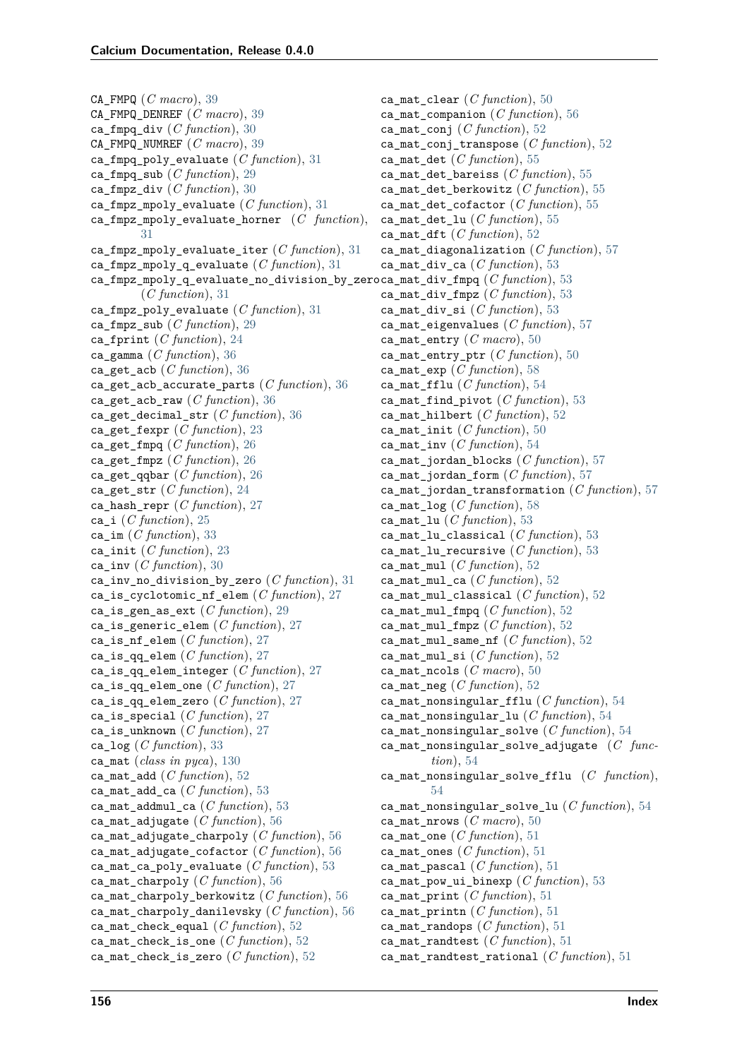CA_FMPQ (*C macro*), 39
CA_FMPQ_DENREF (*C macro*), 39
ca_fmpq_div (*C function*), 30
CA_FMPQ_NUMREF (*C macro*), 39
ca_fmpq_poly_evaluate (*C function*), 31
ca_fmpq_sub (*C function*), 29
ca_fmpz_div (*C function*), 30
ca_fmpz_mpoly_evaluate (*C function*), 31
ca_fmpz_mpoly_evaluate_horner (*C function*), 31
ca_fmpz_mpoly_evaluate_iter (*C function*), 31
ca_fmpz_mpoly_q_evaluate (*C function*), 31
ca_fmpz_mpoly_q_evaluate_no_division_by_zero (*C function*), 31
ca_fmpz_poly_evaluate (*C function*), 31
ca_fmpz_sub (*C function*), 29
ca_fprint (*C function*), 24
ca_gamma (*C function*), 36
ca_get_acb (*C function*), 36
ca_get_acb_accurate_parts (*C function*), 36
ca_get_acb_raw (*C function*), 36
ca_get_decimal_str (*C function*), 36
ca_get_fexpr (*C function*), 23
ca_get_fmpq (*C function*), 26
ca_get_fmpz (*C function*), 26
ca_get_qqbar (*C function*), 26
ca_get_str (*C function*), 24
ca_hash_repr (*C function*), 27
ca_i (*C function*), 25
ca_im (*C function*), 33
ca_init (*C function*), 23
ca_inv (*C function*), 30
ca_inv_no_division_by_zero (*C function*), 31
ca_is_cyclotomic_nf_elem (*C function*), 27
ca_is_gen_as_ext (*C function*), 29
ca_is_generic_elem (*C function*), 27
ca_is_nf_elem (*C function*), 27
ca_is_qq_elem (*C function*), 27
ca_is_qq_elem_integer (*C function*), 27
ca_is_qq_elem_one (*C function*), 27
ca_is_qq_elem_zero (*C function*), 27
ca_is_special (*C function*), 27
ca_is_unknown (*C function*), 27
ca_log (*C function*), 33
ca_mat (*class in pyca*), 130
ca_mat_add (*C function*), 52
ca_mat_add_ca (*C function*), 53
ca_mat_addmul_ca (*C function*), 53
ca_mat_adjugate (*C function*), 56
ca_mat_adjugate_charpoly (*C function*), 56
ca_mat_adjugate_cofactor (*C function*), 56
ca_mat_ca_poly_evaluate (*C function*), 53
ca_mat_charpoly (*C function*), 56
ca_mat_charpoly_berkowitz (*C function*), 56
ca_mat_charpoly_danilevsky (*C function*), 56
ca_mat_check_equal (*C function*), 52
ca_mat_check_is_one (*C function*), 52
ca_mat_check_is_zero (*C function*), 52
ca_mat_clear (*C function*), 50
ca_mat_companion (*C function*), 56
ca_mat_conj (*C function*), 52
ca_mat_conj_transpose (*C function*), 52
ca_mat_det (*C function*), 55
ca_mat_det_bareiss (*C function*), 55
ca_mat_det_berkowitz (*C function*), 55
ca_mat_det_cofactor (*C function*), 55
ca_mat_det_lu (*C function*), 55
ca_mat_dft (*C function*), 52
ca_mat_diagonalization (*C function*), 57
ca_mat_div_ca (*C function*), 53
ca_mat_div_fmpq (*C function*), 53
ca_mat_div_fmpz (*C function*), 53
ca_mat_div_si (*C function*), 53
ca_mat_eigenvalues (*C function*), 57
ca_mat_entry (*C macro*), 50
ca_mat_entry_ptr (*C function*), 50
ca_mat_exp (*C function*), 58
ca_mat_fflu (*C function*), 54
ca_mat_find_pivot (*C function*), 53
ca_mat_hilbert (*C function*), 52
ca_mat_init (*C function*), 50
ca_mat_inv (*C function*), 54
ca_mat_jordan_blocks (*C function*), 57
ca_mat_jordan_form (*C function*), 57
ca_mat_jordan_transformation (*C function*), 57
ca_mat_log (*C function*), 58
ca_mat_lu (*C function*), 53
ca_mat_lu_classical (*C function*), 53
ca_mat_lu_recursive (*C function*), 53
ca_mat_mul (*C function*), 52
ca_mat_mul_ca (*C function*), 52
ca_mat_mul_classical (*C function*), 52
ca_mat_mul_fmpq (*C function*), 52
ca_mat_mul_fmpz (*C function*), 52
ca_mat_mul_same_nf (*C function*), 52
ca_mat_mul_si (*C function*), 52
ca_mat_ncols (*C macro*), 50
ca_mat_neg (*C function*), 52
ca_mat_nonsingular_fflu (*C function*), 54
ca_mat_nonsingular_lu (*C function*), 54
ca_mat_nonsingular_solve (*C function*), 54
ca_mat_nonsingular_solve_adjugate (*C function*), 54
ca_mat_nonsingular_solve_fflu (*C function*), 54
ca_mat_nonsingular_solve_lu (*C function*), 54
ca_mat_nrows (*C macro*), 50
ca_mat_one (*C function*), 51
ca_mat_ones (*C function*), 51
ca_mat_pascal (*C function*), 51
ca_mat_pow_ui_binexp (*C function*), 53
ca_mat_print (*C function*), 51
ca_mat_printn (*C function*), 51
ca_mat_randops (*C function*), 51
ca_mat_randtest (*C function*), 51
ca_mat_randtest_rational (*C function*), 51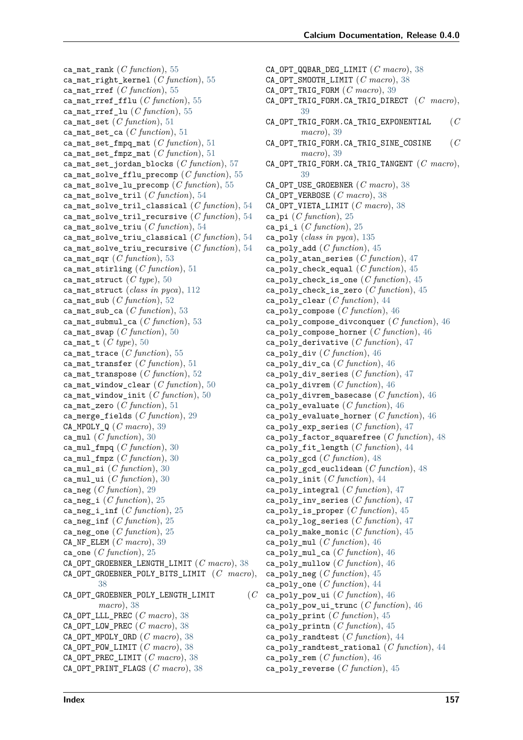ca_mat_rank (*C function*), 55
ca_mat_right_kernel (*C function*), 55
ca_mat_rref (*C function*), 55
ca_mat_rref_fflu (*C function*), 55
ca_mat_rref_lu (*C function*), 55
ca_mat_set (*C function*), 51
ca_mat_set_ca (*C function*), 51
ca_mat_set_fmpq_mat (*C function*), 51
ca_mat_set_fmpz_mat (*C function*), 51
ca_mat_set_jordan_blocks (*C function*), 57
ca_mat_solve_fflu_precomp (*C function*), 55
ca_mat_solve_lu_precomp (*C function*), 55
ca_mat_solve_tril (*C function*), 54
ca_mat_solve_tril_classical (*C function*), 54
ca_mat_solve_tril_recursive (*C function*), 54
ca_mat_solve_triu (*C function*), 54
ca_mat_solve_triu_classical (*C function*), 54
ca_mat_solve_triu_recursive (*C function*), 54
ca_mat_sqr (*C function*), 53
ca_mat_stirling (*C function*), 51
ca_mat_struct (*C type*), 50
ca_mat_struct (*class in pyca*), 112
ca_mat_sub (*C function*), 52
ca_mat_sub_ca (*C function*), 53
ca_mat_submul_ca (*C function*), 53
ca_mat_swap (*C function*), 50
ca_mat_t (*C type*), 50
ca_mat_trace (*C function*), 55
ca_mat_transfer (*C function*), 51
ca_mat_transpose (*C function*), 52
ca_mat_window_clear (*C function*), 50
ca_mat_window_init (*C function*), 50
ca_mat_zero (*C function*), 51
ca_merge_fields (*C function*), 29
CA_MPOLY_Q (*C macro*), 39
ca_mul (*C function*), 30
ca_mul_fmpq (*C function*), 30
ca_mul_fmpz (*C function*), 30
ca_mul_si (*C function*), 30
ca_mul_ui (*C function*), 30
ca_neg (*C function*), 29
ca_neg_i (*C function*), 25
ca_neg_i_inf (*C function*), 25
ca_neg_inf (*C function*), 25
ca_neg_one (*C function*), 25
CA_NF_ELEM (*C macro*), 39
ca_one (*C function*), 25
CA_OPT_GROEBNER_LENGTH_LIMIT (*C macro*), 38
CA_OPT_GROEBNER_POLY_BITS_LIMIT (*C macro*), 38
CA_OPT_GROEBNER_POLY_LENGTH_LIMIT (*C macro*), 38
CA_OPT_LLL_PREC (*C macro*), 38
CA_OPT_LOW_PREC (*C macro*), 38
CA_OPT_MPOLY_ORD (*C macro*), 38
CA_OPT_POW_LIMIT (*C macro*), 38
CA_OPT_PREC_LIMIT (*C macro*), 38
CA_OPT_PRINT_FLAGS (*C macro*), 38
CA_OPT_QQBAR_DEG_LIMIT (*C macro*), 38
CA_OPT_SMOOTH_LIMIT (*C macro*), 38
CA_OPT_TRIG_FORM (*C macro*), 39
CA_OPT_TRIG_FORM.CA_TRIG_DIRECT (*C macro*), 39
CA_OPT_TRIG_FORM.CA_TRIG_EXPONENTIAL (*C macro*), 39
CA_OPT_TRIG_FORM.CA_TRIG_SINE_COSINE (*C macro*), 39
CA_OPT_TRIG_FORM.CA_TRIG_TANGENT (*C macro*), 39
CA_OPT_USE_GROEBNER (*C macro*), 38
CA_OPT_VERBOSE (*C macro*), 38
CA_OPT_VIETA_LIMIT (*C macro*), 38
ca_pi (*C function*), 25
ca_pi_i (*C function*), 25
ca_poly (*class in pyca*), 135
ca_poly_add (*C function*), 45
ca_poly_atan_series (*C function*), 47
ca_poly_check_equal (*C function*), 45
ca_poly_check_is_one (*C function*), 45
ca_poly_check_is_zero (*C function*), 45
ca_poly_clear (*C function*), 44
ca_poly_compose (*C function*), 46
ca_poly_compose_divconquer (*C function*), 46
ca_poly_compose_horner (*C function*), 46
ca_poly_derivative (*C function*), 47
ca_poly_div (*C function*), 46
ca_poly_div_ca (*C function*), 46
ca_poly_div_series (*C function*), 47
ca_poly_divrem (*C function*), 46
ca_poly_divrem_basecase (*C function*), 46
ca_poly_evaluate (*C function*), 46
ca_poly_evaluate_horner (*C function*), 46
ca_poly_exp_series (*C function*), 47
ca_poly_factor_squarefree (*C function*), 48
ca_poly_fit_length (*C function*), 44
ca_poly_gcd (*C function*), 48
ca_poly_gcd_euclidean (*C function*), 48
ca_poly_init (*C function*), 44
ca_poly_integral (*C function*), 47
ca_poly_inv_series (*C function*), 47
ca_poly_is_proper (*C function*), 45
ca_poly_log_series (*C function*), 47
ca_poly_make_monic (*C function*), 45
ca_poly_mul (*C function*), 46
ca_poly_mul_ca (*C function*), 46
ca_poly_mullow (*C function*), 46
ca_poly_neg (*C function*), 45
ca_poly_one (*C function*), 44
ca_poly_pow_ui (*C function*), 46
ca_poly_pow_ui_trunc (*C function*), 46
ca_poly_print (*C function*), 45
ca_poly_printn (*C function*), 45
ca_poly_randtest (*C function*), 44
ca_poly_randtest_rational (*C function*), 44
ca_poly_rem (*C function*), 46
ca_poly_reverse (*C function*), 45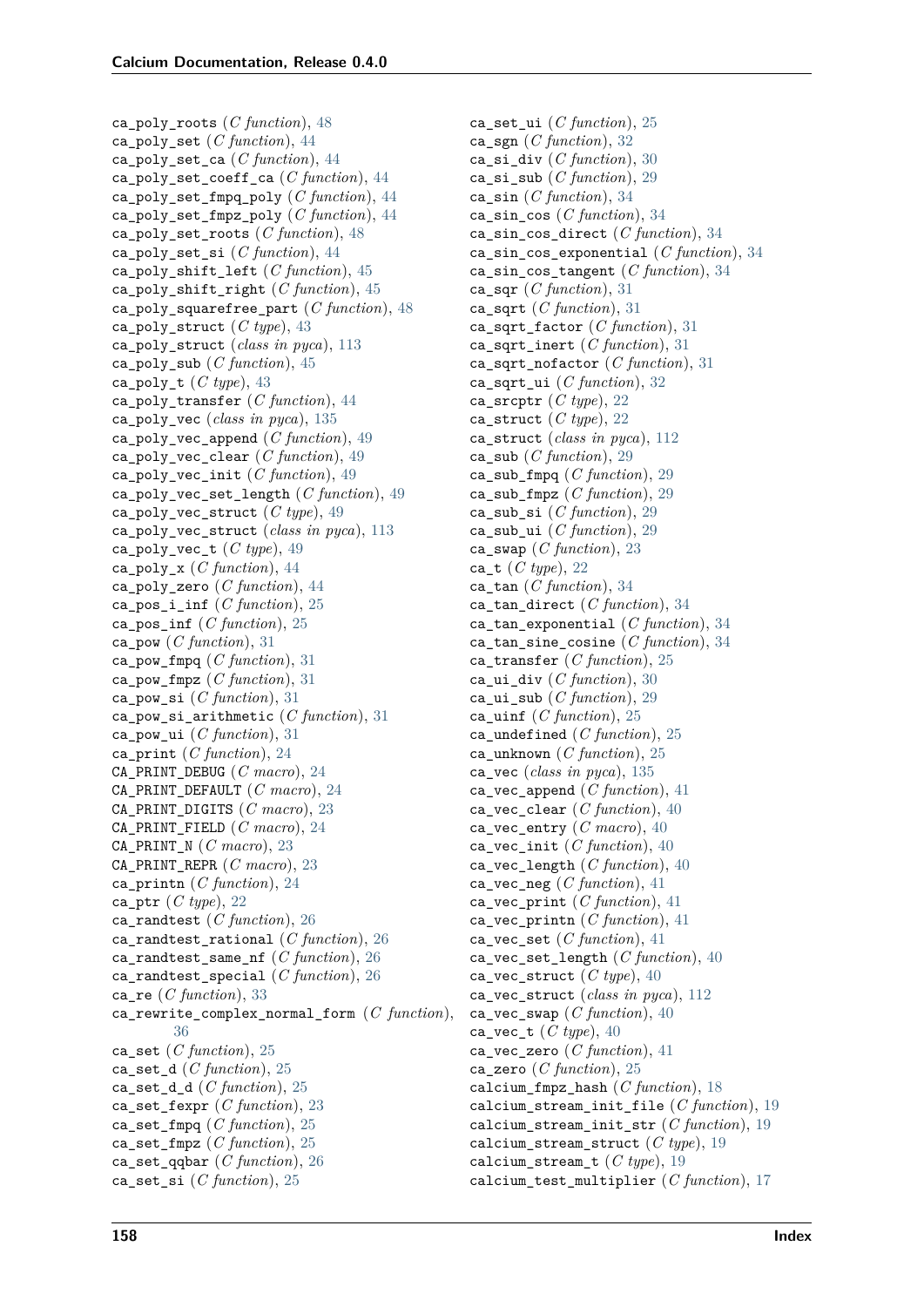ca_poly_roots (*C function*), 48
ca_poly_set (*C function*), 44
ca_poly_set_ca (*C function*), 44
ca_poly_set_coeff_ca (*C function*), 44
ca_poly_set_fmpq_poly (*C function*), 44
ca_poly_set_fmpz_poly (*C function*), 44
ca_poly_set_roots (*C function*), 48
ca_poly_set_si (*C function*), 44
ca_poly_shift_left (*C function*), 45
ca_poly_shift_right (*C function*), 45
ca_poly_squarefree_part (*C function*), 48
ca_poly_struct (*C type*), 43
ca_poly_struct (*class in pyca*), 113
ca_poly_sub (*C function*), 45
ca_poly_t (*C type*), 43
ca_poly_transfer (*C function*), 44
ca_poly_vec (*class in pyca*), 135
ca_poly_vec_append (*C function*), 49
ca_poly_vec_clear (*C function*), 49
ca_poly_vec_init (*C function*), 49
ca_poly_vec_set_length (*C function*), 49
ca_poly_vec_struct (*C type*), 49
ca_poly_vec_struct (*class in pyca*), 113
ca_poly_vec_t (*C type*), 49
ca_poly_x (*C function*), 44
ca_poly_zero (*C function*), 44
ca_pos_i_inf (*C function*), 25
ca_pos_inf (*C function*), 25
ca_pow (*C function*), 31
ca_pow_fmpq (*C function*), 31
ca_pow_fmpz (*C function*), 31
ca_pow_si (*C function*), 31
ca_pow_si_arithmetic (*C function*), 31
ca_pow_ui (*C function*), 31
ca_print (*C function*), 24
CA_PRINT_DEBUG (*C macro*), 24
CA_PRINT_DEFAULT (*C macro*), 24
CA_PRINT_DIGITS (*C macro*), 23
CA_PRINT_FIELD (*C macro*), 24
CA_PRINT_N (*C macro*), 23
CA_PRINT_REPR (*C macro*), 23
ca_printn (*C function*), 24
ca_ptr (*C type*), 22
ca_randtest (*C function*), 26
ca_randtest_rational (*C function*), 26
ca_randtest_same_nf (*C function*), 26
ca_randtest_special (*C function*), 26
ca_re (*C function*), 33
ca_rewrite_complex_normal_form (*C function*), 36
ca_set (*C function*), 25
ca_set_d (*C function*), 25
ca_set_d_d (*C function*), 25
ca_set_fexpr (*C function*), 23
ca_set_fmpq (*C function*), 25
ca_set_fmpz (*C function*), 25
ca_set_qqbar (*C function*), 26
ca_set_si (*C function*), 25
ca_set_ui (*C function*), 25
ca_sgn (*C function*), 32
ca_si_div (*C function*), 30
ca_si_sub (*C function*), 29
ca_sin (*C function*), 34
ca_sin_cos (*C function*), 34
ca_sin_cos_direct (*C function*), 34
ca_sin_cos_exponential (*C function*), 34
ca_sin_cos_tangent (*C function*), 34
ca_sqr (*C function*), 31
ca_sqrt (*C function*), 31
ca_sqrt_factor (*C function*), 31
ca_sqrt_inert (*C function*), 31
ca_sqrt_nofactor (*C function*), 31
ca_sqrt_ui (*C function*), 32
ca_srcptr (*C type*), 22
ca_struct (*C type*), 22
ca_struct (*class in pyca*), 112
ca_sub (*C function*), 29
ca_sub_fmpq (*C function*), 29
ca_sub_fmpz (*C function*), 29
ca_sub_si (*C function*), 29
ca_sub_ui (*C function*), 29
ca_swap (*C function*), 23
ca_t (*C type*), 22
ca_tan (*C function*), 34
ca_tan_direct (*C function*), 34
ca_tan_exponential (*C function*), 34
ca_tan_sine_cosine (*C function*), 34
ca_transfer (*C function*), 25
ca_ui_div (*C function*), 30
ca_ui_sub (*C function*), 29
ca_uinf (*C function*), 25
ca_undefined (*C function*), 25
ca_unknown (*C function*), 25
ca_vec (*class in pyca*), 135
ca_vec_append (*C function*), 41
ca_vec_clear (*C function*), 40
ca_vec_entry (*C macro*), 40
ca_vec_init (*C function*), 40
ca_vec_length (*C function*), 40
ca_vec_neg (*C function*), 41
ca_vec_print (*C function*), 41
ca_vec_printn (*C function*), 41
ca_vec_set (*C function*), 41
ca_vec_set_length (*C function*), 40
ca_vec_struct (*C type*), 40
ca_vec_struct (*class in pyca*), 112
ca_vec_swap (*C function*), 40
ca_vec_t (*C type*), 40
ca_vec_zero (*C function*), 41
ca_zero (*C function*), 25
calcium_fmpz_hash (*C function*), 18
calcium_stream_init_file (*C function*), 19
calcium_stream_init_str (*C function*), 19
calcium_stream_struct (*C type*), 19
calcium_stream_t (*C type*), 19
calcium_test_multiplier (*C function*), 17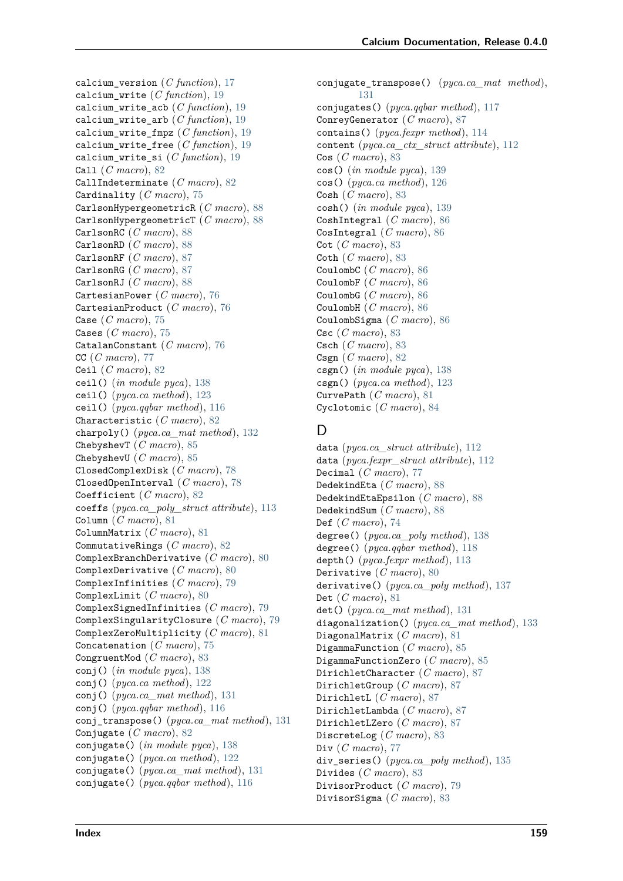calcium_version (*C function*), 17
calcium_write (*C function*), 19
calcium_write_acb (*C function*), 19
calcium_write_arb (*C function*), 19
calcium_write_fmpz (*C function*), 19
calcium_write_free (*C function*), 19
calcium_write_si (*C function*), 19
Call (*C macro*), 82
CallIndeterminate (*C macro*), 82
Cardinality (*C macro*), 75
CarlsonHypergeometricR (*C macro*), 88
CarlsonHypergeometricT (*C macro*), 88
CarlsonRC (*C macro*), 88
CarlsonRD (*C macro*), 88
CarlsonRF (*C macro*), 87
CarlsonRG (*C macro*), 87
CarlsonRJ (*C macro*), 88
CartesianPower (*C macro*), 76
CartesianProduct (*C macro*), 76
Case (*C macro*), 75
Cases (*C macro*), 75
CatalanConstant (*C macro*), 76
CC (*C macro*), 77
Ceil (*C macro*), 82
ceil() (*in module pyca*), 138
ceil() (*pyca.ca method*), 123
ceil() (*pyca.qqbar method*), 116
Characteristic (*C macro*), 82
charpoly() (*pyca.ca_mat method*), 132
ChebyshevT (*C macro*), 85
ChebyshevU (*C macro*), 85
ClosedComplexDisk (*C macro*), 78
ClosedOpenInterval (*C macro*), 78
Coefficient (*C macro*), 82
coeffs (*pyca.ca_poly_struct attribute*), 113
Column (*C macro*), 81
ColumnMatrix (*C macro*), 81
CommutativeRings (*C macro*), 82
ComplexBranchDerivative (*C macro*), 80
ComplexDerivative (*C macro*), 80
ComplexInfinities (*C macro*), 79
ComplexLimit (*C macro*), 80
ComplexSignedInfinities (*C macro*), 79
ComplexSingularityClosure (*C macro*), 79
ComplexZeroMultiplicity (*C macro*), 81
Concatenation (*C macro*), 75
CongruentMod (*C macro*), 83
conj() (*in module pyca*), 138
conj() (*pyca.ca method*), 122
conj() (*pyca.ca_mat method*), 131
conj() (*pyca.qqbar method*), 116
conj_transpose() (*pyca.ca_mat method*), 131
Conjugate (*C macro*), 82
conjugate() (*in module pyca*), 138
conjugate() (*pyca.ca method*), 122
conjugate() (*pyca.ca_mat method*), 131
conjugate() (*pyca.qqbar method*), 116
conjugate_transpose() (*pyca.ca_mat method*), 131
conjugates() (*pyca.qqbar method*), 117
ConreyGenerator (*C macro*), 87
contains() (*pyca.fexpr method*), 114
content (*pyca.ca_ctx_struct attribute*), 112
Cos (*C macro*), 83
cos() (*in module pyca*), 139
cos() (*pyca.ca method*), 126
Cosh (*C macro*), 83
cosh() (*in module pyca*), 139
CoshIntegral (*C macro*), 86
CosIntegral (*C macro*), 86
Cot (*C macro*), 83
Coth (*C macro*), 83
CoulombC (*C macro*), 86
CoulombF (*C macro*), 86
CoulombG (*C macro*), 86
CoulombH (*C macro*), 86
CoulombSigma (*C macro*), 86
Csc (*C macro*), 83
Csch (*C macro*), 83
Csgn (*C macro*), 82
csgn() (*in module pyca*), 138
csgn() (*pyca.ca method*), 123
CurvePath (*C macro*), 81
Cyclotomic (*C macro*), 84

# D

data (*pyca.ca_struct attribute*), 112
data (*pyca.fexpr_struct attribute*), 112
Decimal (*C macro*), 77
DedekindEta (*C macro*), 88
DedekindEtaEpsilon (*C macro*), 88
DedekindSum (*C macro*), 88
Def (*C macro*), 74
degree() (*pyca.ca_poly method*), 138
degree() (*pyca.qqbar method*), 118
depth() (*pyca.fexpr method*), 113
Derivative (*C macro*), 80
derivative() (*pyca.ca_poly method*), 137
Det (*C macro*), 81
det() (*pyca.ca_mat method*), 131
diagonalization() (*pyca.ca_mat method*), 133
DiagonalMatrix (*C macro*), 81
DigammaFunction (*C macro*), 85
DigammaFunctionZero (*C macro*), 85
DirichletCharacter (*C macro*), 87
DirichletGroup (*C macro*), 87
DirichletL (*C macro*), 87
DirichletLambda (*C macro*), 87
DirichletLZero (*C macro*), 87
DiscreteLog (*C macro*), 83
Div (*C macro*), 77
div_series() (*pyca.ca_poly method*), 135
Divides (*C macro*), 83
DivisorProduct (*C macro*), 79
DivisorSigma (*C macro*), 83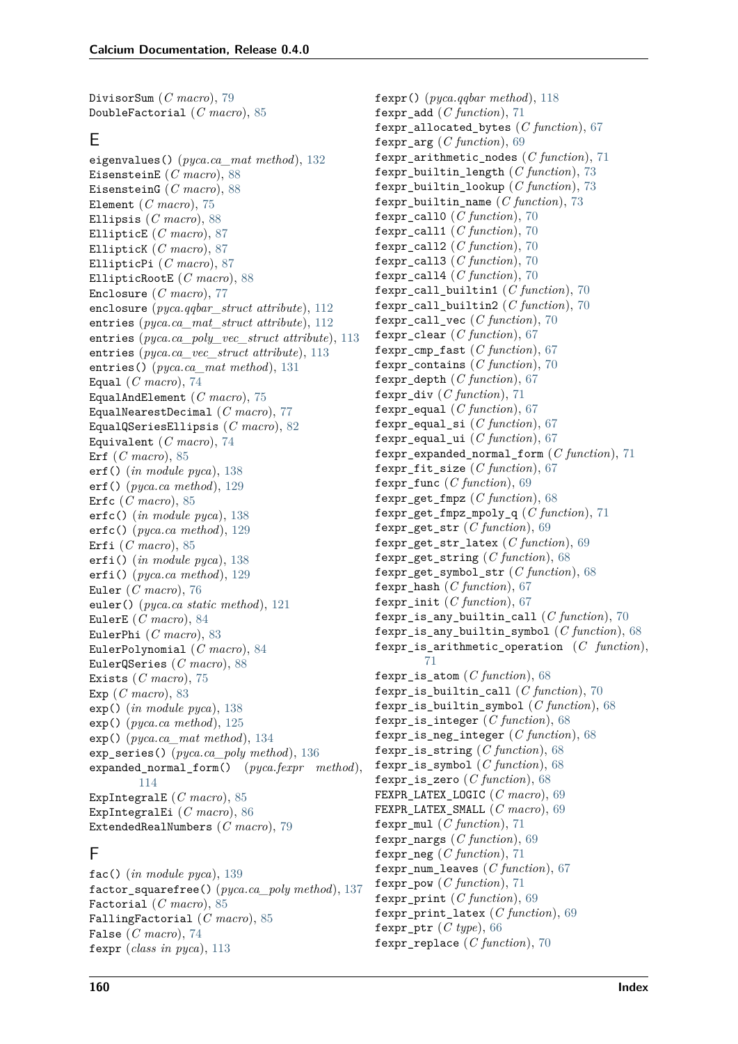DivisorSum (*C macro*), 79
DoubleFactorial (*C macro*), 85

## E

eigenvalues() (*pyca.ca_mat method*), 132
EisensteinE (*C macro*), 88
EisensteinG (*C macro*), 88
Element (*C macro*), 75
Ellipsis (*C macro*), 88
EllipticE (*C macro*), 87
EllipticK (*C macro*), 87
EllipticPi (*C macro*), 87
EllipticRootE (*C macro*), 88
Enclosure (*C macro*), 77
enclosure (*pyca.qqbar_struct attribute*), 112
entries (*pyca.ca_mat_struct attribute*), 112
entries (*pyca.ca_poly_vec_struct attribute*), 113
entries (*pyca.ca_vec_struct attribute*), 113
entries() (*pyca.ca_mat method*), 131
Equal (*C macro*), 74
EqualAndElement (*C macro*), 75
EqualNearestDecimal (*C macro*), 77
EqualQSeriesEllipsis (*C macro*), 82
Equivalent (*C macro*), 74
Erf (*C macro*), 85
erf() (*in module pyca*), 138
erf() (*pyca.ca method*), 129
Erfc (*C macro*), 85
erfc() (*in module pyca*), 138
erfc() (*pyca.ca method*), 129
Erfi (*C macro*), 85
erfi() (*in module pyca*), 138
erfi() (*pyca.ca method*), 129
Euler (*C macro*), 76
euler() (*pyca.ca static method*), 121
EulerE (*C macro*), 84
EulerPhi (*C macro*), 83
EulerPolynomial (*C macro*), 84
EulerQSeries (*C macro*), 88
Exists (*C macro*), 75
Exp (*C macro*), 83
exp() (*in module pyca*), 138
exp() (*pyca.ca method*), 125
exp() (*pyca.ca_mat method*), 134
exp_series() (*pyca.ca_poly method*), 136
expanded_normal_form() (*pyca.fexpr method*), 114
ExpIntegralE (*C macro*), 85
ExpIntegralEi (*C macro*), 86
ExtendedRealNumbers (*C macro*), 79

## F

fac() (*in module pyca*), 139
factor_squarefree() (*pyca.ca_poly method*), 137
Factorial (*C macro*), 85
FallingFactorial (*C macro*), 85
False (*C macro*), 74
fexpr (*class in pyca*), 113
fexpr() (*pyca.qqbar method*), 118
fexpr_add (*C function*), 71
fexpr_allocated_bytes (*C function*), 67
fexpr_arg (*C function*), 69
fexpr_arithmetic_nodes (*C function*), 71
fexpr_builtin_length (*C function*), 73
fexpr_builtin_lookup (*C function*), 73
fexpr_builtin_name (*C function*), 73
fexpr_call0 (*C function*), 70
fexpr_call1 (*C function*), 70
fexpr_call2 (*C function*), 70
fexpr_call3 (*C function*), 70
fexpr_call4 (*C function*), 70
fexpr_call_builtin1 (*C function*), 70
fexpr_call_builtin2 (*C function*), 70
fexpr_call_vec (*C function*), 70
fexpr_clear (*C function*), 67
fexpr_cmp_fast (*C function*), 67
fexpr_contains (*C function*), 70
fexpr_depth (*C function*), 67
fexpr_div (*C function*), 71
fexpr_equal (*C function*), 67
fexpr_equal_si (*C function*), 67
fexpr_equal_ui (*C function*), 67
fexpr_expanded_normal_form (*C function*), 71
fexpr_fit_size (*C function*), 67
fexpr_func (*C function*), 69
fexpr_get_fmpz (*C function*), 68
fexpr_get_fmpz_mpoly_q (*C function*), 71
fexpr_get_str (*C function*), 69
fexpr_get_str_latex (*C function*), 69
fexpr_get_string (*C function*), 68
fexpr_get_symbol_str (*C function*), 68
fexpr_hash (*C function*), 67
fexpr_init (*C function*), 67
fexpr_is_any_builtin_call (*C function*), 70
fexpr_is_any_builtin_symbol (*C function*), 68
fexpr_is_arithmetic_operation (*C function*), 71
fexpr_is_atom (*C function*), 68
fexpr_is_builtin_call (*C function*), 70
fexpr_is_builtin_symbol (*C function*), 68
fexpr_is_integer (*C function*), 68
fexpr_is_neg_integer (*C function*), 68
fexpr_is_string (*C function*), 68
fexpr_is_symbol (*C function*), 68
fexpr_is_zero (*C function*), 68
FEXPR_LATEX_LOGIC (*C macro*), 69
FEXPR_LATEX_SMALL (*C macro*), 69
fexpr_mul (*C function*), 71
fexpr_nargs (*C function*), 69
fexpr_neg (*C function*), 71
fexpr_num_leaves (*C function*), 67
fexpr_pow (*C function*), 71
fexpr_print (*C function*), 69
fexpr_print_latex (*C function*), 69
fexpr_ptr (*C type*), 66
fexpr_replace (*C function*), 70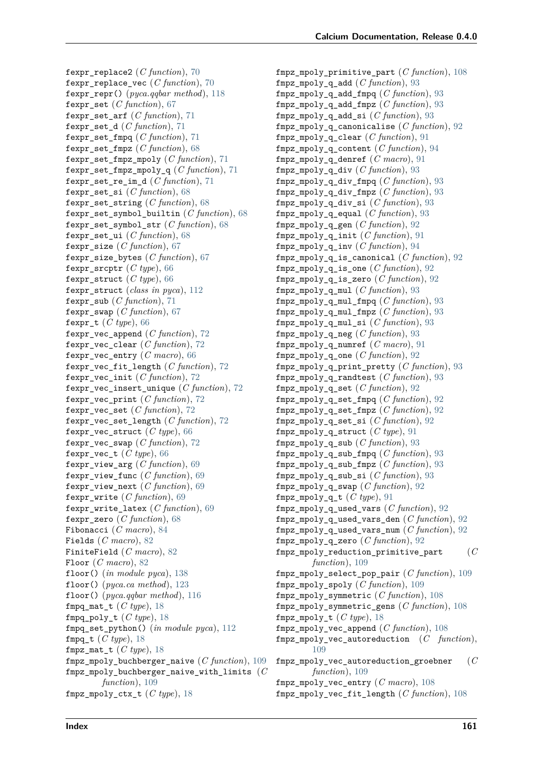fexpr_replace2 (*C function*), 70
fexpr_replace_vec (*C function*), 70
fexpr_repr() (*pyca.qqbar method*), 118
fexpr_set (*C function*), 67
fexpr_set_arf (*C function*), 71
fexpr_set_d (*C function*), 71
fexpr_set_fmpq (*C function*), 71
fexpr_set_fmpz (*C function*), 68
fexpr_set_fmpz_mpoly (*C function*), 71
fexpr_set_fmpz_mpoly_q (*C function*), 71
fexpr_set_re_im_d (*C function*), 71
fexpr_set_si (*C function*), 68
fexpr_set_string (*C function*), 68
fexpr_set_symbol_builtin (*C function*), 68
fexpr_set_symbol_str (*C function*), 68
fexpr_set_ui (*C function*), 68
fexpr_size (*C function*), 67
fexpr_size_bytes (*C function*), 67
fexpr_srcptr (*C type*), 66
fexpr_struct (*C type*), 66
fexpr_struct (*class in pyca*), 112
fexpr_sub (*C function*), 71
fexpr_swap (*C function*), 67
fexpr_t (*C type*), 66
fexpr_vec_append (*C function*), 72
fexpr_vec_clear (*C function*), 72
fexpr_vec_entry (*C macro*), 66
fexpr_vec_fit_length (*C function*), 72
fexpr_vec_init (*C function*), 72
fexpr_vec_insert_unique (*C function*), 72
fexpr_vec_print (*C function*), 72
fexpr_vec_set (*C function*), 72
fexpr_vec_set_length (*C function*), 72
fexpr_vec_struct (*C type*), 66
fexpr_vec_swap (*C function*), 72
fexpr_vec_t (*C type*), 66
fexpr_view_arg (*C function*), 69
fexpr_view_func (*C function*), 69
fexpr_view_next (*C function*), 69
fexpr_write (*C function*), 69
fexpr_write_latex (*C function*), 69
fexpr_zero (*C function*), 68
Fibonacci (*C macro*), 84
Fields (*C macro*), 82
FiniteField (*C macro*), 82
Floor (*C macro*), 82
floor() (*in module pyca*), 138
floor() (*pyca.ca method*), 123
floor() (*pyca.qqbar method*), 116
fmpq_mat_t (*C type*), 18
fmpq_poly_t (*C type*), 18
fmpq_set_python() (*in module pyca*), 112
fmpq_t (*C type*), 18
fmpz_mat_t (*C type*), 18
fmpz_mpoly_buchberger_naive (*C function*), 109
fmpz_mpoly_buchberger_naive_with_limits (*C function*), 109
fmpz_mpoly_ctx_t (*C type*), 18
fmpz_mpoly_primitive_part (*C function*), 108
fmpz_mpoly_q_add (*C function*), 93
fmpz_mpoly_q_add_fmpq (*C function*), 93
fmpz_mpoly_q_add_fmpz (*C function*), 93
fmpz_mpoly_q_add_si (*C function*), 93
fmpz_mpoly_q_canonicalise (*C function*), 92
fmpz_mpoly_q_clear (*C function*), 91
fmpz_mpoly_q_content (*C function*), 94
fmpz_mpoly_q_denref (*C macro*), 91
fmpz_mpoly_q_div (*C function*), 93
fmpz_mpoly_q_div_fmpq (*C function*), 93
fmpz_mpoly_q_div_fmpz (*C function*), 93
fmpz_mpoly_q_div_si (*C function*), 93
fmpz_mpoly_q_equal (*C function*), 93
fmpz_mpoly_q_gen (*C function*), 92
fmpz_mpoly_q_init (*C function*), 91
fmpz_mpoly_q_inv (*C function*), 94
fmpz_mpoly_q_is_canonical (*C function*), 92
fmpz_mpoly_q_is_one (*C function*), 92
fmpz_mpoly_q_is_zero (*C function*), 92
fmpz_mpoly_q_mul (*C function*), 93
fmpz_mpoly_q_mul_fmpq (*C function*), 93
fmpz_mpoly_q_mul_fmpz (*C function*), 93
fmpz_mpoly_q_mul_si (*C function*), 93
fmpz_mpoly_q_neg (*C function*), 93
fmpz_mpoly_q_numref (*C macro*), 91
fmpz_mpoly_q_one (*C function*), 92
fmpz_mpoly_q_print_pretty (*C function*), 93
fmpz_mpoly_q_randtest (*C function*), 93
fmpz_mpoly_q_set (*C function*), 92
fmpz_mpoly_q_set_fmpq (*C function*), 92
fmpz_mpoly_q_set_fmpz (*C function*), 92
fmpz_mpoly_q_set_si (*C function*), 92
fmpz_mpoly_q_struct (*C type*), 91
fmpz_mpoly_q_sub (*C function*), 93
fmpz_mpoly_q_sub_fmpq (*C function*), 93
fmpz_mpoly_q_sub_fmpz (*C function*), 93
fmpz_mpoly_q_sub_si (*C function*), 93
fmpz_mpoly_q_swap (*C function*), 92
fmpz_mpoly_q_t (*C type*), 91
fmpz_mpoly_q_used_vars (*C function*), 92
fmpz_mpoly_q_used_vars_den (*C function*), 92
fmpz_mpoly_q_used_vars_num (*C function*), 92
fmpz_mpoly_q_zero (*C function*), 92
fmpz_mpoly_reduction_primitive_part (*C function*), 109
fmpz_mpoly_select_pop_pair (*C function*), 109
fmpz_mpoly_spoly (*C function*), 109
fmpz_mpoly_symmetric (*C function*), 108
fmpz_mpoly_symmetric_gens (*C function*), 108
fmpz_mpoly_t (*C type*), 18
fmpz_mpoly_vec_append (*C function*), 108
fmpz_mpoly_vec_autoreduction (*C function*), 109
fmpz_mpoly_vec_autoreduction_groebner (*C function*), 109
fmpz_mpoly_vec_entry (*C macro*), 108
fmpz_mpoly_vec_fit_length (*C function*), 108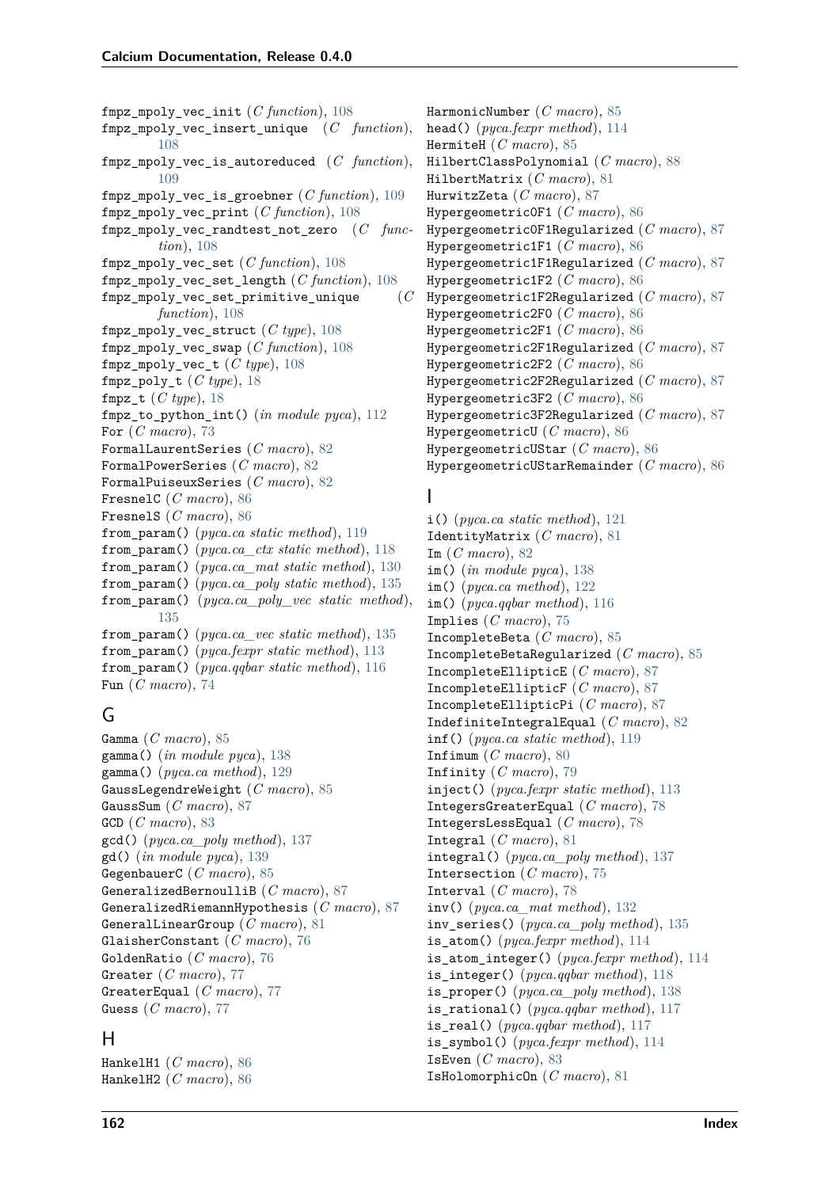fmpz_mpoly_vec_init (*C function*), 108
fmpz_mpoly_vec_insert_unique (*C function*), 108
fmpz_mpoly_vec_is_autoreduced (*C function*), 109
fmpz_mpoly_vec_is_groebner (*C function*), 109
fmpz_mpoly_vec_print (*C function*), 108
fmpz_mpoly_vec_randtest_not_zero (*C function*), 108
fmpz_mpoly_vec_set (*C function*), 108
fmpz_mpoly_vec_set_length (*C function*), 108
fmpz_mpoly_vec_set_primitive_unique (*C function*), 108
fmpz_mpoly_vec_struct (*C type*), 108
fmpz_mpoly_vec_swap (*C function*), 108
fmpz_mpoly_vec_t (*C type*), 108
fmpz_poly_t (*C type*), 18
fmpz_t (*C type*), 18
fmpz_to_python_int() (*in module pyca*), 112
For (*C macro*), 73
FormalLaurentSeries (*C macro*), 82
FormalPowerSeries (*C macro*), 82
FormalPuiseuxSeries (*C macro*), 82
FresnelC (*C macro*), 86
FresnelS (*C macro*), 86
from_param() (*pyca.ca static method*), 119
from_param() (*pyca.ca_ctx static method*), 118
from_param() (*pyca.ca_mat static method*), 130
from_param() (*pyca.ca_poly static method*), 135
from_param() (*pyca.ca_poly_vec static method*), 135
from_param() (*pyca.ca_vec static method*), 135
from_param() (*pyca.fexpr static method*), 113
from_param() (*pyca.qqbar static method*), 116
Fun (*C macro*), 74

## G

Gamma (*C macro*), 85
gamma() (*in module pyca*), 138
gamma() (*pyca.ca method*), 129
GaussLegendreWeight (*C macro*), 85
GaussSum (*C macro*), 87
GCD (*C macro*), 83
gcd() (*pyca.ca_poly method*), 137
gd() (*in module pyca*), 139
GegenbauerC (*C macro*), 85
GeneralizedBernoulliB (*C macro*), 87
GeneralizedRiemannHypothesis (*C macro*), 87
GeneralLinearGroup (*C macro*), 81
GlaisherConstant (*C macro*), 76
GoldenRatio (*C macro*), 76
Greater (*C macro*), 77
GreaterEqual (*C macro*), 77
Guess (*C macro*), 77

## H

HankelH1 (*C macro*), 86
HankelH2 (*C macro*), 86
HarmonicNumber (*C macro*), 85
head() (*pyca.fexpr method*), 114
HermiteH (*C macro*), 85
HilbertClassPolynomial (*C macro*), 88
HilbertMatrix (*C macro*), 81
HurwitzZeta (*C macro*), 87
Hypergeometric0F1 (*C macro*), 86
Hypergeometric0F1Regularized (*C macro*), 87
Hypergeometric1F1 (*C macro*), 86
Hypergeometric1F1Regularized (*C macro*), 87
Hypergeometric1F2 (*C macro*), 86
Hypergeometric1F2Regularized (*C macro*), 87
Hypergeometric2F0 (*C macro*), 86
Hypergeometric2F1 (*C macro*), 86
Hypergeometric2F1Regularized (*C macro*), 87
Hypergeometric2F2 (*C macro*), 86
Hypergeometric2F2Regularized (*C macro*), 87
Hypergeometric3F2 (*C macro*), 86
Hypergeometric3F2Regularized (*C macro*), 87
HypergeometricU (*C macro*), 86
HypergeometricUStar (*C macro*), 86
HypergeometricUStarRemainder (*C macro*), 86

## I

i() (*pyca.ca static method*), 121
IdentityMatrix (*C macro*), 81
Im (*C macro*), 82
im() (*in module pyca*), 138
im() (*pyca.ca method*), 122
im() (*pyca.qqbar method*), 116
Implies (*C macro*), 75
IncompleteBeta (*C macro*), 85
IncompleteBetaRegularized (*C macro*), 85
IncompleteEllipticE (*C macro*), 87
IncompleteEllipticF (*C macro*), 87
IncompleteEllipticPi (*C macro*), 87
IndefiniteIntegralEqual (*C macro*), 82
inf() (*pyca.ca static method*), 119
Infimum (*C macro*), 80
Infinity (*C macro*), 79
inject() (*pyca.fexpr static method*), 113
IntegersGreaterEqual (*C macro*), 78
IntegersLessEqual (*C macro*), 78
Integral (*C macro*), 81
integral() (*pyca.ca_poly method*), 137
Intersection (*C macro*), 75
Interval (*C macro*), 78
inv() (*pyca.ca_mat method*), 132
inv_series() (*pyca.ca_poly method*), 135
is_atom() (*pyca.fexpr method*), 114
is_atom_integer() (*pyca.fexpr method*), 114
is_integer() (*pyca.qqbar method*), 118
is_proper() (*pyca.ca_poly method*), 138
is_rational() (*pyca.qqbar method*), 117
is_real() (*pyca.qqbar method*), 117
is_symbol() (*pyca.fexpr method*), 114
IsEven (*C macro*), 83
IsHolomorphicOn (*C macro*), 81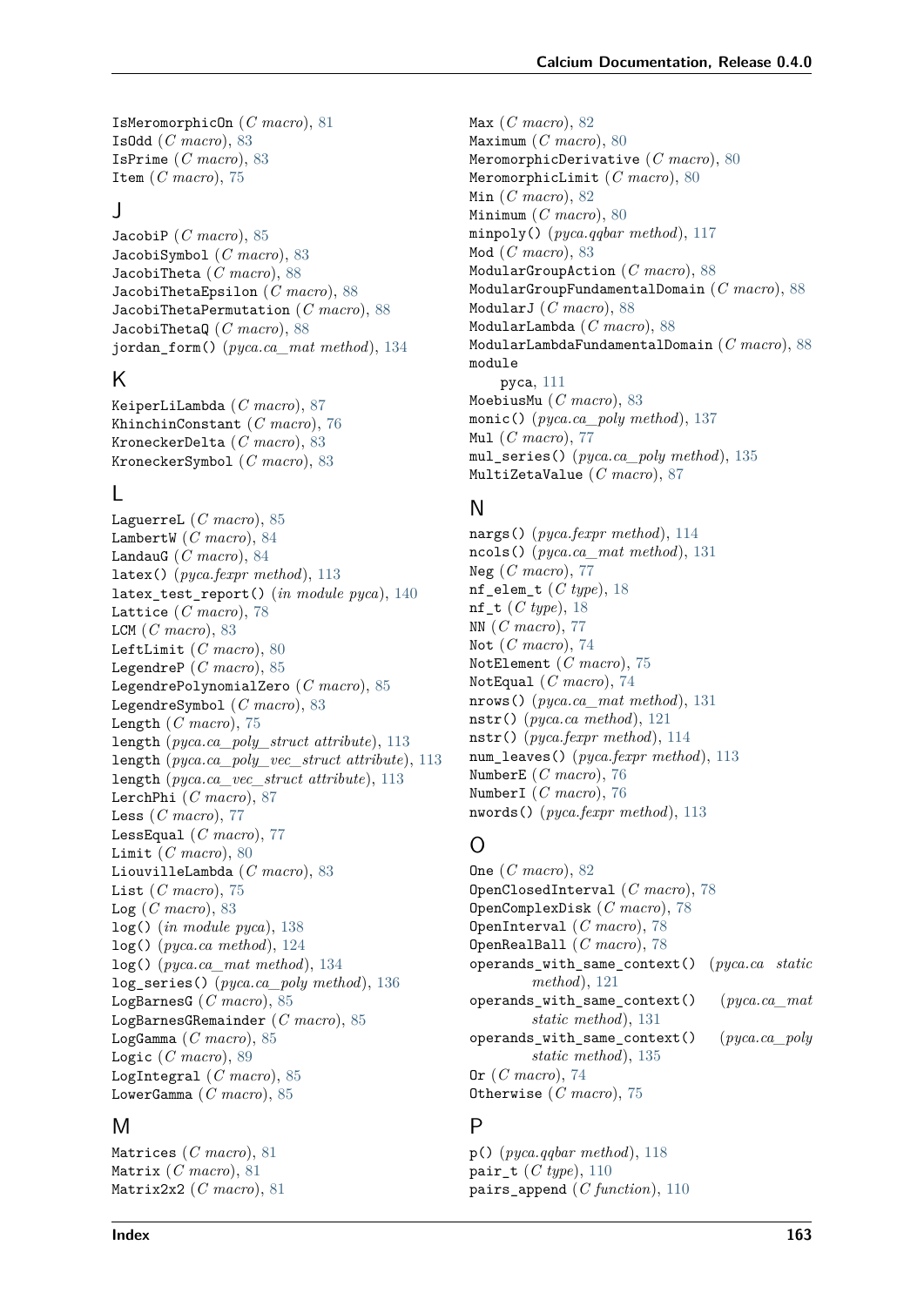IsMeromorphicOn (*C macro*), 81
IsOdd (*C macro*), 83
IsPrime (*C macro*), 83
Item (*C macro*), 75

## J

JacobiP (*C macro*), 85
JacobiSymbol (*C macro*), 83
JacobiTheta (*C macro*), 88
JacobiThetaEpsilon (*C macro*), 88
JacobiThetaPermutation (*C macro*), 88
JacobiThetaQ (*C macro*), 88
jordan_form() (*pyca.ca_mat method*), 134

## K

KeiperLiLambda (*C macro*), 87
KhinchinConstant (*C macro*), 76
KroneckerDelta (*C macro*), 83
KroneckerSymbol (*C macro*), 83

## L

LaguerreL (*C macro*), 85
LambertW (*C macro*), 84
LandauG (*C macro*), 84
latex() (*pyca.fexpr method*), 113
latex_test_report() (*in module pyca*), 140
Lattice (*C macro*), 78
LCM (*C macro*), 83
LeftLimit (*C macro*), 80
LegendreP (*C macro*), 85
LegendrePolynomialZero (*C macro*), 85
LegendreSymbol (*C macro*), 83
Length (*C macro*), 75
length (*pyca.ca_poly_struct attribute*), 113
length (*pyca.ca_poly_vec_struct attribute*), 113
length (*pyca.ca_vec_struct attribute*), 113
LerchPhi (*C macro*), 87
Less (*C macro*), 77
LessEqual (*C macro*), 77
Limit (*C macro*), 80
LiouvilleLambda (*C macro*), 83
List (*C macro*), 75
Log (*C macro*), 83
log() (*in module pyca*), 138
log() (*pyca.ca method*), 124
log() (*pyca.ca_mat method*), 134
log_series() (*pyca.ca_poly method*), 136
LogBarnesG (*C macro*), 85
LogBarnesGRemainder (*C macro*), 85
LogGamma (*C macro*), 85
Logic (*C macro*), 89
LogIntegral (*C macro*), 85
LowerGamma (*C macro*), 85

## M

Matrices (*C macro*), 81
Matrix (*C macro*), 81
Matrix2x2 (*C macro*), 81
Max (*C macro*), 82
Maximum (*C macro*), 80
MeromorphicDerivative (*C macro*), 80
MeromorphicLimit (*C macro*), 80
Min (*C macro*), 82
Minimum (*C macro*), 80
minpoly() (*pyca.qqbar method*), 117
Mod (*C macro*), 83
ModularGroupAction (*C macro*), 88
ModularGroupFundamentalDomain (*C macro*), 88
ModularJ (*C macro*), 88
ModularLambda (*C macro*), 88
ModularLambdaFundamentalDomain (*C macro*), 88
module
    pyca, 111
MoebiusMu (*C macro*), 83
monic() (*pyca.ca_poly method*), 137
Mul (*C macro*), 77
mul_series() (*pyca.ca_poly method*), 135
MultiZetaValue (*C macro*), 87

## N

nargs() (*pyca.fexpr method*), 114
ncols() (*pyca.ca_mat method*), 131
Neg (*C macro*), 77
nf_elem_t (*C type*), 18
nf_t (*C type*), 18
NN (*C macro*), 77
Not (*C macro*), 74
NotElement (*C macro*), 75
NotEqual (*C macro*), 74
nrows() (*pyca.ca_mat method*), 131
nstr() (*pyca.ca method*), 121
nstr() (*pyca.fexpr method*), 114
num_leaves() (*pyca.fexpr method*), 113
NumberE (*C macro*), 76
NumberI (*C macro*), 76
nwords() (*pyca.fexpr method*), 113

## O

One (*C macro*), 82
OpenClosedInterval (*C macro*), 78
OpenComplexDisk (*C macro*), 78
OpenInterval (*C macro*), 78
OpenRealBall (*C macro*), 78
operands_with_same_context() (*pyca.ca static method*), 121
operands_with_same_context() (*pyca.ca_mat static method*), 131
operands_with_same_context() (*pyca.ca_poly static method*), 135
Or (*C macro*), 74
Otherwise (*C macro*), 75

## P

p() (*pyca.qqbar method*), 118
pair_t (*C type*), 110
pairs_append (*C function*), 110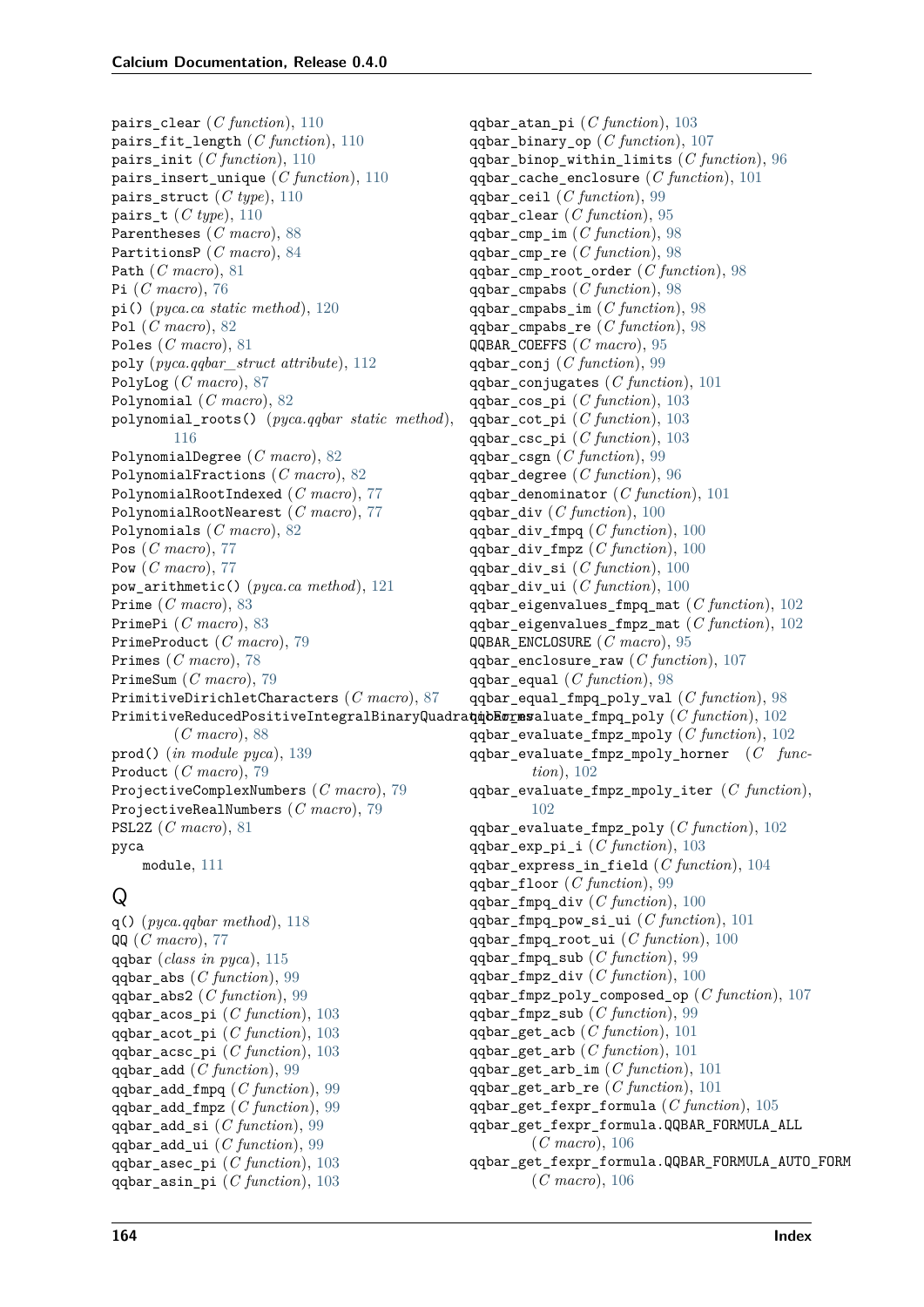pairs_clear (*C function*), 110
pairs_fit_length (*C function*), 110
pairs_init (*C function*), 110
pairs_insert_unique (*C function*), 110
pairs_struct (*C type*), 110
pairs_t (*C type*), 110
Parentheses (*C macro*), 88
PartitionsP (*C macro*), 84
Path (*C macro*), 81
Pi (*C macro*), 76
pi() (*pyca.ca static method*), 120
Pol (*C macro*), 82
Poles (*C macro*), 81
poly (*pyca.qqbar_struct attribute*), 112
PolyLog (*C macro*), 87
Polynomial (*C macro*), 82
polynomial_roots() (*pyca.qqbar static method*), 116
PolynomialDegree (*C macro*), 82
PolynomialFractions (*C macro*), 82
PolynomialRootIndexed (*C macro*), 77
PolynomialRootNearest (*C macro*), 77
Polynomials (*C macro*), 82
Pos (*C macro*), 77
Pow (*C macro*), 77
pow_arithmetic() (*pyca.ca method*), 121
Prime (*C macro*), 83
PrimePi (*C macro*), 83
PrimeProduct (*C macro*), 79
Primes (*C macro*), 78
PrimeSum (*C macro*), 79
PrimitiveDirichletCharacters (*C macro*), 87
PrimitiveReducedPositiveIntegralBinaryQuadraticForms (*C macro*), 88
prod() (*in module pyca*), 139
Product (*C macro*), 79
ProjectiveComplexNumbers (*C macro*), 79
ProjectiveRealNumbers (*C macro*), 79
PSL2Z (*C macro*), 81
pyca
    module, 111

## Q

q() (*pyca.qqbar method*), 118
QQ (*C macro*), 77
qqbar (*class in pyca*), 115
qqbar_abs (*C function*), 99
qqbar_abs2 (*C function*), 99
qqbar_acos_pi (*C function*), 103
qqbar_acot_pi (*C function*), 103
qqbar_acsc_pi (*C function*), 103
qqbar_add (*C function*), 99
qqbar_add_fmpq (*C function*), 99
qqbar_add_fmpz (*C function*), 99
qqbar_add_si (*C function*), 99
qqbar_add_ui (*C function*), 99
qqbar_asec_pi (*C function*), 103
qqbar_asin_pi (*C function*), 103
qqbar_atan_pi (*C function*), 103
qqbar_binary_op (*C function*), 107
qqbar_binop_within_limits (*C function*), 96
qqbar_cache_enclosure (*C function*), 101
qqbar_ceil (*C function*), 99
qqbar_clear (*C function*), 95
qqbar_cmp_im (*C function*), 98
qqbar_cmp_re (*C function*), 98
qqbar_cmp_root_order (*C function*), 98
qqbar_cmpabs (*C function*), 98
qqbar_cmpabs_im (*C function*), 98
qqbar_cmpabs_re (*C function*), 98
QQBAR_COEFFS (*C macro*), 95
qqbar_conj (*C function*), 99
qqbar_conjugates (*C function*), 101
qqbar_cos_pi (*C function*), 103
qqbar_cot_pi (*C function*), 103
qqbar_csc_pi (*C function*), 103
qqbar_csgn (*C function*), 99
qqbar_degree (*C function*), 96
qqbar_denominator (*C function*), 101
qqbar_div (*C function*), 100
qqbar_div_fmpq (*C function*), 100
qqbar_div_fmpz (*C function*), 100
qqbar_div_si (*C function*), 100
qqbar_div_ui (*C function*), 100
qqbar_eigenvalues_fmpq_mat (*C function*), 102
qqbar_eigenvalues_fmpz_mat (*C function*), 102
QQBAR_ENCLOSURE (*C macro*), 95
qqbar_enclosure_raw (*C function*), 107
qqbar_equal (*C function*), 98
qqbar_equal_fmpq_poly_val (*C function*), 98
qqbar_evaluate_fmpq_poly (*C function*), 102
qqbar_evaluate_fmpz_mpoly (*C function*), 102
qqbar_evaluate_fmpz_mpoly_horner (*C function*), 102
qqbar_evaluate_fmpz_mpoly_iter (*C function*), 102
qqbar_evaluate_fmpz_poly (*C function*), 102
qqbar_exp_pi_i (*C function*), 103
qqbar_express_in_field (*C function*), 104
qqbar_floor (*C function*), 99
qqbar_fmpq_div (*C function*), 100
qqbar_fmpq_pow_si_ui (*C function*), 101
qqbar_fmpq_root_ui (*C function*), 100
qqbar_fmpq_sub (*C function*), 99
qqbar_fmpz_div (*C function*), 100
qqbar_fmpz_poly_composed_op (*C function*), 107
qqbar_fmpz_sub (*C function*), 99
qqbar_get_acb (*C function*), 101
qqbar_get_arb (*C function*), 101
qqbar_get_arb_im (*C function*), 101
qqbar_get_arb_re (*C function*), 101
qqbar_get_fexpr_formula (*C function*), 105
qqbar_get_fexpr_formula.QQBAR_FORMULA_ALL (*C macro*), 106
qqbar_get_fexpr_formula.QQBAR_FORMULA_AUTO_FORM (*C macro*), 106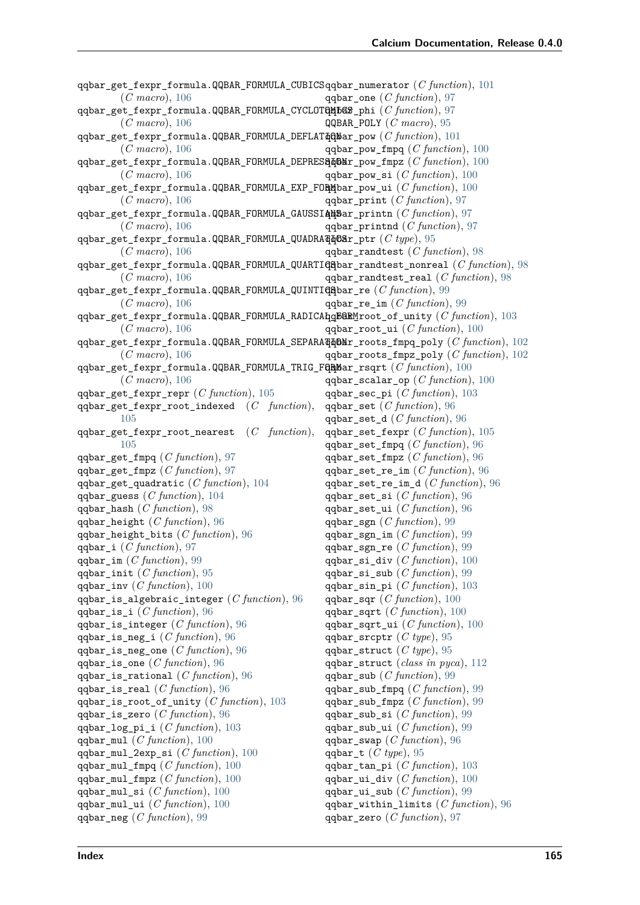qqbar_get_fexpr_formula.QQBAR_FORMULA_CUBICS (*C macro*), 106
qqbar_get_fexpr_formula.QQBAR_FORMULA_CYCLOTOMICS (*C macro*), 106
qqbar_get_fexpr_formula.QQBAR_FORMULA_DEFLATION (*C macro*), 106
qqbar_get_fexpr_formula.QQBAR_FORMULA_DEPRESSION (*C macro*), 106
qqbar_get_fexpr_formula.QQBAR_FORMULA_EXP_FORM (*C macro*), 106
qqbar_get_fexpr_formula.QQBAR_FORMULA_GAUSSIANS (*C macro*), 106
qqbar_get_fexpr_formula.QQBAR_FORMULA_QUADRATICS (*C macro*), 106
qqbar_get_fexpr_formula.QQBAR_FORMULA_QUARTICS (*C macro*), 106
qqbar_get_fexpr_formula.QQBAR_FORMULA_QUINTICS (*C macro*), 106
qqbar_get_fexpr_formula.QQBAR_FORMULA_RADICAL_FORM (*C macro*), 106
qqbar_get_fexpr_formula.QQBAR_FORMULA_SEPARATION (*C macro*), 106
qqbar_get_fexpr_formula.QQBAR_FORMULA_TRIG_FORM (*C macro*), 106
qqbar_get_fexpr_repr (*C function*), 105
qqbar_get_fexpr_root_indexed (*C function*), 105
qqbar_get_fexpr_root_nearest (*C function*), 105
qqbar_get_fmpq (*C function*), 97
qqbar_get_fmpz (*C function*), 97
qqbar_get_quadratic (*C function*), 104
qqbar_guess (*C function*), 104
qqbar_hash (*C function*), 98
qqbar_height (*C function*), 96
qqbar_height_bits (*C function*), 96
qqbar_i (*C function*), 97
qqbar_im (*C function*), 99
qqbar_init (*C function*), 95
qqbar_inv (*C function*), 100
qqbar_is_algebraic_integer (*C function*), 96
qqbar_is_i (*C function*), 96
qqbar_is_integer (*C function*), 96
qqbar_is_neg_i (*C function*), 96
qqbar_is_neg_one (*C function*), 96
qqbar_is_one (*C function*), 96
qqbar_is_rational (*C function*), 96
qqbar_is_real (*C function*), 96
qqbar_is_root_of_unity (*C function*), 103
qqbar_is_zero (*C function*), 96
qqbar_log_pi_i (*C function*), 103
qqbar_mul (*C function*), 100
qqbar_mul_2exp_si (*C function*), 100
qqbar_mul_fmpq (*C function*), 100
qqbar_mul_fmpz (*C function*), 100
qqbar_mul_si (*C function*), 100
qqbar_mul_ui (*C function*), 100
qqbar_neg (*C function*), 99
qqbar_numerator (*C function*), 101
qqbar_one (*C function*), 97
qqbar_phi (*C function*), 97
QQBAR_POLY (*C macro*), 95
qqbar_pow (*C function*), 101
qqbar_pow_fmpq (*C function*), 100
qqbar_pow_fmpz (*C function*), 100
qqbar_pow_si (*C function*), 100
qqbar_pow_ui (*C function*), 100
qqbar_print (*C function*), 97
qqbar_printn (*C function*), 97
qqbar_printnd (*C function*), 97
qqbar_ptr (*C type*), 95
qqbar_randtest (*C function*), 98
qqbar_randtest_nonreal (*C function*), 98
qqbar_randtest_real (*C function*), 98
qqbar_re (*C function*), 99
qqbar_re_im (*C function*), 99
qqbar_root_of_unity (*C function*), 103
qqbar_root_ui (*C function*), 100
qqbar_roots_fmpq_poly (*C function*), 102
qqbar_roots_fmpz_poly (*C function*), 102
qqbar_rsqrt (*C function*), 100
qqbar_scalar_op (*C function*), 100
qqbar_sec_pi (*C function*), 103
qqbar_set (*C function*), 96
qqbar_set_d (*C function*), 96
qqbar_set_fexpr (*C function*), 105
qqbar_set_fmpq (*C function*), 96
qqbar_set_fmpz (*C function*), 96
qqbar_set_re_im (*C function*), 96
qqbar_set_re_im_d (*C function*), 96
qqbar_set_si (*C function*), 96
qqbar_set_ui (*C function*), 96
qqbar_sgn (*C function*), 99
qqbar_sgn_im (*C function*), 99
qqbar_sgn_re (*C function*), 99
qqbar_si_div (*C function*), 100
qqbar_si_sub (*C function*), 99
qqbar_sin_pi (*C function*), 103
qqbar_sqr (*C function*), 100
qqbar_sqrt (*C function*), 100
qqbar_sqrt_ui (*C function*), 100
qqbar_srcptr (*C type*), 95
qqbar_struct (*C type*), 95
qqbar_struct (*class in pyca*), 112
qqbar_sub (*C function*), 99
qqbar_sub_fmpq (*C function*), 99
qqbar_sub_fmpz (*C function*), 99
qqbar_sub_si (*C function*), 99
qqbar_sub_ui (*C function*), 99
qqbar_swap (*C function*), 96
qqbar_t (*C type*), 95
qqbar_tan_pi (*C function*), 103
qqbar_ui_div (*C function*), 100
qqbar_ui_sub (*C function*), 99
qqbar_within_limits (*C function*), 96
qqbar_zero (*C function*), 97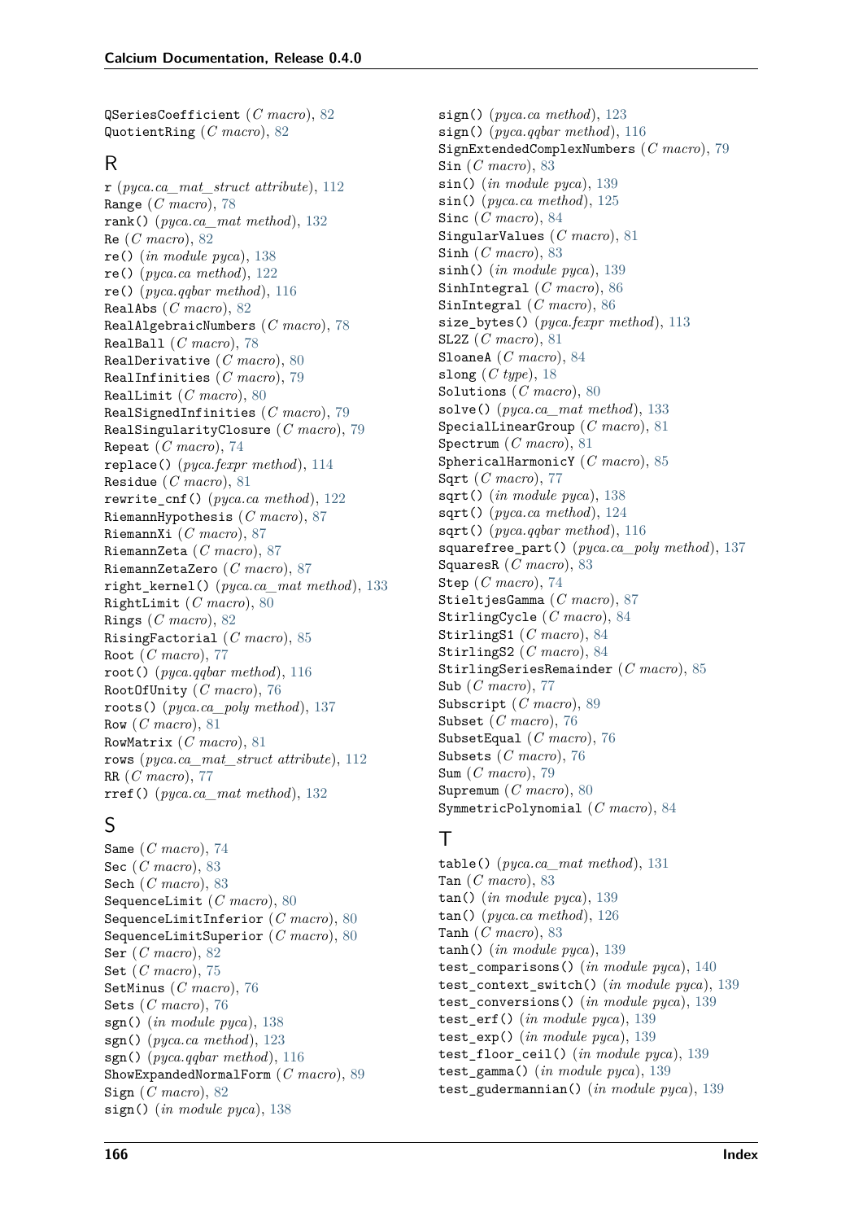QSeriesCoefficient (*C macro*), 82
QuotientRing (*C macro*), 82

## R

r (*pyca.ca_mat_struct attribute*), 112
Range (*C macro*), 78
rank() (*pyca.ca_mat method*), 132
Re (*C macro*), 82
re() (*in module pyca*), 138
re() (*pyca.ca method*), 122
re() (*pyca.qqbar method*), 116
RealAbs (*C macro*), 82
RealAlgebraicNumbers (*C macro*), 78
RealBall (*C macro*), 78
RealDerivative (*C macro*), 80
RealInfinities (*C macro*), 79
RealLimit (*C macro*), 80
RealSignedInfinities (*C macro*), 79
RealSingularityClosure (*C macro*), 79
Repeat (*C macro*), 74
replace() (*pyca.fexpr method*), 114
Residue (*C macro*), 81
rewrite_cnf() (*pyca.ca method*), 122
RiemannHypothesis (*C macro*), 87
RiemannXi (*C macro*), 87
RiemannZeta (*C macro*), 87
RiemannZetaZero (*C macro*), 87
right_kernel() (*pyca.ca_mat method*), 133
RightLimit (*C macro*), 80
Rings (*C macro*), 82
RisingFactorial (*C macro*), 85
Root (*C macro*), 77
root() (*pyca.qqbar method*), 116
RootOfUnity (*C macro*), 76
roots() (*pyca.ca_poly method*), 137
Row (*C macro*), 81
RowMatrix (*C macro*), 81
rows (*pyca.ca_mat_struct attribute*), 112
RR (*C macro*), 77
rref() (*pyca.ca_mat method*), 132

## S

Same (*C macro*), 74
Sec (*C macro*), 83
Sech (*C macro*), 83
SequenceLimit (*C macro*), 80
SequenceLimitInferior (*C macro*), 80
SequenceLimitSuperior (*C macro*), 80
Ser (*C macro*), 82
Set (*C macro*), 75
SetMinus (*C macro*), 76
Sets (*C macro*), 76
sgn() (*in module pyca*), 138
sgn() (*pyca.ca method*), 123
sgn() (*pyca.qqbar method*), 116
ShowExpandedNormalForm (*C macro*), 89
Sign (*C macro*), 82
sign() (*in module pyca*), 138
sign() (*pyca.ca method*), 123
sign() (*pyca.qqbar method*), 116
SignExtendedComplexNumbers (*C macro*), 79
Sin (*C macro*), 83
sin() (*in module pyca*), 139
sin() (*pyca.ca method*), 125
Sinc (*C macro*), 84
SingularValues (*C macro*), 81
Sinh (*C macro*), 83
sinh() (*in module pyca*), 139
SinhIntegral (*C macro*), 86
SinIntegral (*C macro*), 86
size_bytes() (*pyca.fexpr method*), 113
SL2Z (*C macro*), 81
SloaneA (*C macro*), 84
slong (*C type*), 18
Solutions (*C macro*), 80
solve() (*pyca.ca_mat method*), 133
SpecialLinearGroup (*C macro*), 81
Spectrum (*C macro*), 81
SphericalHarmonicY (*C macro*), 85
Sqrt (*C macro*), 77
sqrt() (*in module pyca*), 138
sqrt() (*pyca.ca method*), 124
sqrt() (*pyca.qqbar method*), 116
squarefree_part() (*pyca.ca_poly method*), 137
SquaresR (*C macro*), 83
Step (*C macro*), 74
StieltjesGamma (*C macro*), 87
StirlingCycle (*C macro*), 84
StirlingS1 (*C macro*), 84
StirlingS2 (*C macro*), 84
StirlingSeriesRemainder (*C macro*), 85
Sub (*C macro*), 77
Subscript (*C macro*), 89
Subset (*C macro*), 76
SubsetEqual (*C macro*), 76
Subsets (*C macro*), 76
Sum (*C macro*), 79
Supremum (*C macro*), 80
SymmetricPolynomial (*C macro*), 84

## T

table() (*pyca.ca_mat method*), 131
Tan (*C macro*), 83
tan() (*in module pyca*), 139
tan() (*pyca.ca method*), 126
Tanh (*C macro*), 83
tanh() (*in module pyca*), 139
test_comparisons() (*in module pyca*), 140
test_context_switch() (*in module pyca*), 139
test_conversions() (*in module pyca*), 139
test_erf() (*in module pyca*), 139
test_exp() (*in module pyca*), 139
test_floor_ceil() (*in module pyca*), 139
test_gamma() (*in module pyca*), 139
test_gudermannian() (*in module pyca*), 139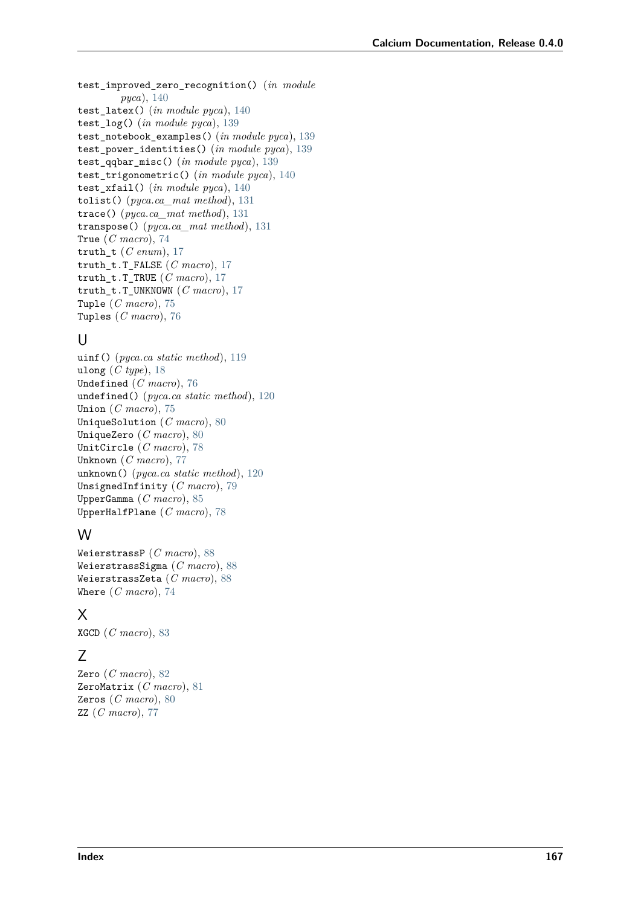test_improved_zero_recognition() (*in module pyca*), 140
test_latex() (*in module pyca*), 140
test_log() (*in module pyca*), 139
test_notebook_examples() (*in module pyca*), 139
test_power_identities() (*in module pyca*), 139
test_qqbar_misc() (*in module pyca*), 139
test_trigonometric() (*in module pyca*), 140
test_xfail() (*in module pyca*), 140
tolist() (*pyca.ca_mat method*), 131
trace() (*pyca.ca_mat method*), 131
transpose() (*pyca.ca_mat method*), 131
True (*C macro*), 74
truth_t (*C enum*), 17
truth_t.T_FALSE (*C macro*), 17
truth_t.T_TRUE (*C macro*), 17
truth_t.T_UNKNOWN (*C macro*), 17
Tuple (*C macro*), 75
Tuples (*C macro*), 76

## U

uinf() (*pyca.ca static method*), 119
ulong (*C type*), 18
Undefined (*C macro*), 76
undefined() (*pyca.ca static method*), 120
Union (*C macro*), 75
UniqueSolution (*C macro*), 80
UniqueZero (*C macro*), 80
UnitCircle (*C macro*), 78
Unknown (*C macro*), 77
unknown() (*pyca.ca static method*), 120
UnsignedInfinity (*C macro*), 79
UpperGamma (*C macro*), 85
UpperHalfPlane (*C macro*), 78

## W

WeierstrassP (*C macro*), 88
WeierstrassSigma (*C macro*), 88
WeierstrassZeta (*C macro*), 88
Where (*C macro*), 74

## X

XGCD (*C macro*), 83

## Z

Zero (*C macro*), 82
ZeroMatrix (*C macro*), 81
Zeros (*C macro*), 80
ZZ (*C macro*), 77